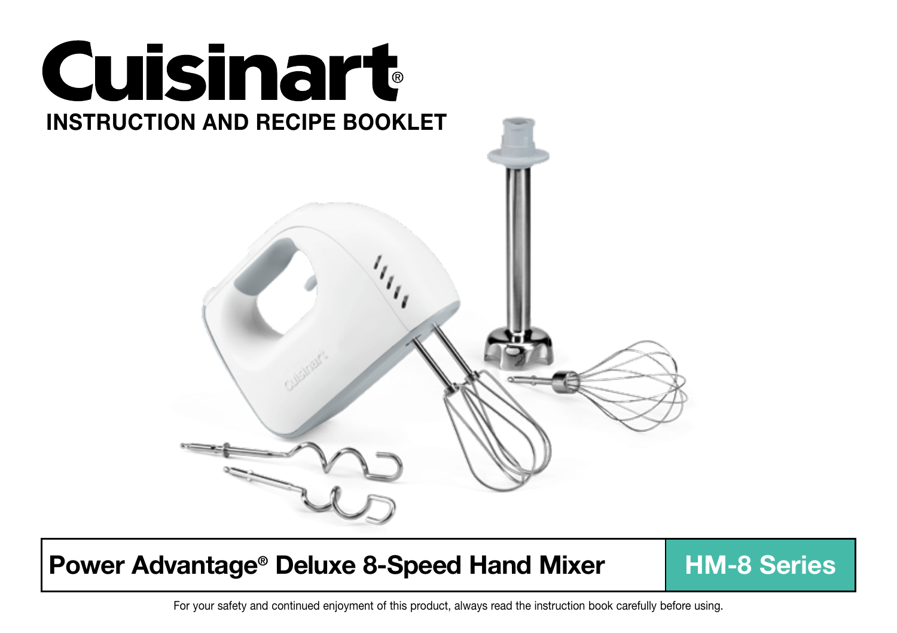# Cuisinart®

## INSTRUCTION AND RECIPE BOOKLET

**Power Advantage® Deluxe 8-Speed Hand Mixer** | **HM-8 Series**

For your safety and continued enjoyment of this product, always read the instruction book carefully before using.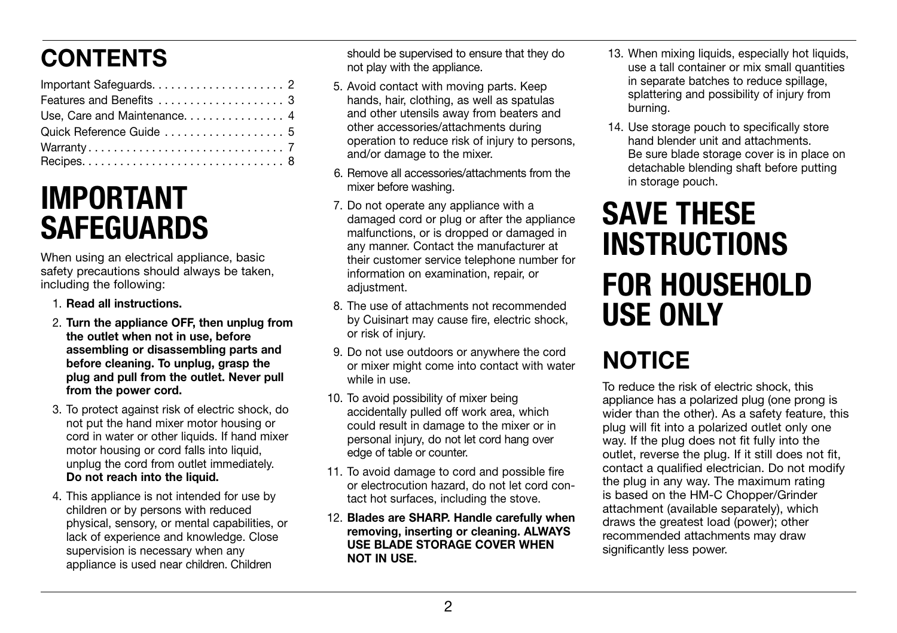# CONTENTS

Important Safeguards. . . . . . . . . . . . . . . . . . . . . 2
Features and Benefits . . . . . . . . . . . . . . . . . . . . 3
Use, Care and Maintenance. . . . . . . . . . . . . . . . 4
Quick Reference Guide . . . . . . . . . . . . . . . . . . . 5
Warranty . . . . . . . . . . . . . . . . . . . . . . . . . . . . . . . 7
Recipes. . . . . . . . . . . . . . . . . . . . . . . . . . . . . . . . 8

# IMPORTANT SAFEGUARDS

When using an electrical appliance, basic safety precautions should always be taken, including the following:

1. **Read all instructions.**
2. **Turn the appliance OFF, then unplug from the outlet when not in use, before assembling or disassembling parts and before cleaning. To unplug, grasp the plug and pull from the outlet. Never pull from the power cord.**
3. To protect against risk of electric shock, do not put the hand mixer motor housing or cord in water or other liquids. If hand mixer motor housing or cord falls into liquid, unplug the cord from outlet immediately. **Do not reach into the liquid.**
4. This appliance is not intended for use by children or by persons with reduced physical, sensory, or mental capabilities, or lack of experience and knowledge. Close supervision is necessary when any appliance is used near children. Children should be supervised to ensure that they do not play with the appliance.
5. Avoid contact with moving parts. Keep hands, hair, clothing, as well as spatulas and other utensils away from beaters and other accessories/attachments during operation to reduce risk of injury to persons, and/or damage to the mixer.
6. Remove all accessories/attachments from the mixer before washing.
7. Do not operate any appliance with a damaged cord or plug or after the appliance malfunctions, or is dropped or damaged in any manner. Contact the manufacturer at their customer service telephone number for information on examination, repair, or adjustment.
8. The use of attachments not recommended by Cuisinart may cause fire, electric shock, or risk of injury.
9. Do not use outdoors or anywhere the cord or mixer might come into contact with water while in use.
10. To avoid possibility of mixer being accidentally pulled off work area, which could result in damage to the mixer or in personal injury, do not let cord hang over edge of table or counter.
11. To avoid damage to cord and possible fire or electrocution hazard, do not let cord contact hot surfaces, including the stove.
12. **Blades are SHARP. Handle carefully when removing, inserting or cleaning. ALWAYS USE BLADE STORAGE COVER WHEN NOT IN USE.**
13. When mixing liquids, especially hot liquids, use a tall container or mix small quantities in separate batches to reduce spillage, splattering and possibility of injury from burning.
14. Use storage pouch to specifically store hand blender unit and attachments. Be sure blade storage cover is in place on detachable blending shaft before putting in storage pouch.

# SAVE THESE INSTRUCTIONS

# FOR HOUSEHOLD USE ONLY

## NOTICE

To reduce the risk of electric shock, this appliance has a polarized plug (one prong is wider than the other). As a safety feature, this plug will fit into a polarized outlet only one way. If the plug does not fit fully into the outlet, reverse the plug. If it still does not fit, contact a qualified electrician. Do not modify the plug in any way. The maximum rating is based on the HM-C Chopper/Grinder attachment (available separately), which draws the greatest load (power); other recommended attachments may draw significantly less power.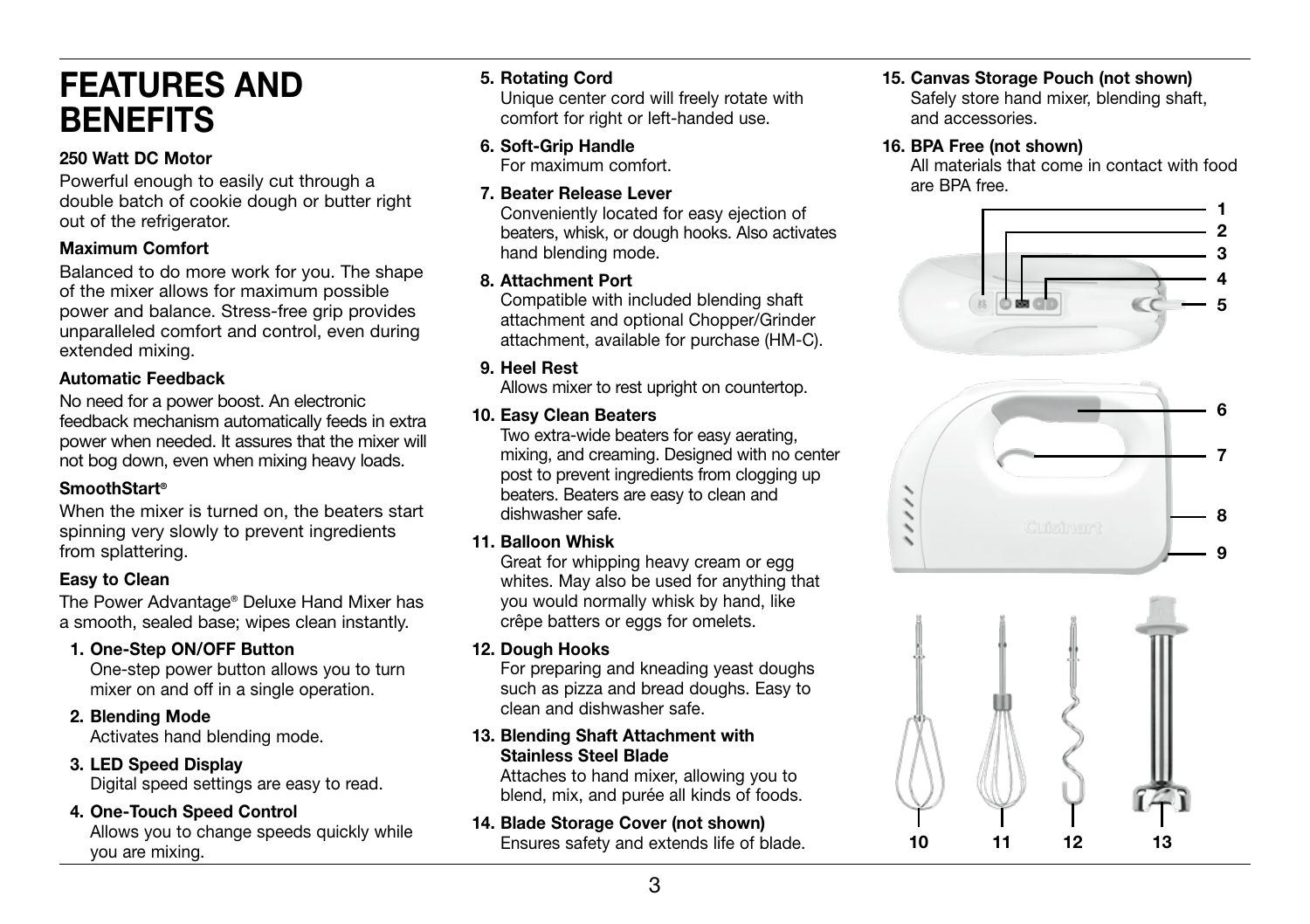# FEATURES AND BENEFITS

**250 Watt DC Motor**

Powerful enough to easily cut through a double batch of cookie dough or butter right out of the refrigerator.

**Maximum Comfort**

Balanced to do more work for you. The shape of the mixer allows for maximum possible power and balance. Stress-free grip provides unparalleled comfort and control, even during extended mixing.

**Automatic Feedback**

No need for a power boost. An electronic feedback mechanism automatically feeds in extra power when needed. It assures that the mixer will not bog down, even when mixing heavy loads.

**SmoothStart®**

When the mixer is turned on, the beaters start spinning very slowly to prevent ingredients from splattering.

**Easy to Clean**

The Power Advantage® Deluxe Hand Mixer has a smooth, sealed base; wipes clean instantly.

1. **One-Step ON/OFF Button**
   One-step power button allows you to turn mixer on and off in a single operation.
2. **Blending Mode**
   Activates hand blending mode.
3. **LED Speed Display**
   Digital speed settings are easy to read.
4. **One-Touch Speed Control**
   Allows you to change speeds quickly while you are mixing.
5. **Rotating Cord**
   Unique center cord will freely rotate with comfort for right or left-handed use.
6. **Soft-Grip Handle**
   For maximum comfort.
7. **Beater Release Lever**
   Conveniently located for easy ejection of beaters, whisk, or dough hooks. Also activates hand blending mode.
8. **Attachment Port**
   Compatible with included blending shaft attachment and optional Chopper/Grinder attachment, available for purchase (HM-C).
9. **Heel Rest**
   Allows mixer to rest upright on countertop.
10. **Easy Clean Beaters**
    Two extra-wide beaters for easy aerating, mixing, and creaming. Designed with no center post to prevent ingredients from clogging up beaters. Beaters are easy to clean and dishwasher safe.
11. **Balloon Whisk**
    Great for whipping heavy cream or egg whites. May also be used for anything that you would normally whisk by hand, like crêpe batters or eggs for omelets.
12. **Dough Hooks**
    For preparing and kneading yeast doughs such as pizza and bread doughs. Easy to clean and dishwasher safe.
13. **Blending Shaft Attachment with Stainless Steel Blade**
    Attaches to hand mixer, allowing you to blend, mix, and purée all kinds of foods.
14. **Blade Storage Cover (not shown)**
    Ensures safety and extends life of blade.
15. **Canvas Storage Pouch (not shown)**
    Safely store hand mixer, blending shaft, and accessories.
16. **BPA Free (not shown)**
    All materials that come in contact with food are BPA free.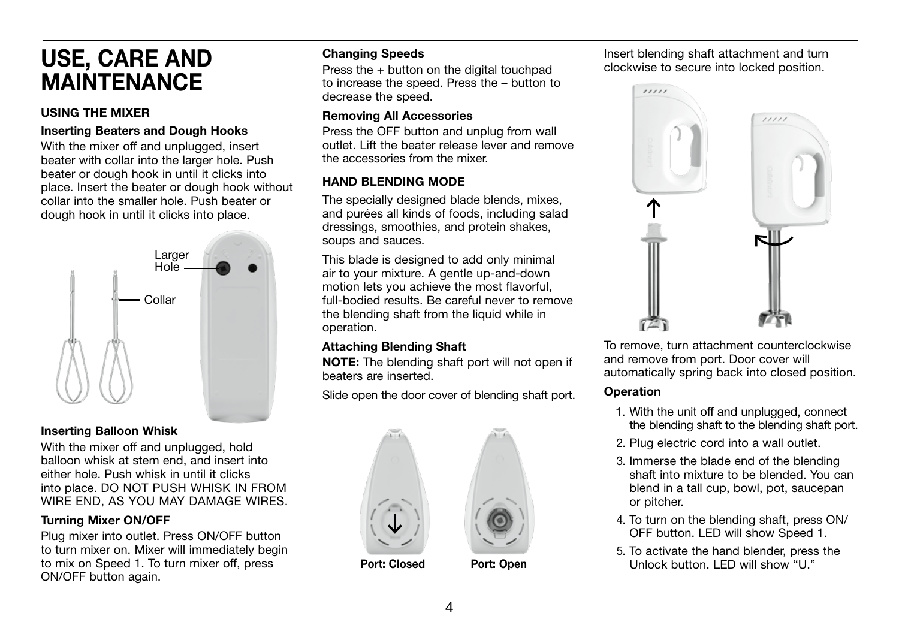# USE, CARE AND MAINTENANCE

## USING THE MIXER

### Inserting Beaters and Dough Hooks

With the mixer off and unplugged, insert beater with collar into the larger hole. Push beater or dough hook in until it clicks into place. Insert the beater or dough hook without collar into the smaller hole. Push beater or dough hook in until it clicks into place.

Larger Hole

Collar

### Inserting Balloon Whisk

With the mixer off and unplugged, hold balloon whisk at stem end, and insert into either hole. Push whisk in until it clicks into place. DO NOT PUSH WHISK IN FROM WIRE END, AS YOU MAY DAMAGE WIRES.

### Turning Mixer ON/OFF

Plug mixer into outlet. Press ON/OFF button to turn mixer on. Mixer will immediately begin to mix on Speed 1. To turn mixer off, press ON/OFF button again.

### Changing Speeds

Press the + button on the digital touchpad to increase the speed. Press the – button to decrease the speed.

### Removing All Accessories

Press the OFF button and unplug from wall outlet. Lift the beater release lever and remove the accessories from the mixer.

## HAND BLENDING MODE

The specially designed blade blends, mixes, and purées all kinds of foods, including salad dressings, smoothies, and protein shakes, soups and sauces.

This blade is designed to add only minimal air to your mixture. A gentle up-and-down motion lets you achieve the most flavorful, full-bodied results. Be careful never to remove the blending shaft from the liquid while in operation.

### Attaching Blending Shaft

**NOTE:** The blending shaft port will not open if beaters are inserted.

Slide open the door cover of blending shaft port.

**Port: Closed** **Port: Open**

Insert blending shaft attachment and turn clockwise to secure into locked position.

To remove, turn attachment counterclockwise and remove from port. Door cover will automatically spring back into closed position.

### Operation

1. With the unit off and unplugged, connect the blending shaft to the blending shaft port.
2. Plug electric cord into a wall outlet.
3. Immerse the blade end of the blending shaft into mixture to be blended. You can blend in a tall cup, bowl, pot, saucepan or pitcher.
4. To turn on the blending shaft, press ON/OFF button. LED will show Speed 1.
5. To activate the hand blender, press the Unlock button. LED will show "U."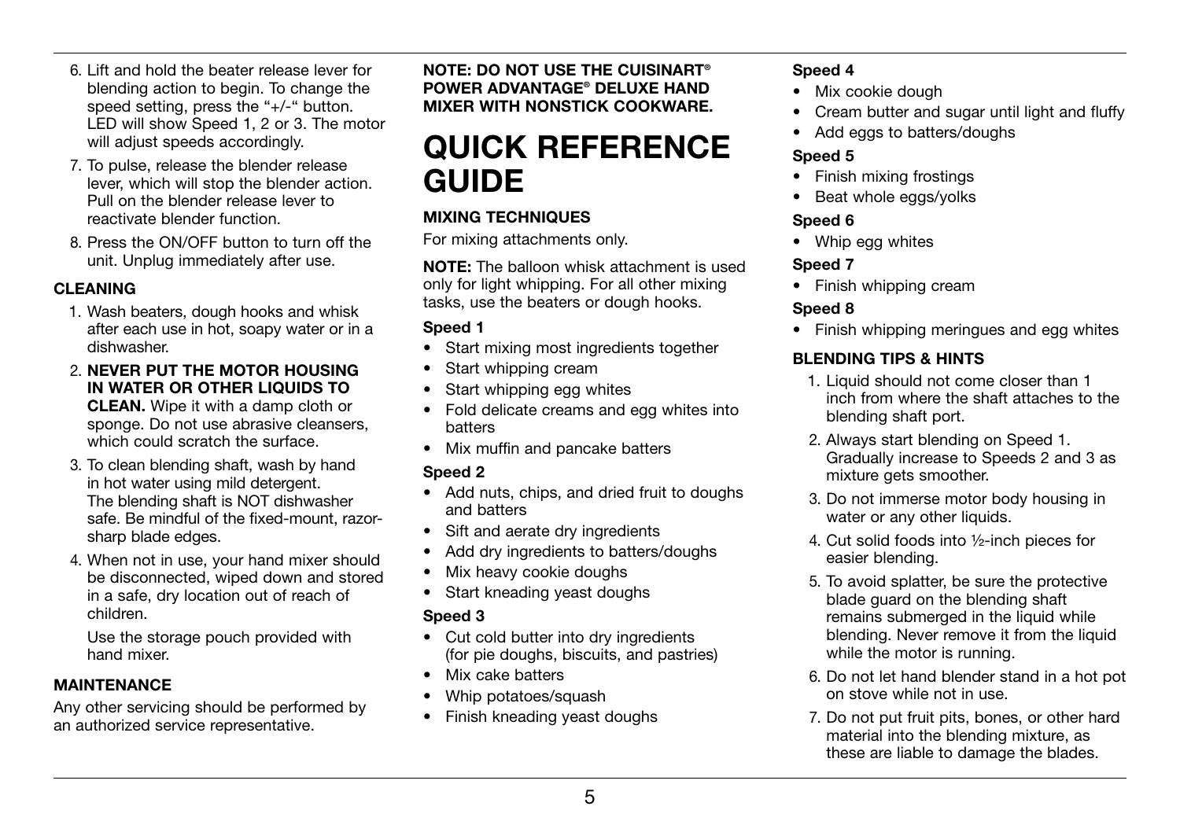6. Lift and hold the beater release lever for blending action to begin. To change the speed setting, press the "+/-" button. LED will show Speed 1, 2 or 3. The motor will adjust speeds accordingly.
7. To pulse, release the blender release lever, which will stop the blender action. Pull on the blender release lever to reactivate blender function.
8. Press the ON/OFF button to turn off the unit. Unplug immediately after use.

### CLEANING

1. Wash beaters, dough hooks and whisk after each use in hot, soapy water or in a dishwasher.
2. **NEVER PUT THE MOTOR HOUSING IN WATER OR OTHER LIQUIDS TO CLEAN.** Wipe it with a damp cloth or sponge. Do not use abrasive cleansers, which could scratch the surface.
3. To clean blending shaft, wash by hand in hot water using mild detergent. The blending shaft is NOT dishwasher safe. Be mindful of the fixed-mount, razor-sharp blade edges.
4. When not in use, your hand mixer should be disconnected, wiped down and stored in a safe, dry location out of reach of children.

   Use the storage pouch provided with hand mixer.

### MAINTENANCE

Any other servicing should be performed by an authorized service representative.

**NOTE: DO NOT USE THE CUISINART® POWER ADVANTAGE® DELUXE HAND MIXER WITH NONSTICK COOKWARE.**

# QUICK REFERENCE GUIDE

### MIXING TECHNIQUES

For mixing attachments only.

**NOTE:** The balloon whisk attachment is used only for light whipping. For all other mixing tasks, use the beaters or dough hooks.

**Speed 1**

- Start mixing most ingredients together
- Start whipping cream
- Start whipping egg whites
- Fold delicate creams and egg whites into batters
- Mix muffin and pancake batters

**Speed 2**

- Add nuts, chips, and dried fruit to doughs and batters
- Sift and aerate dry ingredients
- Add dry ingredients to batters/doughs
- Mix heavy cookie doughs
- Start kneading yeast doughs

**Speed 3**

- Cut cold butter into dry ingredients (for pie doughs, biscuits, and pastries)
- Mix cake batters
- Whip potatoes/squash
- Finish kneading yeast doughs

**Speed 4**

- Mix cookie dough
- Cream butter and sugar until light and fluffy
- Add eggs to batters/doughs

**Speed 5**

- Finish mixing frostings
- Beat whole eggs/yolks

**Speed 6**

- Whip egg whites

**Speed 7**

- Finish whipping cream

**Speed 8**

- Finish whipping meringues and egg whites

### BLENDING TIPS & HINTS

1. Liquid should not come closer than 1 inch from where the shaft attaches to the blending shaft port.
2. Always start blending on Speed 1. Gradually increase to Speeds 2 and 3 as mixture gets smoother.
3. Do not immerse motor body housing in water or any other liquids.
4. Cut solid foods into ½-inch pieces for easier blending.
5. To avoid splatter, be sure the protective blade guard on the blending shaft remains submerged in the liquid while blending. Never remove it from the liquid while the motor is running.
6. Do not let hand blender stand in a hot pot on stove while not in use.
7. Do not put fruit pits, bones, or other hard material into the blending mixture, as these are liable to damage the blades.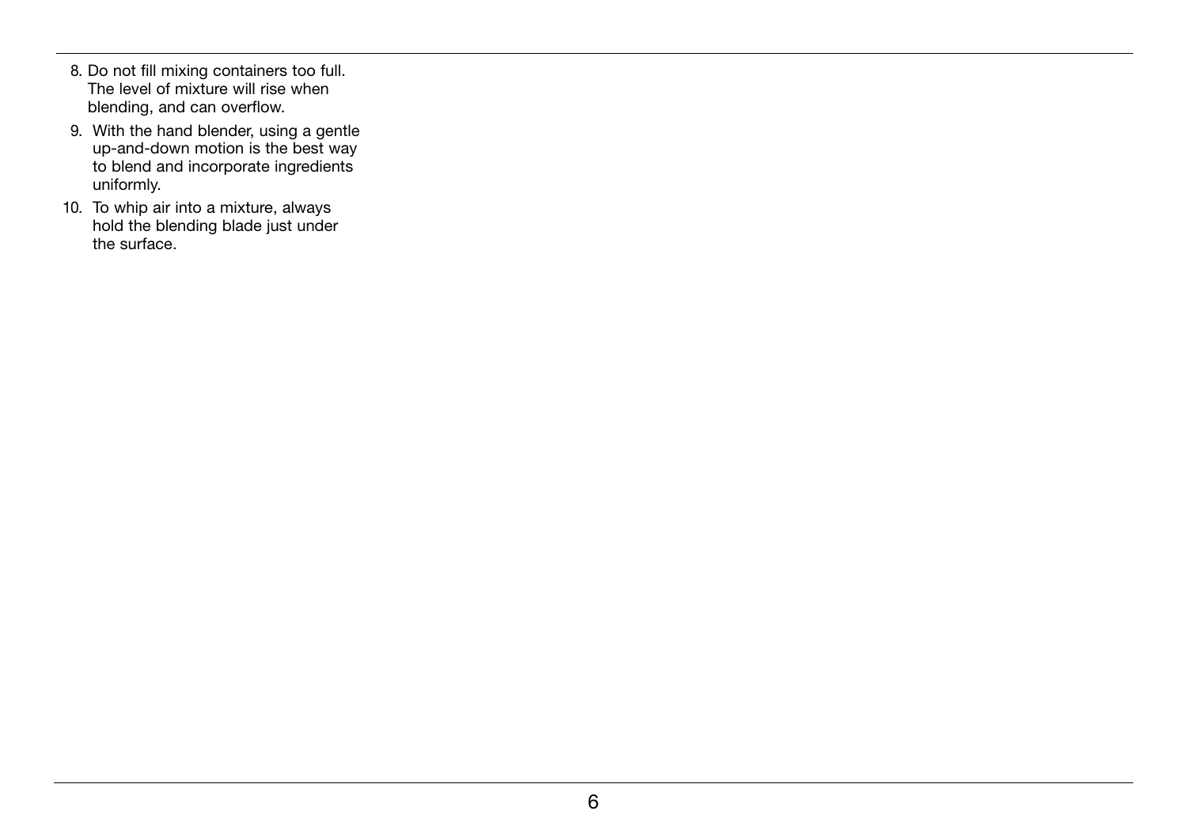8. Do not fill mixing containers too full. The level of mixture will rise when blending, and can overflow.
9. With the hand blender, using a gentle up-and-down motion is the best way to blend and incorporate ingredients uniformly.
10. To whip air into a mixture, always hold the blending blade just under the surface.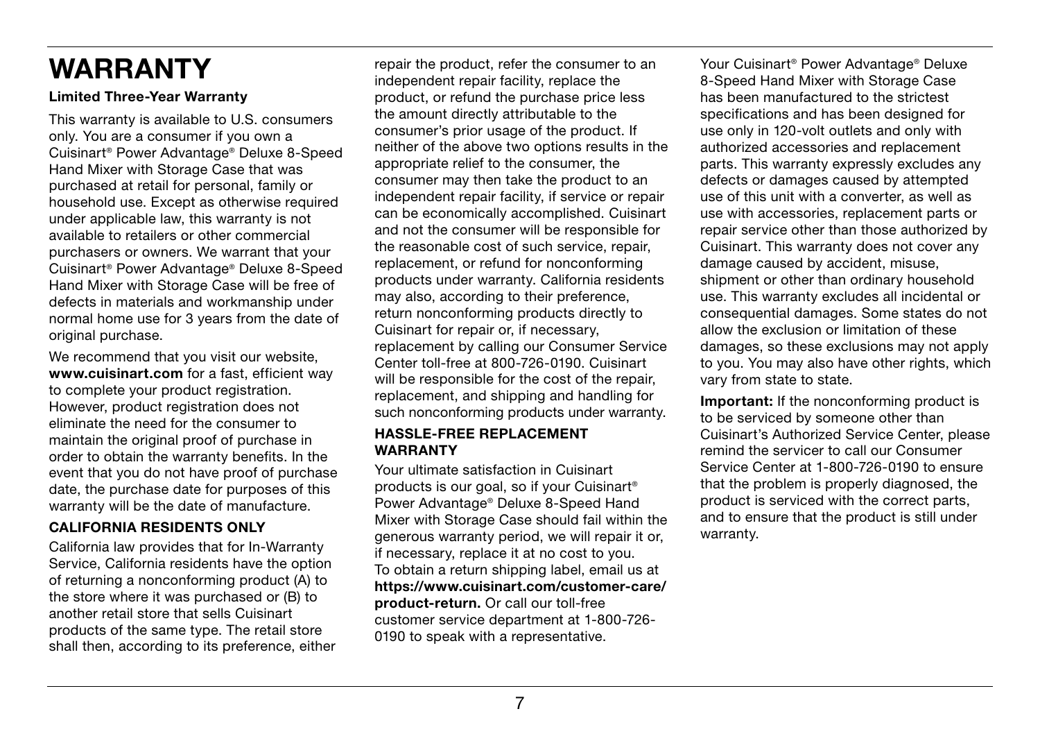# WARRANTY

**Limited Three-Year Warranty**

This warranty is available to U.S. consumers only. You are a consumer if you own a Cuisinart® Power Advantage® Deluxe 8-Speed Hand Mixer with Storage Case that was purchased at retail for personal, family or household use. Except as otherwise required under applicable law, this warranty is not available to retailers or other commercial purchasers or owners. We warrant that your Cuisinart® Power Advantage® Deluxe 8-Speed Hand Mixer with Storage Case will be free of defects in materials and workmanship under normal home use for 3 years from the date of original purchase.

We recommend that you visit our website, **www.cuisinart.com** for a fast, efficient way to complete your product registration. However, product registration does not eliminate the need for the consumer to maintain the original proof of purchase in order to obtain the warranty benefits. In the event that you do not have proof of purchase date, the purchase date for purposes of this warranty will be the date of manufacture.

### CALIFORNIA RESIDENTS ONLY

California law provides that for In-Warranty Service, California residents have the option of returning a nonconforming product (A) to the store where it was purchased or (B) to another retail store that sells Cuisinart products of the same type. The retail store shall then, according to its preference, either repair the product, refer the consumer to an independent repair facility, replace the product, or refund the purchase price less the amount directly attributable to the consumer's prior usage of the product. If neither of the above two options results in the appropriate relief to the consumer, the consumer may then take the product to an independent repair facility, if service or repair can be economically accomplished. Cuisinart and not the consumer will be responsible for the reasonable cost of such service, repair, replacement, or refund for nonconforming products under warranty. California residents may also, according to their preference, return nonconforming products directly to Cuisinart for repair or, if necessary, replacement by calling our Consumer Service Center toll-free at 800-726-0190. Cuisinart will be responsible for the cost of the repair, replacement, and shipping and handling for such nonconforming products under warranty.

### HASSLE-FREE REPLACEMENT WARRANTY

Your ultimate satisfaction in Cuisinart products is our goal, so if your Cuisinart® Power Advantage® Deluxe 8-Speed Hand Mixer with Storage Case should fail within the generous warranty period, we will repair it or, if necessary, replace it at no cost to you. To obtain a return shipping label, email us at **https://www.cuisinart.com/customer-care/product-return.** Or call our toll-free customer service department at 1-800-726-0190 to speak with a representative.

Your Cuisinart® Power Advantage® Deluxe 8-Speed Hand Mixer with Storage Case has been manufactured to the strictest specifications and has been designed for use only in 120-volt outlets and only with authorized accessories and replacement parts. This warranty expressly excludes any defects or damages caused by attempted use of this unit with a converter, as well as use with accessories, replacement parts or repair service other than those authorized by Cuisinart. This warranty does not cover any damage caused by accident, misuse, shipment or other than ordinary household use. This warranty excludes all incidental or consequential damages. Some states do not allow the exclusion or limitation of these damages, so these exclusions may not apply to you. You may also have other rights, which vary from state to state.

**Important:** If the nonconforming product is to be serviced by someone other than Cuisinart's Authorized Service Center, please remind the servicer to call our Consumer Service Center at 1-800-726-0190 to ensure that the problem is properly diagnosed, the product is serviced with the correct parts, and to ensure that the product is still under warranty.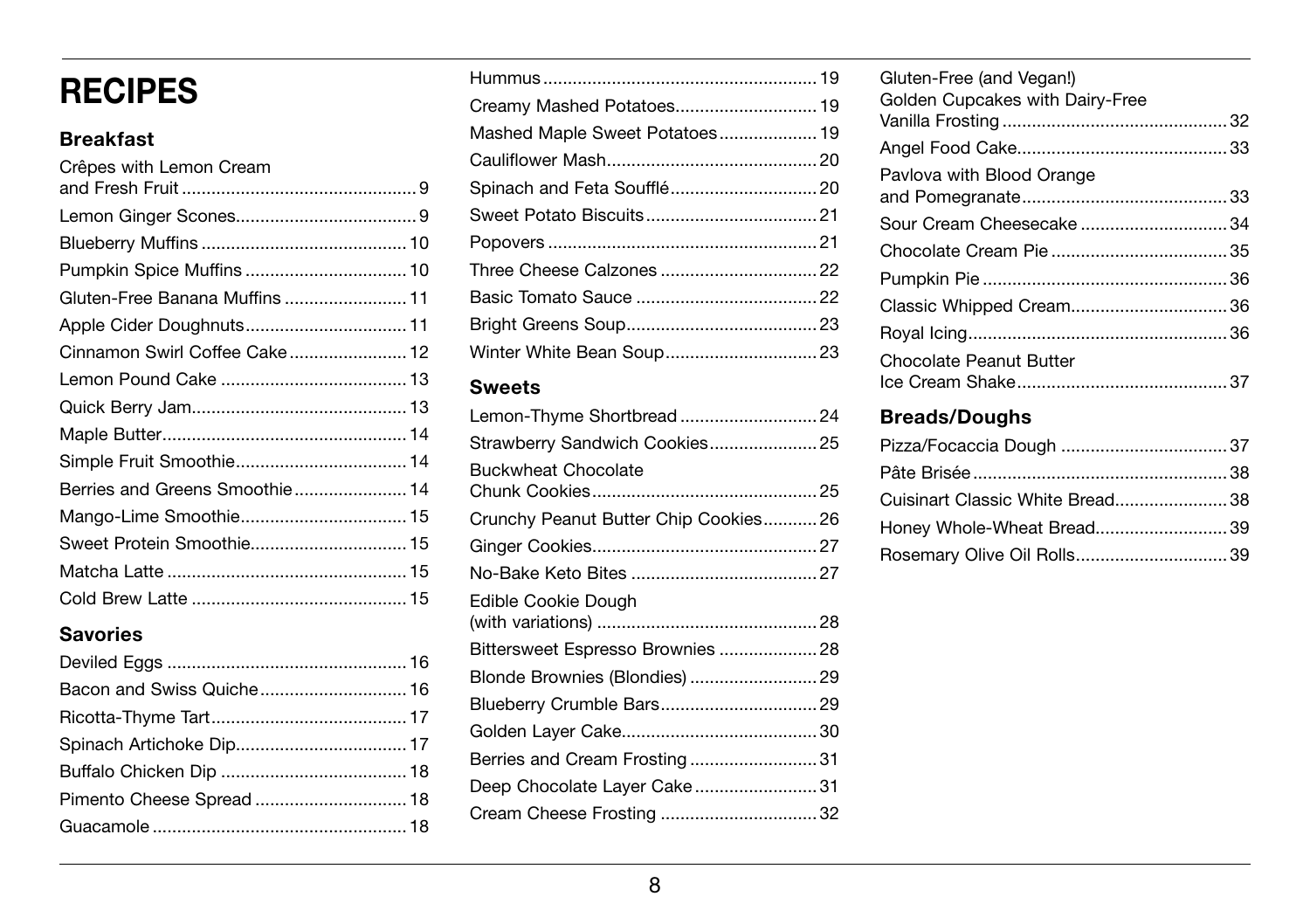# RECIPES

## Breakfast

- Crêpes with Lemon Cream and Fresh Fruit ... 9
- Lemon Ginger Scones ... 9
- Blueberry Muffins ... 10
- Pumpkin Spice Muffins ... 10
- Gluten-Free Banana Muffins ... 11
- Apple Cider Doughnuts ... 11
- Cinnamon Swirl Coffee Cake ... 12
- Lemon Pound Cake ... 13
- Quick Berry Jam ... 13
- Maple Butter ... 14
- Simple Fruit Smoothie ... 14
- Berries and Greens Smoothie ... 14
- Mango-Lime Smoothie ... 15
- Sweet Protein Smoothie ... 15
- Matcha Latte ... 15
- Cold Brew Latte ... 15

## Savories

- Deviled Eggs ... 16
- Bacon and Swiss Quiche ... 16
- Ricotta-Thyme Tart ... 17
- Spinach Artichoke Dip ... 17
- Buffalo Chicken Dip ... 18
- Pimento Cheese Spread ... 18
- Guacamole ... 18
- Hummus ... 19
- Creamy Mashed Potatoes ... 19
- Mashed Maple Sweet Potatoes ... 19
- Cauliflower Mash ... 20
- Spinach and Feta Soufflé ... 20
- Sweet Potato Biscuits ... 21
- Popovers ... 21
- Three Cheese Calzones ... 22
- Basic Tomato Sauce ... 22
- Bright Greens Soup ... 23
- Winter White Bean Soup ... 23

## Sweets

- Lemon-Thyme Shortbread ... 24
- Strawberry Sandwich Cookies ... 25
- Buckwheat Chocolate Chunk Cookies ... 25
- Crunchy Peanut Butter Chip Cookies ... 26
- Ginger Cookies ... 27
- No-Bake Keto Bites ... 27
- Edible Cookie Dough (with variations) ... 28
- Bittersweet Espresso Brownies ... 28
- Blonde Brownies (Blondies) ... 29
- Blueberry Crumble Bars ... 29
- Golden Layer Cake ... 30
- Berries and Cream Frosting ... 31
- Deep Chocolate Layer Cake ... 31
- Cream Cheese Frosting ... 32
- Gluten-Free (and Vegan!) Golden Cupcakes with Dairy-Free Vanilla Frosting ... 32
- Angel Food Cake ... 33
- Pavlova with Blood Orange and Pomegranate ... 33
- Sour Cream Cheesecake ... 34
- Chocolate Cream Pie ... 35
- Pumpkin Pie ... 36
- Classic Whipped Cream ... 36
- Royal Icing ... 36
- Chocolate Peanut Butter Ice Cream Shake ... 37

## Breads/Doughs

- Pizza/Focaccia Dough ... 37
- Pâte Brisée ... 38
- Cuisinart Classic White Bread ... 38
- Honey Whole-Wheat Bread ... 39
- Rosemary Olive Oil Rolls ... 39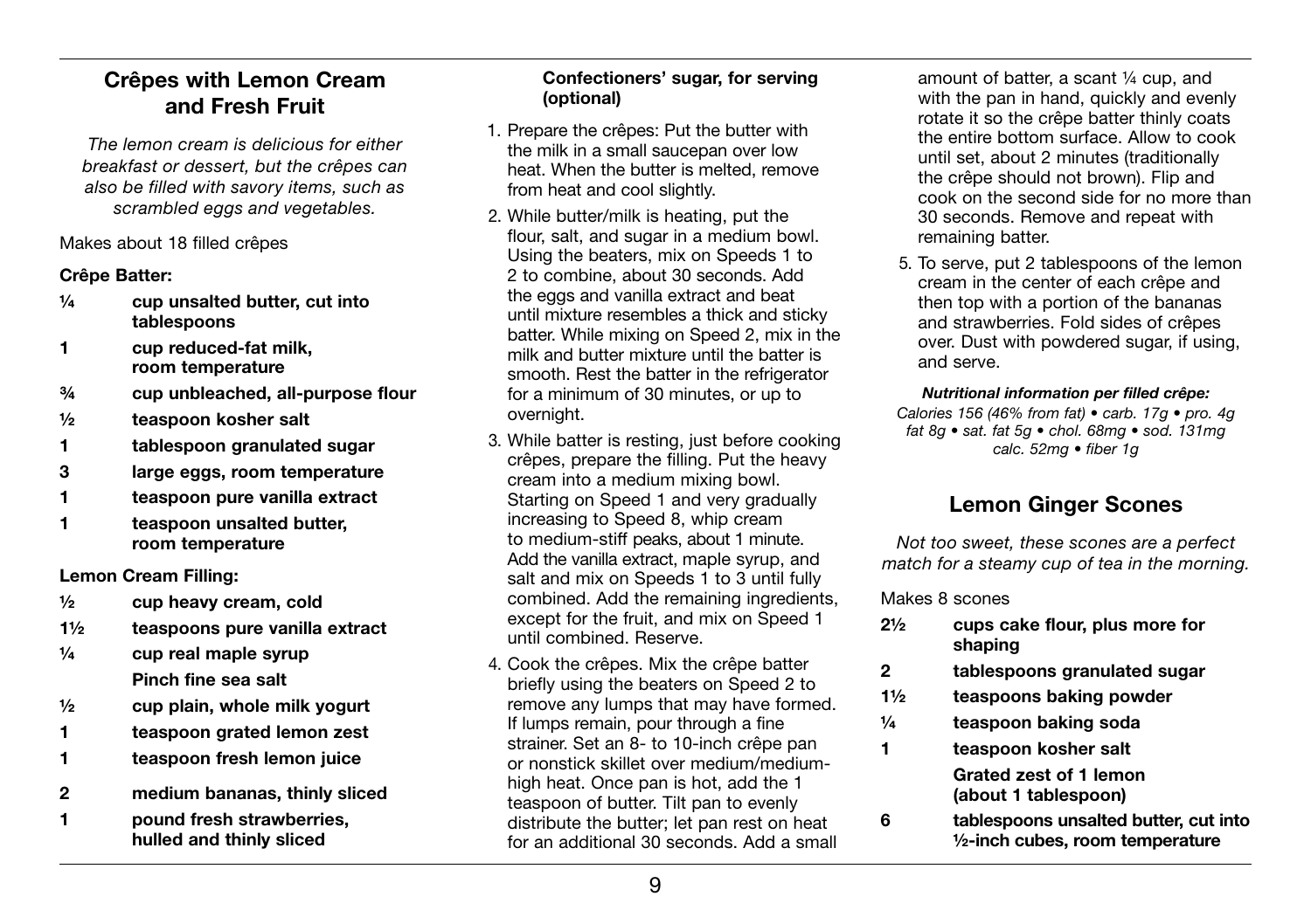## Crêpes with Lemon Cream and Fresh Fruit

*The lemon cream is delicious for either breakfast or dessert, but the crêpes can also be filled with savory items, such as scrambled eggs and vegetables.*

Makes about 18 filled crêpes

**Crêpe Batter:**

- **¼ cup unsalted butter, cut into tablespoons**
- **1 cup reduced-fat milk, room temperature**
- **¾ cup unbleached, all-purpose flour**
- **½ teaspoon kosher salt**
- **1 tablespoon granulated sugar**
- **3 large eggs, room temperature**
- **1 teaspoon pure vanilla extract**
- **1 teaspoon unsalted butter, room temperature**

**Lemon Cream Filling:**

- **½ cup heavy cream, cold**
- **1½ teaspoons pure vanilla extract**
- **¼ cup real maple syrup**
- **Pinch fine sea salt**
- **½ cup plain, whole milk yogurt**
- **1 teaspoon grated lemon zest**
- **1 teaspoon fresh lemon juice**
- **2 medium bananas, thinly sliced**
- **1 pound fresh strawberries, hulled and thinly sliced**
- **Confectioners' sugar, for serving (optional)**

1. Prepare the crêpes: Put the butter with the milk in a small saucepan over low heat. When the butter is melted, remove from heat and cool slightly.
2. While butter/milk is heating, put the flour, salt, and sugar in a medium bowl. Using the beaters, mix on Speeds 1 to 2 to combine, about 30 seconds. Add the eggs and vanilla extract and beat until mixture resembles a thick and sticky batter. While mixing on Speed 2, mix in the milk and butter mixture until the batter is smooth. Rest the batter in the refrigerator for a minimum of 30 minutes, or up to overnight.
3. While batter is resting, just before cooking crêpes, prepare the filling. Put the heavy cream into a medium mixing bowl. Starting on Speed 1 and very gradually increasing to Speed 8, whip cream to medium-stiff peaks, about 1 minute. Add the vanilla extract, maple syrup, and salt and mix on Speeds 1 to 3 until fully combined. Add the remaining ingredients, except for the fruit, and mix on Speed 1 until combined. Reserve.
4. Cook the crêpes. Mix the crêpe batter briefly using the beaters on Speed 2 to remove any lumps that may have formed. If lumps remain, pour through a fine strainer. Set an 8- to 10-inch crêpe pan or nonstick skillet over medium/medium-high heat. Once pan is hot, add the 1 teaspoon of butter. Tilt pan to evenly distribute the butter; let pan rest on heat for an additional 30 seconds. Add a small amount of batter, a scant ¼ cup, and with the pan in hand, quickly and evenly rotate it so the crêpe batter thinly coats the entire bottom surface. Allow to cook until set, about 2 minutes (traditionally the crêpe should not brown). Flip and cook on the second side for no more than 30 seconds. Remove and repeat with remaining batter.
5. To serve, put 2 tablespoons of the lemon cream in the center of each crêpe and then top with a portion of the bananas and strawberries. Fold sides of crêpes over. Dust with powdered sugar, if using, and serve.

***Nutritional information per filled crêpe:***
*Calories 156 (46% from fat) • carb. 17g • pro. 4g fat 8g • sat. fat 5g • chol. 68mg • sod. 131mg calc. 52mg • fiber 1g*

## Lemon Ginger Scones

*Not too sweet, these scones are a perfect match for a steamy cup of tea in the morning.*

Makes 8 scones

- **2½ cups cake flour, plus more for shaping**
- **2 tablespoons granulated sugar**
- **1½ teaspoons baking powder**
- **¼ teaspoon baking soda**
- **1 teaspoon kosher salt**
- **Grated zest of 1 lemon (about 1 tablespoon)**
- **6 tablespoons unsalted butter, cut into ½-inch cubes, room temperature**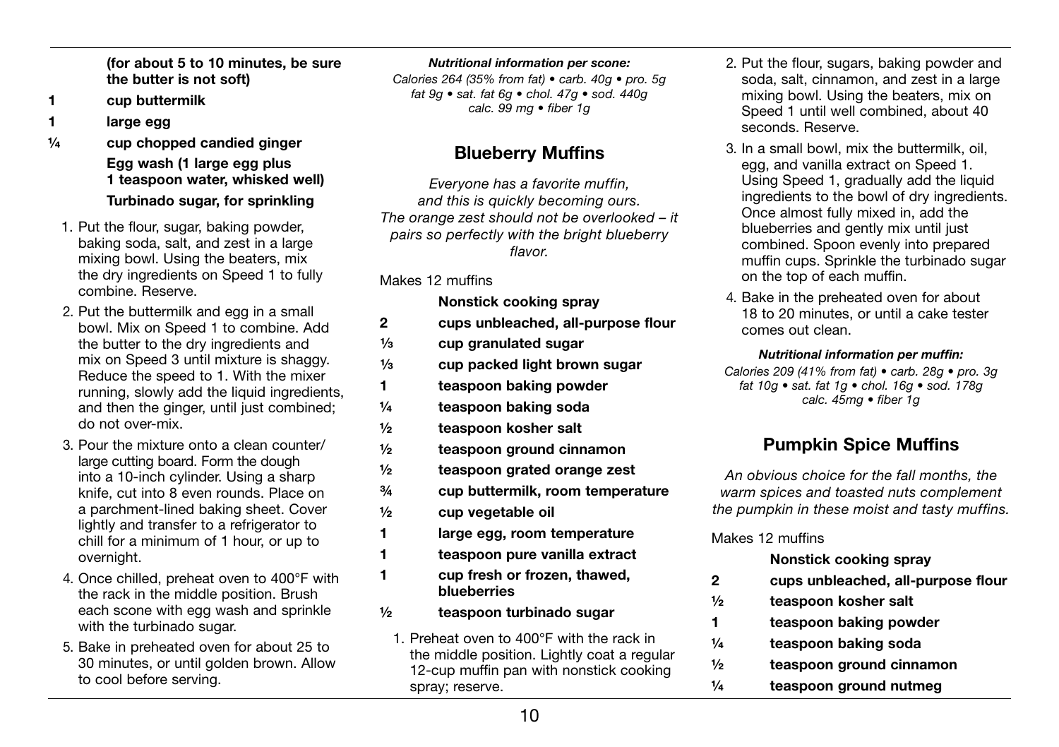**(for about 5 to 10 minutes, be sure the butter is not soft)**

**1 cup buttermilk**

**1 large egg**

**¼ cup chopped candied ginger**

**Egg wash (1 large egg plus 1 teaspoon water, whisked well)**

**Turbinado sugar, for sprinkling**

1. Put the flour, sugar, baking powder, baking soda, salt, and zest in a large mixing bowl. Using the beaters, mix the dry ingredients on Speed 1 to fully combine. Reserve.
2. Put the buttermilk and egg in a small bowl. Mix on Speed 1 to combine. Add the butter to the dry ingredients and mix on Speed 3 until mixture is shaggy. Reduce the speed to 1. With the mixer running, slowly add the liquid ingredients, and then the ginger, until just combined; do not over-mix.
3. Pour the mixture onto a clean counter/large cutting board. Form the dough into a 10-inch cylinder. Using a sharp knife, cut into 8 even rounds. Place on a parchment-lined baking sheet. Cover lightly and transfer to a refrigerator to chill for a minimum of 1 hour, or up to overnight.
4. Once chilled, preheat oven to 400°F with the rack in the middle position. Brush each scone with egg wash and sprinkle with the turbinado sugar.
5. Bake in preheated oven for about 25 to 30 minutes, or until golden brown. Allow to cool before serving.

***Nutritional information per scone:***

*Calories 264 (35% from fat) • carb. 40g • pro. 5g fat 9g • sat. fat 6g • chol. 47g • sod. 440g calc. 99 mg • fiber 1g*

## Blueberry Muffins

*Everyone has a favorite muffin, and this is quickly becoming ours. The orange zest should not be overlooked – it pairs so perfectly with the bright blueberry flavor.*

Makes 12 muffins

**Nonstick cooking spray**

**2 cups unbleached, all-purpose flour**

**⅓ cup granulated sugar**

**⅓ cup packed light brown sugar**

**1 teaspoon baking powder**

**¼ teaspoon baking soda**

**½ teaspoon kosher salt**

**½ teaspoon ground cinnamon**

**½ teaspoon grated orange zest**

**¾ cup buttermilk, room temperature**

**½ cup vegetable oil**

**1 large egg, room temperature**

**1 teaspoon pure vanilla extract**

**1 cup fresh or frozen, thawed, blueberries**

**½ teaspoon turbinado sugar**

1. Preheat oven to 400°F with the rack in the middle position. Lightly coat a regular 12-cup muffin pan with nonstick cooking spray; reserve.
2. Put the flour, sugars, baking powder and soda, salt, cinnamon, and zest in a large mixing bowl. Using the beaters, mix on Speed 1 until well combined, about 40 seconds. Reserve.
3. In a small bowl, mix the buttermilk, oil, egg, and vanilla extract on Speed 1. Using Speed 1, gradually add the liquid ingredients to the bowl of dry ingredients. Once almost fully mixed in, add the blueberries and gently mix until just combined. Spoon evenly into prepared muffin cups. Sprinkle the turbinado sugar on the top of each muffin.
4. Bake in the preheated oven for about 18 to 20 minutes, or until a cake tester comes out clean.

***Nutritional information per muffin:***

*Calories 209 (41% from fat) • carb. 28g • pro. 3g fat 10g • sat. fat 1g • chol. 16g • sod. 178g calc. 45mg • fiber 1g*

## Pumpkin Spice Muffins

*An obvious choice for the fall months, the warm spices and toasted nuts complement the pumpkin in these moist and tasty muffins.*

Makes 12 muffins

**Nonstick cooking spray**

**2 cups unbleached, all-purpose flour**

**½ teaspoon kosher salt**

**1 teaspoon baking powder**

**¼ teaspoon baking soda**

**½ teaspoon ground cinnamon**

**¼ teaspoon ground nutmeg**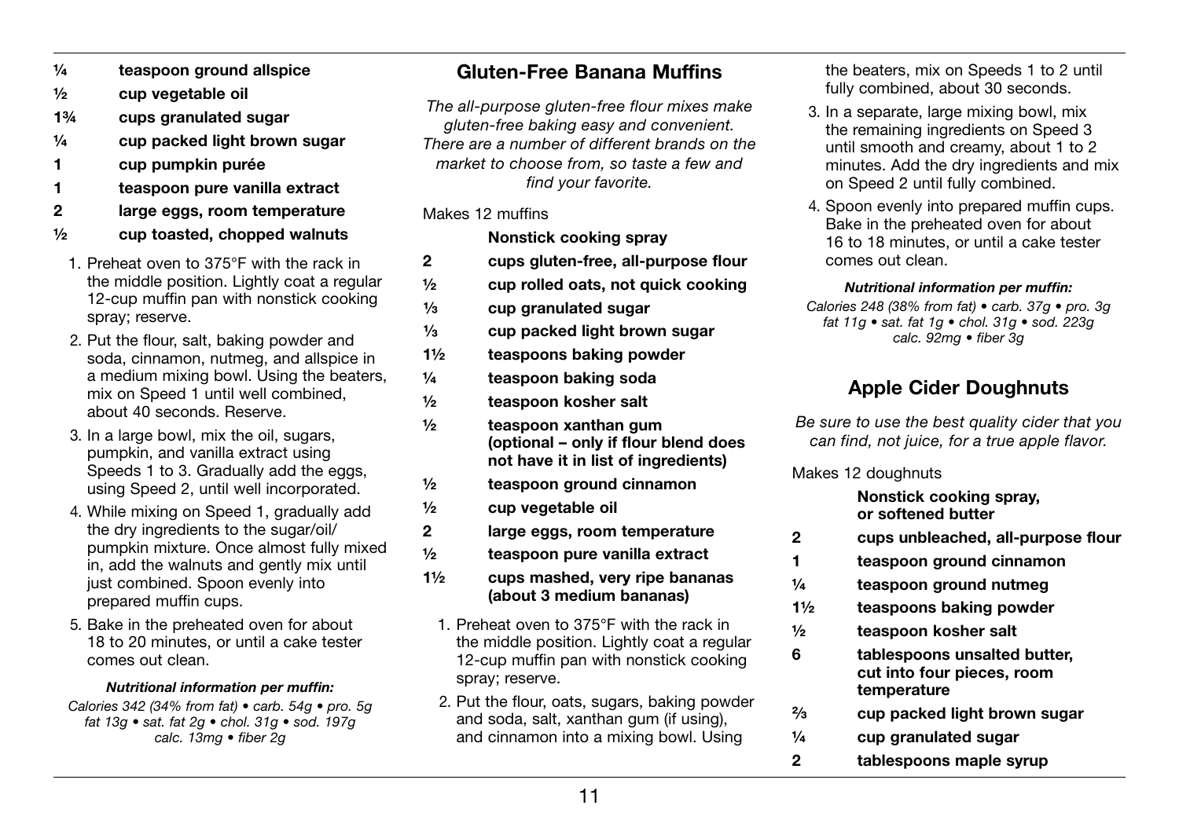¼ teaspoon ground allspice
½ cup vegetable oil
1¾ cups granulated sugar
¼ cup packed light brown sugar
1 cup pumpkin purée
1 teaspoon pure vanilla extract
2 large eggs, room temperature
½ cup toasted, chopped walnuts

1. Preheat oven to 375°F with the rack in the middle position. Lightly coat a regular 12-cup muffin pan with nonstick cooking spray; reserve.
2. Put the flour, salt, baking powder and soda, cinnamon, nutmeg, and allspice in a medium mixing bowl. Using the beaters, mix on Speed 1 until well combined, about 40 seconds. Reserve.
3. In a large bowl, mix the oil, sugars, pumpkin, and vanilla extract using Speeds 1 to 3. Gradually add the eggs, using Speed 2, until well incorporated.
4. While mixing on Speed 1, gradually add the dry ingredients to the sugar/oil/pumpkin mixture. Once almost fully mixed in, add the walnuts and gently mix until just combined. Spoon evenly into prepared muffin cups.
5. Bake in the preheated oven for about 18 to 20 minutes, or until a cake tester comes out clean.

***Nutritional information per muffin:***

*Calories 342 (34% from fat) • carb. 54g • pro. 5g fat 13g • sat. fat 2g • chol. 31g • sod. 197g calc. 13mg • fiber 2g*

## Gluten-Free Banana Muffins

*The all-purpose gluten-free flour mixes make gluten-free baking easy and convenient. There are a number of different brands on the market to choose from, so taste a few and find your favorite.*

Makes 12 muffins

**Nonstick cooking spray**
**2 cups gluten-free, all-purpose flour**
**½ cup rolled oats, not quick cooking**
**⅓ cup granulated sugar**
**⅓ cup packed light brown sugar**
**1½ teaspoons baking powder**
**¼ teaspoon baking soda**
**½ teaspoon kosher salt**
**½ teaspoon xanthan gum (optional – only if flour blend does not have it in list of ingredients)**
**½ teaspoon ground cinnamon**
**½ cup vegetable oil**
**2 large eggs, room temperature**
**½ teaspoon pure vanilla extract**
**1½ cups mashed, very ripe bananas (about 3 medium bananas)**

1. Preheat oven to 375°F with the rack in the middle position. Lightly coat a regular 12-cup muffin pan with nonstick cooking spray; reserve.
2. Put the flour, oats, sugars, baking powder and soda, salt, xanthan gum (if using), and cinnamon into a mixing bowl. Using the beaters, mix on Speeds 1 to 2 until fully combined, about 30 seconds.
3. In a separate, large mixing bowl, mix the remaining ingredients on Speed 3 until smooth and creamy, about 1 to 2 minutes. Add the dry ingredients and mix on Speed 2 until fully combined.
4. Spoon evenly into prepared muffin cups. Bake in the preheated oven for about 16 to 18 minutes, or until a cake tester comes out clean.

***Nutritional information per muffin:***

*Calories 248 (38% from fat) • carb. 37g • pro. 3g fat 11g • sat. fat 1g • chol. 31g • sod. 223g calc. 92mg • fiber 3g*

## Apple Cider Doughnuts

*Be sure to use the best quality cider that you can find, not juice, for a true apple flavor.*

Makes 12 doughnuts

**Nonstick cooking spray, or softened butter**
**2 cups unbleached, all-purpose flour**
**1 teaspoon ground cinnamon**
**¼ teaspoon ground nutmeg**
**1½ teaspoons baking powder**
**½ teaspoon kosher salt**
**6 tablespoons unsalted butter, cut into four pieces, room temperature**
**⅔ cup packed light brown sugar**
**¼ cup granulated sugar**
**2 tablespoons maple syrup**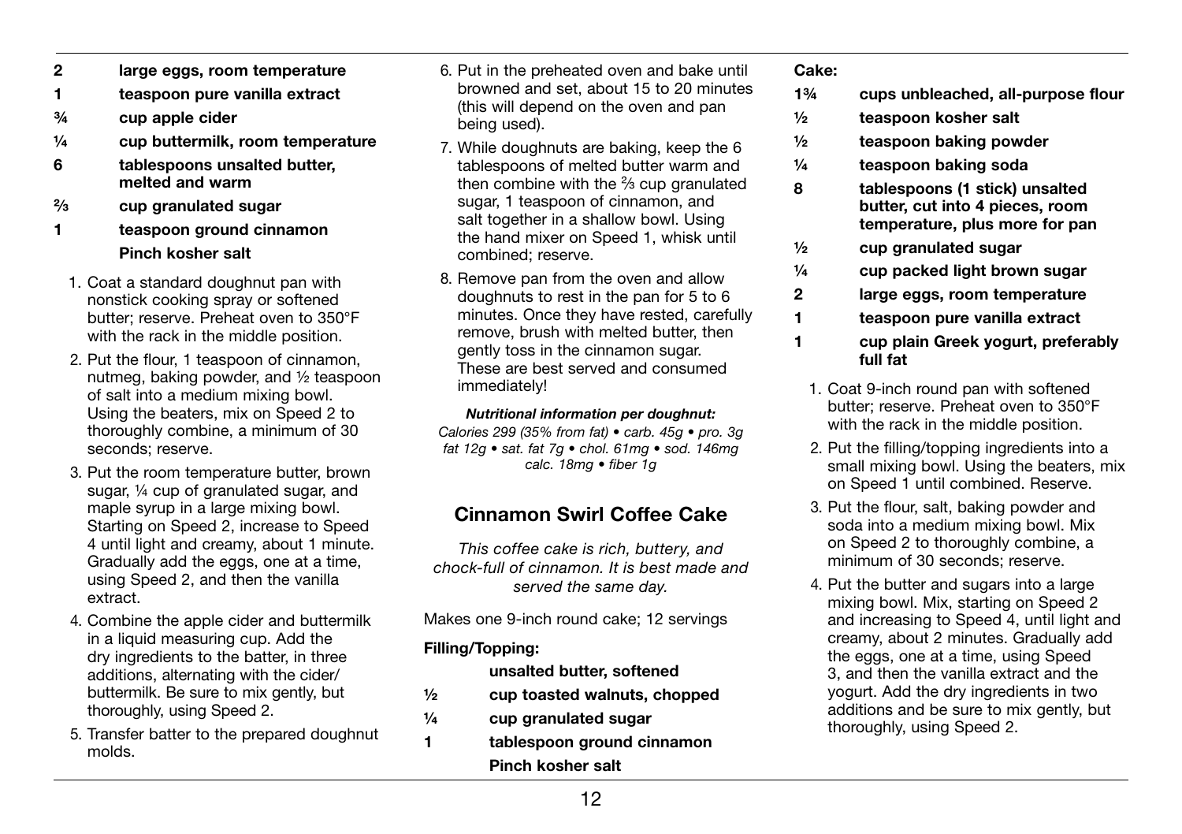**2** **large eggs, room temperature**

**1** **teaspoon pure vanilla extract**

**¾** **cup apple cider**

**¼** **cup buttermilk, room temperature**

**6** **tablespoons unsalted butter, melted and warm**

**⅔** **cup granulated sugar**

**1** **teaspoon ground cinnamon**

**Pinch kosher salt**

1. Coat a standard doughnut pan with nonstick cooking spray or softened butter; reserve. Preheat oven to 350°F with the rack in the middle position.
2. Put the flour, 1 teaspoon of cinnamon, nutmeg, baking powder, and ½ teaspoon of salt into a medium mixing bowl. Using the beaters, mix on Speed 2 to thoroughly combine, a minimum of 30 seconds; reserve.
3. Put the room temperature butter, brown sugar, ¼ cup of granulated sugar, and maple syrup in a large mixing bowl. Starting on Speed 2, increase to Speed 4 until light and creamy, about 1 minute. Gradually add the eggs, one at a time, using Speed 2, and then the vanilla extract.
4. Combine the apple cider and buttermilk in a liquid measuring cup. Add the dry ingredients to the batter, in three additions, alternating with the cider/buttermilk. Be sure to mix gently, but thoroughly, using Speed 2.
5. Transfer batter to the prepared doughnut molds.
6. Put in the preheated oven and bake until browned and set, about 15 to 20 minutes (this will depend on the oven and pan being used).
7. While doughnuts are baking, keep the 6 tablespoons of melted butter warm and then combine with the ⅔ cup granulated sugar, 1 teaspoon of cinnamon, and salt together in a shallow bowl. Using the hand mixer on Speed 1, whisk until combined; reserve.
8. Remove pan from the oven and allow doughnuts to rest in the pan for 5 to 6 minutes. Once they have rested, carefully remove, brush with melted butter, then gently toss in the cinnamon sugar. These are best served and consumed immediately!

***Nutritional information per doughnut:***
*Calories 299 (35% from fat) • carb. 45g • pro. 3g fat 12g • sat. fat 7g • chol. 61mg • sod. 146mg calc. 18mg • fiber 1g*

## Cinnamon Swirl Coffee Cake

*This coffee cake is rich, buttery, and chock-full of cinnamon. It is best made and served the same day.*

Makes one 9-inch round cake; 12 servings

**Filling/Topping:**

**unsalted butter, softened**

**½** **cup toasted walnuts, chopped**

**¼** **cup granulated sugar**

**1** **tablespoon ground cinnamon**

**Pinch kosher salt**

**Cake:**

**1¾** **cups unbleached, all-purpose flour**

**½** **teaspoon kosher salt**

**½** **teaspoon baking powder**

**¼** **teaspoon baking soda**

**8** **tablespoons (1 stick) unsalted butter, cut into 4 pieces, room temperature, plus more for pan**

**½** **cup granulated sugar**

**¼** **cup packed light brown sugar**

**2** **large eggs, room temperature**

**1** **teaspoon pure vanilla extract**

**1** **cup plain Greek yogurt, preferably full fat**

1. Coat 9-inch round pan with softened butter; reserve. Preheat oven to 350°F with the rack in the middle position.
2. Put the filling/topping ingredients into a small mixing bowl. Using the beaters, mix on Speed 1 until combined. Reserve.
3. Put the flour, salt, baking powder and soda into a medium mixing bowl. Mix on Speed 2 to thoroughly combine, a minimum of 30 seconds; reserve.
4. Put the butter and sugars into a large mixing bowl. Mix, starting on Speed 2 and increasing to Speed 4, until light and creamy, about 2 minutes. Gradually add the eggs, one at a time, using Speed 3, and then the vanilla extract and the yogurt. Add the dry ingredients in two additions and be sure to mix gently, but thoroughly, using Speed 2.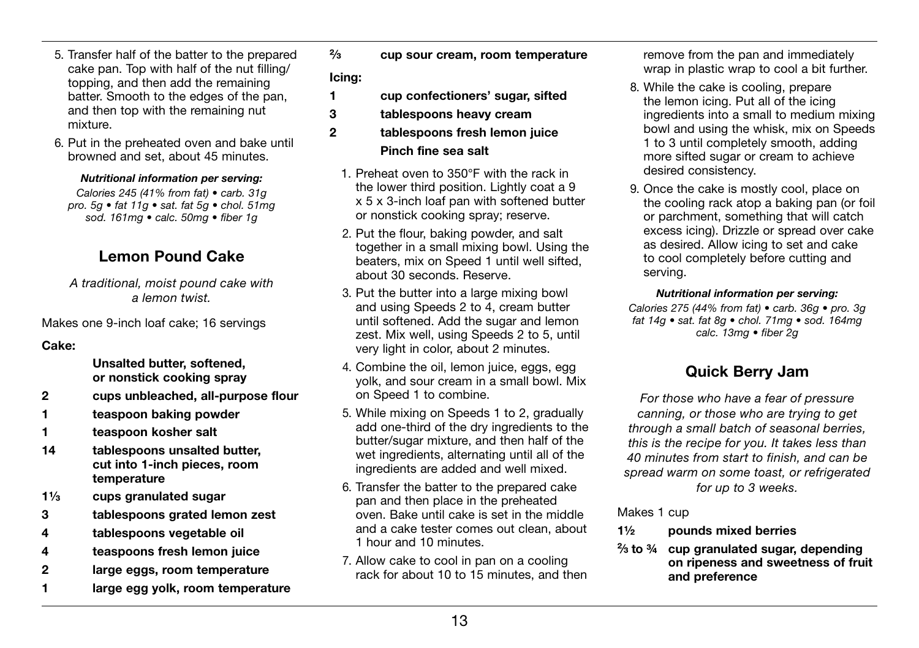5. Transfer half of the batter to the prepared cake pan. Top with half of the nut filling/topping, and then add the remaining batter. Smooth to the edges of the pan, and then top with the remaining nut mixture.
6. Put in the preheated oven and bake until browned and set, about 45 minutes.

***Nutritional information per serving:***
*Calories 245 (41% from fat) • carb. 31g pro. 5g • fat 11g • sat. fat 5g • chol. 51mg sod. 161mg • calc. 50mg • fiber 1g*

## Lemon Pound Cake

*A traditional, moist pound cake with a lemon twist.*

Makes one 9-inch loaf cake; 16 servings

**Cake:**

**Unsalted butter, softened, or nonstick cooking spray**
**2 cups unbleached, all-purpose flour**
**1 teaspoon baking powder**
**1 teaspoon kosher salt**
**14 tablespoons unsalted butter, cut into 1-inch pieces, room temperature**
**1⅓ cups granulated sugar**
**3 tablespoons grated lemon zest**
**4 tablespoons vegetable oil**
**4 teaspoons fresh lemon juice**
**2 large eggs, room temperature**
**1 large egg yolk, room temperature**
**⅔ cup sour cream, room temperature**

**Icing:**

**1 cup confectioners' sugar, sifted**
**3 tablespoons heavy cream**
**2 tablespoons fresh lemon juice**
**Pinch fine sea salt**

1. Preheat oven to 350°F with the rack in the lower third position. Lightly coat a 9 x 5 x 3-inch loaf pan with softened butter or nonstick cooking spray; reserve.
2. Put the flour, baking powder, and salt together in a small mixing bowl. Using the beaters, mix on Speed 1 until well sifted, about 30 seconds. Reserve.
3. Put the butter into a large mixing bowl and using Speeds 2 to 4, cream butter until softened. Add the sugar and lemon zest. Mix well, using Speeds 2 to 5, until very light in color, about 2 minutes.
4. Combine the oil, lemon juice, eggs, egg yolk, and sour cream in a small bowl. Mix on Speed 1 to combine.
5. While mixing on Speeds 1 to 2, gradually add one-third of the dry ingredients to the butter/sugar mixture, and then half of the wet ingredients, alternating until all of the ingredients are added and well mixed.
6. Transfer the batter to the prepared cake pan and then place in the preheated oven. Bake until cake is set in the middle and a cake tester comes out clean, about 1 hour and 10 minutes.
7. Allow cake to cool in pan on a cooling rack for about 10 to 15 minutes, and then remove from the pan and immediately wrap in plastic wrap to cool a bit further.
8. While the cake is cooling, prepare the lemon icing. Put all of the icing ingredients into a small to medium mixing bowl and using the whisk, mix on Speeds 1 to 3 until completely smooth, adding more sifted sugar or cream to achieve desired consistency.
9. Once the cake is mostly cool, place on the cooling rack atop a baking pan (or foil or parchment, something that will catch excess icing). Drizzle or spread over cake as desired. Allow icing to set and cake to cool completely before cutting and serving.

***Nutritional information per serving:***
*Calories 275 (44% from fat) • carb. 36g • pro. 3g fat 14g • sat. fat 8g • chol. 71mg • sod. 164mg calc. 13mg • fiber 2g*

## Quick Berry Jam

*For those who have a fear of pressure canning, or those who are trying to get through a small batch of seasonal berries, this is the recipe for you. It takes less than 40 minutes from start to finish, and can be spread warm on some toast, or refrigerated for up to 3 weeks.*

Makes 1 cup

**1½ pounds mixed berries**
**⅔ to ¾ cup granulated sugar, depending on ripeness and sweetness of fruit and preference**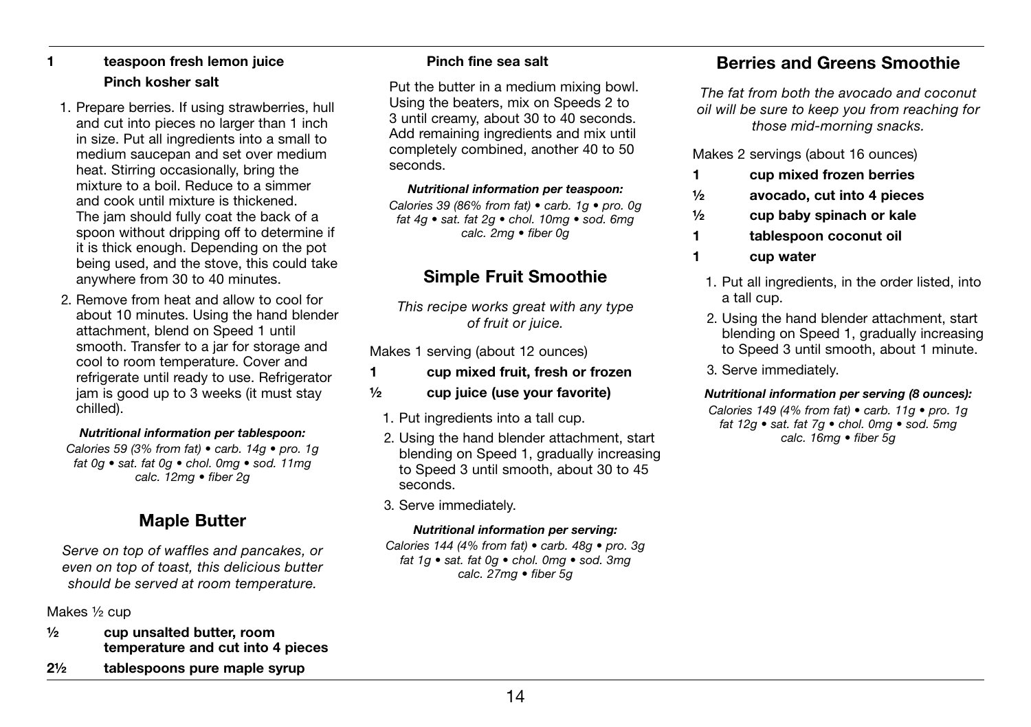**1 teaspoon fresh lemon juice**
**Pinch kosher salt**

1. Prepare berries. If using strawberries, hull and cut into pieces no larger than 1 inch in size. Put all ingredients into a small to medium saucepan and set over medium heat. Stirring occasionally, bring the mixture to a boil. Reduce to a simmer and cook until mixture is thickened. The jam should fully coat the back of a spoon without dripping off to determine if it is thick enough. Depending on the pot being used, and the stove, this could take anywhere from 30 to 40 minutes.
2. Remove from heat and allow to cool for about 10 minutes. Using the hand blender attachment, blend on Speed 1 until smooth. Transfer to a jar for storage and cool to room temperature. Cover and refrigerate until ready to use. Refrigerator jam is good up to 3 weeks (it must stay chilled).

***Nutritional information per tablespoon:***
*Calories 59 (3% from fat) • carb. 14g • pro. 1g fat 0g • sat. fat 0g • chol. 0mg • sod. 11mg calc. 12mg • fiber 2g*

## Maple Butter

*Serve on top of waffles and pancakes, or even on top of toast, this delicious butter should be served at room temperature.*

Makes ½ cup

**½ cup unsalted butter, room temperature and cut into 4 pieces**
**2½ tablespoons pure maple syrup**
**Pinch fine sea salt**

Put the butter in a medium mixing bowl. Using the beaters, mix on Speeds 2 to 3 until creamy, about 30 to 40 seconds. Add remaining ingredients and mix until completely combined, another 40 to 50 seconds.

***Nutritional information per teaspoon:***
*Calories 39 (86% from fat) • carb. 1g • pro. 0g fat 4g • sat. fat 2g • chol. 10mg • sod. 6mg calc. 2mg • fiber 0g*

## Simple Fruit Smoothie

*This recipe works great with any type of fruit or juice.*

Makes 1 serving (about 12 ounces)

**1 cup mixed fruit, fresh or frozen**
**½ cup juice (use your favorite)**

1. Put ingredients into a tall cup.
2. Using the hand blender attachment, start blending on Speed 1, gradually increasing to Speed 3 until smooth, about 30 to 45 seconds.
3. Serve immediately.

***Nutritional information per serving:***
*Calories 144 (4% from fat) • carb. 48g • pro. 3g fat 1g • sat. fat 0g • chol. 0mg • sod. 3mg calc. 27mg • fiber 5g*

## Berries and Greens Smoothie

*The fat from both the avocado and coconut oil will be sure to keep you from reaching for those mid-morning snacks.*

Makes 2 servings (about 16 ounces)

**1 cup mixed frozen berries**
**½ avocado, cut into 4 pieces**
**½ cup baby spinach or kale**
**1 tablespoon coconut oil**
**1 cup water**

1. Put all ingredients, in the order listed, into a tall cup.
2. Using the hand blender attachment, start blending on Speed 1, gradually increasing to Speed 3 until smooth, about 1 minute.
3. Serve immediately.

***Nutritional information per serving (8 ounces):***
*Calories 149 (4% from fat) • carb. 11g • pro. 1g fat 12g • sat. fat 7g • chol. 0mg • sod. 5mg calc. 16mg • fiber 5g*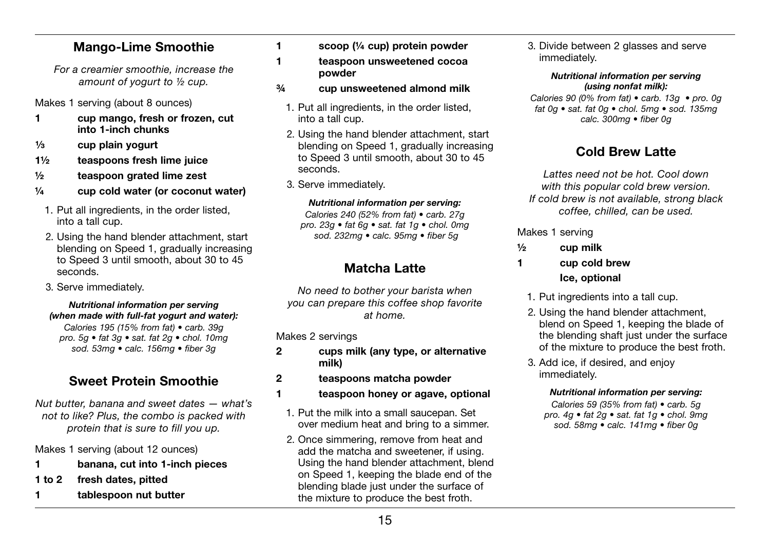## Mango-Lime Smoothie

*For a creamier smoothie, increase the amount of yogurt to ½ cup.*

Makes 1 serving (about 8 ounces)

- **1 cup mango, fresh or frozen, cut into 1-inch chunks**
- **⅓ cup plain yogurt**
- **1½ teaspoons fresh lime juice**
- **½ teaspoon grated lime zest**
- **¼ cup cold water (or coconut water)**

1. Put all ingredients, in the order listed, into a tall cup.
2. Using the hand blender attachment, start blending on Speed 1, gradually increasing to Speed 3 until smooth, about 30 to 45 seconds.
3. Serve immediately.

***Nutritional information per serving (when made with full-fat yogurt and water):***
*Calories 195 (15% from fat) • carb. 39g pro. 5g • fat 3g • sat. fat 2g • chol. 10mg sod. 53mg • calc. 156mg • fiber 3g*

## Sweet Protein Smoothie

*Nut butter, banana and sweet dates — what's not to like? Plus, the combo is packed with protein that is sure to fill you up.*

Makes 1 serving (about 12 ounces)

- **1 banana, cut into 1-inch pieces**
- **1 to 2 fresh dates, pitted**
- **1 tablespoon nut butter**
- **1 scoop (¼ cup) protein powder**
- **1 teaspoon unsweetened cocoa powder**
- **¾ cup unsweetened almond milk**

1. Put all ingredients, in the order listed, into a tall cup.
2. Using the hand blender attachment, start blending on Speed 1, gradually increasing to Speed 3 until smooth, about 30 to 45 seconds.
3. Serve immediately.

***Nutritional information per serving:***
*Calories 240 (52% from fat) • carb. 27g pro. 23g • fat 6g • sat. fat 1g • chol. 0mg sod. 232mg • calc. 95mg • fiber 5g*

## Matcha Latte

*No need to bother your barista when you can prepare this coffee shop favorite at home.*

Makes 2 servings

- **2 cups milk (any type, or alternative milk)**
- **2 teaspoons matcha powder**
- **1 teaspoon honey or agave, optional**

1. Put the milk into a small saucepan. Set over medium heat and bring to a simmer.
2. Once simmering, remove from heat and add the matcha and sweetener, if using. Using the hand blender attachment, blend on Speed 1, keeping the blade end of the blending blade just under the surface of the mixture to produce the best froth.
3. Divide between 2 glasses and serve immediately.

***Nutritional information per serving (using nonfat milk):***
*Calories 90 (0% from fat) • carb. 13g • pro. 0g fat 0g • sat. fat 0g • chol. 5mg • sod. 135mg calc. 300mg • fiber 0g*

## Cold Brew Latte

*Lattes need not be hot. Cool down with this popular cold brew version. If cold brew is not available, strong black coffee, chilled, can be used.*

Makes 1 serving

- **½ cup milk**
- **1 cup cold brew**
- **Ice, optional**

1. Put ingredients into a tall cup.
2. Using the hand blender attachment, blend on Speed 1, keeping the blade of the blending shaft just under the surface of the mixture to produce the best froth.
3. Add ice, if desired, and enjoy immediately.

***Nutritional information per serving:***
*Calories 59 (35% from fat) • carb. 5g pro. 4g • fat 2g • sat. fat 1g • chol. 9mg sod. 58mg • calc. 141mg • fiber 0g*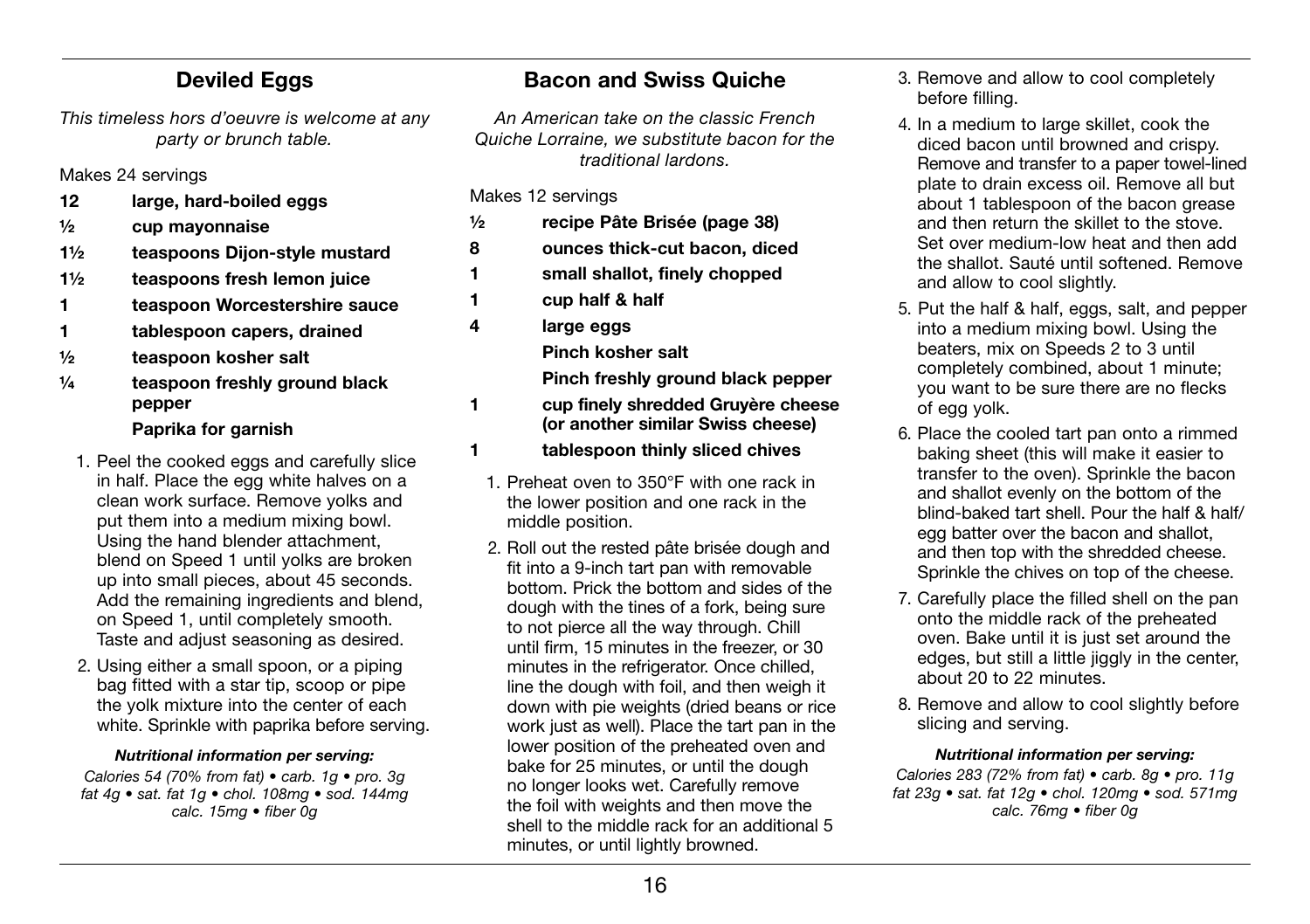## Deviled Eggs

*This timeless hors d'oeuvre is welcome at any party or brunch table.*

Makes 24 servings

- **12 large, hard-boiled eggs**
- **½ cup mayonnaise**
- **1½ teaspoons Dijon-style mustard**
- **1½ teaspoons fresh lemon juice**
- **1 teaspoon Worcestershire sauce**
- **1 tablespoon capers, drained**
- **½ teaspoon kosher salt**
- **¼ teaspoon freshly ground black pepper**
- **Paprika for garnish**

1. Peel the cooked eggs and carefully slice in half. Place the egg white halves on a clean work surface. Remove yolks and put them into a medium mixing bowl. Using the hand blender attachment, blend on Speed 1 until yolks are broken up into small pieces, about 45 seconds. Add the remaining ingredients and blend, on Speed 1, until completely smooth. Taste and adjust seasoning as desired.
2. Using either a small spoon, or a piping bag fitted with a star tip, scoop or pipe the yolk mixture into the center of each white. Sprinkle with paprika before serving.

***Nutritional information per serving:***

*Calories 54 (70% from fat) • carb. 1g • pro. 3g fat 4g • sat. fat 1g • chol. 108mg • sod. 144mg calc. 15mg • fiber 0g*

## Bacon and Swiss Quiche

*An American take on the classic French Quiche Lorraine, we substitute bacon for the traditional lardons.*

Makes 12 servings

- **½ recipe Pâte Brisée (page 38)**
- **8 ounces thick-cut bacon, diced**
- **1 small shallot, finely chopped**
- **1 cup half & half**
- **4 large eggs**
- **Pinch kosher salt**
- **Pinch freshly ground black pepper**
- **1 cup finely shredded Gruyère cheese (or another similar Swiss cheese)**
- **1 tablespoon thinly sliced chives**

1. Preheat oven to 350°F with one rack in the lower position and one rack in the middle position.
2. Roll out the rested pâte brisée dough and fit into a 9-inch tart pan with removable bottom. Prick the bottom and sides of the dough with the tines of a fork, being sure to not pierce all the way through. Chill until firm, 15 minutes in the freezer, or 30 minutes in the refrigerator. Once chilled, line the dough with foil, and then weigh it down with pie weights (dried beans or rice work just as well). Place the tart pan in the lower position of the preheated oven and bake for 25 minutes, or until the dough no longer looks wet. Carefully remove the foil with weights and then move the shell to the middle rack for an additional 5 minutes, or until lightly browned.
3. Remove and allow to cool completely before filling.
4. In a medium to large skillet, cook the diced bacon until browned and crispy. Remove and transfer to a paper towel-lined plate to drain excess oil. Remove all but about 1 tablespoon of the bacon grease and then return the skillet to the stove. Set over medium-low heat and then add the shallot. Sauté until softened. Remove and allow to cool slightly.
5. Put the half & half, eggs, salt, and pepper into a medium mixing bowl. Using the beaters, mix on Speeds 2 to 3 until completely combined, about 1 minute; you want to be sure there are no flecks of egg yolk.
6. Place the cooled tart pan onto a rimmed baking sheet (this will make it easier to transfer to the oven). Sprinkle the bacon and shallot evenly on the bottom of the blind-baked tart shell. Pour the half & half/egg batter over the bacon and shallot, and then top with the shredded cheese. Sprinkle the chives on top of the cheese.
7. Carefully place the filled shell on the pan onto the middle rack of the preheated oven. Bake until it is just set around the edges, but still a little jiggly in the center, about 20 to 22 minutes.
8. Remove and allow to cool slightly before slicing and serving.

***Nutritional information per serving:***

*Calories 283 (72% from fat) • carb. 8g • pro. 11g fat 23g • sat. fat 12g • chol. 120mg • sod. 571mg calc. 76mg • fiber 0g*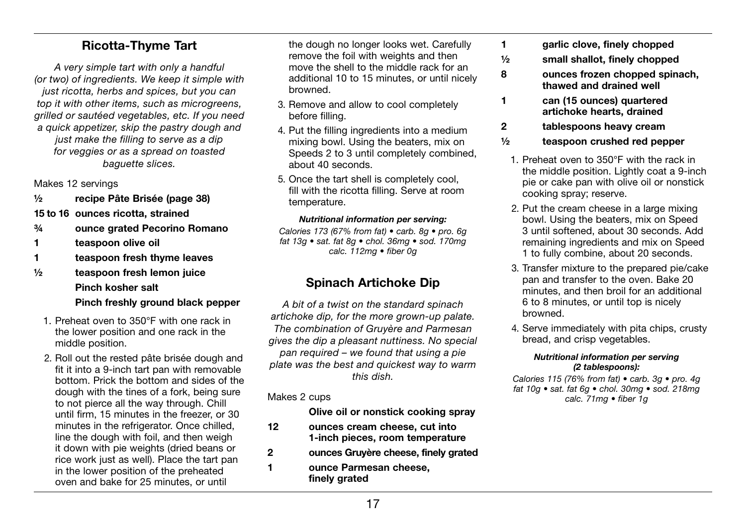## Ricotta-Thyme Tart

*A very simple tart with only a handful (or two) of ingredients. We keep it simple with just ricotta, herbs and spices, but you can top it with other items, such as microgreens, grilled or sautéed vegetables, etc. If you need a quick appetizer, skip the pastry dough and just make the filling to serve as a dip for veggies or as a spread on toasted baguette slices.*

Makes 12 servings

- **½ recipe Pâte Brisée (page 38)**
- **15 to 16 ounces ricotta, strained**
- **¾ ounce grated Pecorino Romano**
- **1 teaspoon olive oil**
- **1 teaspoon fresh thyme leaves**
- **½ teaspoon fresh lemon juice**
- **Pinch kosher salt**
- **Pinch freshly ground black pepper**

1. Preheat oven to 350°F with one rack in the lower position and one rack in the middle position.
2. Roll out the rested pâte brisée dough and fit it into a 9-inch tart pan with removable bottom. Prick the bottom and sides of the dough with the tines of a fork, being sure to not pierce all the way through. Chill until firm, 15 minutes in the freezer, or 30 minutes in the refrigerator. Once chilled, line the dough with foil, and then weigh it down with pie weights (dried beans or rice work just as well). Place the tart pan in the lower position of the preheated oven and bake for 25 minutes, or until the dough no longer looks wet. Carefully remove the foil with weights and then move the shell to the middle rack for an additional 10 to 15 minutes, or until nicely browned.
3. Remove and allow to cool completely before filling.
4. Put the filling ingredients into a medium mixing bowl. Using the beaters, mix on Speeds 2 to 3 until completely combined, about 40 seconds.
5. Once the tart shell is completely cool, fill with the ricotta filling. Serve at room temperature.

***Nutritional information per serving:***

*Calories 173 (67% from fat) • carb. 8g • pro. 6g fat 13g • sat. fat 8g • chol. 36mg • sod. 170mg calc. 112mg • fiber 0g*

## Spinach Artichoke Dip

*A bit of a twist on the standard spinach artichoke dip, for the more grown-up palate. The combination of Gruyère and Parmesan gives the dip a pleasant nuttiness. No special pan required – we found that using a pie plate was the best and quickest way to warm this dish.*

Makes 2 cups

- **Olive oil or nonstick cooking spray**
- **12 ounces cream cheese, cut into 1-inch pieces, room temperature**
- **2 ounces Gruyère cheese, finely grated**
- **1 ounce Parmesan cheese, finely grated**
- **1 garlic clove, finely chopped**
- **½ small shallot, finely chopped**
- **8 ounces frozen chopped spinach, thawed and drained well**
- **1 can (15 ounces) quartered artichoke hearts, drained**
- **2 tablespoons heavy cream**
- **½ teaspoon crushed red pepper**

1. Preheat oven to 350°F with the rack in the middle position. Lightly coat a 9-inch pie or cake pan with olive oil or nonstick cooking spray; reserve.
2. Put the cream cheese in a large mixing bowl. Using the beaters, mix on Speed 3 until softened, about 30 seconds. Add remaining ingredients and mix on Speed 1 to fully combine, about 20 seconds.
3. Transfer mixture to the prepared pie/cake pan and transfer to the oven. Bake 20 minutes, and then broil for an additional 6 to 8 minutes, or until top is nicely browned.
4. Serve immediately with pita chips, crusty bread, and crisp vegetables.

***Nutritional information per serving (2 tablespoons):***

*Calories 115 (76% from fat) • carb. 3g • pro. 4g fat 10g • sat. fat 6g • chol. 30mg • sod. 218mg calc. 71mg • fiber 1g*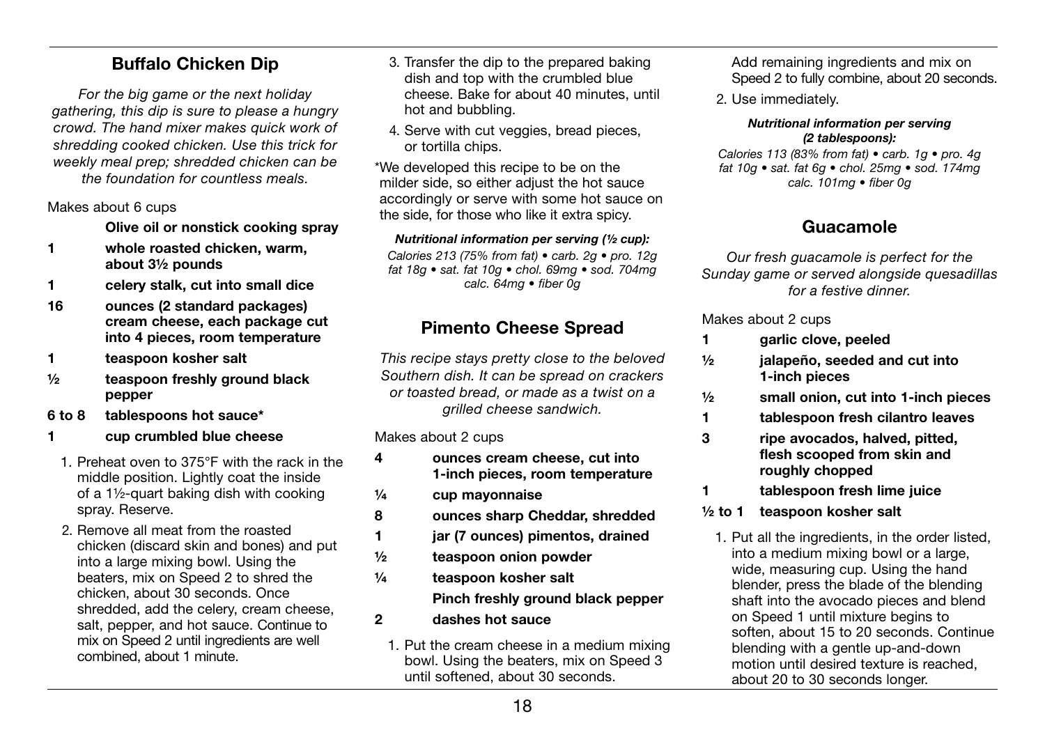## Buffalo Chicken Dip

*For the big game or the next holiday gathering, this dip is sure to please a hungry crowd. The hand mixer makes quick work of shredding cooked chicken. Use this trick for weekly meal prep; shredded chicken can be the foundation for countless meals.*

Makes about 6 cups

- **Olive oil or nonstick cooking spray**
- **1 whole roasted chicken, warm, about 3½ pounds**
- **1 celery stalk, cut into small dice**
- **16 ounces (2 standard packages) cream cheese, each package cut into 4 pieces, room temperature**
- **1 teaspoon kosher salt**
- **½ teaspoon freshly ground black pepper**
- **6 to 8 tablespoons hot sauce***
- **1 cup crumbled blue cheese**

1. Preheat oven to 375°F with the rack in the middle position. Lightly coat the inside of a 1½-quart baking dish with cooking spray. Reserve.
2. Remove all meat from the roasted chicken (discard skin and bones) and put into a large mixing bowl. Using the beaters, mix on Speed 2 to shred the chicken, about 30 seconds. Once shredded, add the celery, cream cheese, salt, pepper, and hot sauce. Continue to mix on Speed 2 until ingredients are well combined, about 1 minute.
3. Transfer the dip to the prepared baking dish and top with the crumbled blue cheese. Bake for about 40 minutes, until hot and bubbling.
4. Serve with cut veggies, bread pieces, or tortilla chips.

*We developed this recipe to be on the milder side, so either adjust the hot sauce accordingly or serve with some hot sauce on the side, for those who like it extra spicy.

***Nutritional information per serving (½ cup):***
*Calories 213 (75% from fat) • carb. 2g • pro. 12g fat 18g • sat. fat 10g • chol. 69mg • sod. 704mg calc. 64mg • fiber 0g*

## Pimento Cheese Spread

*This recipe stays pretty close to the beloved Southern dish. It can be spread on crackers or toasted bread, or made as a twist on a grilled cheese sandwich.*

Makes about 2 cups

- **4 ounces cream cheese, cut into 1-inch pieces, room temperature**
- **¼ cup mayonnaise**
- **8 ounces sharp Cheddar, shredded**
- **1 jar (7 ounces) pimentos, drained**
- **½ teaspoon onion powder**
- **¼ teaspoon kosher salt**
- **Pinch freshly ground black pepper**
- **2 dashes hot sauce**

1. Put the cream cheese in a medium mixing bowl. Using the beaters, mix on Speed 3 until softened, about 30 seconds. Add remaining ingredients and mix on Speed 2 to fully combine, about 20 seconds.
2. Use immediately.

***Nutritional information per serving (2 tablespoons):***
*Calories 113 (83% from fat) • carb. 1g • pro. 4g fat 10g • sat. fat 6g • chol. 25mg • sod. 174mg calc. 101mg • fiber 0g*

## Guacamole

*Our fresh guacamole is perfect for the Sunday game or served alongside quesadillas for a festive dinner.*

Makes about 2 cups

- **1 garlic clove, peeled**
- **½ jalapeño, seeded and cut into 1-inch pieces**
- **½ small onion, cut into 1-inch pieces**
- **1 tablespoon fresh cilantro leaves**
- **3 ripe avocados, halved, pitted, flesh scooped from skin and roughly chopped**
- **1 tablespoon fresh lime juice**
- **½ to 1 teaspoon kosher salt**

1. Put all the ingredients, in the order listed, into a medium mixing bowl or a large, wide, measuring cup. Using the hand blender, press the blade of the blending shaft into the avocado pieces and blend on Speed 1 until mixture begins to soften, about 15 to 20 seconds. Continue blending with a gentle up-and-down motion until desired texture is reached, about 20 to 30 seconds longer.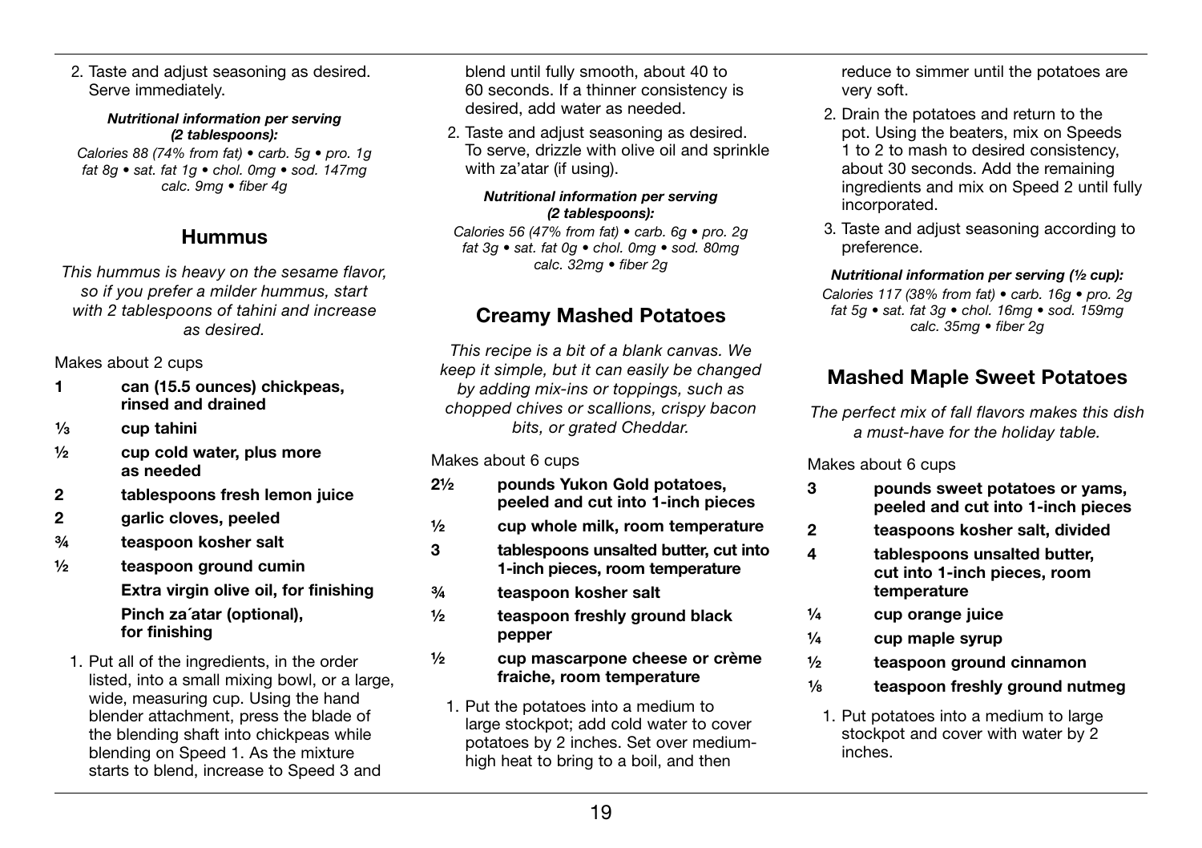2. Taste and adjust seasoning as desired. Serve immediately.

***Nutritional information per serving (2 tablespoons):***
*Calories 88 (74% from fat) • carb. 5g • pro. 1g fat 8g • sat. fat 1g • chol. 0mg • sod. 147mg calc. 9mg • fiber 4g*

## Hummus

*This hummus is heavy on the sesame flavor, so if you prefer a milder hummus, start with 2 tablespoons of tahini and increase as desired.*

Makes about 2 cups

- **1** **can (15.5 ounces) chickpeas, rinsed and drained**
- **⅓** **cup tahini**
- **½** **cup cold water, plus more as needed**
- **2** **tablespoons fresh lemon juice**
- **2** **garlic cloves, peeled**
- **¾** **teaspoon kosher salt**
- **½** **teaspoon ground cumin**
- **Extra virgin olive oil, for finishing**
- **Pinch za´atar (optional), for finishing**

1. Put all of the ingredients, in the order listed, into a small mixing bowl, or a large, wide, measuring cup. Using the hand blender attachment, press the blade of the blending shaft into chickpeas while blending on Speed 1. As the mixture starts to blend, increase to Speed 3 and blend until fully smooth, about 40 to 60 seconds. If a thinner consistency is desired, add water as needed.
2. Taste and adjust seasoning as desired. To serve, drizzle with olive oil and sprinkle with za'atar (if using).

***Nutritional information per serving (2 tablespoons):***
*Calories 56 (47% from fat) • carb. 6g • pro. 2g fat 3g • sat. fat 0g • chol. 0mg • sod. 80mg calc. 32mg • fiber 2g*

## Creamy Mashed Potatoes

*This recipe is a bit of a blank canvas. We keep it simple, but it can easily be changed by adding mix-ins or toppings, such as chopped chives or scallions, crispy bacon bits, or grated Cheddar.*

Makes about 6 cups

- **2½** **pounds Yukon Gold potatoes, peeled and cut into 1-inch pieces**
- **½** **cup whole milk, room temperature**
- **3** **tablespoons unsalted butter, cut into 1-inch pieces, room temperature**
- **¾** **teaspoon kosher salt**
- **½** **teaspoon freshly ground black pepper**
- **½** **cup mascarpone cheese or crème fraiche, room temperature**

1. Put the potatoes into a medium to large stockpot; add cold water to cover potatoes by 2 inches. Set over medium-high heat to bring to a boil, and then reduce to simmer until the potatoes are very soft.
2. Drain the potatoes and return to the pot. Using the beaters, mix on Speeds 1 to 2 to mash to desired consistency, about 30 seconds. Add the remaining ingredients and mix on Speed 2 until fully incorporated.
3. Taste and adjust seasoning according to preference.

***Nutritional information per serving (½ cup):***
*Calories 117 (38% from fat) • carb. 16g • pro. 2g fat 5g • sat. fat 3g • chol. 16mg • sod. 159mg calc. 35mg • fiber 2g*

## Mashed Maple Sweet Potatoes

*The perfect mix of fall flavors makes this dish a must-have for the holiday table.*

Makes about 6 cups

- **3** **pounds sweet potatoes or yams, peeled and cut into 1-inch pieces**
- **2** **teaspoons kosher salt, divided**
- **4** **tablespoons unsalted butter, cut into 1-inch pieces, room temperature**
- **¼** **cup orange juice**
- **¼** **cup maple syrup**
- **½** **teaspoon ground cinnamon**
- **⅛** **teaspoon freshly ground nutmeg**

1. Put potatoes into a medium to large stockpot and cover with water by 2 inches.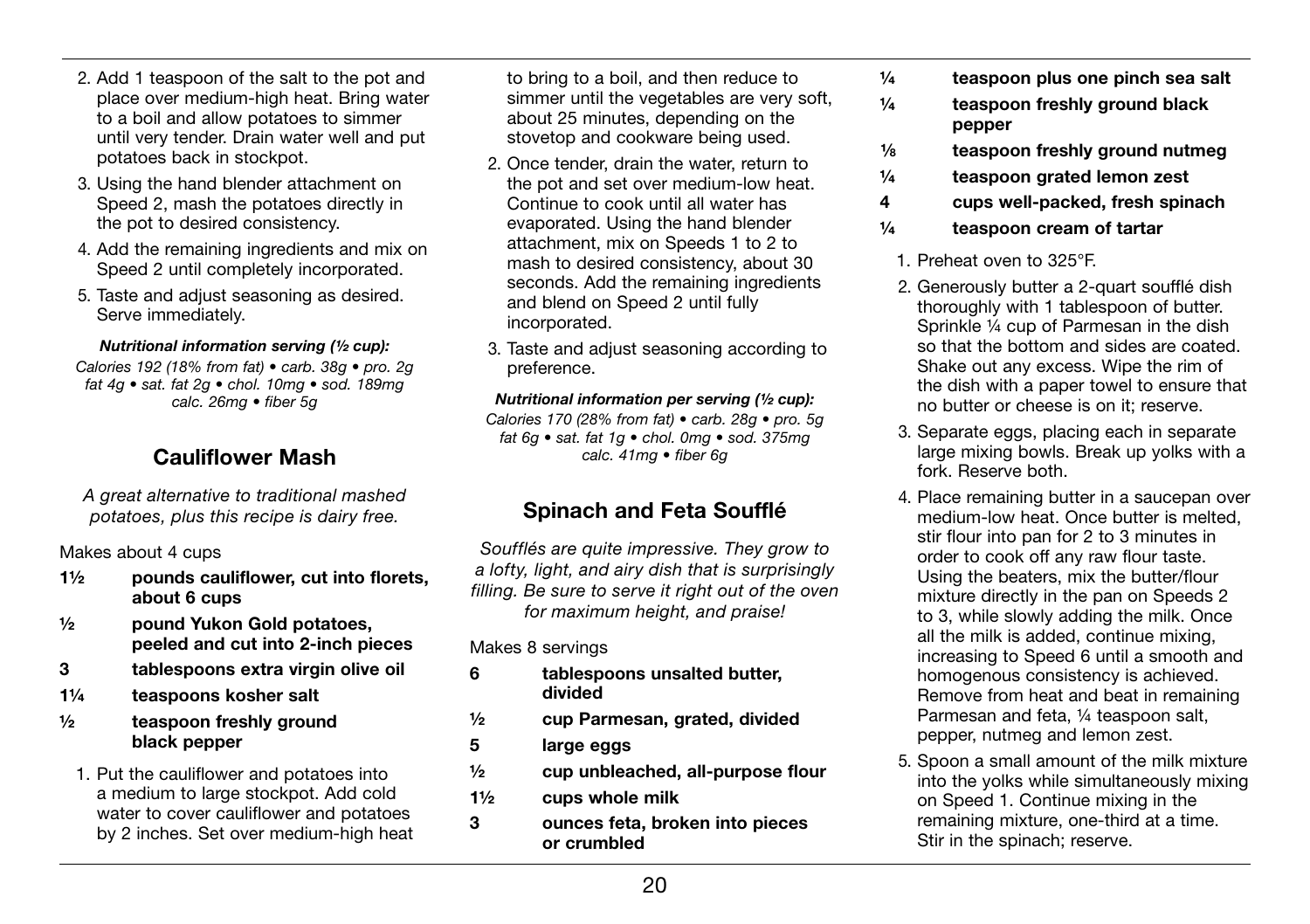2. Add 1 teaspoon of the salt to the pot and place over medium-high heat. Bring water to a boil and allow potatoes to simmer until very tender. Drain water well and put potatoes back in stockpot.
3. Using the hand blender attachment on Speed 2, mash the potatoes directly in the pot to desired consistency.
4. Add the remaining ingredients and mix on Speed 2 until completely incorporated.
5. Taste and adjust seasoning as desired. Serve immediately.

***Nutritional information serving (½ cup):***
*Calories 192 (18% from fat) • carb. 38g • pro. 2g fat 4g • sat. fat 2g • chol. 10mg • sod. 189mg calc. 26mg • fiber 5g*

## Cauliflower Mash

*A great alternative to traditional mashed potatoes, plus this recipe is dairy free.*

Makes about 4 cups

- 1½ **pounds cauliflower, cut into florets, about 6 cups**
- ½ **pound Yukon Gold potatoes, peeled and cut into 2-inch pieces**
- 3 **tablespoons extra virgin olive oil**
- 1¼ **teaspoons kosher salt**
- ½ **teaspoon freshly ground black pepper**

1. Put the cauliflower and potatoes into a medium to large stockpot. Add cold water to cover cauliflower and potatoes by 2 inches. Set over medium-high heat to bring to a boil, and then reduce to simmer until the vegetables are very soft, about 25 minutes, depending on the stovetop and cookware being used.
2. Once tender, drain the water, return to the pot and set over medium-low heat. Continue to cook until all water has evaporated. Using the hand blender attachment, mix on Speeds 1 to 2 to mash to desired consistency, about 30 seconds. Add the remaining ingredients and blend on Speed 2 until fully incorporated.
3. Taste and adjust seasoning according to preference.

***Nutritional information per serving (½ cup):***
*Calories 170 (28% from fat) • carb. 28g • pro. 5g fat 6g • sat. fat 1g • chol. 0mg • sod. 375mg calc. 41mg • fiber 6g*

## Spinach and Feta Soufflé

*Soufflés are quite impressive. They grow to a lofty, light, and airy dish that is surprisingly filling. Be sure to serve it right out of the oven for maximum height, and praise!*

Makes 8 servings

- 6 **tablespoons unsalted butter, divided**
- ½ **cup Parmesan, grated, divided**
- 5 **large eggs**
- ½ **cup unbleached, all-purpose flour**
- 1½ **cups whole milk**
- 3 **ounces feta, broken into pieces or crumbled**
- ¼ **teaspoon plus one pinch sea salt**
- ¼ **teaspoon freshly ground black pepper**
- ⅛ **teaspoon freshly ground nutmeg**
- ¼ **teaspoon grated lemon zest**
- 4 **cups well-packed, fresh spinach**
- ¼ **teaspoon cream of tartar**

1. Preheat oven to 325°F.
2. Generously butter a 2-quart soufflé dish thoroughly with 1 tablespoon of butter. Sprinkle ¼ cup of Parmesan in the dish so that the bottom and sides are coated. Shake out any excess. Wipe the rim of the dish with a paper towel to ensure that no butter or cheese is on it; reserve.
3. Separate eggs, placing each in separate large mixing bowls. Break up yolks with a fork. Reserve both.
4. Place remaining butter in a saucepan over medium-low heat. Once butter is melted, stir flour into pan for 2 to 3 minutes in order to cook off any raw flour taste. Using the beaters, mix the butter/flour mixture directly in the pan on Speeds 2 to 3, while slowly adding the milk. Once all the milk is added, continue mixing, increasing to Speed 6 until a smooth and homogenous consistency is achieved. Remove from heat and beat in remaining Parmesan and feta, ¼ teaspoon salt, pepper, nutmeg and lemon zest.
5. Spoon a small amount of the milk mixture into the yolks while simultaneously mixing on Speed 1. Continue mixing in the remaining mixture, one-third at a time. Stir in the spinach; reserve.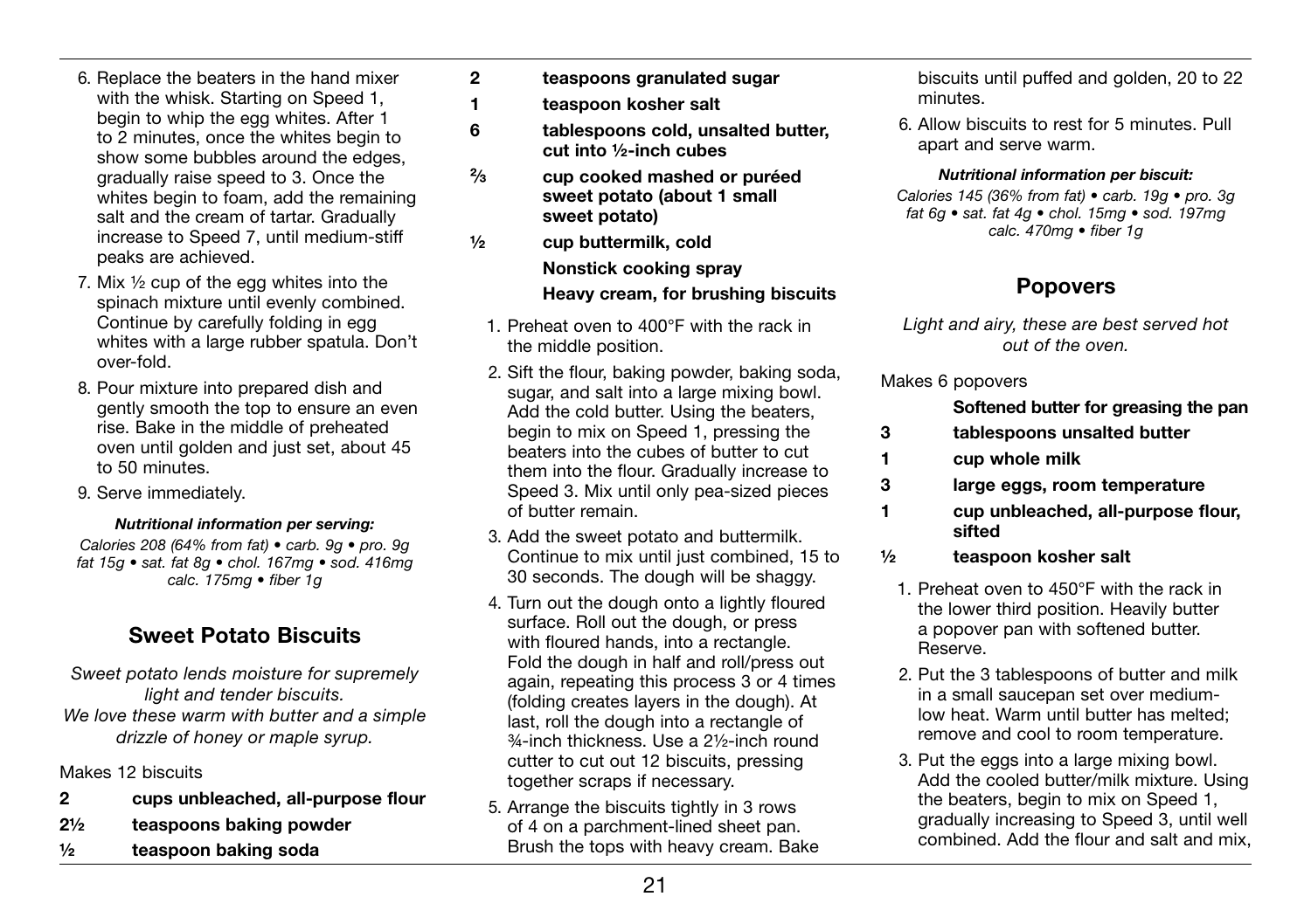6. Replace the beaters in the hand mixer with the whisk. Starting on Speed 1, begin to whip the egg whites. After 1 to 2 minutes, once the whites begin to show some bubbles around the edges, gradually raise speed to 3. Once the whites begin to foam, add the remaining salt and the cream of tartar. Gradually increase to Speed 7, until medium-stiff peaks are achieved.
7. Mix ½ cup of the egg whites into the spinach mixture until evenly combined. Continue by carefully folding in egg whites with a large rubber spatula. Don't over-fold.
8. Pour mixture into prepared dish and gently smooth the top to ensure an even rise. Bake in the middle of preheated oven until golden and just set, about 45 to 50 minutes.
9. Serve immediately.

***Nutritional information per serving:***

*Calories 208 (64% from fat) • carb. 9g • pro. 9g fat 15g • sat. fat 8g • chol. 167mg • sod. 416mg calc. 175mg • fiber 1g*

## Sweet Potato Biscuits

*Sweet potato lends moisture for supremely light and tender biscuits. We love these warm with butter and a simple drizzle of honey or maple syrup.*

Makes 12 biscuits

**2** **cups unbleached, all-purpose flour**
**2½** **teaspoons baking powder**
**½** **teaspoon baking soda**
**2** **teaspoons granulated sugar**
**1** **teaspoon kosher salt**
**6** **tablespoons cold, unsalted butter, cut into ½-inch cubes**
**⅔** **cup cooked mashed or puréed sweet potato (about 1 small sweet potato)**
**½** **cup buttermilk, cold**
**Nonstick cooking spray**
**Heavy cream, for brushing biscuits**

1. Preheat oven to 400°F with the rack in the middle position.
2. Sift the flour, baking powder, baking soda, sugar, and salt into a large mixing bowl. Add the cold butter. Using the beaters, begin to mix on Speed 1, pressing the beaters into the cubes of butter to cut them into the flour. Gradually increase to Speed 3. Mix until only pea-sized pieces of butter remain.
3. Add the sweet potato and buttermilk. Continue to mix until just combined, 15 to 30 seconds. The dough will be shaggy.
4. Turn out the dough onto a lightly floured surface. Roll out the dough, or press with floured hands, into a rectangle. Fold the dough in half and roll/press out again, repeating this process 3 or 4 times (folding creates layers in the dough). At last, roll the dough into a rectangle of ¾-inch thickness. Use a 2½-inch round cutter to cut out 12 biscuits, pressing together scraps if necessary.
5. Arrange the biscuits tightly in 3 rows of 4 on a parchment-lined sheet pan. Brush the tops with heavy cream. Bake biscuits until puffed and golden, 20 to 22 minutes.
6. Allow biscuits to rest for 5 minutes. Pull apart and serve warm.

***Nutritional information per biscuit:***

*Calories 145 (36% from fat) • carb. 19g • pro. 3g fat 6g • sat. fat 4g • chol. 15mg • sod. 197mg calc. 470mg • fiber 1g*

## Popovers

*Light and airy, these are best served hot out of the oven.*

Makes 6 popovers

**Softened butter for greasing the pan**
**3** **tablespoons unsalted butter**
**1** **cup whole milk**
**3** **large eggs, room temperature**
**1** **cup unbleached, all-purpose flour, sifted**
**½** **teaspoon kosher salt**

1. Preheat oven to 450°F with the rack in the lower third position. Heavily butter a popover pan with softened butter. Reserve.
2. Put the 3 tablespoons of butter and milk in a small saucepan set over medium-low heat. Warm until butter has melted; remove and cool to room temperature.
3. Put the eggs into a large mixing bowl. Add the cooled butter/milk mixture. Using the beaters, begin to mix on Speed 1, gradually increasing to Speed 3, until well combined. Add the flour and salt and mix,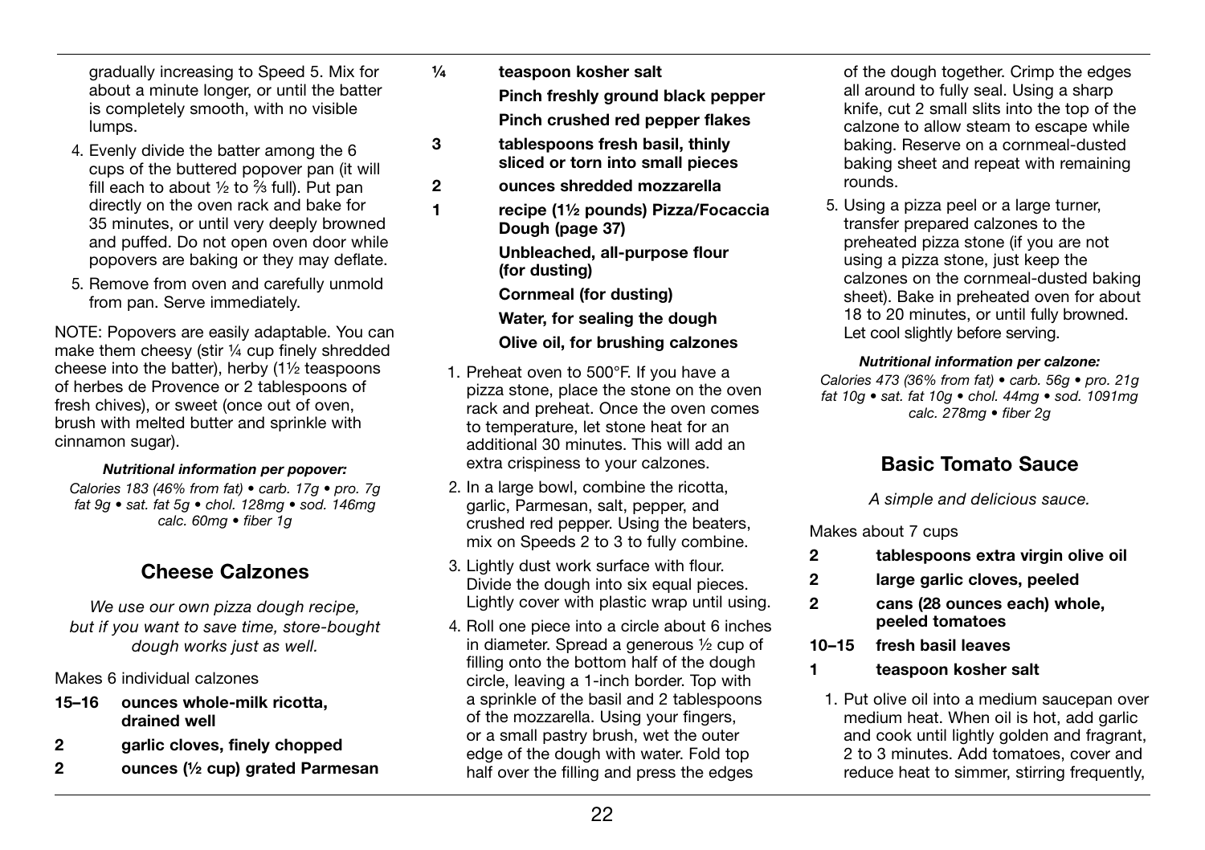gradually increasing to Speed 5. Mix for about a minute longer, or until the batter is completely smooth, with no visible lumps.

4. Evenly divide the batter among the 6 cups of the buttered popover pan (it will fill each to about ½ to ⅔ full). Put pan directly on the oven rack and bake for 35 minutes, or until very deeply browned and puffed. Do not open oven door while popovers are baking or they may deflate.
5. Remove from oven and carefully unmold from pan. Serve immediately.

NOTE: Popovers are easily adaptable. You can make them cheesy (stir ¼ cup finely shredded cheese into the batter), herby (1½ teaspoons of herbes de Provence or 2 tablespoons of fresh chives), or sweet (once out of oven, brush with melted butter and sprinkle with cinnamon sugar).

***Nutritional information per popover:***

*Calories 183 (46% from fat) • carb. 17g • pro. 7g fat 9g • sat. fat 5g • chol. 128mg • sod. 146mg calc. 60mg • fiber 1g*

## Cheese Calzones

*We use our own pizza dough recipe, but if you want to save time, store-bought dough works just as well.*

Makes 6 individual calzones

- **15–16 ounces whole-milk ricotta, drained well**
- **2 garlic cloves, finely chopped**
- **2 ounces (½ cup) grated Parmesan**
- **¼ teaspoon kosher salt**
- **Pinch freshly ground black pepper**
- **Pinch crushed red pepper flakes**
- **3 tablespoons fresh basil, thinly sliced or torn into small pieces**
- **2 ounces shredded mozzarella**
- **1 recipe (1½ pounds) Pizza/Focaccia Dough (page 37)**
- **Unbleached, all-purpose flour (for dusting)**
- **Cornmeal (for dusting)**
- **Water, for sealing the dough**
- **Olive oil, for brushing calzones**

1. Preheat oven to 500°F. If you have a pizza stone, place the stone on the oven rack and preheat. Once the oven comes to temperature, let stone heat for an additional 30 minutes. This will add an extra crispiness to your calzones.
2. In a large bowl, combine the ricotta, garlic, Parmesan, salt, pepper, and crushed red pepper. Using the beaters, mix on Speeds 2 to 3 to fully combine.
3. Lightly dust work surface with flour. Divide the dough into six equal pieces. Lightly cover with plastic wrap until using.
4. Roll one piece into a circle about 6 inches in diameter. Spread a generous ½ cup of filling onto the bottom half of the dough circle, leaving a 1-inch border. Top with a sprinkle of the basil and 2 tablespoons of the mozzarella. Using your fingers, or a small pastry brush, wet the outer edge of the dough with water. Fold top half over the filling and press the edges of the dough together. Crimp the edges all around to fully seal. Using a sharp knife, cut 2 small slits into the top of the calzone to allow steam to escape while baking. Reserve on a cornmeal-dusted baking sheet and repeat with remaining rounds.
5. Using a pizza peel or a large turner, transfer prepared calzones to the preheated pizza stone (if you are not using a pizza stone, just keep the calzones on the cornmeal-dusted baking sheet). Bake in preheated oven for about 18 to 20 minutes, or until fully browned. Let cool slightly before serving.

***Nutritional information per calzone:***

*Calories 473 (36% from fat) • carb. 56g • pro. 21g fat 10g • sat. fat 10g • chol. 44mg • sod. 1091mg calc. 278mg • fiber 2g*

## Basic Tomato Sauce

*A simple and delicious sauce.*

Makes about 7 cups

- **2 tablespoons extra virgin olive oil**
- **2 large garlic cloves, peeled**
- **2 cans (28 ounces each) whole, peeled tomatoes**
- **10–15 fresh basil leaves**
- **1 teaspoon kosher salt**

1. Put olive oil into a medium saucepan over medium heat. When oil is hot, add garlic and cook until lightly golden and fragrant, 2 to 3 minutes. Add tomatoes, cover and reduce heat to simmer, stirring frequently,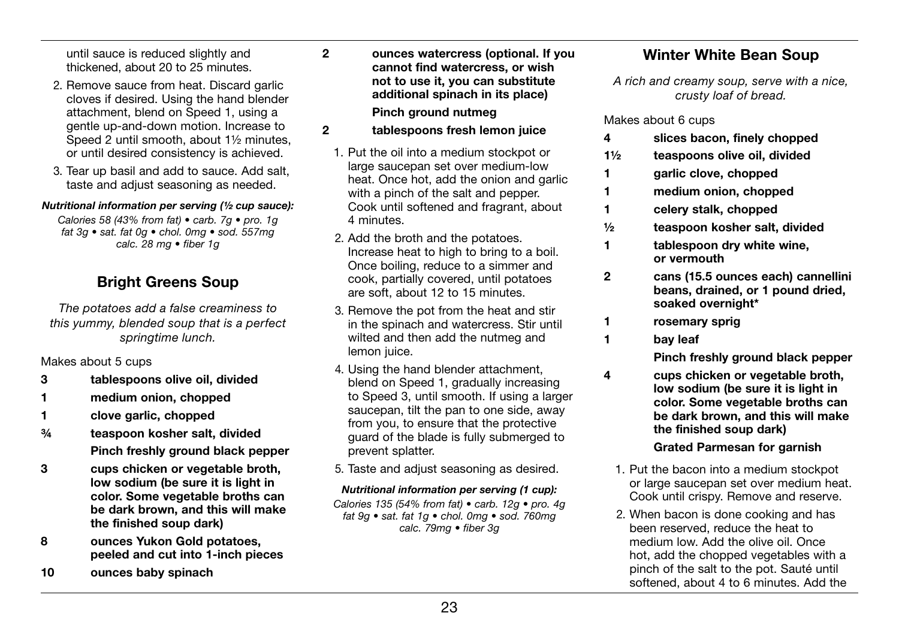until sauce is reduced slightly and thickened, about 20 to 25 minutes.

2. Remove sauce from heat. Discard garlic cloves if desired. Using the hand blender attachment, blend on Speed 1, using a gentle up-and-down motion. Increase to Speed 2 until smooth, about 1½ minutes, or until desired consistency is achieved.
3. Tear up basil and add to sauce. Add salt, taste and adjust seasoning as needed.

***Nutritional information per serving (½ cup sauce):***

*Calories 58 (43% from fat) • carb. 7g • pro. 1g fat 3g • sat. fat 0g • chol. 0mg • sod. 557mg calc. 28 mg • fiber 1g*

## Bright Greens Soup

*The potatoes add a false creaminess to this yummy, blended soup that is a perfect springtime lunch.*

Makes about 5 cups

- **3** **tablespoons olive oil, divided**
- **1** **medium onion, chopped**
- **1** **clove garlic, chopped**
- **¾** **teaspoon kosher salt, divided**
- **Pinch freshly ground black pepper**
- **3** **cups chicken or vegetable broth, low sodium (be sure it is light in color. Some vegetable broths can be dark brown, and this will make the finished soup dark)**
- **8** **ounces Yukon Gold potatoes, peeled and cut into 1-inch pieces**
- **10** **ounces baby spinach**
- **2** **ounces watercress (optional. If you cannot find watercress, or wish not to use it, you can substitute additional spinach in its place)**
- **Pinch ground nutmeg**
- **2** **tablespoons fresh lemon juice**

1. Put the oil into a medium stockpot or large saucepan set over medium-low heat. Once hot, add the onion and garlic with a pinch of the salt and pepper. Cook until softened and fragrant, about 4 minutes.
2. Add the broth and the potatoes. Increase heat to high to bring to a boil. Once boiling, reduce to a simmer and cook, partially covered, until potatoes are soft, about 12 to 15 minutes.
3. Remove the pot from the heat and stir in the spinach and watercress. Stir until wilted and then add the nutmeg and lemon juice.
4. Using the hand blender attachment, blend on Speed 1, gradually increasing to Speed 3, until smooth. If using a larger saucepan, tilt the pan to one side, away from you, to ensure that the protective guard of the blade is fully submerged to prevent splatter.
5. Taste and adjust seasoning as desired.

***Nutritional information per serving (1 cup):***

*Calories 135 (54% from fat) • carb. 12g • pro. 4g fat 9g • sat. fat 1g • chol. 0mg • sod. 760mg calc. 79mg • fiber 3g*

## Winter White Bean Soup

*A rich and creamy soup, serve with a nice, crusty loaf of bread.*

Makes about 6 cups

- **4** **slices bacon, finely chopped**
- **1½** **teaspoons olive oil, divided**
- **1** **garlic clove, chopped**
- **1** **medium onion, chopped**
- **1** **celery stalk, chopped**
- **½** **teaspoon kosher salt, divided**
- **1** **tablespoon dry white wine, or vermouth**
- **2** **cans (15.5 ounces each) cannellini beans, drained, or 1 pound dried, soaked overnight***
- **1** **rosemary sprig**
- **1** **bay leaf**
- **Pinch freshly ground black pepper**
- **4** **cups chicken or vegetable broth, low sodium (be sure it is light in color. Some vegetable broths can be dark brown, and this will make the finished soup dark)**
- **Grated Parmesan for garnish**

1. Put the bacon into a medium stockpot or large saucepan set over medium heat. Cook until crispy. Remove and reserve.
2. When bacon is done cooking and has been reserved, reduce the heat to medium low. Add the olive oil. Once hot, add the chopped vegetables with a pinch of the salt to the pot. Sauté until softened, about 4 to 6 minutes. Add the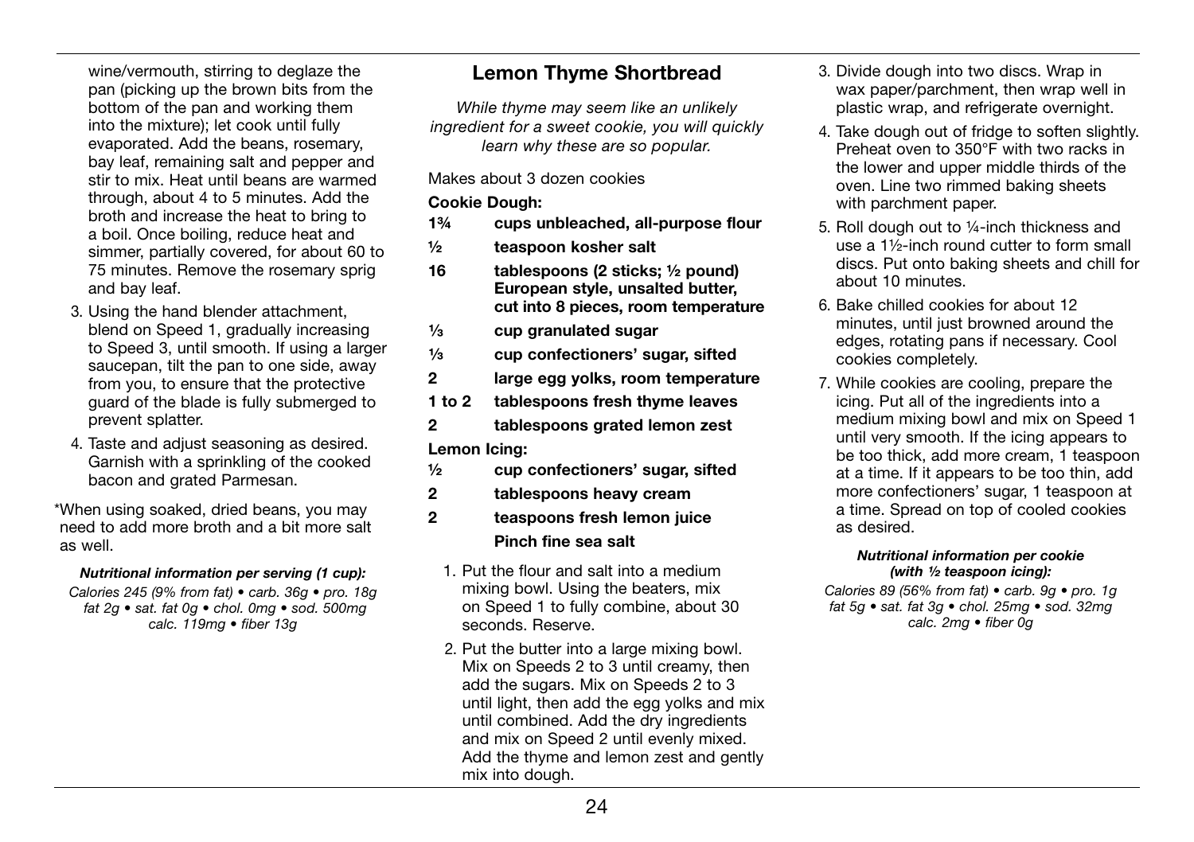wine/vermouth, stirring to deglaze the pan (picking up the brown bits from the bottom of the pan and working them into the mixture); let cook until fully evaporated. Add the beans, rosemary, bay leaf, remaining salt and pepper and stir to mix. Heat until beans are warmed through, about 4 to 5 minutes. Add the broth and increase the heat to bring to a boil. Once boiling, reduce heat and simmer, partially covered, for about 60 to 75 minutes. Remove the rosemary sprig and bay leaf.

3. Using the hand blender attachment, blend on Speed 1, gradually increasing to Speed 3, until smooth. If using a larger saucepan, tilt the pan to one side, away from you, to ensure that the protective guard of the blade is fully submerged to prevent splatter.
4. Taste and adjust seasoning as desired. Garnish with a sprinkling of the cooked bacon and grated Parmesan.

*When using soaked, dried beans, you may need to add more broth and a bit more salt as well.

***Nutritional information per serving (1 cup):***

*Calories 245 (9% from fat) • carb. 36g • pro. 18g fat 2g • sat. fat 0g • chol. 0mg • sod. 500mg calc. 119mg • fiber 13g*

## Lemon Thyme Shortbread

*While thyme may seem like an unlikely ingredient for a sweet cookie, you will quickly learn why these are so popular.*

Makes about 3 dozen cookies

**Cookie Dough:**

- **1¾ cups unbleached, all-purpose flour**
- **½ teaspoon kosher salt**
- **16 tablespoons (2 sticks; ½ pound) European style, unsalted butter, cut into 8 pieces, room temperature**
- **⅓ cup granulated sugar**
- **⅓ cup confectioners' sugar, sifted**
- **2 large egg yolks, room temperature**
- **1 to 2 tablespoons fresh thyme leaves**
- **2 tablespoons grated lemon zest**

**Lemon Icing:**

- **½ cup confectioners' sugar, sifted**
- **2 tablespoons heavy cream**
- **2 teaspoons fresh lemon juice**
- **Pinch fine sea salt**

1. Put the flour and salt into a medium mixing bowl. Using the beaters, mix on Speed 1 to fully combine, about 30 seconds. Reserve.
2. Put the butter into a large mixing bowl. Mix on Speeds 2 to 3 until creamy, then add the sugars. Mix on Speeds 2 to 3 until light, then add the egg yolks and mix until combined. Add the dry ingredients and mix on Speed 2 until evenly mixed. Add the thyme and lemon zest and gently mix into dough.
3. Divide dough into two discs. Wrap in wax paper/parchment, then wrap well in plastic wrap, and refrigerate overnight.
4. Take dough out of fridge to soften slightly. Preheat oven to 350°F with two racks in the lower and upper middle thirds of the oven. Line two rimmed baking sheets with parchment paper.
5. Roll dough out to ¼-inch thickness and use a 1½-inch round cutter to form small discs. Put onto baking sheets and chill for about 10 minutes.
6. Bake chilled cookies for about 12 minutes, until just browned around the edges, rotating pans if necessary. Cool cookies completely.
7. While cookies are cooling, prepare the icing. Put all of the ingredients into a medium mixing bowl and mix on Speed 1 until very smooth. If the icing appears to be too thick, add more cream, 1 teaspoon at a time. If it appears to be too thin, add more confectioners' sugar, 1 teaspoon at a time. Spread on top of cooled cookies as desired.

***Nutritional information per cookie (with ½ teaspoon icing):***

*Calories 89 (56% from fat) • carb. 9g • pro. 1g fat 5g • sat. fat 3g • chol. 25mg • sod. 32mg calc. 2mg • fiber 0g*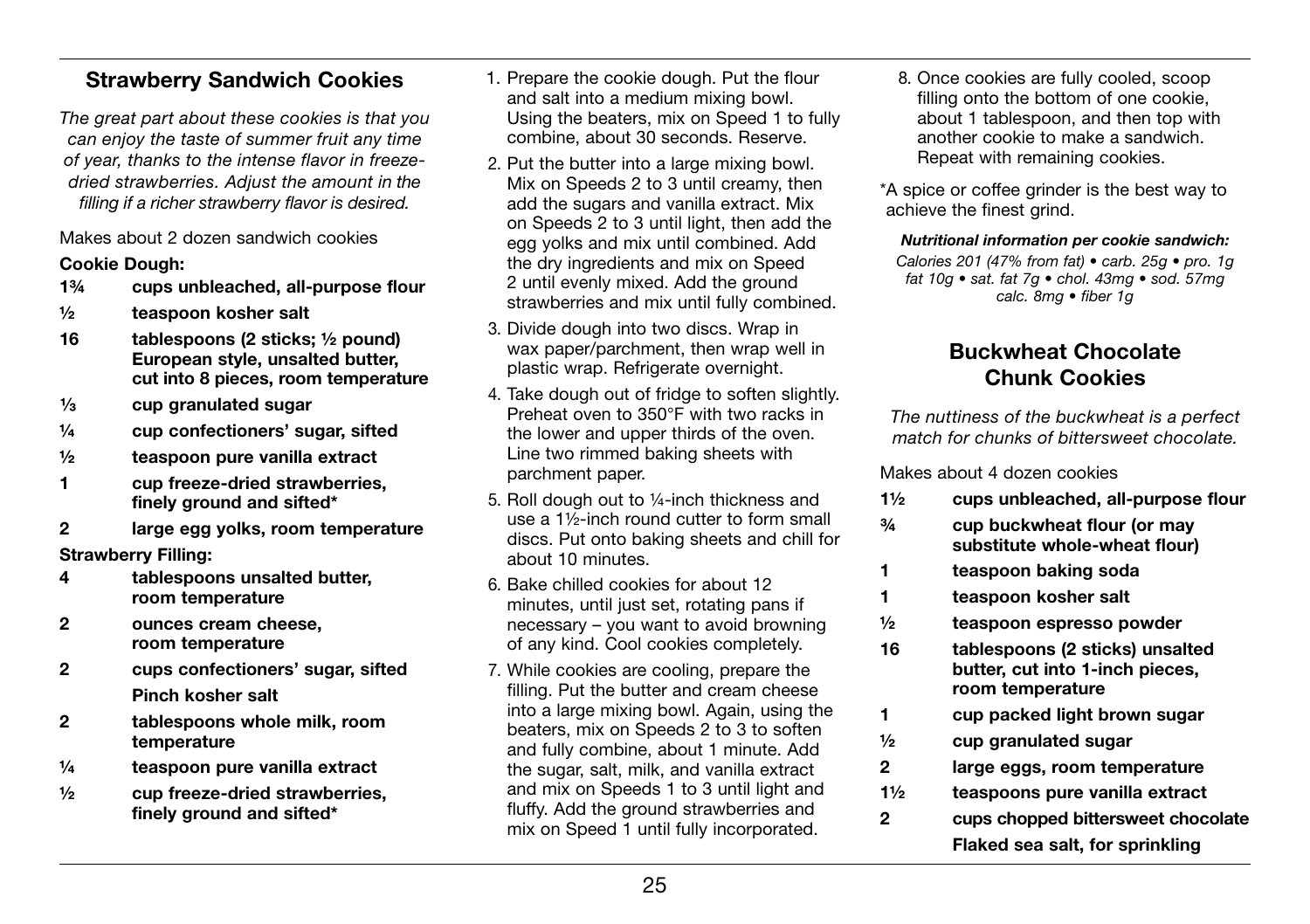## Strawberry Sandwich Cookies

*The great part about these cookies is that you can enjoy the taste of summer fruit any time of year, thanks to the intense flavor in freeze-dried strawberries. Adjust the amount in the filling if a richer strawberry flavor is desired.*

Makes about 2 dozen sandwich cookies

**Cookie Dough:**

- **1¾ cups unbleached, all-purpose flour**
- **½ teaspoon kosher salt**
- **16 tablespoons (2 sticks; ½ pound) European style, unsalted butter, cut into 8 pieces, room temperature**
- **⅓ cup granulated sugar**
- **¼ cup confectioners' sugar, sifted**
- **½ teaspoon pure vanilla extract**
- **1 cup freeze-dried strawberries, finely ground and sifted***
- **2 large egg yolks, room temperature**

**Strawberry Filling:**

- **4 tablespoons unsalted butter, room temperature**
- **2 ounces cream cheese, room temperature**
- **2 cups confectioners' sugar, sifted**
- **Pinch kosher salt**
- **2 tablespoons whole milk, room temperature**
- **¼ teaspoon pure vanilla extract**
- **½ cup freeze-dried strawberries, finely ground and sifted***

1. Prepare the cookie dough. Put the flour and salt into a medium mixing bowl. Using the beaters, mix on Speed 1 to fully combine, about 30 seconds. Reserve.
2. Put the butter into a large mixing bowl. Mix on Speeds 2 to 3 until creamy, then add the sugars and vanilla extract. Mix on Speeds 2 to 3 until light, then add the egg yolks and mix until combined. Add the dry ingredients and mix on Speed 2 until evenly mixed. Add the ground strawberries and mix until fully combined.
3. Divide dough into two discs. Wrap in wax paper/parchment, then wrap well in plastic wrap. Refrigerate overnight.
4. Take dough out of fridge to soften slightly. Preheat oven to 350°F with two racks in the lower and upper thirds of the oven. Line two rimmed baking sheets with parchment paper.
5. Roll dough out to ¼-inch thickness and use a 1½-inch round cutter to form small discs. Put onto baking sheets and chill for about 10 minutes.
6. Bake chilled cookies for about 12 minutes, until just set, rotating pans if necessary – you want to avoid browning of any kind. Cool cookies completely.
7. While cookies are cooling, prepare the filling. Put the butter and cream cheese into a large mixing bowl. Again, using the beaters, mix on Speeds 2 to 3 to soften and fully combine, about 1 minute. Add the sugar, salt, milk, and vanilla extract and mix on Speeds 1 to 3 until light and fluffy. Add the ground strawberries and mix on Speed 1 until fully incorporated.
8. Once cookies are fully cooled, scoop filling onto the bottom of one cookie, about 1 tablespoon, and then top with another cookie to make a sandwich. Repeat with remaining cookies.

*A spice or coffee grinder is the best way to achieve the finest grind.

***Nutritional information per cookie sandwich:***

*Calories 201 (47% from fat) • carb. 25g • pro. 1g fat 10g • sat. fat 7g • chol. 43mg • sod. 57mg calc. 8mg • fiber 1g*

## Buckwheat Chocolate Chunk Cookies

*The nuttiness of the buckwheat is a perfect match for chunks of bittersweet chocolate.*

Makes about 4 dozen cookies

- **1½ cups unbleached, all-purpose flour**
- **¾ cup buckwheat flour (or may substitute whole-wheat flour)**
- **1 teaspoon baking soda**
- **1 teaspoon kosher salt**
- **½ teaspoon espresso powder**
- **16 tablespoons (2 sticks) unsalted butter, cut into 1-inch pieces, room temperature**
- **1 cup packed light brown sugar**
- **½ cup granulated sugar**
- **2 large eggs, room temperature**
- **1½ teaspoons pure vanilla extract**
- **2 cups chopped bittersweet chocolate**
- **Flaked sea salt, for sprinkling**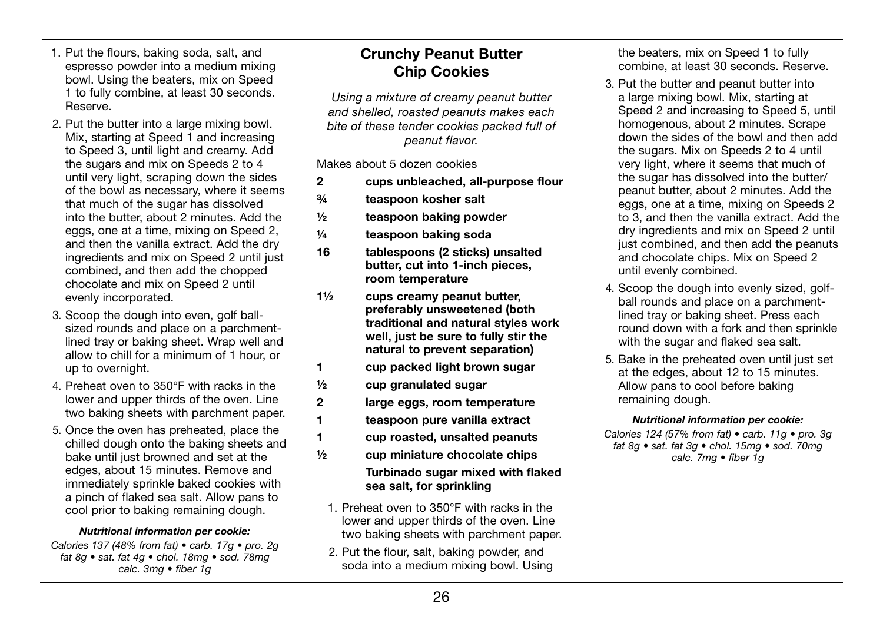1. Put the flours, baking soda, salt, and espresso powder into a medium mixing bowl. Using the beaters, mix on Speed 1 to fully combine, at least 30 seconds. Reserve.
2. Put the butter into a large mixing bowl. Mix, starting at Speed 1 and increasing to Speed 3, until light and creamy. Add the sugars and mix on Speeds 2 to 4 until very light, scraping down the sides of the bowl as necessary, where it seems that much of the sugar has dissolved into the butter, about 2 minutes. Add the eggs, one at a time, mixing on Speed 2, and then the vanilla extract. Add the dry ingredients and mix on Speed 2 until just combined, and then add the chopped chocolate and mix on Speed 2 until evenly incorporated.
3. Scoop the dough into even, golf ball-sized rounds and place on a parchment-lined tray or baking sheet. Wrap well and allow to chill for a minimum of 1 hour, or up to overnight.
4. Preheat oven to 350°F with racks in the lower and upper thirds of the oven. Line two baking sheets with parchment paper.
5. Once the oven has preheated, place the chilled dough onto the baking sheets and bake until just browned and set at the edges, about 15 minutes. Remove and immediately sprinkle baked cookies with a pinch of flaked sea salt. Allow pans to cool prior to baking remaining dough.

***Nutritional information per cookie:***

*Calories 137 (48% from fat) • carb. 17g • pro. 2g fat 8g • sat. fat 4g • chol. 18mg • sod. 78mg calc. 3mg • fiber 1g*

## Crunchy Peanut Butter Chip Cookies

*Using a mixture of creamy peanut butter and shelled, roasted peanuts makes each bite of these tender cookies packed full of peanut flavor.*

Makes about 5 dozen cookies

- **2 cups unbleached, all-purpose flour**
- **¾ teaspoon kosher salt**
- **½ teaspoon baking powder**
- **¼ teaspoon baking soda**
- **16 tablespoons (2 sticks) unsalted butter, cut into 1-inch pieces, room temperature**
- **1½ cups creamy peanut butter, preferably unsweetened (both traditional and natural styles work well, just be sure to fully stir the natural to prevent separation)**
- **1 cup packed light brown sugar**
- **½ cup granulated sugar**
- **2 large eggs, room temperature**
- **1 teaspoon pure vanilla extract**
- **1 cup roasted, unsalted peanuts**
- **½ cup miniature chocolate chips**
- **Turbinado sugar mixed with flaked sea salt, for sprinkling**

1. Preheat oven to 350°F with racks in the lower and upper thirds of the oven. Line two baking sheets with parchment paper.
2. Put the flour, salt, baking powder, and soda into a medium mixing bowl. Using the beaters, mix on Speed 1 to fully combine, at least 30 seconds. Reserve.
3. Put the butter and peanut butter into a large mixing bowl. Mix, starting at Speed 2 and increasing to Speed 5, until homogenous, about 2 minutes. Scrape down the sides of the bowl and then add the sugars. Mix on Speeds 2 to 4 until very light, where it seems that much of the sugar has dissolved into the butter/peanut butter, about 2 minutes. Add the eggs, one at a time, mixing on Speeds 2 to 3, and then the vanilla extract. Add the dry ingredients and mix on Speed 2 until just combined, and then add the peanuts and chocolate chips. Mix on Speed 2 until evenly combined.
4. Scoop the dough into evenly sized, golf-ball rounds and place on a parchment-lined tray or baking sheet. Press each round down with a fork and then sprinkle with the sugar and flaked sea salt.
5. Bake in the preheated oven until just set at the edges, about 12 to 15 minutes. Allow pans to cool before baking remaining dough.

***Nutritional information per cookie:***

*Calories 124 (57% from fat) • carb. 11g • pro. 3g fat 8g • sat. fat 3g • chol. 15mg • sod. 70mg calc. 7mg • fiber 1g*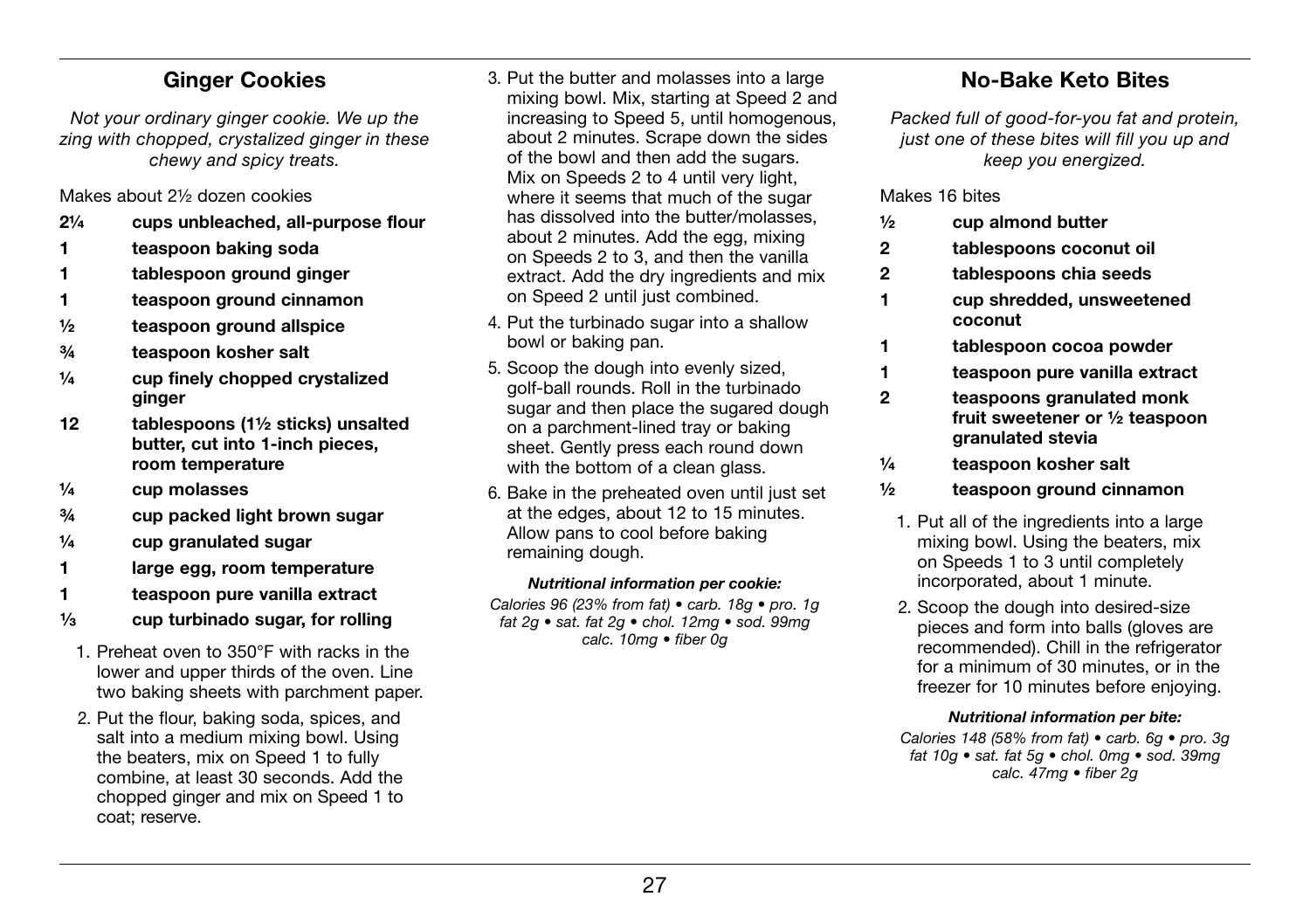## Ginger Cookies

*Not your ordinary ginger cookie. We up the zing with chopped, crystalized ginger in these chewy and spicy treats.*

Makes about 2½ dozen cookies

- **2¼ cups unbleached, all-purpose flour**
- **1 teaspoon baking soda**
- **1 tablespoon ground ginger**
- **1 teaspoon ground cinnamon**
- **½ teaspoon ground allspice**
- **¾ teaspoon kosher salt**
- **¼ cup finely chopped crystalized ginger**
- **12 tablespoons (1½ sticks) unsalted butter, cut into 1-inch pieces, room temperature**
- **¼ cup molasses**
- **¾ cup packed light brown sugar**
- **¼ cup granulated sugar**
- **1 large egg, room temperature**
- **1 teaspoon pure vanilla extract**
- **⅓ cup turbinado sugar, for rolling**

1. Preheat oven to 350°F with racks in the lower and upper thirds of the oven. Line two baking sheets with parchment paper.
2. Put the flour, baking soda, spices, and salt into a medium mixing bowl. Using the beaters, mix on Speed 1 to fully combine, at least 30 seconds. Add the chopped ginger and mix on Speed 1 to coat; reserve.
3. Put the butter and molasses into a large mixing bowl. Mix, starting at Speed 2 and increasing to Speed 5, until homogenous, about 2 minutes. Scrape down the sides of the bowl and then add the sugars. Mix on Speeds 2 to 4 until very light, where it seems that much of the sugar has dissolved into the butter/molasses, about 2 minutes. Add the egg, mixing on Speeds 2 to 3, and then the vanilla extract. Add the dry ingredients and mix on Speed 2 until just combined.
4. Put the turbinado sugar into a shallow bowl or baking pan.
5. Scoop the dough into evenly sized, golf-ball rounds. Roll in the turbinado sugar and then place the sugared dough on a parchment-lined tray or baking sheet. Gently press each round down with the bottom of a clean glass.
6. Bake in the preheated oven until just set at the edges, about 12 to 15 minutes. Allow pans to cool before baking remaining dough.

***Nutritional information per cookie:***

*Calories 96 (23% from fat) • carb. 18g • pro. 1g fat 2g • sat. fat 2g • chol. 12mg • sod. 99mg calc. 10mg • fiber 0g*

## No-Bake Keto Bites

*Packed full of good-for-you fat and protein, just one of these bites will fill you up and keep you energized.*

Makes 16 bites

- **½ cup almond butter**
- **2 tablespoons coconut oil**
- **2 tablespoons chia seeds**
- **1 cup shredded, unsweetened coconut**
- **1 tablespoon cocoa powder**
- **1 teaspoon pure vanilla extract**
- **2 teaspoons granulated monk fruit sweetener or ½ teaspoon granulated stevia**
- **¼ teaspoon kosher salt**
- **½ teaspoon ground cinnamon**

1. Put all of the ingredients into a large mixing bowl. Using the beaters, mix on Speeds 1 to 3 until completely incorporated, about 1 minute.
2. Scoop the dough into desired-size pieces and form into balls (gloves are recommended). Chill in the refrigerator for a minimum of 30 minutes, or in the freezer for 10 minutes before enjoying.

***Nutritional information per bite:***

*Calories 148 (58% from fat) • carb. 6g • pro. 3g fat 10g • sat. fat 5g • chol. 0mg • sod. 39mg calc. 47mg • fiber 2g*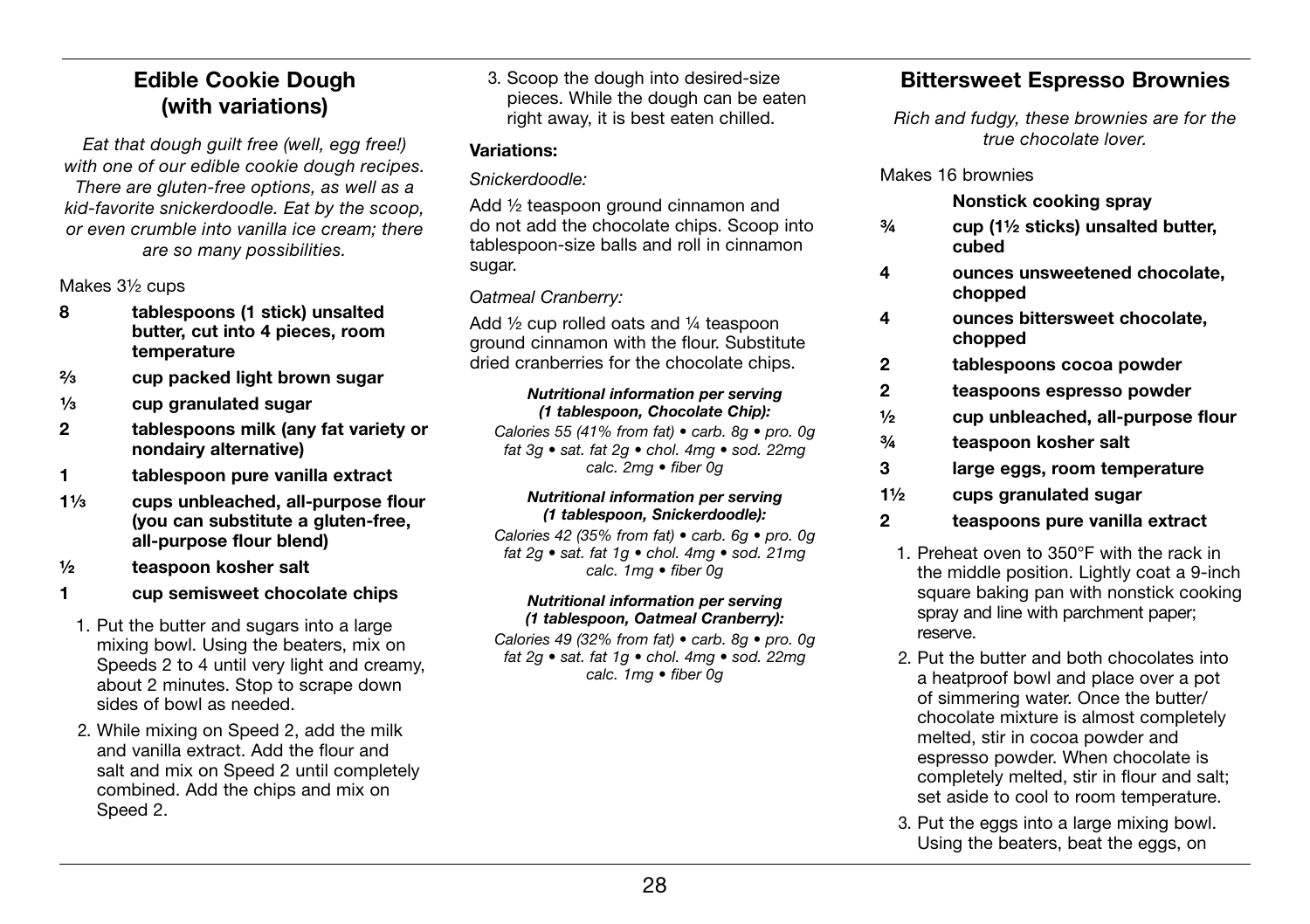## Edible Cookie Dough (with variations)

*Eat that dough guilt free (well, egg free!) with one of our edible cookie dough recipes. There are gluten-free options, as well as a kid-favorite snickerdoodle. Eat by the scoop, or even crumble into vanilla ice cream; there are so many possibilities.*

Makes 3½ cups

- **8** **tablespoons (1 stick) unsalted butter, cut into 4 pieces, room temperature**
- **⅔** **cup packed light brown sugar**
- **⅓** **cup granulated sugar**
- **2** **tablespoons milk (any fat variety or nondairy alternative)**
- **1** **tablespoon pure vanilla extract**
- **1⅓** **cups unbleached, all-purpose flour (you can substitute a gluten-free, all-purpose flour blend)**
- **½** **teaspoon kosher salt**
- **1** **cup semisweet chocolate chips**

1. Put the butter and sugars into a large mixing bowl. Using the beaters, mix on Speeds 2 to 4 until very light and creamy, about 2 minutes. Stop to scrape down sides of bowl as needed.
2. While mixing on Speed 2, add the milk and vanilla extract. Add the flour and salt and mix on Speed 2 until completely combined. Add the chips and mix on Speed 2.
3. Scoop the dough into desired-size pieces. While the dough can be eaten right away, it is best eaten chilled.

**Variations:**

*Snickerdoodle:*

Add ½ teaspoon ground cinnamon and do not add the chocolate chips. Scoop into tablespoon-size balls and roll in cinnamon sugar.

*Oatmeal Cranberry:*

Add ½ cup rolled oats and ¼ teaspoon ground cinnamon with the flour. Substitute dried cranberries for the chocolate chips.

***Nutritional information per serving (1 tablespoon, Chocolate Chip):***

*Calories 55 (41% from fat) • carb. 8g • pro. 0g fat 3g • sat. fat 2g • chol. 4mg • sod. 22mg calc. 2mg • fiber 0g*

***Nutritional information per serving (1 tablespoon, Snickerdoodle):***

*Calories 42 (35% from fat) • carb. 6g • pro. 0g fat 2g • sat. fat 1g • chol. 4mg • sod. 21mg calc. 1mg • fiber 0g*

***Nutritional information per serving (1 tablespoon, Oatmeal Cranberry):***

*Calories 49 (32% from fat) • carb. 8g • pro. 0g fat 2g • sat. fat 1g • chol. 4mg • sod. 22mg calc. 1mg • fiber 0g*

## Bittersweet Espresso Brownies

*Rich and fudgy, these brownies are for the true chocolate lover.*

Makes 16 brownies

- **Nonstick cooking spray**
- **¾** **cup (1½ sticks) unsalted butter, cubed**
- **4** **ounces unsweetened chocolate, chopped**
- **4** **ounces bittersweet chocolate, chopped**
- **2** **tablespoons cocoa powder**
- **2** **teaspoons espresso powder**
- **½** **cup unbleached, all-purpose flour**
- **¾** **teaspoon kosher salt**
- **3** **large eggs, room temperature**
- **1½** **cups granulated sugar**
- **2** **teaspoons pure vanilla extract**

1. Preheat oven to 350°F with the rack in the middle position. Lightly coat a 9-inch square baking pan with nonstick cooking spray and line with parchment paper; reserve.
2. Put the butter and both chocolates into a heatproof bowl and place over a pot of simmering water. Once the butter/chocolate mixture is almost completely melted, stir in cocoa powder and espresso powder. When chocolate is completely melted, stir in flour and salt; set aside to cool to room temperature.
3. Put the eggs into a large mixing bowl. Using the beaters, beat the eggs, on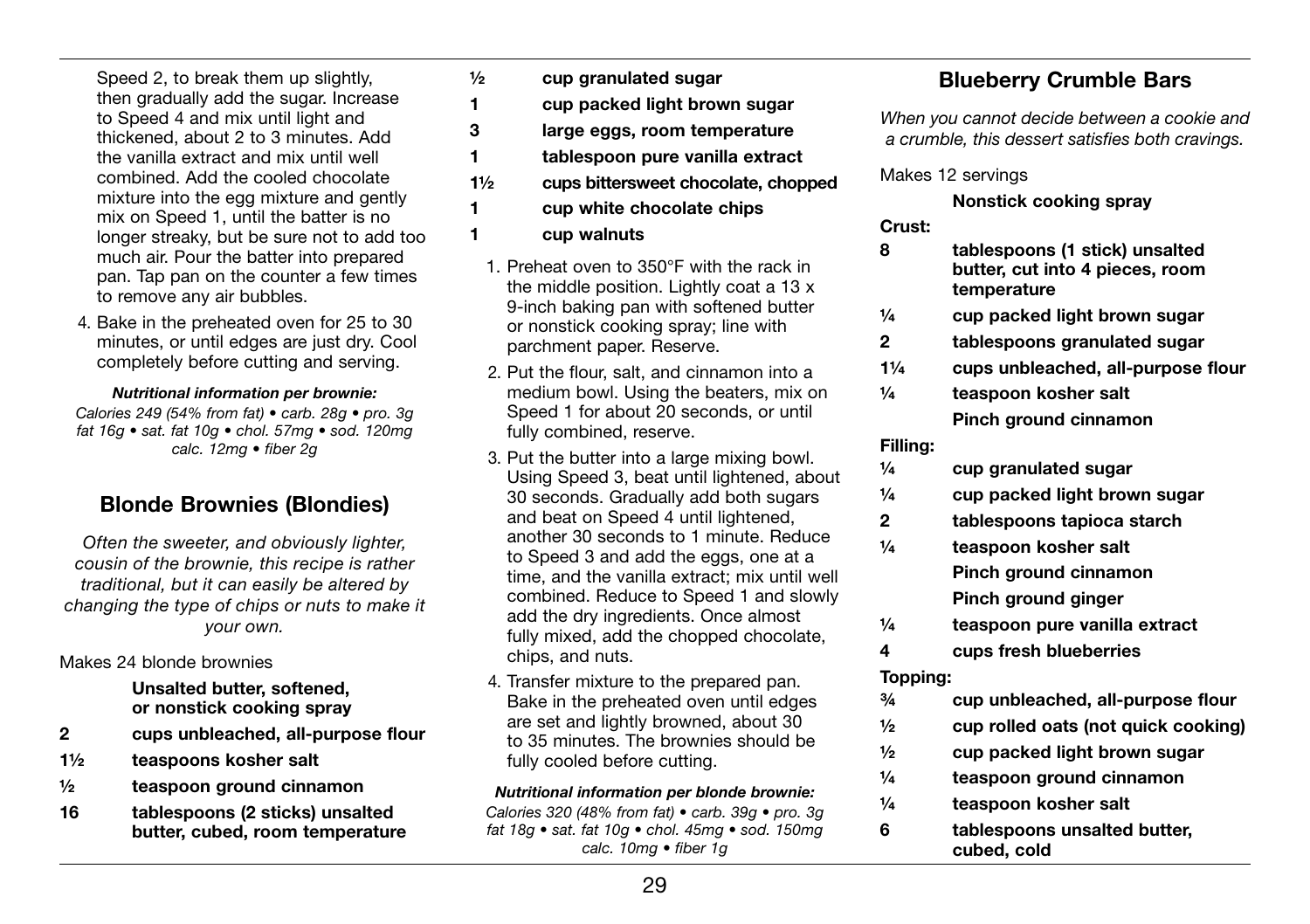Speed 2, to break them up slightly, then gradually add the sugar. Increase to Speed 4 and mix until light and thickened, about 2 to 3 minutes. Add the vanilla extract and mix until well combined. Add the cooled chocolate mixture into the egg mixture and gently mix on Speed 1, until the batter is no longer streaky, but be sure not to add too much air. Pour the batter into prepared pan. Tap pan on the counter a few times to remove any air bubbles.

4. Bake in the preheated oven for 25 to 30 minutes, or until edges are just dry. Cool completely before cutting and serving.

***Nutritional information per brownie:***
*Calories 249 (54% from fat) • carb. 28g • pro. 3g fat 16g • sat. fat 10g • chol. 57mg • sod. 120mg calc. 12mg • fiber 2g*

## Blonde Brownies (Blondies)

*Often the sweeter, and obviously lighter, cousin of the brownie, this recipe is rather traditional, but it can easily be altered by changing the type of chips or nuts to make it your own.*

Makes 24 blonde brownies

**Unsalted butter, softened, or nonstick cooking spray**
**2 cups unbleached, all-purpose flour**
**1½ teaspoons kosher salt**
**½ teaspoon ground cinnamon**
**16 tablespoons (2 sticks) unsalted butter, cubed, room temperature**
**½ cup granulated sugar**
**1 cup packed light brown sugar**
**3 large eggs, room temperature**
**1 tablespoon pure vanilla extract**
**1½ cups bittersweet chocolate, chopped**
**1 cup white chocolate chips**
**1 cup walnuts**

1. Preheat oven to 350°F with the rack in the middle position. Lightly coat a 13 x 9-inch baking pan with softened butter or nonstick cooking spray; line with parchment paper. Reserve.
2. Put the flour, salt, and cinnamon into a medium bowl. Using the beaters, mix on Speed 1 for about 20 seconds, or until fully combined, reserve.
3. Put the butter into a large mixing bowl. Using Speed 3, beat until lightened, about 30 seconds. Gradually add both sugars and beat on Speed 4 until lightened, another 30 seconds to 1 minute. Reduce to Speed 3 and add the eggs, one at a time, and the vanilla extract; mix until well combined. Reduce to Speed 1 and slowly add the dry ingredients. Once almost fully mixed, add the chopped chocolate, chips, and nuts.
4. Transfer mixture to the prepared pan. Bake in the preheated oven until edges are set and lightly browned, about 30 to 35 minutes. The brownies should be fully cooled before cutting.

***Nutritional information per blonde brownie:***
*Calories 320 (48% from fat) • carb. 39g • pro. 3g fat 18g • sat. fat 10g • chol. 45mg • sod. 150mg calc. 10mg • fiber 1g*

## Blueberry Crumble Bars

*When you cannot decide between a cookie and a crumble, this dessert satisfies both cravings.*

Makes 12 servings

**Nonstick cooking spray**

**Crust:**
**8 tablespoons (1 stick) unsalted butter, cut into 4 pieces, room temperature**
**¼ cup packed light brown sugar**
**2 tablespoons granulated sugar**
**1¼ cups unbleached, all-purpose flour**
**¼ teaspoon kosher salt**
**Pinch ground cinnamon**

**Filling:**
**¼ cup granulated sugar**
**¼ cup packed light brown sugar**
**2 tablespoons tapioca starch**
**¼ teaspoon kosher salt**
**Pinch ground cinnamon**
**Pinch ground ginger**
**¼ teaspoon pure vanilla extract**
**4 cups fresh blueberries**

**Topping:**
**¾ cup unbleached, all-purpose flour**
**½ cup rolled oats (not quick cooking)**
**½ cup packed light brown sugar**
**¼ teaspoon ground cinnamon**
**¼ teaspoon kosher salt**
**6 tablespoons unsalted butter, cubed, cold**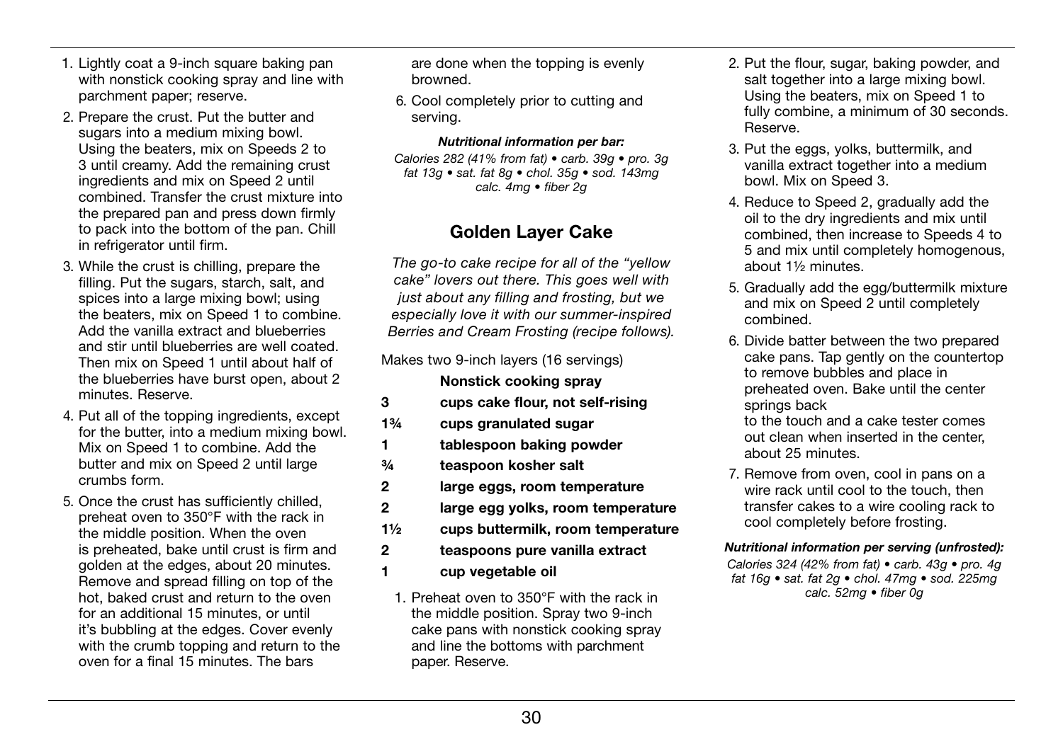1. Lightly coat a 9-inch square baking pan with nonstick cooking spray and line with parchment paper; reserve.
2. Prepare the crust. Put the butter and sugars into a medium mixing bowl. Using the beaters, mix on Speeds 2 to 3 until creamy. Add the remaining crust ingredients and mix on Speed 2 until combined. Transfer the crust mixture into the prepared pan and press down firmly to pack into the bottom of the pan. Chill in refrigerator until firm.
3. While the crust is chilling, prepare the filling. Put the sugars, starch, salt, and spices into a large mixing bowl; using the beaters, mix on Speed 1 to combine. Add the vanilla extract and blueberries and stir until blueberries are well coated. Then mix on Speed 1 until about half of the blueberries have burst open, about 2 minutes. Reserve.
4. Put all of the topping ingredients, except for the butter, into a medium mixing bowl. Mix on Speed 1 to combine. Add the butter and mix on Speed 2 until large crumbs form.
5. Once the crust has sufficiently chilled, preheat oven to 350°F with the rack in the middle position. When the oven is preheated, bake until crust is firm and golden at the edges, about 20 minutes. Remove and spread filling on top of the hot, baked crust and return to the oven for an additional 15 minutes, or until it's bubbling at the edges. Cover evenly with the crumb topping and return to the oven for a final 15 minutes. The bars are done when the topping is evenly browned.
6. Cool completely prior to cutting and serving.

***Nutritional information per bar:***

*Calories 282 (41% from fat) • carb. 39g • pro. 3g fat 13g • sat. fat 8g • chol. 35g • sod. 143mg calc. 4mg • fiber 2g*

## Golden Layer Cake

*The go-to cake recipe for all of the "yellow cake" lovers out there. This goes well with just about any filling and frosting, but we especially love it with our summer-inspired Berries and Cream Frosting (recipe follows).*

Makes two 9-inch layers (16 servings)

| | |
|---|---|
| | **Nonstick cooking spray** |
| **3** | **cups cake flour, not self-rising** |
| **1¾** | **cups granulated sugar** |
| **1** | **tablespoon baking powder** |
| **¾** | **teaspoon kosher salt** |
| **2** | **large eggs, room temperature** |
| **2** | **large egg yolks, room temperature** |
| **1½** | **cups buttermilk, room temperature** |
| **2** | **teaspoons pure vanilla extract** |
| **1** | **cup vegetable oil** |

1. Preheat oven to 350°F with the rack in the middle position. Spray two 9-inch cake pans with nonstick cooking spray and line the bottoms with parchment paper. Reserve.
2. Put the flour, sugar, baking powder, and salt together into a large mixing bowl. Using the beaters, mix on Speed 1 to fully combine, a minimum of 30 seconds. Reserve.
3. Put the eggs, yolks, buttermilk, and vanilla extract together into a medium bowl. Mix on Speed 3.
4. Reduce to Speed 2, gradually add the oil to the dry ingredients and mix until combined, then increase to Speeds 4 to 5 and mix until completely homogenous, about 1½ minutes.
5. Gradually add the egg/buttermilk mixture and mix on Speed 2 until completely combined.
6. Divide batter between the two prepared cake pans. Tap gently on the countertop to remove bubbles and place in preheated oven. Bake until the center springs back to the touch and a cake tester comes out clean when inserted in the center, about 25 minutes.
7. Remove from oven, cool in pans on a wire rack until cool to the touch, then transfer cakes to a wire cooling rack to cool completely before frosting.

***Nutritional information per serving (unfrosted):***

*Calories 324 (42% from fat) • carb. 43g • pro. 4g fat 16g • sat. fat 2g • chol. 47mg • sod. 225mg calc. 52mg • fiber 0g*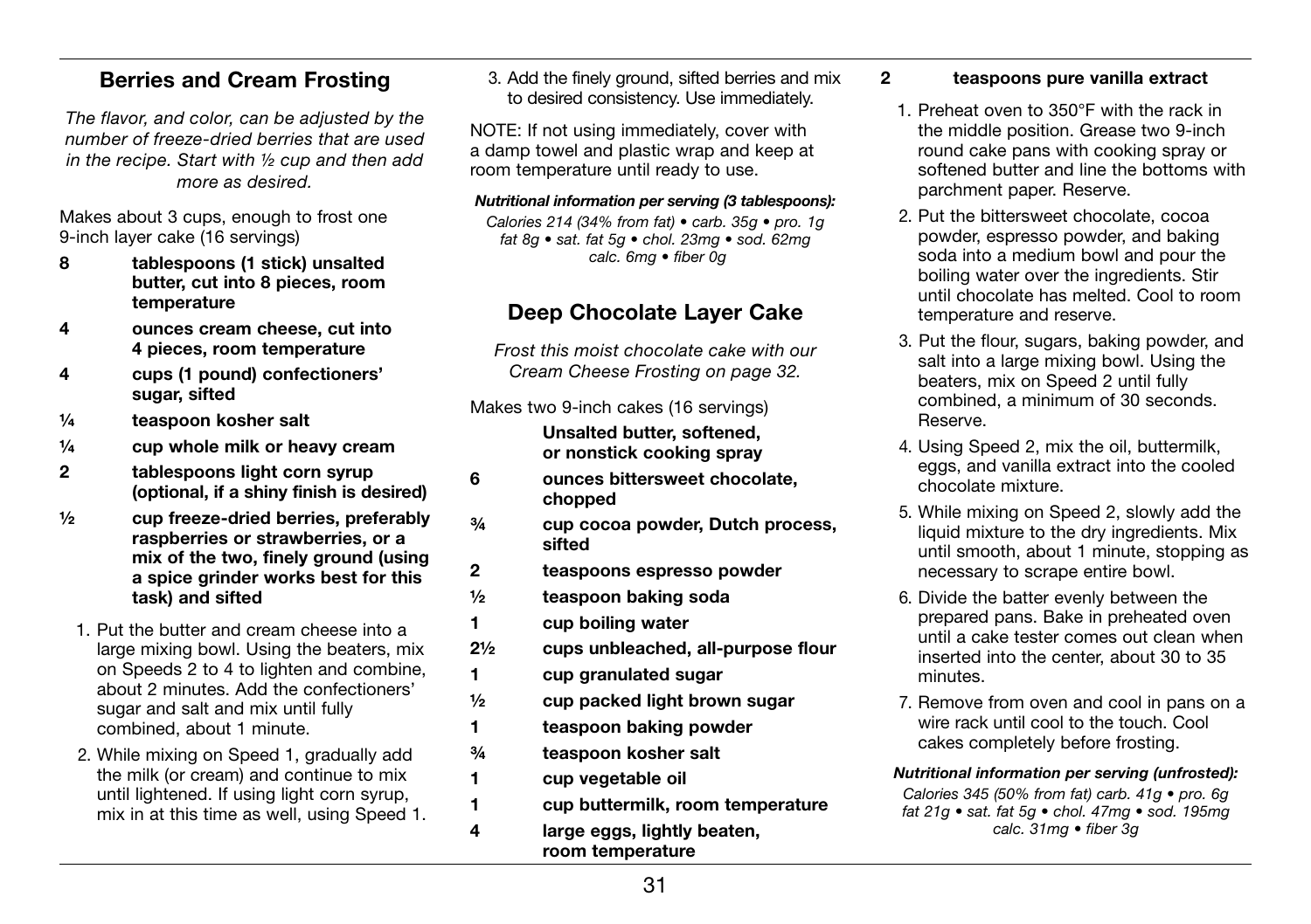## Berries and Cream Frosting

*The flavor, and color, can be adjusted by the number of freeze-dried berries that are used in the recipe. Start with ½ cup and then add more as desired.*

Makes about 3 cups, enough to frost one 9-inch layer cake (16 servings)

- **8 tablespoons (1 stick) unsalted butter, cut into 8 pieces, room temperature**
- **4 ounces cream cheese, cut into 4 pieces, room temperature**
- **4 cups (1 pound) confectioners' sugar, sifted**
- **¼ teaspoon kosher salt**
- **¼ cup whole milk or heavy cream**
- **2 tablespoons light corn syrup (optional, if a shiny finish is desired)**
- **½ cup freeze-dried berries, preferably raspberries or strawberries, or a mix of the two, finely ground (using a spice grinder works best for this task) and sifted**

1. Put the butter and cream cheese into a large mixing bowl. Using the beaters, mix on Speeds 2 to 4 to lighten and combine, about 2 minutes. Add the confectioners' sugar and salt and mix until fully combined, about 1 minute.
2. While mixing on Speed 1, gradually add the milk (or cream) and continue to mix until lightened. If using light corn syrup, mix in at this time as well, using Speed 1.
3. Add the finely ground, sifted berries and mix to desired consistency. Use immediately.

NOTE: If not using immediately, cover with a damp towel and plastic wrap and keep at room temperature until ready to use.

***Nutritional information per serving (3 tablespoons):***
*Calories 214 (34% from fat) • carb. 35g • pro. 1g fat 8g • sat. fat 5g • chol. 23mg • sod. 62mg calc. 6mg • fiber 0g*

## Deep Chocolate Layer Cake

*Frost this moist chocolate cake with our Cream Cheese Frosting on page 32.*

Makes two 9-inch cakes (16 servings)

- **Unsalted butter, softened, or nonstick cooking spray**
- **6 ounces bittersweet chocolate, chopped**
- **¾ cup cocoa powder, Dutch process, sifted**
- **2 teaspoons espresso powder**
- **½ teaspoon baking soda**
- **1 cup boiling water**
- **2½ cups unbleached, all-purpose flour**
- **1 cup granulated sugar**
- **½ cup packed light brown sugar**
- **1 teaspoon baking powder**
- **¾ teaspoon kosher salt**
- **1 cup vegetable oil**
- **1 cup buttermilk, room temperature**
- **4 large eggs, lightly beaten, room temperature**
- **2 teaspoons pure vanilla extract**

1. Preheat oven to 350°F with the rack in the middle position. Grease two 9-inch round cake pans with cooking spray or softened butter and line the bottoms with parchment paper. Reserve.
2. Put the bittersweet chocolate, cocoa powder, espresso powder, and baking soda into a medium bowl and pour the boiling water over the ingredients. Stir until chocolate has melted. Cool to room temperature and reserve.
3. Put the flour, sugars, baking powder, and salt into a large mixing bowl. Using the beaters, mix on Speed 2 until fully combined, a minimum of 30 seconds. Reserve.
4. Using Speed 2, mix the oil, buttermilk, eggs, and vanilla extract into the cooled chocolate mixture.
5. While mixing on Speed 2, slowly add the liquid mixture to the dry ingredients. Mix until smooth, about 1 minute, stopping as necessary to scrape entire bowl.
6. Divide the batter evenly between the prepared pans. Bake in preheated oven until a cake tester comes out clean when inserted into the center, about 30 to 35 minutes.
7. Remove from oven and cool in pans on a wire rack until cool to the touch. Cool cakes completely before frosting.

***Nutritional information per serving (unfrosted):***
*Calories 345 (50% from fat) carb. 41g • pro. 6g fat 21g • sat. fat 5g • chol. 47mg • sod. 195mg calc. 31mg • fiber 3g*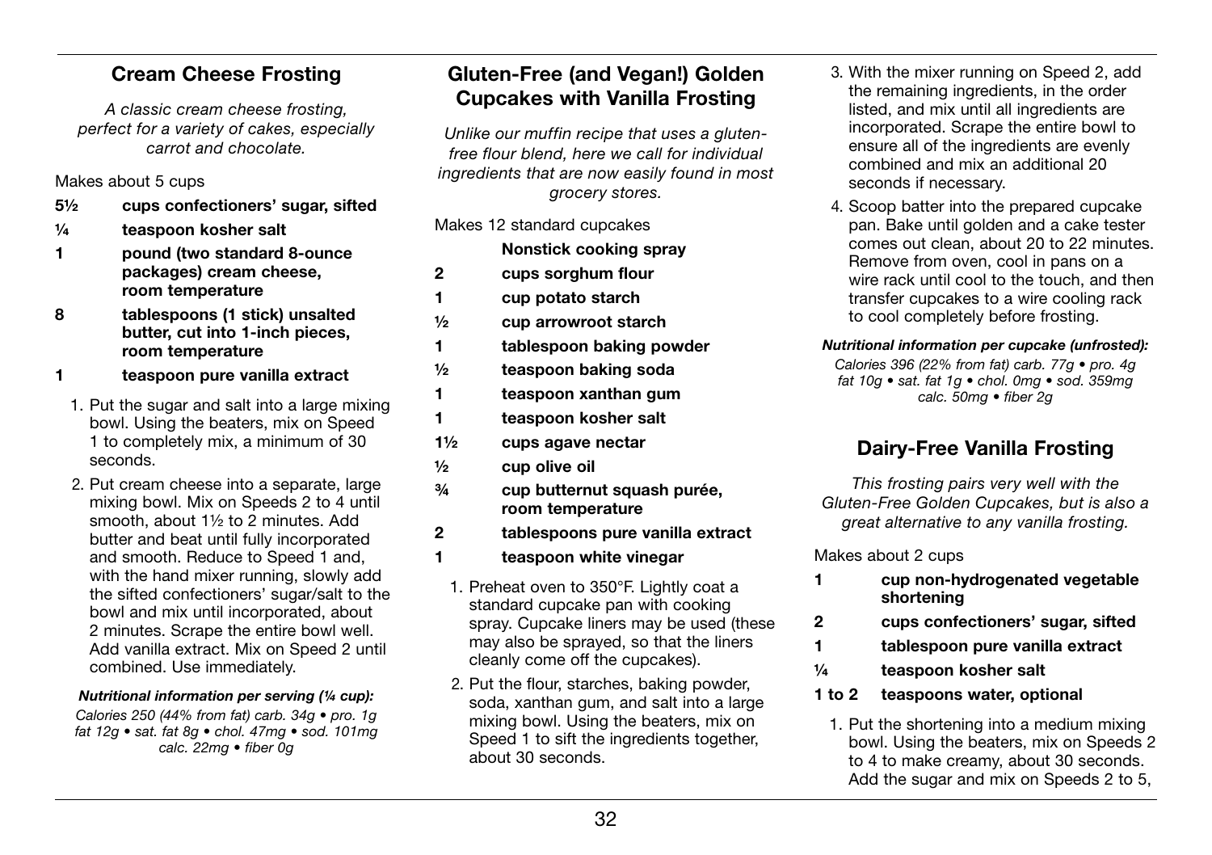## Cream Cheese Frosting

*A classic cream cheese frosting, perfect for a variety of cakes, especially carrot and chocolate.*

Makes about 5 cups

- **5½ cups confectioners' sugar, sifted**
- **¼ teaspoon kosher salt**
- **1 pound (two standard 8-ounce packages) cream cheese, room temperature**
- **8 tablespoons (1 stick) unsalted butter, cut into 1-inch pieces, room temperature**
- **1 teaspoon pure vanilla extract**

1. Put the sugar and salt into a large mixing bowl. Using the beaters, mix on Speed 1 to completely mix, a minimum of 30 seconds.
2. Put cream cheese into a separate, large mixing bowl. Mix on Speeds 2 to 4 until smooth, about 1½ to 2 minutes. Add butter and beat until fully incorporated and smooth. Reduce to Speed 1 and, with the hand mixer running, slowly add the sifted confectioners' sugar/salt to the bowl and mix until incorporated, about 2 minutes. Scrape the entire bowl well. Add vanilla extract. Mix on Speed 2 until combined. Use immediately.

***Nutritional information per serving (¼ cup):***

*Calories 250 (44% from fat) carb. 34g • pro. 1g fat 12g • sat. fat 8g • chol. 47mg • sod. 101mg calc. 22mg • fiber 0g*

## Gluten-Free (and Vegan!) Golden Cupcakes with Vanilla Frosting

*Unlike our muffin recipe that uses a gluten-free flour blend, here we call for individual ingredients that are now easily found in most grocery stores.*

Makes 12 standard cupcakes

- **Nonstick cooking spray**
- **2 cups sorghum flour**
- **1 cup potato starch**
- **½ cup arrowroot starch**
- **1 tablespoon baking powder**
- **½ teaspoon baking soda**
- **1 teaspoon xanthan gum**
- **1 teaspoon kosher salt**
- **1½ cups agave nectar**
- **½ cup olive oil**
- **¾ cup butternut squash purée, room temperature**
- **2 tablespoons pure vanilla extract**
- **1 teaspoon white vinegar**

1. Preheat oven to 350°F. Lightly coat a standard cupcake pan with cooking spray. Cupcake liners may be used (these may also be sprayed, so that the liners cleanly come off the cupcakes).
2. Put the flour, starches, baking powder, soda, xanthan gum, and salt into a large mixing bowl. Using the beaters, mix on Speed 1 to sift the ingredients together, about 30 seconds.
3. With the mixer running on Speed 2, add the remaining ingredients, in the order listed, and mix until all ingredients are incorporated. Scrape the entire bowl to ensure all of the ingredients are evenly combined and mix an additional 20 seconds if necessary.
4. Scoop batter into the prepared cupcake pan. Bake until golden and a cake tester comes out clean, about 20 to 22 minutes. Remove from oven, cool in pans on a wire rack until cool to the touch, and then transfer cupcakes to a wire cooling rack to cool completely before frosting.

***Nutritional information per cupcake (unfrosted):***

*Calories 396 (22% from fat) carb. 77g • pro. 4g fat 10g • sat. fat 1g • chol. 0mg • sod. 359mg calc. 50mg • fiber 2g*

## Dairy-Free Vanilla Frosting

*This frosting pairs very well with the Gluten-Free Golden Cupcakes, but is also a great alternative to any vanilla frosting.*

Makes about 2 cups

- **1 cup non-hydrogenated vegetable shortening**
- **2 cups confectioners' sugar, sifted**
- **1 tablespoon pure vanilla extract**
- **¼ teaspoon kosher salt**
- **1 to 2 teaspoons water, optional**

1. Put the shortening into a medium mixing bowl. Using the beaters, mix on Speeds 2 to 4 to make creamy, about 30 seconds. Add the sugar and mix on Speeds 2 to 5,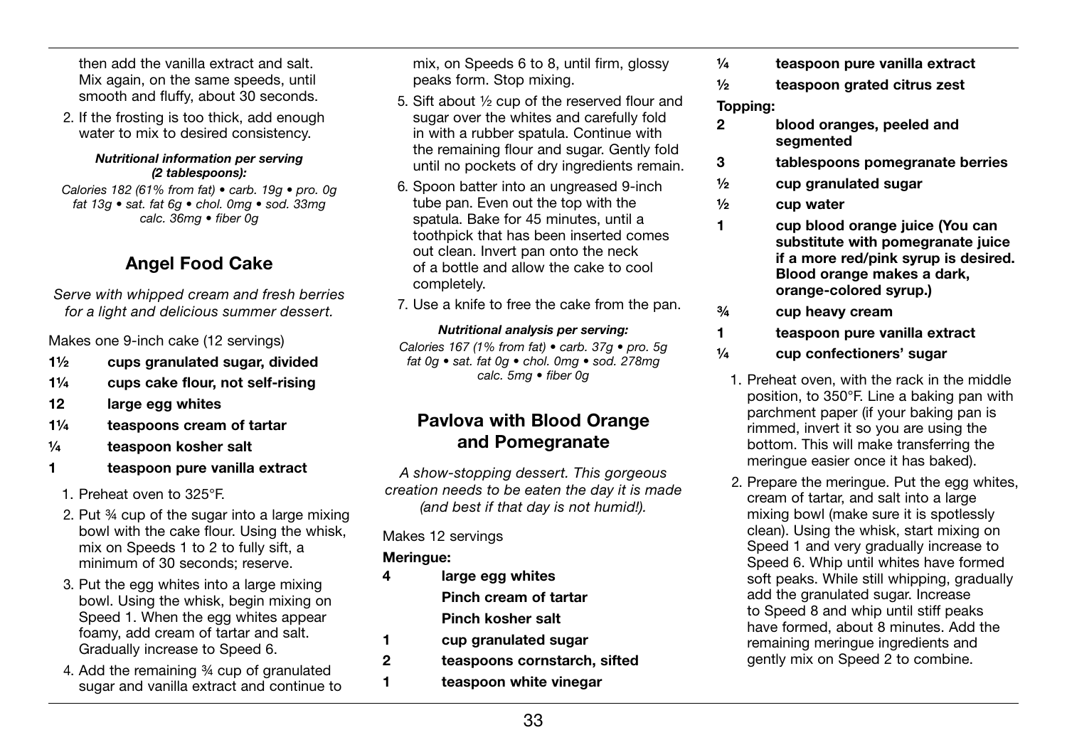then add the vanilla extract and salt. Mix again, on the same speeds, until smooth and fluffy, about 30 seconds.

2. If the frosting is too thick, add enough water to mix to desired consistency.

***Nutritional information per serving (2 tablespoons):***

*Calories 182 (61% from fat) • carb. 19g • pro. 0g fat 13g • sat. fat 6g • chol. 0mg • sod. 33mg calc. 36mg • fiber 0g*

## Angel Food Cake

*Serve with whipped cream and fresh berries for a light and delicious summer dessert.*

Makes one 9-inch cake (12 servings)

- **1½ cups granulated sugar, divided**
- **1¼ cups cake flour, not self-rising**
- **12 large egg whites**
- **1¼ teaspoons cream of tartar**
- **¼ teaspoon kosher salt**
- **1 teaspoon pure vanilla extract**

1. Preheat oven to 325°F.
2. Put ¾ cup of the sugar into a large mixing bowl with the cake flour. Using the whisk, mix on Speeds 1 to 2 to fully sift, a minimum of 30 seconds; reserve.
3. Put the egg whites into a large mixing bowl. Using the whisk, begin mixing on Speed 1. When the egg whites appear foamy, add cream of tartar and salt. Gradually increase to Speed 6.
4. Add the remaining ¾ cup of granulated sugar and vanilla extract and continue to mix, on Speeds 6 to 8, until firm, glossy peaks form. Stop mixing.
5. Sift about ½ cup of the reserved flour and sugar over the whites and carefully fold in with a rubber spatula. Continue with the remaining flour and sugar. Gently fold until no pockets of dry ingredients remain.
6. Spoon batter into an ungreased 9-inch tube pan. Even out the top with the spatula. Bake for 45 minutes, until a toothpick that has been inserted comes out clean. Invert pan onto the neck of a bottle and allow the cake to cool completely.
7. Use a knife to free the cake from the pan.

***Nutritional analysis per serving:***

*Calories 167 (1% from fat) • carb. 37g • pro. 5g fat 0g • sat. fat 0g • chol. 0mg • sod. 278mg calc. 5mg • fiber 0g*

## Pavlova with Blood Orange and Pomegranate

*A show-stopping dessert. This gorgeous creation needs to be eaten the day it is made (and best if that day is not humid!).*

Makes 12 servings

**Meringue:**

- **4 large egg whites**
- **Pinch cream of tartar**
- **Pinch kosher salt**
- **1 cup granulated sugar**
- **2 teaspoons cornstarch, sifted**
- **1 teaspoon white vinegar**
- **¼ teaspoon pure vanilla extract**
- **½ teaspoon grated citrus zest**

**Topping:**

- **2 blood oranges, peeled and segmented**
- **3 tablespoons pomegranate berries**
- **½ cup granulated sugar**
- **½ cup water**
- **1 cup blood orange juice (You can substitute with pomegranate juice if a more red/pink syrup is desired. Blood orange makes a dark, orange-colored syrup.)**
- **¾ cup heavy cream**
- **1 teaspoon pure vanilla extract**
- **¼ cup confectioners' sugar**

1. Preheat oven, with the rack in the middle position, to 350°F. Line a baking pan with parchment paper (if your baking pan is rimmed, invert it so you are using the bottom. This will make transferring the meringue easier once it has baked).
2. Prepare the meringue. Put the egg whites, cream of tartar, and salt into a large mixing bowl (make sure it is spotlessly clean). Using the whisk, start mixing on Speed 1 and very gradually increase to Speed 6. Whip until whites have formed soft peaks. While still whipping, gradually add the granulated sugar. Increase to Speed 8 and whip until stiff peaks have formed, about 8 minutes. Add the remaining meringue ingredients and gently mix on Speed 2 to combine.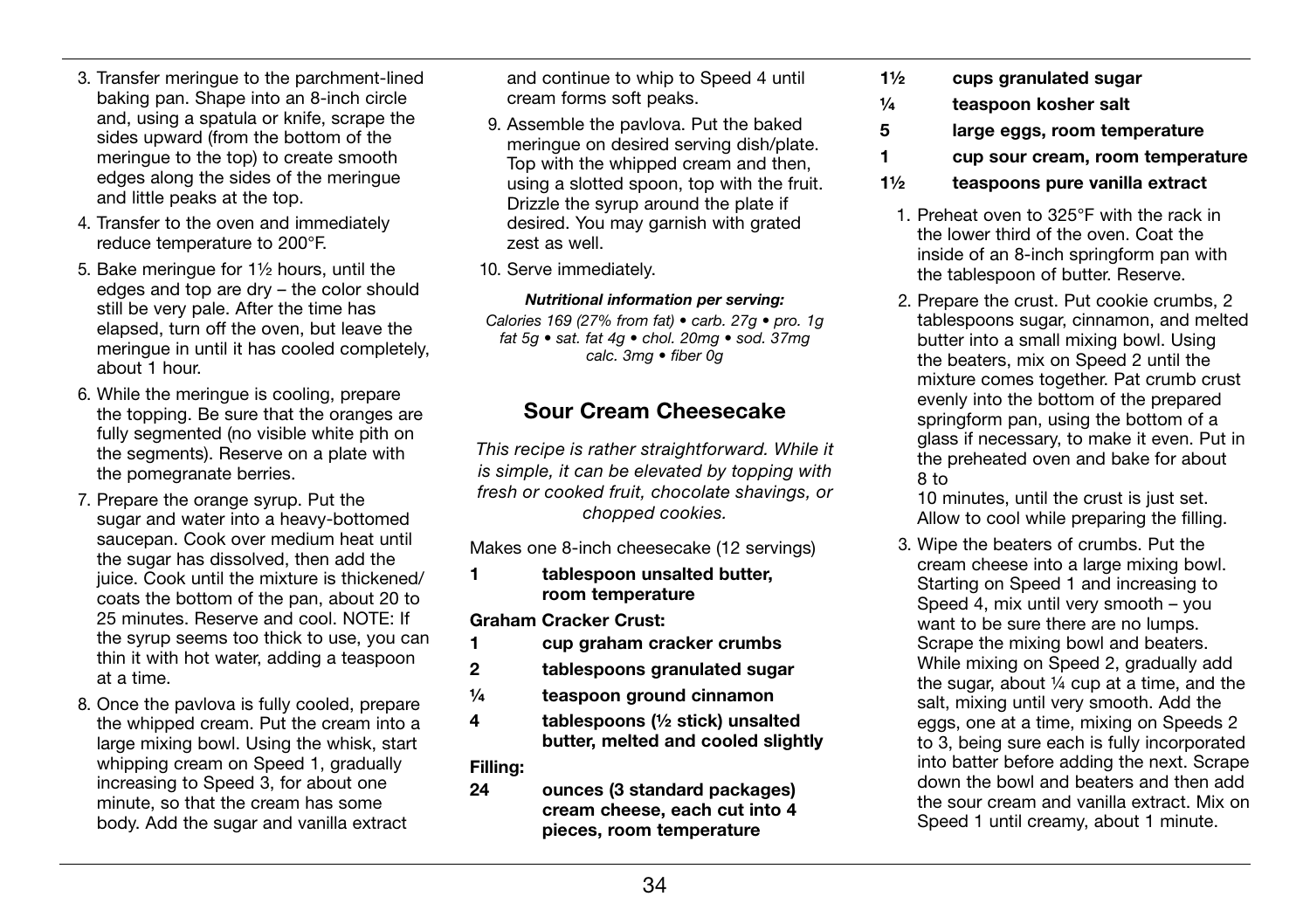3. Transfer meringue to the parchment-lined baking pan. Shape into an 8-inch circle and, using a spatula or knife, scrape the sides upward (from the bottom of the meringue to the top) to create smooth edges along the sides of the meringue and little peaks at the top.
4. Transfer to the oven and immediately reduce temperature to 200°F.
5. Bake meringue for 1½ hours, until the edges and top are dry – the color should still be very pale. After the time has elapsed, turn off the oven, but leave the meringue in until it has cooled completely, about 1 hour.
6. While the meringue is cooling, prepare the topping. Be sure that the oranges are fully segmented (no visible white pith on the segments). Reserve on a plate with the pomegranate berries.
7. Prepare the orange syrup. Put the sugar and water into a heavy-bottomed saucepan. Cook over medium heat until the sugar has dissolved, then add the juice. Cook until the mixture is thickened/coats the bottom of the pan, about 20 to 25 minutes. Reserve and cool. NOTE: If the syrup seems too thick to use, you can thin it with hot water, adding a teaspoon at a time.
8. Once the pavlova is fully cooled, prepare the whipped cream. Put the cream into a large mixing bowl. Using the whisk, start whipping cream on Speed 1, gradually increasing to Speed 3, for about one minute, so that the cream has some body. Add the sugar and vanilla extract and continue to whip to Speed 4 until cream forms soft peaks.
9. Assemble the pavlova. Put the baked meringue on desired serving dish/plate. Top with the whipped cream and then, using a slotted spoon, top with the fruit. Drizzle the syrup around the plate if desired. You may garnish with grated zest as well.
10. Serve immediately.

***Nutritional information per serving:***

*Calories 169 (27% from fat) • carb. 27g • pro. 1g fat 5g • sat. fat 4g • chol. 20mg • sod. 37mg calc. 3mg • fiber 0g*

## Sour Cream Cheesecake

*This recipe is rather straightforward. While it is simple, it can be elevated by topping with fresh or cooked fruit, chocolate shavings, or chopped cookies.*

Makes one 8-inch cheesecake (12 servings)

**1** **tablespoon unsalted butter, room temperature**

**Graham Cracker Crust:**

**1** **cup graham cracker crumbs**
**2** **tablespoons granulated sugar**
**¼** **teaspoon ground cinnamon**
**4** **tablespoons (½ stick) unsalted butter, melted and cooled slightly**

**Filling:**

**24** **ounces (3 standard packages) cream cheese, each cut into 4 pieces, room temperature**
**1½** **cups granulated sugar**
**¼** **teaspoon kosher salt**
**5** **large eggs, room temperature**
**1** **cup sour cream, room temperature**
**1½** **teaspoons pure vanilla extract**

1. Preheat oven to 325°F with the rack in the lower third of the oven. Coat the inside of an 8-inch springform pan with the tablespoon of butter. Reserve.
2. Prepare the crust. Put cookie crumbs, 2 tablespoons sugar, cinnamon, and melted butter into a small mixing bowl. Using the beaters, mix on Speed 2 until the mixture comes together. Pat crumb crust evenly into the bottom of the prepared springform pan, using the bottom of a glass if necessary, to make it even. Put in the preheated oven and bake for about 8 to 10 minutes, until the crust is just set. Allow to cool while preparing the filling.
3. Wipe the beaters of crumbs. Put the cream cheese into a large mixing bowl. Starting on Speed 1 and increasing to Speed 4, mix until very smooth – you want to be sure there are no lumps. Scrape the mixing bowl and beaters. While mixing on Speed 2, gradually add the sugar, about ¼ cup at a time, and the salt, mixing until very smooth. Add the eggs, one at a time, mixing on Speeds 2 to 3, being sure each is fully incorporated into batter before adding the next. Scrape down the bowl and beaters and then add the sour cream and vanilla extract. Mix on Speed 1 until creamy, about 1 minute.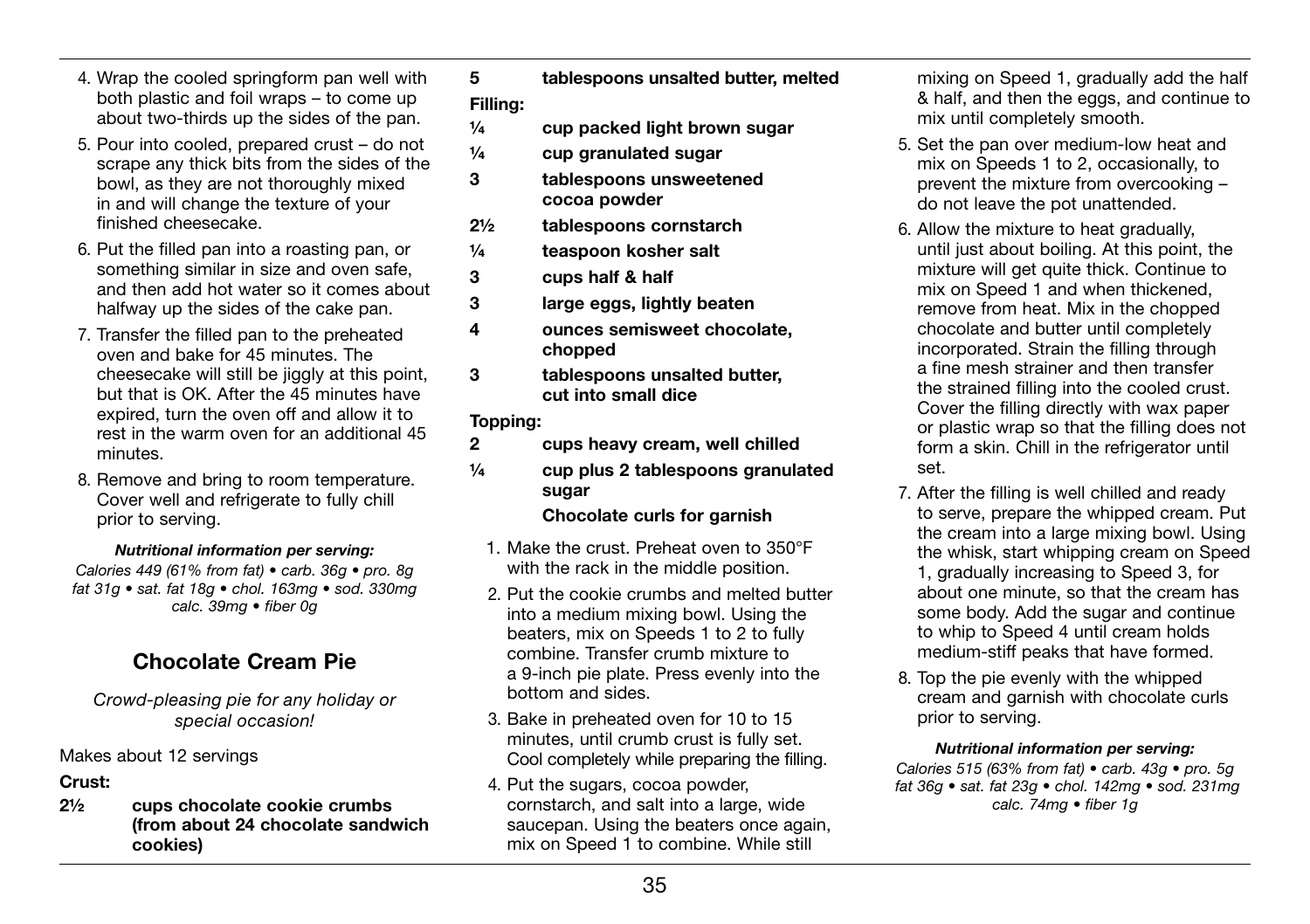4. Wrap the cooled springform pan well with both plastic and foil wraps – to come up about two-thirds up the sides of the pan.
5. Pour into cooled, prepared crust – do not scrape any thick bits from the sides of the bowl, as they are not thoroughly mixed in and will change the texture of your finished cheesecake.
6. Put the filled pan into a roasting pan, or something similar in size and oven safe, and then add hot water so it comes about halfway up the sides of the cake pan.
7. Transfer the filled pan to the preheated oven and bake for 45 minutes. The cheesecake will still be jiggly at this point, but that is OK. After the 45 minutes have expired, turn the oven off and allow it to rest in the warm oven for an additional 45 minutes.
8. Remove and bring to room temperature. Cover well and refrigerate to fully chill prior to serving.

***Nutritional information per serving:***
*Calories 449 (61% from fat) • carb. 36g • pro. 8g fat 31g • sat. fat 18g • chol. 163mg • sod. 330mg calc. 39mg • fiber 0g*

## Chocolate Cream Pie

*Crowd-pleasing pie for any holiday or special occasion!*

Makes about 12 servings

**Crust:**

**2½ cups chocolate cookie crumbs (from about 24 chocolate sandwich cookies)**
**5 tablespoons unsalted butter, melted**

**Filling:**

**¼ cup packed light brown sugar**
**¼ cup granulated sugar**
**3 tablespoons unsweetened cocoa powder**
**2½ tablespoons cornstarch**
**¼ teaspoon kosher salt**
**3 cups half & half**
**3 large eggs, lightly beaten**
**4 ounces semisweet chocolate, chopped**
**3 tablespoons unsalted butter, cut into small dice**

**Topping:**

**2 cups heavy cream, well chilled**
**¼ cup plus 2 tablespoons granulated sugar**
**Chocolate curls for garnish**

1. Make the crust. Preheat oven to 350°F with the rack in the middle position.
2. Put the cookie crumbs and melted butter into a medium mixing bowl. Using the beaters, mix on Speeds 1 to 2 to fully combine. Transfer crumb mixture to a 9-inch pie plate. Press evenly into the bottom and sides.
3. Bake in preheated oven for 10 to 15 minutes, until crumb crust is fully set. Cool completely while preparing the filling.
4. Put the sugars, cocoa powder, cornstarch, and salt into a large, wide saucepan. Using the beaters once again, mix on Speed 1 to combine. While still mixing on Speed 1, gradually add the half & half, and then the eggs, and continue to mix until completely smooth.
5. Set the pan over medium-low heat and mix on Speeds 1 to 2, occasionally, to prevent the mixture from overcooking – do not leave the pot unattended.
6. Allow the mixture to heat gradually, until just about boiling. At this point, the mixture will get quite thick. Continue to mix on Speed 1 and when thickened, remove from heat. Mix in the chopped chocolate and butter until completely incorporated. Strain the filling through a fine mesh strainer and then transfer the strained filling into the cooled crust. Cover the filling directly with wax paper or plastic wrap so that the filling does not form a skin. Chill in the refrigerator until set.
7. After the filling is well chilled and ready to serve, prepare the whipped cream. Put the cream into a large mixing bowl. Using the whisk, start whipping cream on Speed 1, gradually increasing to Speed 3, for about one minute, so that the cream has some body. Add the sugar and continue to whip to Speed 4 until cream holds medium-stiff peaks that have formed.
8. Top the pie evenly with the whipped cream and garnish with chocolate curls prior to serving.

***Nutritional information per serving:***
*Calories 515 (63% from fat) • carb. 43g • pro. 5g fat 36g • sat. fat 23g • chol. 142mg • sod. 231mg calc. 74mg • fiber 1g*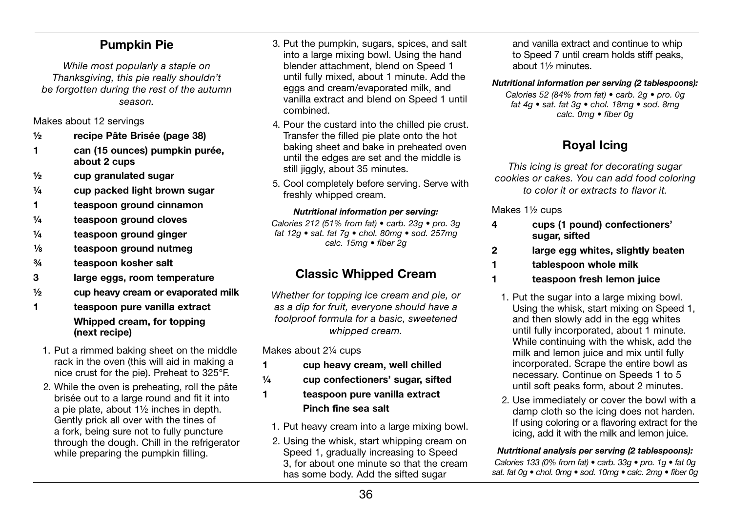## Pumpkin Pie

*While most popularly a staple on Thanksgiving, this pie really shouldn't be forgotten during the rest of the autumn season.*

Makes about 12 servings

- **½ recipe Pâte Brisée (page 38)**
- **1 can (15 ounces) pumpkin purée, about 2 cups**
- **½ cup granulated sugar**
- **¼ cup packed light brown sugar**
- **1 teaspoon ground cinnamon**
- **¼ teaspoon ground cloves**
- **¼ teaspoon ground ginger**
- **⅛ teaspoon ground nutmeg**
- **¾ teaspoon kosher salt**
- **3 large eggs, room temperature**
- **½ cup heavy cream or evaporated milk**
- **1 teaspoon pure vanilla extract**
- **Whipped cream, for topping (next recipe)**

1. Put a rimmed baking sheet on the middle rack in the oven (this will aid in making a nice crust for the pie). Preheat to 325°F.
2. While the oven is preheating, roll the pâte brisée out to a large round and fit it into a pie plate, about 1½ inches in depth. Gently prick all over with the tines of a fork, being sure not to fully puncture through the dough. Chill in the refrigerator while preparing the pumpkin filling.
3. Put the pumpkin, sugars, spices, and salt into a large mixing bowl. Using the hand blender attachment, blend on Speed 1 until fully mixed, about 1 minute. Add the eggs and cream/evaporated milk, and vanilla extract and blend on Speed 1 until combined.
4. Pour the custard into the chilled pie crust. Transfer the filled pie plate onto the hot baking sheet and bake in preheated oven until the edges are set and the middle is still jiggly, about 35 minutes.
5. Cool completely before serving. Serve with freshly whipped cream.

***Nutritional information per serving:***

*Calories 212 (51% from fat) • carb. 23g • pro. 3g fat 12g • sat. fat 7g • chol. 80mg • sod. 257mg calc. 15mg • fiber 2g*

## Classic Whipped Cream

*Whether for topping ice cream and pie, or as a dip for fruit, everyone should have a foolproof formula for a basic, sweetened whipped cream.*

Makes about 2¼ cups

- **1 cup heavy cream, well chilled**
- **¼ cup confectioners' sugar, sifted**
- **1 teaspoon pure vanilla extract**
- **Pinch fine sea salt**

1. Put heavy cream into a large mixing bowl.
2. Using the whisk, start whipping cream on Speed 1, gradually increasing to Speed 3, for about one minute so that the cream has some body. Add the sifted sugar and vanilla extract and continue to whip to Speed 7 until cream holds stiff peaks, about 1½ minutes.

***Nutritional information per serving (2 tablespoons):***

*Calories 52 (84% from fat) • carb. 2g • pro. 0g fat 4g • sat. fat 3g • chol. 18mg • sod. 8mg calc. 0mg • fiber 0g*

## Royal Icing

*This icing is great for decorating sugar cookies or cakes. You can add food coloring to color it or extracts to flavor it.*

Makes 1½ cups

- **4 cups (1 pound) confectioners' sugar, sifted**
- **2 large egg whites, slightly beaten**
- **1 tablespoon whole milk**
- **1 teaspoon fresh lemon juice**

1. Put the sugar into a large mixing bowl. Using the whisk, start mixing on Speed 1, and then slowly add in the egg whites until fully incorporated, about 1 minute. While continuing with the whisk, add the milk and lemon juice and mix until fully incorporated. Scrape the entire bowl as necessary. Continue on Speeds 1 to 5 until soft peaks form, about 2 minutes.
2. Use immediately or cover the bowl with a damp cloth so the icing does not harden. If using coloring or a flavoring extract for the icing, add it with the milk and lemon juice.

***Nutritional analysis per serving (2 tablespoons):***

*Calories 133 (0% from fat) • carb. 33g • pro. 1g • fat 0g sat. fat 0g • chol. 0mg • sod. 10mg • calc. 2mg • fiber 0g*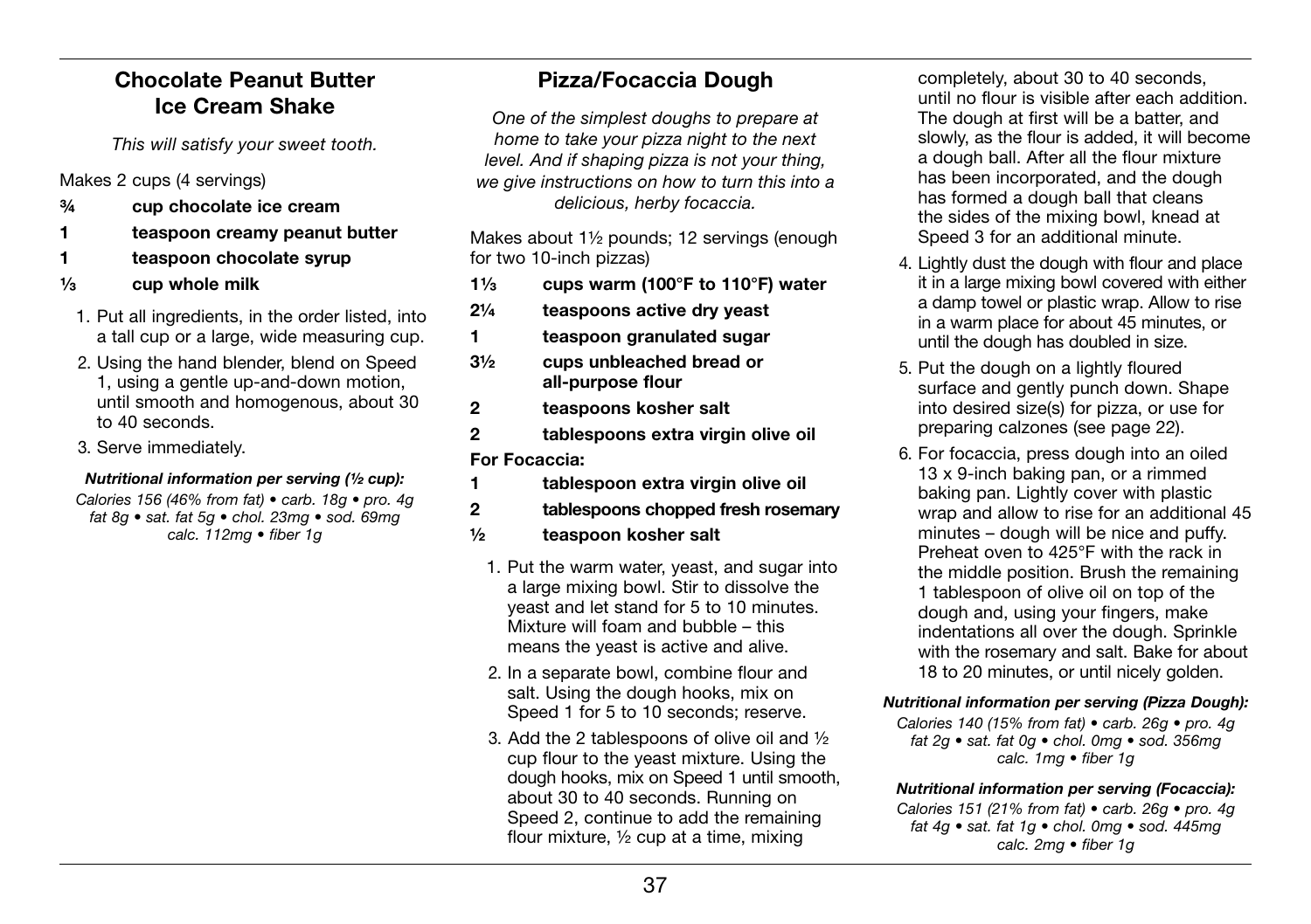## Chocolate Peanut Butter Ice Cream Shake

*This will satisfy your sweet tooth.*

Makes 2 cups (4 servings)

**¾ cup chocolate ice cream**
**1 teaspoon creamy peanut butter**
**1 teaspoon chocolate syrup**
**⅓ cup whole milk**

1. Put all ingredients, in the order listed, into a tall cup or a large, wide measuring cup.
2. Using the hand blender, blend on Speed 1, using a gentle up-and-down motion, until smooth and homogenous, about 30 to 40 seconds.
3. Serve immediately.

***Nutritional information per serving (½ cup):***
*Calories 156 (46% from fat) • carb. 18g • pro. 4g fat 8g • sat. fat 5g • chol. 23mg • sod. 69mg calc. 112mg • fiber 1g*

## Pizza/Focaccia Dough

*One of the simplest doughs to prepare at home to take your pizza night to the next level. And if shaping pizza is not your thing, we give instructions on how to turn this into a delicious, herby focaccia.*

Makes about 1½ pounds; 12 servings (enough for two 10-inch pizzas)

**1⅓ cups warm (100°F to 110°F) water**
**2¼ teaspoons active dry yeast**
**1 teaspoon granulated sugar**
**3½ cups unbleached bread or all-purpose flour**
**2 teaspoons kosher salt**
**2 tablespoons extra virgin olive oil**

**For Focaccia:**

**1 tablespoon extra virgin olive oil**
**2 tablespoons chopped fresh rosemary**
**½ teaspoon kosher salt**

1. Put the warm water, yeast, and sugar into a large mixing bowl. Stir to dissolve the yeast and let stand for 5 to 10 minutes. Mixture will foam and bubble – this means the yeast is active and alive.
2. In a separate bowl, combine flour and salt. Using the dough hooks, mix on Speed 1 for 5 to 10 seconds; reserve.
3. Add the 2 tablespoons of olive oil and ½ cup flour to the yeast mixture. Using the dough hooks, mix on Speed 1 until smooth, about 30 to 40 seconds. Running on Speed 2, continue to add the remaining flour mixture, ½ cup at a time, mixing completely, about 30 to 40 seconds, until no flour is visible after each addition. The dough at first will be a batter, and slowly, as the flour is added, it will become a dough ball. After all the flour mixture has been incorporated, and the dough has formed a dough ball that cleans the sides of the mixing bowl, knead at Speed 3 for an additional minute.
4. Lightly dust the dough with flour and place it in a large mixing bowl covered with either a damp towel or plastic wrap. Allow to rise in a warm place for about 45 minutes, or until the dough has doubled in size.
5. Put the dough on a lightly floured surface and gently punch down. Shape into desired size(s) for pizza, or use for preparing calzones (see page 22).
6. For focaccia, press dough into an oiled 13 x 9-inch baking pan, or a rimmed baking pan. Lightly cover with plastic wrap and allow to rise for an additional 45 minutes – dough will be nice and puffy. Preheat oven to 425°F with the rack in the middle position. Brush the remaining 1 tablespoon of olive oil on top of the dough and, using your fingers, make indentations all over the dough. Sprinkle with the rosemary and salt. Bake for about 18 to 20 minutes, or until nicely golden.

***Nutritional information per serving (Pizza Dough):***
*Calories 140 (15% from fat) • carb. 26g • pro. 4g fat 2g • sat. fat 0g • chol. 0mg • sod. 356mg calc. 1mg • fiber 1g*

***Nutritional information per serving (Focaccia):***
*Calories 151 (21% from fat) • carb. 26g • pro. 4g fat 4g • sat. fat 1g • chol. 0mg • sod. 445mg calc. 2mg • fiber 1g*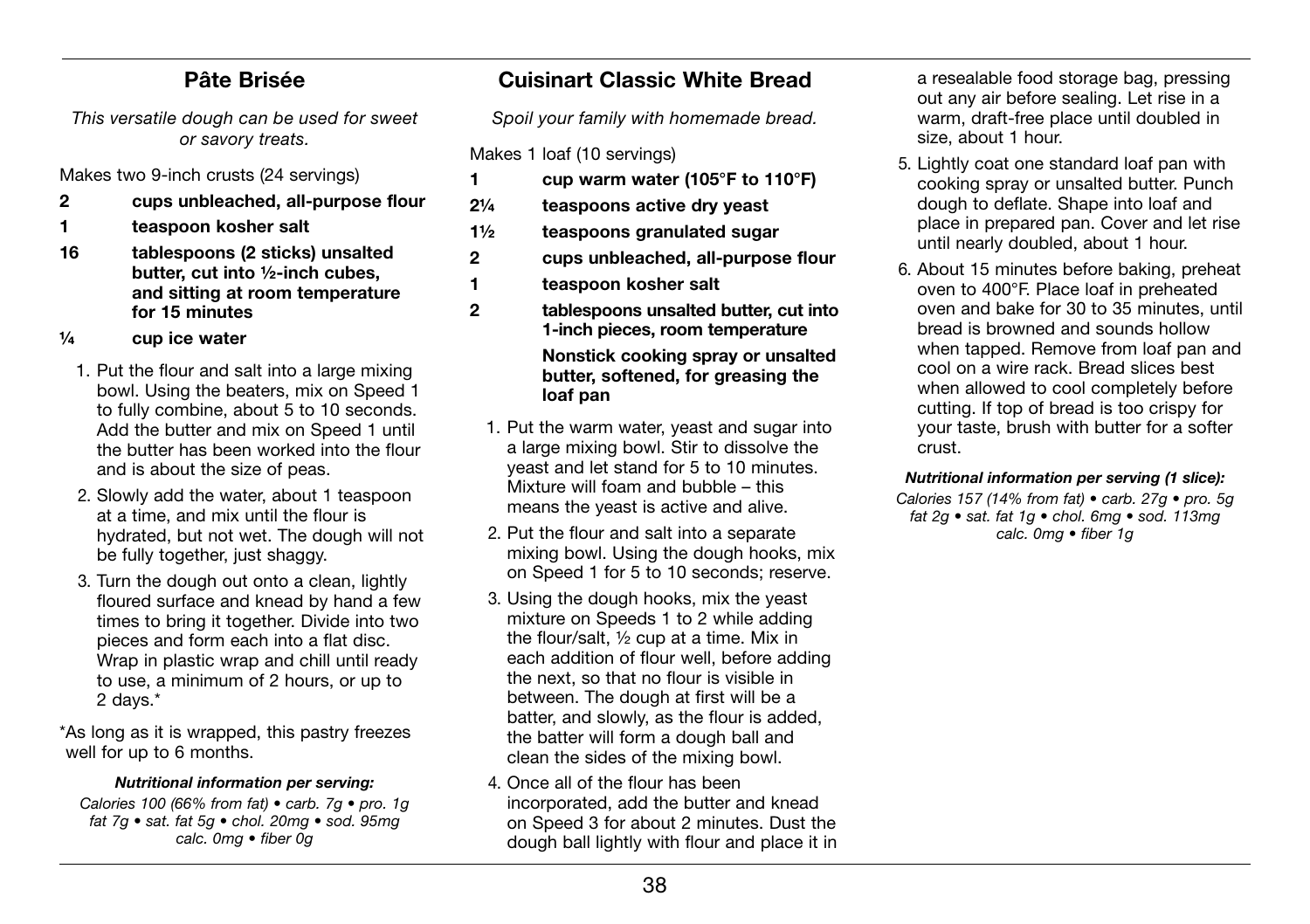## Pâte Brisée

*This versatile dough can be used for sweet or savory treats.*

Makes two 9-inch crusts (24 servings)

- **2** **cups unbleached, all-purpose flour**
- **1** **teaspoon kosher salt**
- **16** **tablespoons (2 sticks) unsalted butter, cut into ½-inch cubes, and sitting at room temperature for 15 minutes**
- **¼** **cup ice water**

1. Put the flour and salt into a large mixing bowl. Using the beaters, mix on Speed 1 to fully combine, about 5 to 10 seconds. Add the butter and mix on Speed 1 until the butter has been worked into the flour and is about the size of peas.
2. Slowly add the water, about 1 teaspoon at a time, and mix until the flour is hydrated, but not wet. The dough will not be fully together, just shaggy.
3. Turn the dough out onto a clean, lightly floured surface and knead by hand a few times to bring it together. Divide into two pieces and form each into a flat disc. Wrap in plastic wrap and chill until ready to use, a minimum of 2 hours, or up to 2 days.*

*As long as it is wrapped, this pastry freezes well for up to 6 months.

***Nutritional information per serving:***

*Calories 100 (66% from fat) • carb. 7g • pro. 1g fat 7g • sat. fat 5g • chol. 20mg • sod. 95mg calc. 0mg • fiber 0g*

## Cuisinart Classic White Bread

*Spoil your family with homemade bread.*

Makes 1 loaf (10 servings)

- **1** **cup warm water (105°F to 110°F)**
- **2¼** **teaspoons active dry yeast**
- **1½** **teaspoons granulated sugar**
- **2** **cups unbleached, all-purpose flour**
- **1** **teaspoon kosher salt**
- **2** **tablespoons unsalted butter, cut into 1-inch pieces, room temperature**
- **Nonstick cooking spray or unsalted butter, softened, for greasing the loaf pan**

1. Put the warm water, yeast and sugar into a large mixing bowl. Stir to dissolve the yeast and let stand for 5 to 10 minutes. Mixture will foam and bubble – this means the yeast is active and alive.
2. Put the flour and salt into a separate mixing bowl. Using the dough hooks, mix on Speed 1 for 5 to 10 seconds; reserve.
3. Using the dough hooks, mix the yeast mixture on Speeds 1 to 2 while adding the flour/salt, ½ cup at a time. Mix in each addition of flour well, before adding the next, so that no flour is visible in between. The dough at first will be a batter, and slowly, as the flour is added, the batter will form a dough ball and clean the sides of the mixing bowl.
4. Once all of the flour has been incorporated, add the butter and knead on Speed 3 for about 2 minutes. Dust the dough ball lightly with flour and place it in a resealable food storage bag, pressing out any air before sealing. Let rise in a warm, draft-free place until doubled in size, about 1 hour.
5. Lightly coat one standard loaf pan with cooking spray or unsalted butter. Punch dough to deflate. Shape into loaf and place in prepared pan. Cover and let rise until nearly doubled, about 1 hour.
6. About 15 minutes before baking, preheat oven to 400°F. Place loaf in preheated oven and bake for 30 to 35 minutes, until bread is browned and sounds hollow when tapped. Remove from loaf pan and cool on a wire rack. Bread slices best when allowed to cool completely before cutting. If top of bread is too crispy for your taste, brush with butter for a softer crust.

***Nutritional information per serving (1 slice):***

*Calories 157 (14% from fat) • carb. 27g • pro. 5g fat 2g • sat. fat 1g • chol. 6mg • sod. 113mg calc. 0mg • fiber 1g*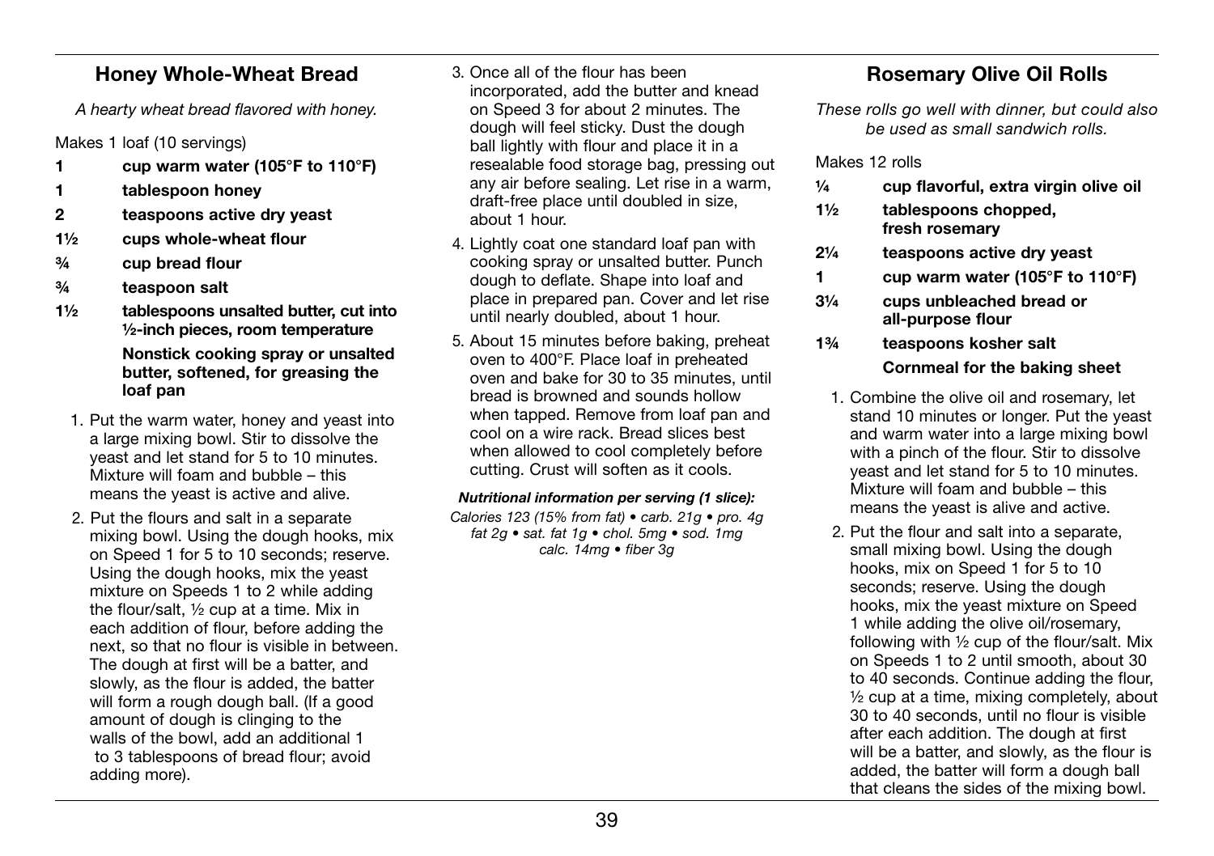## Honey Whole-Wheat Bread

*A hearty wheat bread flavored with honey.*

Makes 1 loaf (10 servings)

- **1 cup warm water (105°F to 110°F)**
- **1 tablespoon honey**
- **2 teaspoons active dry yeast**
- **1½ cups whole-wheat flour**
- **¾ cup bread flour**
- **¾ teaspoon salt**
- **1½ tablespoons unsalted butter, cut into ½-inch pieces, room temperature**
- **Nonstick cooking spray or unsalted butter, softened, for greasing the loaf pan**

1. Put the warm water, honey and yeast into a large mixing bowl. Stir to dissolve the yeast and let stand for 5 to 10 minutes. Mixture will foam and bubble – this means the yeast is active and alive.
2. Put the flours and salt in a separate mixing bowl. Using the dough hooks, mix on Speed 1 for 5 to 10 seconds; reserve. Using the dough hooks, mix the yeast mixture on Speeds 1 to 2 while adding the flour/salt, ½ cup at a time. Mix in each addition of flour, before adding the next, so that no flour is visible in between. The dough at first will be a batter, and slowly, as the flour is added, the batter will form a rough dough ball. (If a good amount of dough is clinging to the walls of the bowl, add an additional 1 to 3 tablespoons of bread flour; avoid adding more).
3. Once all of the flour has been incorporated, add the butter and knead on Speed 3 for about 2 minutes. The dough will feel sticky. Dust the dough ball lightly with flour and place it in a resealable food storage bag, pressing out any air before sealing. Let rise in a warm, draft-free place until doubled in size, about 1 hour.
4. Lightly coat one standard loaf pan with cooking spray or unsalted butter. Punch dough to deflate. Shape into loaf and place in prepared pan. Cover and let rise until nearly doubled, about 1 hour.
5. About 15 minutes before baking, preheat oven to 400°F. Place loaf in preheated oven and bake for 30 to 35 minutes, until bread is browned and sounds hollow when tapped. Remove from loaf pan and cool on a wire rack. Bread slices best when allowed to cool completely before cutting. Crust will soften as it cools.

***Nutritional information per serving (1 slice):***
*Calories 123 (15% from fat) • carb. 21g • pro. 4g fat 2g • sat. fat 1g • chol. 5mg • sod. 1mg calc. 14mg • fiber 3g*

## Rosemary Olive Oil Rolls

*These rolls go well with dinner, but could also be used as small sandwich rolls.*

Makes 12 rolls

- **¼ cup flavorful, extra virgin olive oil**
- **1½ tablespoons chopped, fresh rosemary**
- **2¼ teaspoons active dry yeast**
- **1 cup warm water (105°F to 110°F)**
- **3¼ cups unbleached bread or all-purpose flour**
- **1¾ teaspoons kosher salt**
- **Cornmeal for the baking sheet**

1. Combine the olive oil and rosemary, let stand 10 minutes or longer. Put the yeast and warm water into a large mixing bowl with a pinch of the flour. Stir to dissolve yeast and let stand for 5 to 10 minutes. Mixture will foam and bubble – this means the yeast is alive and active.
2. Put the flour and salt into a separate, small mixing bowl. Using the dough hooks, mix on Speed 1 for 5 to 10 seconds; reserve. Using the dough hooks, mix the yeast mixture on Speed 1 while adding the olive oil/rosemary, following with ½ cup of the flour/salt. Mix on Speeds 1 to 2 until smooth, about 30 to 40 seconds. Continue adding the flour, ½ cup at a time, mixing completely, about 30 to 40 seconds, until no flour is visible after each addition. The dough at first will be a batter, and slowly, as the flour is added, the batter will form a dough ball that cleans the sides of the mixing bowl.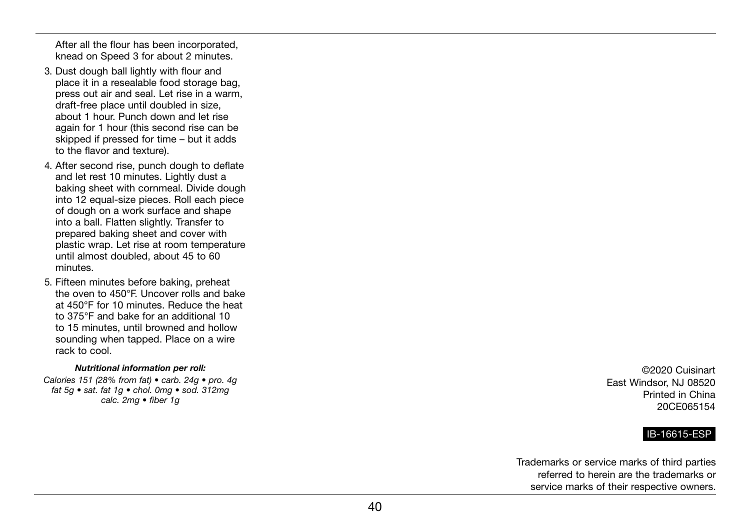After all the flour has been incorporated, knead on Speed 3 for about 2 minutes.

3. Dust dough ball lightly with flour and place it in a resealable food storage bag, press out air and seal. Let rise in a warm, draft-free place until doubled in size, about 1 hour. Punch down and let rise again for 1 hour (this second rise can be skipped if pressed for time – but it adds to the flavor and texture).
4. After second rise, punch dough to deflate and let rest 10 minutes. Lightly dust a baking sheet with cornmeal. Divide dough into 12 equal-size pieces. Roll each piece of dough on a work surface and shape into a ball. Flatten slightly. Transfer to prepared baking sheet and cover with plastic wrap. Let rise at room temperature until almost doubled, about 45 to 60 minutes.
5. Fifteen minutes before baking, preheat the oven to 450°F. Uncover rolls and bake at 450°F for 10 minutes. Reduce the heat to 375°F and bake for an additional 10 to 15 minutes, until browned and hollow sounding when tapped. Place on a wire rack to cool.

***Nutritional information per roll:***

*Calories 151 (28% from fat) • carb. 24g • pro. 4g fat 5g • sat. fat 1g • chol. 0mg • sod. 312mg calc. 2mg • fiber 1g*

©2020 Cuisinart
East Windsor, NJ 08520
Printed in China
20CE065154

IB-16615-ESP

Trademarks or service marks of third parties referred to herein are the trademarks or service marks of their respective owners.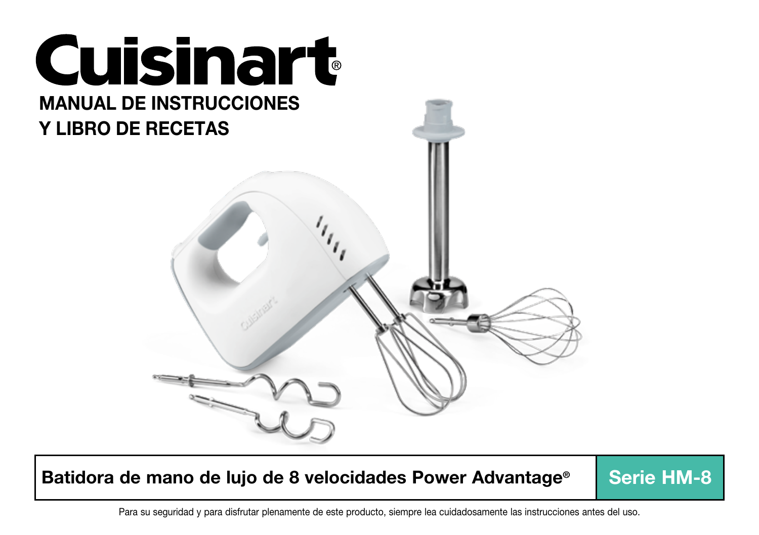# Cuisinart®

## MANUAL DE INSTRUCCIONES Y LIBRO DE RECETAS

| **Batidora de mano de lujo de 8 velocidades Power Advantage®** | **Serie HM-8** |
|---|---|

Para su seguridad y para disfrutar plenamente de este producto, siempre lea cuidadosamente las instrucciones antes del uso.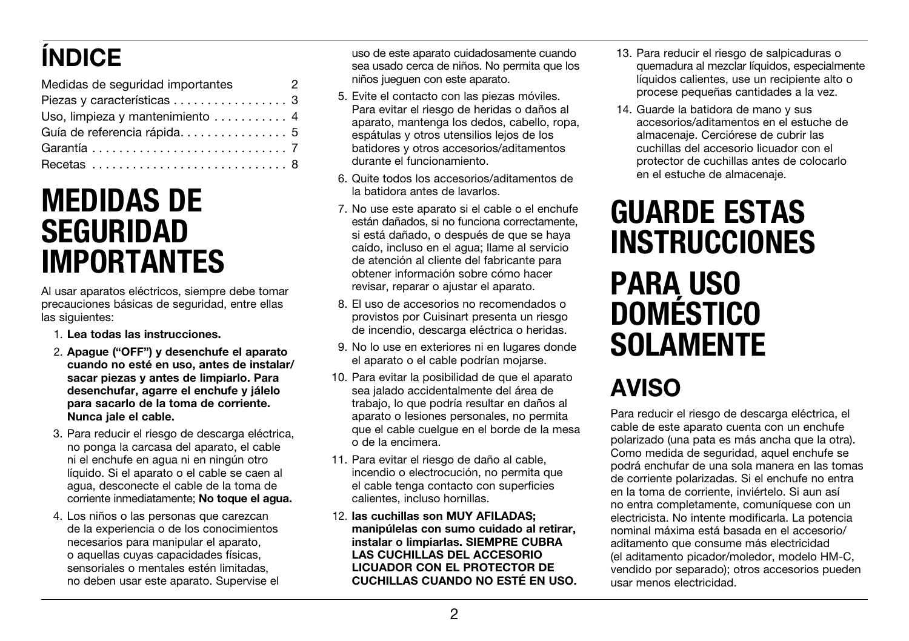# ÍNDICE

| | |
|---|---|
| Medidas de seguridad importantes | 2 |
| Piezas y características | 3 |
| Uso, limpieza y mantenimiento | 4 |
| Guía de referencia rápida | 5 |
| Garantía | 7 |
| Recetas | 8 |

# MEDIDAS DE SEGURIDAD IMPORTANTES

Al usar aparatos eléctricos, siempre debe tomar precauciones básicas de seguridad, entre ellas las siguientes:

1. **Lea todas las instrucciones.**
2. **Apague ("OFF") y desenchufe el aparato cuando no esté en uso, antes de instalar/ sacar piezas y antes de limpiarlo. Para desenchufar, agarre el enchufe y jálelo para sacarlo de la toma de corriente. Nunca jale el cable.**
3. Para reducir el riesgo de descarga eléctrica, no ponga la carcasa del aparato, el cable ni el enchufe en agua ni en ningún otro líquido. Si el aparato o el cable se caen al agua, desconecte el cable de la toma de corriente inmediatamente; **No toque el agua.**
4. Los niños o las personas que carezcan de la experiencia o de los conocimientos necesarios para manipular el aparato, o aquellas cuyas capacidades físicas, sensoriales o mentales estén limitadas, no deben usar este aparato. Supervise el uso de este aparato cuidadosamente cuando sea usado cerca de niños. No permita que los niños jueguen con este aparato.
5. Evite el contacto con las piezas móviles. Para evitar el riesgo de heridas o daños al aparato, mantenga los dedos, cabello, ropa, espátulas y otros utensilios lejos de los batidores y otros accesorios/aditamentos durante el funcionamiento.
6. Quite todos los accesorios/aditamentos de la batidora antes de lavarlos.
7. No use este aparato si el cable o el enchufe están dañados, si no funciona correctamente, si está dañado, o después de que se haya caído, incluso en el agua; llame al servicio de atención al cliente del fabricante para obtener información sobre cómo hacer revisar, reparar o ajustar el aparato.
8. El uso de accesorios no recomendados o provistos por Cuisinart presenta un riesgo de incendio, descarga eléctrica o heridas.
9. No lo use en exteriores ni en lugares donde el aparato o el cable podrían mojarse.
10. Para evitar la posibilidad de que el aparato sea jalado accidentalmente del área de trabajo, lo que podría resultar en daños al aparato o lesiones personales, no permita que el cable cuelgue en el borde de la mesa o de la encimera.
11. Para evitar el riesgo de daño al cable, incendio o electrocución, no permita que el cable tenga contacto con superficies calientes, incluso hornillas.
12. **las cuchillas son MUY AFILADAS; manipúlelas con sumo cuidado al retirar, instalar o limpiarlas. SIEMPRE CUBRA LAS CUCHILLAS DEL ACCESORIO LICUADOR CON EL PROTECTOR DE CUCHILLAS CUANDO NO ESTÉ EN USO.**
13. Para reducir el riesgo de salpicaduras o quemadura al mezclar líquidos, especialmente líquidos calientes, use un recipiente alto o procese pequeñas cantidades a la vez.
14. Guarde la batidora de mano y sus accesorios/aditamentos en el estuche de almacenaje. Cerciórese de cubrir las cuchillas del accesorio licuador con el protector de cuchillas antes de colocarlo en el estuche de almacenaje.

# GUARDE ESTAS INSTRUCCIONES

# PARA USO DOMÉSTICO SOLAMENTE

## AVISO

Para reducir el riesgo de descarga eléctrica, el cable de este aparato cuenta con un enchufe polarizado (una pata es más ancha que la otra). Como medida de seguridad, aquel enchufe se podrá enchufar de una sola manera en las tomas de corriente polarizadas. Si el enchufe no entra en la toma de corriente, inviértelo. Si aun así no entra completamente, comuníquese con un electricista. No intente modificarla. La potencia nominal máxima está basada en el accesorio/ aditamento que consume más electricidad (el aditamento picador/moledor, modelo HM-C, vendido por separado); otros accesorios pueden usar menos electricidad.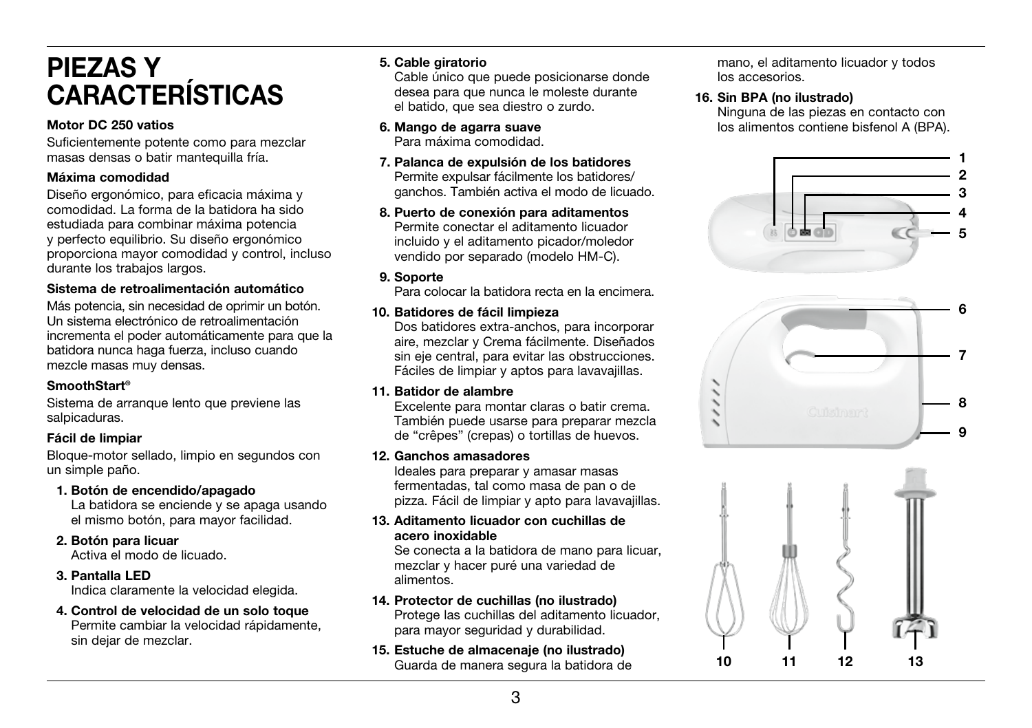# PIEZAS Y CARACTERÍSTICAS

**Motor DC 250 vatios**

Suficientemente potente como para mezclar masas densas o batir mantequilla fría.

**Máxima comodidad**

Diseño ergonómico, para eficacia máxima y comodidad. La forma de la batidora ha sido estudiada para combinar máxima potencia y perfecto equilibrio. Su diseño ergonómico proporciona mayor comodidad y control, incluso durante los trabajos largos.

**Sistema de retroalimentación automático**

Más potencia, sin necesidad de oprimir un botón. Un sistema electrónico de retroalimentación incrementa el poder automáticamente para que la batidora nunca haga fuerza, incluso cuando mezcle masas muy densas.

**SmoothStart®**

Sistema de arranque lento que previene las salpicaduras.

**Fácil de limpiar**

Bloque-motor sellado, limpio en segundos con un simple paño.

1. **Botón de encendido/apagado**
   La batidora se enciende y se apaga usando el mismo botón, para mayor facilidad.
2. **Botón para licuar**
   Activa el modo de licuado.
3. **Pantalla LED**
   Indica claramente la velocidad elegida.
4. **Control de velocidad de un solo toque**
   Permite cambiar la velocidad rápidamente, sin dejar de mezclar.
5. **Cable giratorio**
   Cable único que puede posicionarse donde desea para que nunca le moleste durante el batido, que sea diestro o zurdo.
6. **Mango de agarra suave**
   Para máxima comodidad.
7. **Palanca de expulsión de los batidores**
   Permite expulsar fácilmente los batidores/ganchos. También activa el modo de licuado.
8. **Puerto de conexión para aditamentos**
   Permite conectar el aditamento licuador incluido y el aditamento picador/moledor vendido por separado (modelo HM-C).
9. **Soporte**
   Para colocar la batidora recta en la encimera.
10. **Batidores de fácil limpieza**
    Dos batidores extra-anchos, para incorporar aire, mezclar y Crema fácilmente. Diseñados sin eje central, para evitar las obstrucciones. Fáciles de limpiar y aptos para lavavajillas.
11. **Batidor de alambre**
    Excelente para montar claras o batir crema. También puede usarse para preparar mezcla de "crêpes" (crepas) o tortillas de huevos.
12. **Ganchos amasadores**
    Ideales para preparar y amasar masas fermentadas, tal como masa de pan o de pizza. Fácil de limpiar y apto para lavavajillas.
13. **Aditamento licuador con cuchillas de acero inoxidable**
    Se conecta a la batidora de mano para licuar, mezclar y hacer puré una variedad de alimentos.
14. **Protector de cuchillas (no ilustrado)**
    Protege las cuchillas del aditamento licuador, para mayor seguridad y durabilidad.
15. **Estuche de almacenaje (no ilustrado)**
    Guarda de manera segura la batidora de mano, el aditamento licuador y todos los accesorios.
16. **Sin BPA (no ilustrado)**
    Ninguna de las piezas en contacto con los alimentos contiene bisfenol A (BPA).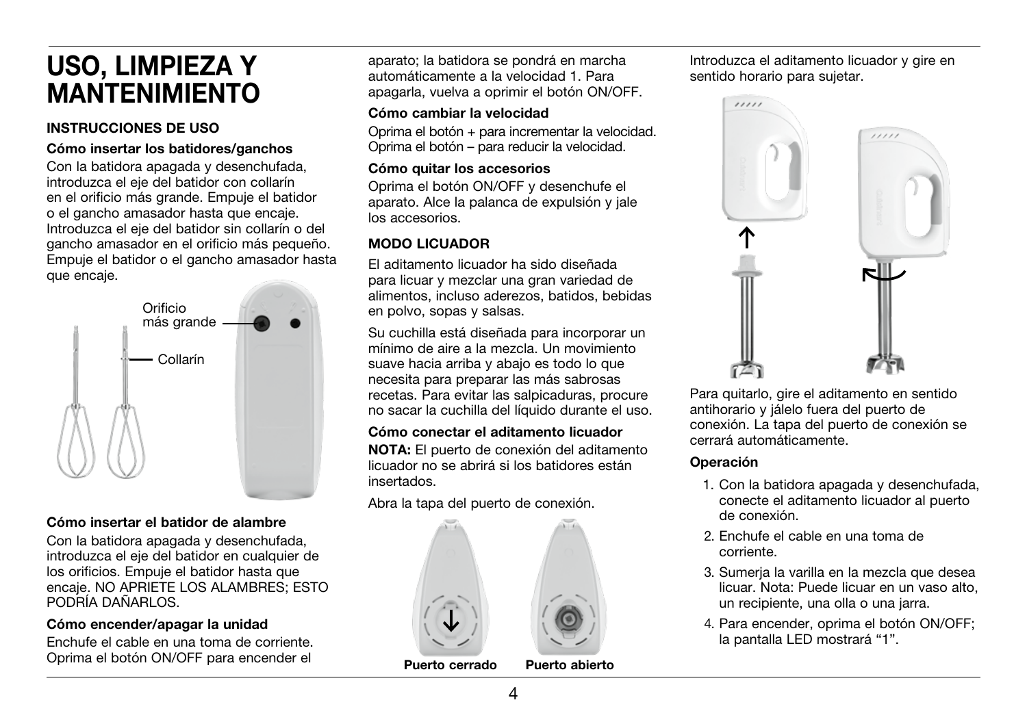# USO, LIMPIEZA Y MANTENIMIENTO

### INSTRUCCIONES DE USO

**Cómo insertar los batidores/ganchos**

Con la batidora apagada y desenchufada, introduzca el eje del batidor con collarín en el orificio más grande. Empuje el batidor o el gancho amasador hasta que encaje. Introduzca el eje del batidor sin collarín o del gancho amasador en el orificio más pequeño. Empuje el batidor o el gancho amasador hasta que encaje.

Orificio más grande

Collarín

**Cómo insertar el batidor de alambre**

Con la batidora apagada y desenchufada, introduzca el eje del batidor en cualquier de los orificios. Empuje el batidor hasta que encaje. NO APRIETE LOS ALAMBRES; ESTO PODRÍA DAÑARLOS.

**Cómo encender/apagar la unidad**

Enchufe el cable en una toma de corriente. Oprima el botón ON/OFF para encender el aparato; la batidora se pondrá en marcha automáticamente a la velocidad 1. Para apagarla, vuelva a oprimir el botón ON/OFF.

**Cómo cambiar la velocidad**

Oprima el botón + para incrementar la velocidad. Oprima el botón – para reducir la velocidad.

**Cómo quitar los accesorios**

Oprima el botón ON/OFF y desenchufe el aparato. Alce la palanca de expulsión y jale los accesorios.

### MODO LICUADOR

El aditamento licuador ha sido diseñada para licuar y mezclar una gran variedad de alimentos, incluso aderezos, batidos, bebidas en polvo, sopas y salsas.

Su cuchilla está diseñada para incorporar un mínimo de aire a la mezcla. Un movimiento suave hacia arriba y abajo es todo lo que necesita para preparar las más sabrosas recetas. Para evitar las salpicaduras, procure no sacar la cuchilla del líquido durante el uso.

**Cómo conectar el aditamento licuador**

**NOTA:** El puerto de conexión del aditamento licuador no se abrirá si los batidores están insertados.

Abra la tapa del puerto de conexión.

**Puerto cerrado** **Puerto abierto**

Introduzca el aditamento licuador y gire en sentido horario para sujetar.

Para quitarlo, gire el aditamento en sentido antihorario y jálelo fuera del puerto de conexión. La tapa del puerto de conexión se cerrará automáticamente.

**Operación**

1. Con la batidora apagada y desenchufada, conecte el aditamento licuador al puerto de conexión.
2. Enchufe el cable en una toma de corriente.
3. Sumerja la varilla en la mezcla que desea licuar. Nota: Puede licuar en un vaso alto, un recipiente, una olla o una jarra.
4. Para encender, oprima el botón ON/OFF; la pantalla LED mostrará "1".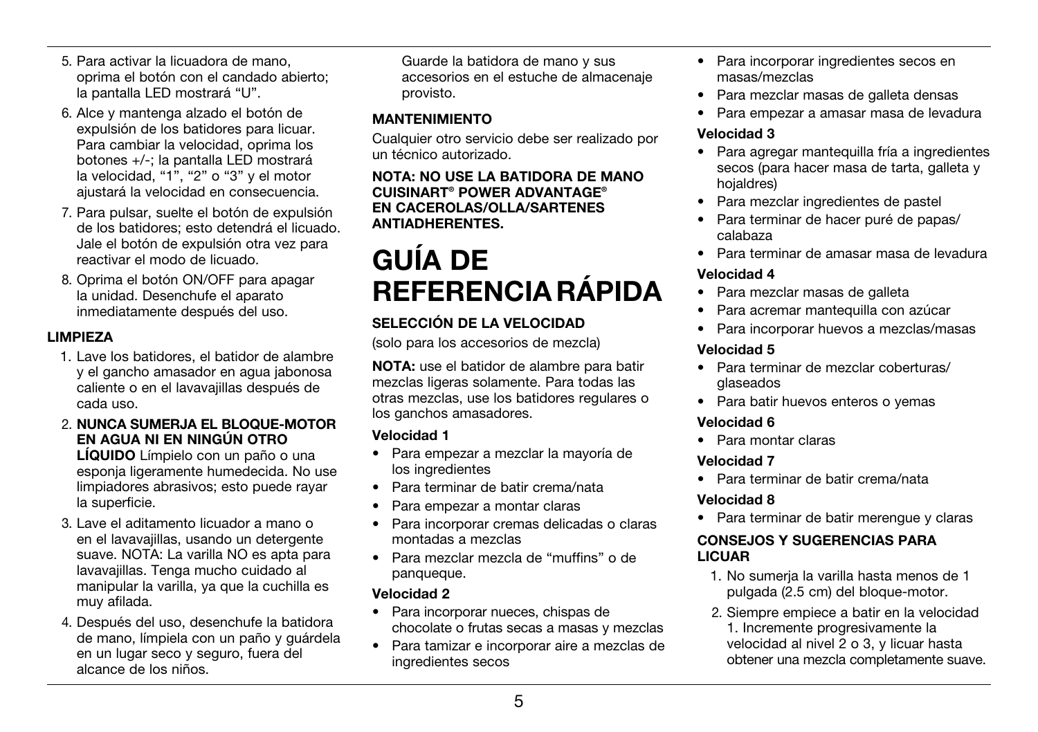5. Para activar la licuadora de mano, oprima el botón con el candado abierto; la pantalla LED mostrará "U".

6. Alce y mantenga alzado el botón de expulsión de los batidores para licuar. Para cambiar la velocidad, oprima los botones +/-; la pantalla LED mostrará la velocidad, "1", "2" o "3" y el motor ajustará la velocidad en consecuencia.

7. Para pulsar, suelte el botón de expulsión de los batidores; esto detendrá el licuado. Jale el botón de expulsión otra vez para reactivar el modo de licuado.

8. Oprima el botón ON/OFF para apagar la unidad. Desenchufe el aparato inmediatamente después del uso.

### LIMPIEZA

1. Lave los batidores, el batidor de alambre y el gancho amasador en agua jabonosa caliente o en el lavavajillas después de cada uso.

2. **NUNCA SUMERJA EL BLOQUE-MOTOR EN AGUA NI EN NINGÚN OTRO LÍQUIDO** Límpielo con un paño o una esponja ligeramente humedecida. No use limpiadores abrasivos; esto puede rayar la superficie.

3. Lave el aditamento licuador a mano o en el lavavajillas, usando un detergente suave. NOTA: La varilla NO es apta para lavavajillas. Tenga mucho cuidado al manipular la varilla, ya que la cuchilla es muy afilada.

4. Después del uso, desenchufe la batidora de mano, límpiela con un paño y guárdela en un lugar seco y seguro, fuera del alcance de los niños.

   Guarde la batidora de mano y sus accesorios en el estuche de almacenaje provisto.

### MANTENIMIENTO

Cualquier otro servicio debe ser realizado por un técnico autorizado.

**NOTA: NO USE LA BATIDORA DE MANO CUISINART® POWER ADVANTAGE® EN CACEROLAS/OLLA/SARTENES ANTIADHERENTES.**

# GUÍA DE REFERENCIA RÁPIDA

### SELECCIÓN DE LA VELOCIDAD

(solo para los accesorios de mezcla)

**NOTA:** use el batidor de alambre para batir mezclas ligeras solamente. Para todas las otras mezclas, use los batidores regulares o los ganchos amasadores.

**Velocidad 1**

- Para empezar a mezclar la mayoría de los ingredientes
- Para terminar de batir crema/nata
- Para empezar a montar claras
- Para incorporar cremas delicadas o claras montadas a mezclas
- Para mezclar mezcla de "muffins" o de panqueque.

**Velocidad 2**

- Para incorporar nueces, chispas de chocolate o frutas secas a masas y mezclas
- Para tamizar e incorporar aire a mezclas de ingredientes secos
- Para incorporar ingredientes secos en masas/mezclas
- Para mezclar masas de galleta densas
- Para empezar a amasar masa de levadura

**Velocidad 3**

- Para agregar mantequilla fría a ingredientes secos (para hacer masa de tarta, galleta y hojaldres)
- Para mezclar ingredientes de pastel
- Para terminar de hacer puré de papas/ calabaza
- Para terminar de amasar masa de levadura

**Velocidad 4**

- Para mezclar masas de galleta
- Para acremar mantequilla con azúcar
- Para incorporar huevos a mezclas/masas

**Velocidad 5**

- Para terminar de mezclar coberturas/ glaseados
- Para batir huevos enteros o yemas

**Velocidad 6**

- Para montar claras

**Velocidad 7**

- Para terminar de batir crema/nata

**Velocidad 8**

- Para terminar de batir merengue y claras

### CONSEJOS Y SUGERENCIAS PARA LICUAR

1. No sumerja la varilla hasta menos de 1 pulgada (2.5 cm) del bloque-motor.

2. Siempre empiece a batir en la velocidad 1. Incremente progresivamente la velocidad al nivel 2 o 3, y licuar hasta obtener una mezcla completamente suave.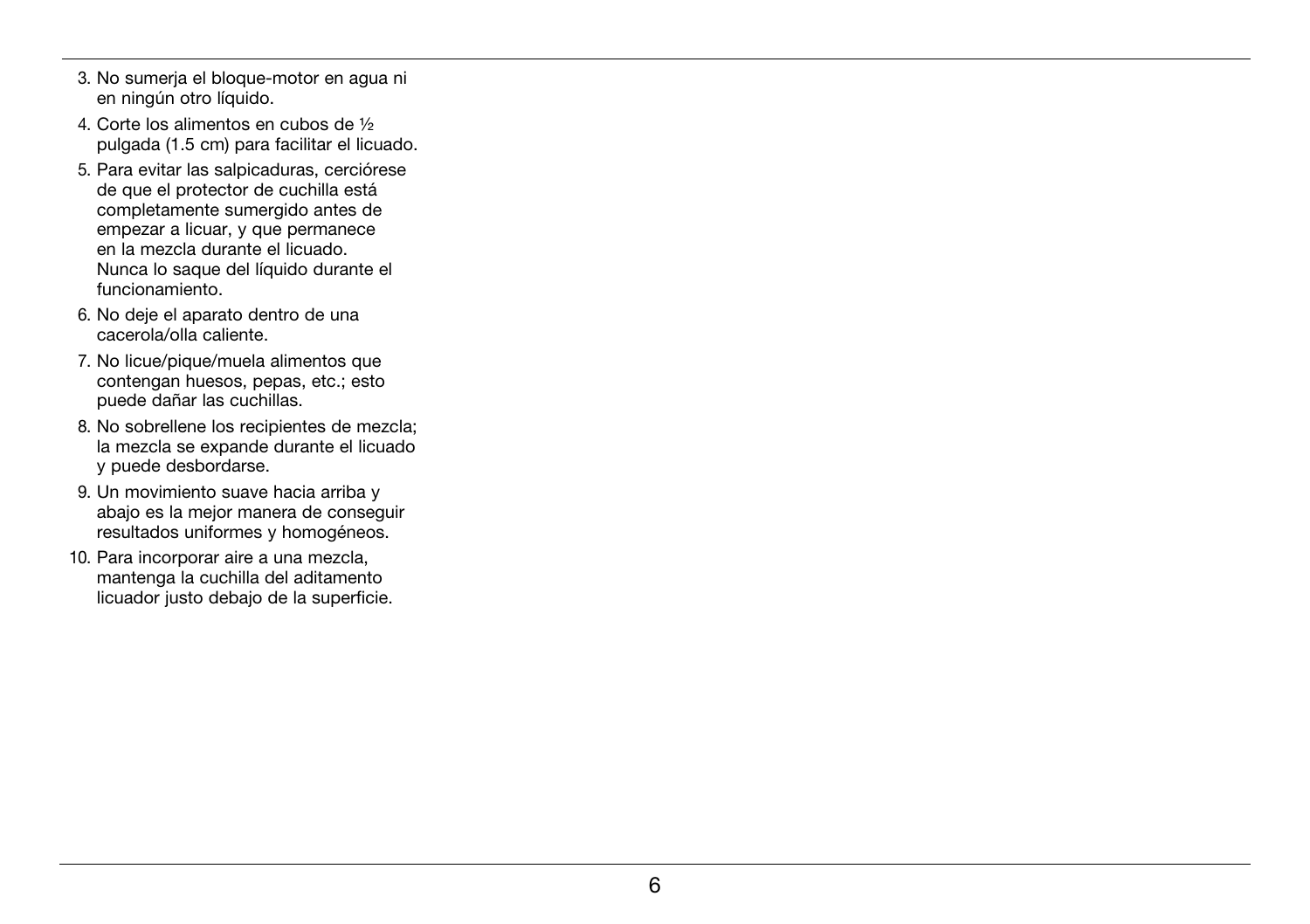3. No sumerja el bloque-motor en agua ni en ningún otro líquido.
4. Corte los alimentos en cubos de ½ pulgada (1.5 cm) para facilitar el licuado.
5. Para evitar las salpicaduras, cerciórese de que el protector de cuchilla está completamente sumergido antes de empezar a licuar, y que permanece en la mezcla durante el licuado. Nunca lo saque del líquido durante el funcionamiento.
6. No deje el aparato dentro de una cacerola/olla caliente.
7. No licue/pique/muela alimentos que contengan huesos, pepas, etc.; esto puede dañar las cuchillas.
8. No sobrellene los recipientes de mezcla; la mezcla se expande durante el licuado y puede desbordarse.
9. Un movimiento suave hacia arriba y abajo es la mejor manera de conseguir resultados uniformes y homogéneos.
10. Para incorporar aire a una mezcla, mantenga la cuchilla del aditamento licuador justo debajo de la superficie.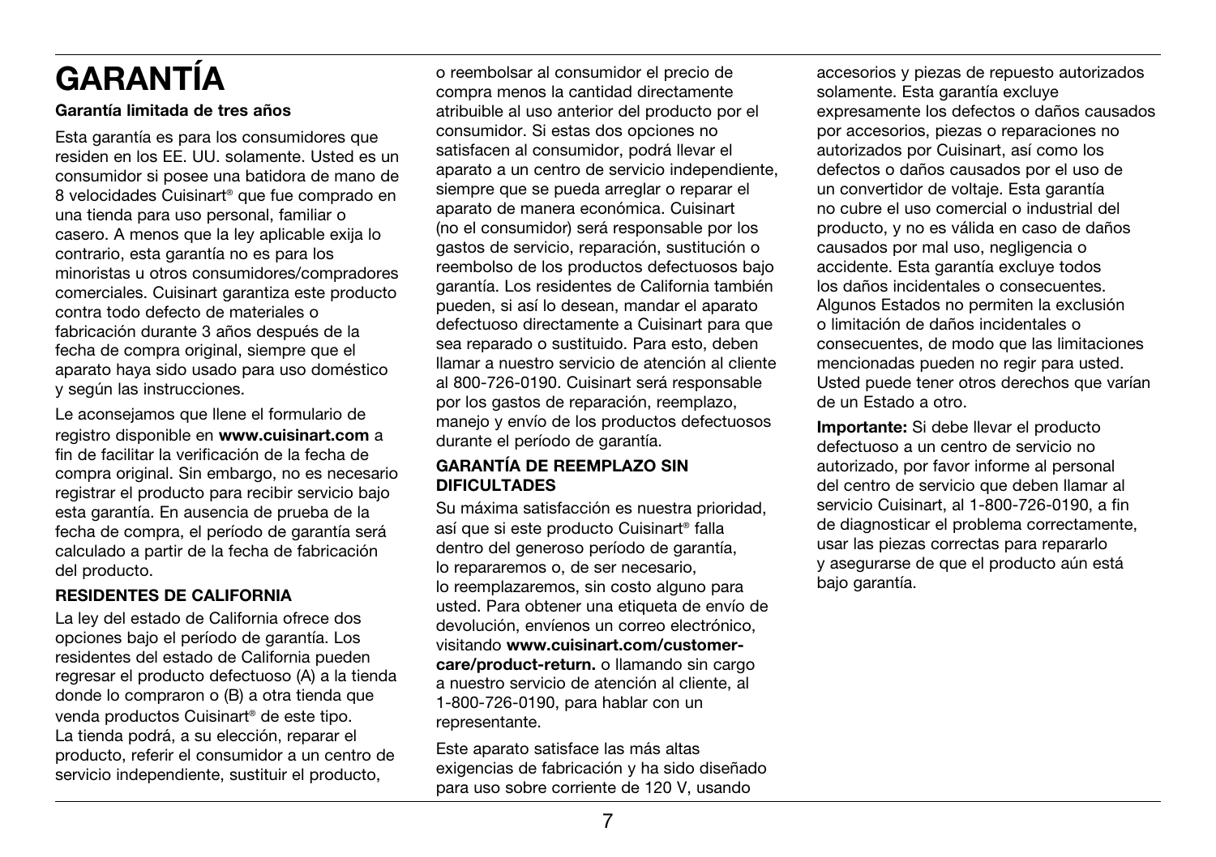# GARANTÍA

**Garantía limitada de tres años**

Esta garantía es para los consumidores que residen en los EE. UU. solamente. Usted es un consumidor si posee una batidora de mano de 8 velocidades Cuisinart® que fue comprado en una tienda para uso personal, familiar o casero. A menos que la ley aplicable exija lo contrario, esta garantía no es para los minoristas u otros consumidores/compradores comerciales. Cuisinart garantiza este producto contra todo defecto de materiales o fabricación durante 3 años después de la fecha de compra original, siempre que el aparato haya sido usado para uso doméstico y según las instrucciones.

Le aconsejamos que llene el formulario de registro disponible en **www.cuisinart.com** a fin de facilitar la verificación de la fecha de compra original. Sin embargo, no es necesario registrar el producto para recibir servicio bajo esta garantía. En ausencia de prueba de la fecha de compra, el período de garantía será calculado a partir de la fecha de fabricación del producto.

**RESIDENTES DE CALIFORNIA**

La ley del estado de California ofrece dos opciones bajo el período de garantía. Los residentes del estado de California pueden regresar el producto defectuoso (A) a la tienda donde lo compraron o (B) a otra tienda que venda productos Cuisinart® de este tipo. La tienda podrá, a su elección, reparar el producto, referir el consumidor a un centro de servicio independiente, sustituir el producto, o reembolsar al consumidor el precio de compra menos la cantidad directamente atribuible al uso anterior del producto por el consumidor. Si estas dos opciones no satisfacen al consumidor, podrá llevar el aparato a un centro de servicio independiente, siempre que se pueda arreglar o reparar el aparato de manera económica. Cuisinart (no el consumidor) será responsable por los gastos de servicio, reparación, sustitución o reembolso de los productos defectuosos bajo garantía. Los residentes de California también pueden, si así lo desean, mandar el aparato defectuoso directamente a Cuisinart para que sea reparado o sustituido. Para esto, deben llamar a nuestro servicio de atención al cliente al 800-726-0190. Cuisinart será responsable por los gastos de reparación, reemplazo, manejo y envío de los productos defectuosos durante el período de garantía.

**GARANTÍA DE REEMPLAZO SIN DIFICULTADES**

Su máxima satisfacción es nuestra prioridad, así que si este producto Cuisinart® falla dentro del generoso período de garantía, lo repararemos o, de ser necesario, lo reemplazaremos, sin costo alguno para usted. Para obtener una etiqueta de envío de devolución, envíenos un correo electrónico, visitando **www.cuisinart.com/customer-care/product-return.** o llamando sin cargo a nuestro servicio de atención al cliente, al 1-800-726-0190, para hablar con un representante.

Este aparato satisface las más altas exigencias de fabricación y ha sido diseñado para uso sobre corriente de 120 V, usando accesorios y piezas de repuesto autorizados solamente. Esta garantía excluye expresamente los defectos o daños causados por accesorios, piezas o reparaciones no autorizados por Cuisinart, así como los defectos o daños causados por el uso de un convertidor de voltaje. Esta garantía no cubre el uso comercial o industrial del producto, y no es válida en caso de daños causados por mal uso, negligencia o accidente. Esta garantía excluye todos los daños incidentales o consecuentes. Algunos Estados no permiten la exclusión o limitación de daños incidentales o consecuentes, de modo que las limitaciones mencionadas pueden no regir para usted. Usted puede tener otros derechos que varían de un Estado a otro.

**Importante:** Si debe llevar el producto defectuoso a un centro de servicio no autorizado, por favor informe al personal del centro de servicio que deben llamar al servicio Cuisinart, al 1-800-726-0190, a fin de diagnosticar el problema correctamente, usar las piezas correctas para repararlo y asegurarse de que el producto aún está bajo garantía.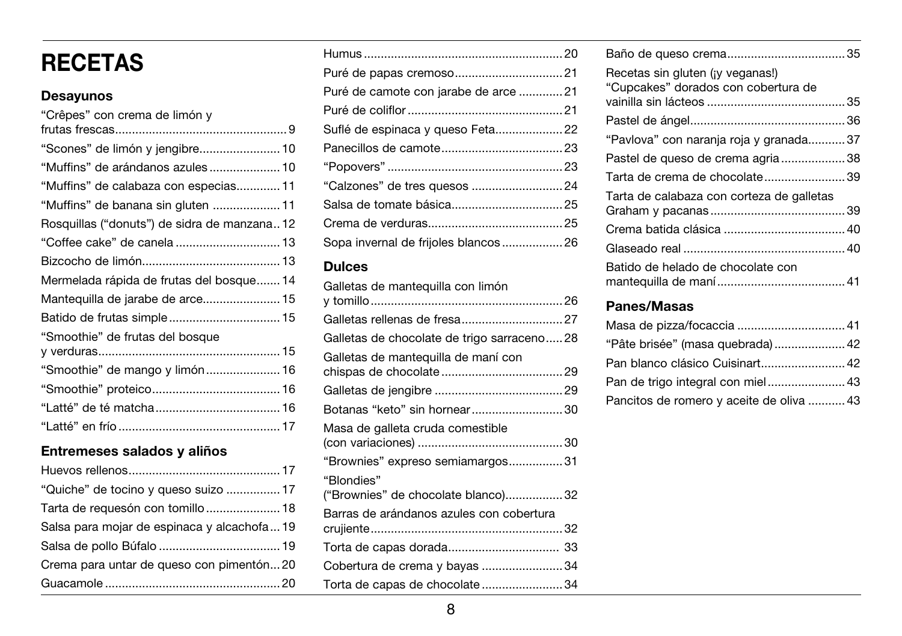# RECETAS

## Desayunos

"Crêpes" con crema de limón y frutas frescas...................................................9
"Scones" de limón y jengibre........................10
"Muffins" de arándanos azules.....................10
"Muffins" de calabaza con especias.............11
"Muffins" de banana sin gluten ....................11
Rosquillas ("donuts") de sidra de manzana..12
"Coffee cake" de canela ...............................13
Bizcocho de limón.........................................13
Mermelada rápida de frutas del bosque.......14
Mantequilla de jarabe de arce.......................15
Batido de frutas simple .................................15
"Smoothie" de frutas del bosque y verduras......................................................15
"Smoothie" de mango y limón......................16
"Smoothie" proteico......................................16
"Latté" de té matcha.....................................16
"Latté" en frío ................................................17

## Entremeses salados y aliños

Huevos rellenos.............................................17
"Quiche" de tocino y queso suizo ................17
Tarta de requesón con tomillo......................18
Salsa para mojar de espinaca y alcachofa...19
Salsa de pollo Búfalo ....................................19
Crema para untar de queso con pimentón...20
Guacamole ....................................................20
Humus ...........................................................20
Puré de papas cremoso................................21
Puré de camote con jarabe de arce .............21
Puré de coliflor ..............................................21
Suflé de espinaca y queso Feta....................22
Panecillos de camote....................................23
"Popovers" ....................................................23
"Calzones" de tres quesos ...........................24
Salsa de tomate básica.................................25
Crema de verduras........................................25
Sopa invernal de frijoles blancos ..................26

## Dulces

Galletas de mantequilla con limón y tomillo.........................................................26
Galletas rellenas de fresa..............................27
Galletas de chocolate de trigo sarraceno.....28
Galletas de mantequilla de maní con chispas de chocolate....................................29
Galletas de jengibre ......................................29
Botanas "keto" sin hornear...........................30
Masa de galleta cruda comestible (con variaciones) ...........................................30
"Brownies" expreso semiamargos................31
"Blondies" ("Brownies" de chocolate blanco).................32
Barras de arándanos azules con cobertura crujiente........................................................32
Torta de capas dorada................................. 33
Cobertura de crema y bayas ........................34
Torta de capas de chocolate ........................34
Baño de queso crema...................................35
Recetas sin gluten (¡y veganas!) "Cupcakes" dorados con cobertura de vainilla sin lácteos .........................................35
Pastel de ángel..............................................36
"Pavlova" con naranja roja y granada...........37
Pastel de queso de crema agria...................38
Tarta de crema de chocolate........................39
Tarta de calabaza con corteza de galletas Graham y pacanas........................................39
Crema batida clásica ....................................40
Glaseado real ................................................40
Batido de helado de chocolate con mantequilla de maní......................................41

## Panes/Masas

Masa de pizza/focaccia ................................41
"Pâte brisée" (masa quebrada).....................42
Pan blanco clásico Cuisinart.........................42
Pan de trigo integral con miel.......................43
Pancitos de romero y aceite de oliva ...........43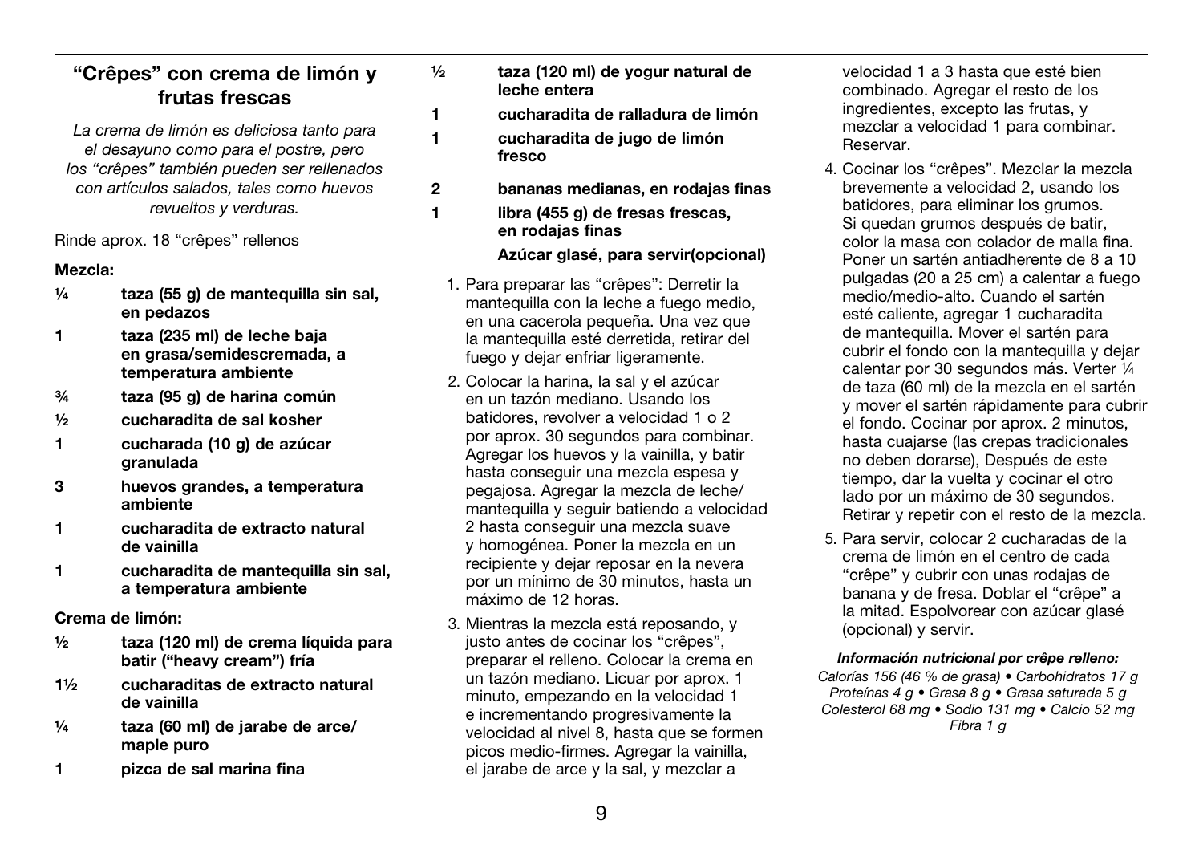## "Crêpes" con crema de limón y frutas frescas

*La crema de limón es deliciosa tanto para el desayuno como para el postre, pero los "crêpes" también pueden ser rellenados con artículos salados, tales como huevos revueltos y verduras.*

Rinde aprox. 18 "crêpes" rellenos

**Mezcla:**

- ¼ **taza (55 g) de mantequilla sin sal, en pedazos**
- 1 **taza (235 ml) de leche baja en grasa/semidescremada, a temperatura ambiente**
- ¾ **taza (95 g) de harina común**
- ½ **cucharadita de sal kosher**
- 1 **cucharada (10 g) de azúcar granulada**
- 3 **huevos grandes, a temperatura ambiente**
- 1 **cucharadita de extracto natural de vainilla**
- 1 **cucharadita de mantequilla sin sal, a temperatura ambiente**

**Crema de limón:**

- ½ **taza (120 ml) de crema líquida para batir ("heavy cream") fría**
- 1½ **cucharaditas de extracto natural de vainilla**
- ¼ **taza (60 ml) de jarabe de arce/ maple puro**
- 1 **pizca de sal marina fina**
- ½ **taza (120 ml) de yogur natural de leche entera**
- 1 **cucharadita de ralladura de limón**
- 1 **cucharadita de jugo de limón fresco**
- 2 **bananas medianas, en rodajas finas**
- 1 **libra (455 g) de fresas frescas, en rodajas finas**
- **Azúcar glasé, para servir(opcional)**

1. Para preparar las "crêpes": Derretir la mantequilla con la leche a fuego medio, en una cacerola pequeña. Una vez que la mantequilla esté derretida, retirar del fuego y dejar enfriar ligeramente.
2. Colocar la harina, la sal y el azúcar en un tazón mediano. Usando los batidores, revolver a velocidad 1 o 2 por aprox. 30 segundos para combinar. Agregar los huevos y la vainilla, y batir hasta conseguir una mezcla espesa y pegajosa. Agregar la mezcla de leche/ mantequilla y seguir batiendo a velocidad 2 hasta conseguir una mezcla suave y homogénea. Poner la mezcla en un recipiente y dejar reposar en la nevera por un mínimo de 30 minutos, hasta un máximo de 12 horas.
3. Mientras la mezcla está reposando, y justo antes de cocinar los "crêpes", preparar el relleno. Colocar la crema en un tazón mediano. Licuar por aprox. 1 minuto, empezando en la velocidad 1 e incrementando progresivamente la velocidad al nivel 8, hasta que se formen picos medio-firmes. Agregar la vainilla, el jarabe de arce y la sal, y mezclar a velocidad 1 a 3 hasta que esté bien combinado. Agregar el resto de los ingredientes, excepto las frutas, y mezclar a velocidad 1 para combinar. Reservar.
4. Cocinar los "crêpes". Mezclar la mezcla brevemente a velocidad 2, usando los batidores, para eliminar los grumos. Si quedan grumos después de batir, color la masa con colador de malla fina. Poner un sartén antiadherente de 8 a 10 pulgadas (20 a 25 cm) a calentar a fuego medio/medio-alto. Cuando el sartén esté caliente, agregar 1 cucharadita de mantequilla. Mover el sartén para cubrir el fondo con la mantequilla y dejar calentar por 30 segundos más. Verter ¼ de taza (60 ml) de la mezcla en el sartén y mover el sartén rápidamente para cubrir el fondo. Cocinar por aprox. 2 minutos, hasta cuajarse (las crepas tradicionales no deben dorarse), Después de este tiempo, dar la vuelta y cocinar el otro lado por un máximo de 30 segundos. Retirar y repetir con el resto de la mezcla.
5. Para servir, colocar 2 cucharadas de la crema de limón en el centro de cada "crêpe" y cubrir con unas rodajas de banana y de fresa. Doblar el "crêpe" a la mitad. Espolvorear con azúcar glasé (opcional) y servir.

***Información nutricional por crêpe relleno:***

*Calorías 156 (46 % de grasa) • Carbohidratos 17 g Proteínas 4 g • Grasa 8 g • Grasa saturada 5 g Colesterol 68 mg • Sodio 131 mg • Calcio 52 mg Fibra 1 g*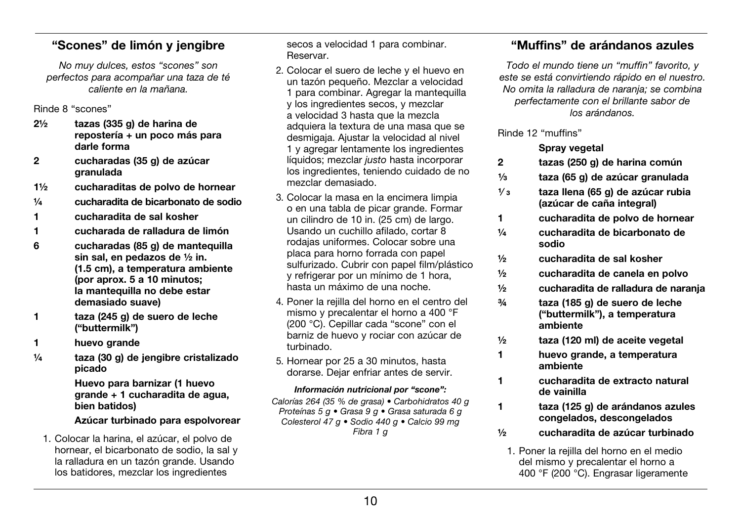## "Scones" de limón y jengibre

*No muy dulces, estos "scones" son perfectos para acompañar una taza de té caliente en la mañana.*

Rinde 8 "scones"

- **2½ tazas (335 g) de harina de repostería + un poco más para darle forma**
- **2 cucharadas (35 g) de azúcar granulada**
- **1½ cucharaditas de polvo de hornear**
- **¼ cucharadita de bicarbonato de sodio**
- **1 cucharadita de sal kosher**
- **1 cucharada de ralladura de limón**
- **6 cucharadas (85 g) de mantequilla sin sal, en pedazos de ½ in. (1.5 cm), a temperatura ambiente (por aprox. 5 a 10 minutos; la mantequilla no debe estar demasiado suave)**
- **1 taza (245 g) de suero de leche ("buttermilk")**
- **1 huevo grande**
- **¼ taza (30 g) de jengibre cristalizado picado**
- **Huevo para barnizar (1 huevo grande + 1 cucharadita de agua, bien batidos)**
- **Azúcar turbinado para espolvorear**

1. Colocar la harina, el azúcar, el polvo de hornear, el bicarbonato de sodio, la sal y la ralladura en un tazón grande. Usando los batidores, mezclar los ingredientes secos a velocidad 1 para combinar. Reservar.
2. Colocar el suero de leche y el huevo en un tazón pequeño. Mezclar a velocidad 1 para combinar. Agregar la mantequilla y los ingredientes secos, y mezclar a velocidad 3 hasta que la mezcla adquiera la textura de una masa que se desmigaja. Ajustar la velocidad al nivel 1 y agregar lentamente los ingredientes líquidos; mezclar *justo* hasta incorporar los ingredientes, teniendo cuidado de no mezclar demasiado.
3. Colocar la masa en la encimera limpia o en una tabla de picar grande. Formar un cilindro de 10 in. (25 cm) de largo. Usando un cuchillo afilado, cortar 8 rodajas uniformes. Colocar sobre una placa para horno forrada con papel sulfurizado. Cubrir con papel film/plástico y refrigerar por un mínimo de 1 hora, hasta un máximo de una noche.
4. Poner la rejilla del horno en el centro del mismo y precalentar el horno a 400 °F (200 °C). Cepillar cada "scone" con el barniz de huevo y rociar con azúcar de turbinado.
5. Hornear por 25 a 30 minutos, hasta dorarse. Dejar enfriar antes de servir.

***Información nutricional por "scone":***

*Calorías 264 (35 % de grasa) • Carbohidratos 40 g Proteínas 5 g • Grasa 9 g • Grasa saturada 6 g Colesterol 47 g • Sodio 440 g • Calcio 99 mg Fibra 1 g*

## "Muffins" de arándanos azules

*Todo el mundo tiene un "muffin" favorito, y este se está convirtiendo rápido en el nuestro. No omita la ralladura de naranja; se combina perfectamente con el brillante sabor de los arándanos.*

Rinde 12 "muffins"

- **Spray vegetal**
- **2 tazas (250 g) de harina común**
- **⅓ taza (65 g) de azúcar granulada**
- **⅓ taza llena (65 g) de azúcar rubia (azúcar de caña integral)**
- **1 cucharadita de polvo de hornear**
- **¼ cucharadita de bicarbonato de sodio**
- **½ cucharadita de sal kosher**
- **½ cucharadita de canela en polvo**
- **½ cucharadita de ralladura de naranja**
- **¾ taza (185 g) de suero de leche ("buttermilk"), a temperatura ambiente**
- **½ taza (120 ml) de aceite vegetal**
- **1 huevo grande, a temperatura ambiente**
- **1 cucharadita de extracto natural de vainilla**
- **1 taza (125 g) de arándanos azules congelados, descongelados**
- **½ cucharadita de azúcar turbinado**

1. Poner la rejilla del horno en el medio del mismo y precalentar el horno a 400 °F (200 °C). Engrasar ligeramente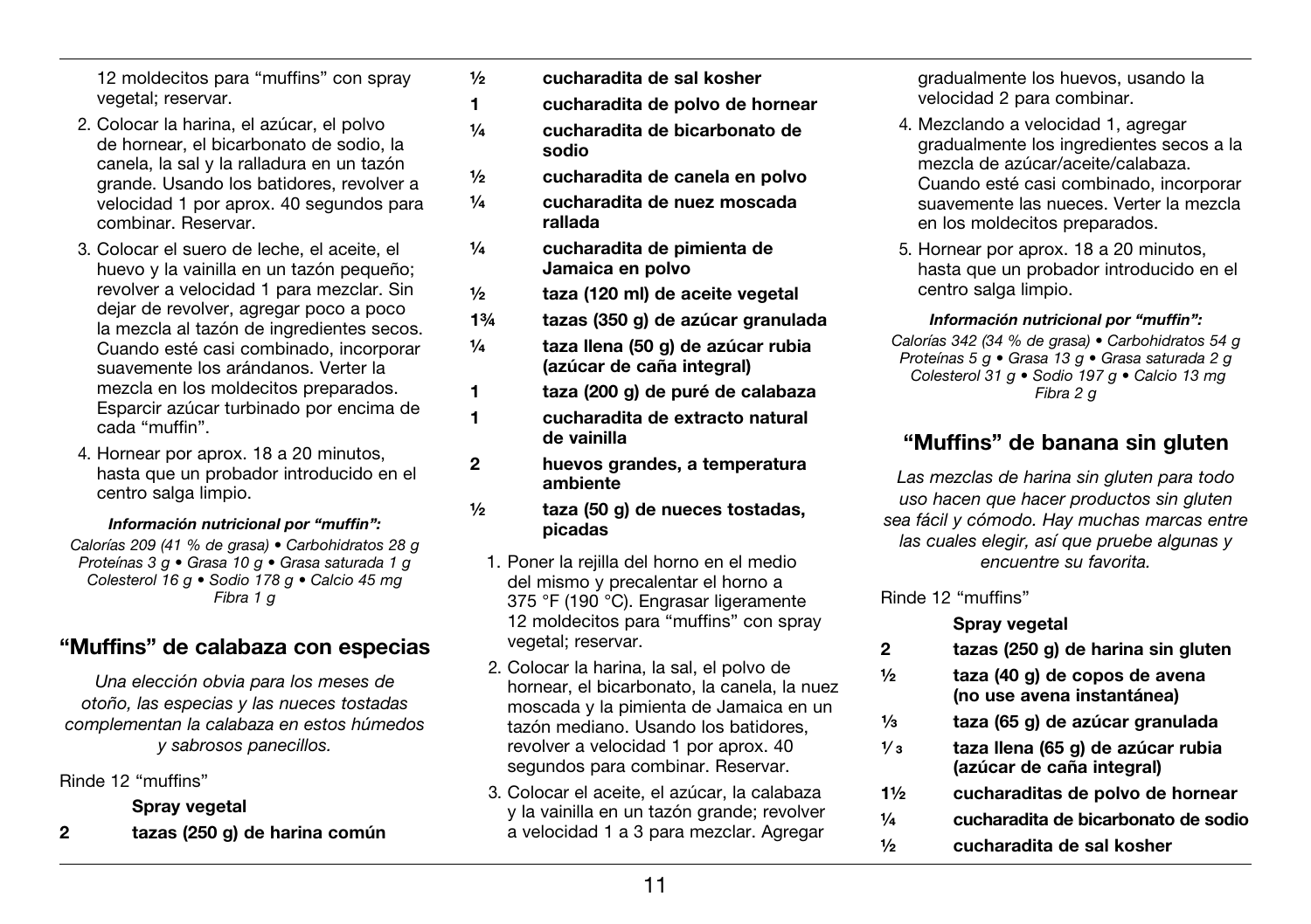12 moldecitos para "muffins" con spray vegetal; reservar.

2. Colocar la harina, el azúcar, el polvo de hornear, el bicarbonato de sodio, la canela, la sal y la ralladura en un tazón grande. Usando los batidores, revolver a velocidad 1 por aprox. 40 segundos para combinar. Reservar.
3. Colocar el suero de leche, el aceite, el huevo y la vainilla en un tazón pequeño; revolver a velocidad 1 para mezclar. Sin dejar de revolver, agregar poco a poco la mezcla al tazón de ingredientes secos. Cuando esté casi combinado, incorporar suavemente los arándanos. Verter la mezcla en los moldecitos preparados. Esparcir azúcar turbinado por encima de cada "muffin".
4. Hornear por aprox. 18 a 20 minutos, hasta que un probador introducido en el centro salga limpio.

***Información nutricional por "muffin":***

*Calorías 209 (41 % de grasa) • Carbohidratos 28 g Proteínas 3 g • Grasa 10 g • Grasa saturada 1 g Colesterol 16 g • Sodio 178 g • Calcio 45 mg Fibra 1 g*

## "Muffins" de calabaza con especias

*Una elección obvia para los meses de otoño, las especias y las nueces tostadas complementan la calabaza en estos húmedos y sabrosos panecillos.*

Rinde 12 "muffins"

- **Spray vegetal**
- **2 tazas (250 g) de harina común**
- **½ cucharadita de sal kosher**
- **1 cucharadita de polvo de hornear**
- **¼ cucharadita de bicarbonato de sodio**
- **½ cucharadita de canela en polvo**
- **¼ cucharadita de nuez moscada rallada**
- **¼ cucharadita de pimienta de Jamaica en polvo**
- **½ taza (120 ml) de aceite vegetal**
- **1¾ tazas (350 g) de azúcar granulada**
- **¼ taza llena (50 g) de azúcar rubia (azúcar de caña integral)**
- **1 taza (200 g) de puré de calabaza**
- **1 cucharadita de extracto natural de vainilla**
- **2 huevos grandes, a temperatura ambiente**
- **½ taza (50 g) de nueces tostadas, picadas**

1. Poner la rejilla del horno en el medio del mismo y precalentar el horno a 375 °F (190 °C). Engrasar ligeramente 12 moldecitos para "muffins" con spray vegetal; reservar.
2. Colocar la harina, la sal, el polvo de hornear, el bicarbonato, la canela, la nuez moscada y la pimienta de Jamaica en un tazón mediano. Usando los batidores, revolver a velocidad 1 por aprox. 40 segundos para combinar. Reservar.
3. Colocar el aceite, el azúcar, la calabaza y la vainilla en un tazón grande; revolver a velocidad 1 a 3 para mezclar. Agregar gradualmente los huevos, usando la velocidad 2 para combinar.
4. Mezclando a velocidad 1, agregar gradualmente los ingredientes secos a la mezcla de azúcar/aceite/calabaza. Cuando esté casi combinado, incorporar suavemente las nueces. Verter la mezcla en los moldecitos preparados.
5. Hornear por aprox. 18 a 20 minutos, hasta que un probador introducido en el centro salga limpio.

***Información nutricional por "muffin":***

*Calorías 342 (34 % de grasa) • Carbohidratos 54 g Proteínas 5 g • Grasa 13 g • Grasa saturada 2 g Colesterol 31 g • Sodio 197 g • Calcio 13 mg Fibra 2 g*

## "Muffins" de banana sin gluten

*Las mezclas de harina sin gluten para todo uso hacen que hacer productos sin gluten sea fácil y cómodo. Hay muchas marcas entre las cuales elegir, así que pruebe algunas y encuentre su favorita.*

Rinde 12 "muffins"

- **Spray vegetal**
- **2 tazas (250 g) de harina sin gluten**
- **½ taza (40 g) de copos de avena (no use avena instantánea)**
- **⅓ taza (65 g) de azúcar granulada**
- **⅓ taza llena (65 g) de azúcar rubia (azúcar de caña integral)**
- **1½ cucharaditas de polvo de hornear**
- **¼ cucharadita de bicarbonato de sodio**
- **½ cucharadita de sal kosher**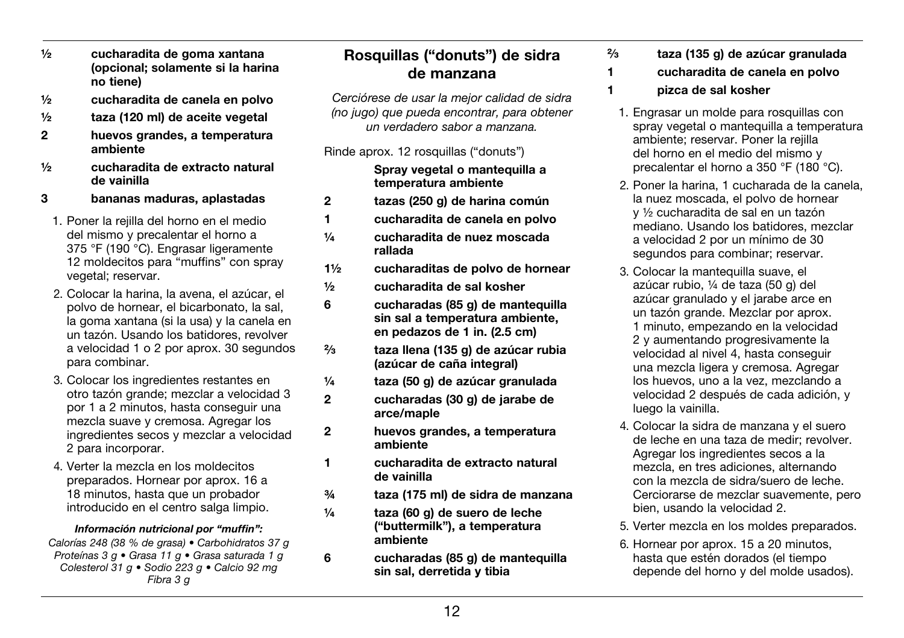**½ cucharadita de goma xantana (opcional; solamente si la harina no tiene)**

**½ cucharadita de canela en polvo**

**½ taza (120 ml) de aceite vegetal**

**2 huevos grandes, a temperatura ambiente**

**½ cucharadita de extracto natural de vainilla**

**3 bananas maduras, aplastadas**

1. Poner la rejilla del horno en el medio del mismo y precalentar el horno a 375 °F (190 °C). Engrasar ligeramente 12 moldecitos para "muffins" con spray vegetal; reservar.
2. Colocar la harina, la avena, el azúcar, el polvo de hornear, el bicarbonato, la sal, la goma xantana (si la usa) y la canela en un tazón. Usando los batidores, revolver a velocidad 1 o 2 por aprox. 30 segundos para combinar.
3. Colocar los ingredientes restantes en otro tazón grande; mezclar a velocidad 3 por 1 a 2 minutos, hasta conseguir una mezcla suave y cremosa. Agregar los ingredientes secos y mezclar a velocidad 2 para incorporar.
4. Verter la mezcla en los moldecitos preparados. Hornear por aprox. 16 a 18 minutos, hasta que un probador introducido en el centro salga limpio.

***Información nutricional por "muffin":***

*Calorías 248 (38 % de grasa) • Carbohidratos 37 g Proteínas 3 g • Grasa 11 g • Grasa saturada 1 g Colesterol 31 g • Sodio 223 g • Calcio 92 mg Fibra 3 g*

## Rosquillas ("donuts") de sidra de manzana

*Cerciórese de usar la mejor calidad de sidra (no jugo) que pueda encontrar, para obtener un verdadero sabor a manzana.*

Rinde aprox. 12 rosquillas ("donuts")

**Spray vegetal o mantequilla a temperatura ambiente**

**2 tazas (250 g) de harina común**

**1 cucharadita de canela en polvo**

**¼ cucharadita de nuez moscada rallada**

**1½ cucharaditas de polvo de hornear**

**½ cucharadita de sal kosher**

**6 cucharadas (85 g) de mantequilla sin sal a temperatura ambiente, en pedazos de 1 in. (2.5 cm)**

**⅔ taza llena (135 g) de azúcar rubia (azúcar de caña integral)**

**¼ taza (50 g) de azúcar granulada**

**2 cucharadas (30 g) de jarabe de arce/maple**

**2 huevos grandes, a temperatura ambiente**

**1 cucharadita de extracto natural de vainilla**

**¾ taza (175 ml) de sidra de manzana**

**¼ taza (60 g) de suero de leche ("buttermilk"), a temperatura ambiente**

**6 cucharadas (85 g) de mantequilla sin sal, derretida y tibia**

**⅔ taza (135 g) de azúcar granulada**

**1 cucharadita de canela en polvo**

**1 pizca de sal kosher**

1. Engrasar un molde para rosquillas con spray vegetal o mantequilla a temperatura ambiente; reservar. Poner la rejilla del horno en el medio del mismo y precalentar el horno a 350 °F (180 °C).
2. Poner la harina, 1 cucharada de la canela, la nuez moscada, el polvo de hornear y ½ cucharadita de sal en un tazón mediano. Usando los batidores, mezclar a velocidad 2 por un mínimo de 30 segundos para combinar; reservar.
3. Colocar la mantequilla suave, el azúcar rubio, ¼ de taza (50 g) del azúcar granulado y el jarabe arce en un tazón grande. Mezclar por aprox. 1 minuto, empezando en la velocidad 2 y aumentando progresivamente la velocidad al nivel 4, hasta conseguir una mezcla ligera y cremosa. Agregar los huevos, uno a la vez, mezclando a velocidad 2 después de cada adición, y luego la vainilla.
4. Colocar la sidra de manzana y el suero de leche en una taza de medir; revolver. Agregar los ingredientes secos a la mezcla, en tres adiciones, alternando con la mezcla de sidra/suero de leche. Cerciorarse de mezclar suavemente, pero bien, usando la velocidad 2.
5. Verter mezcla en los moldes preparados.
6. Hornear por aprox. 15 a 20 minutos, hasta que estén dorados (el tiempo depende del horno y del molde usados).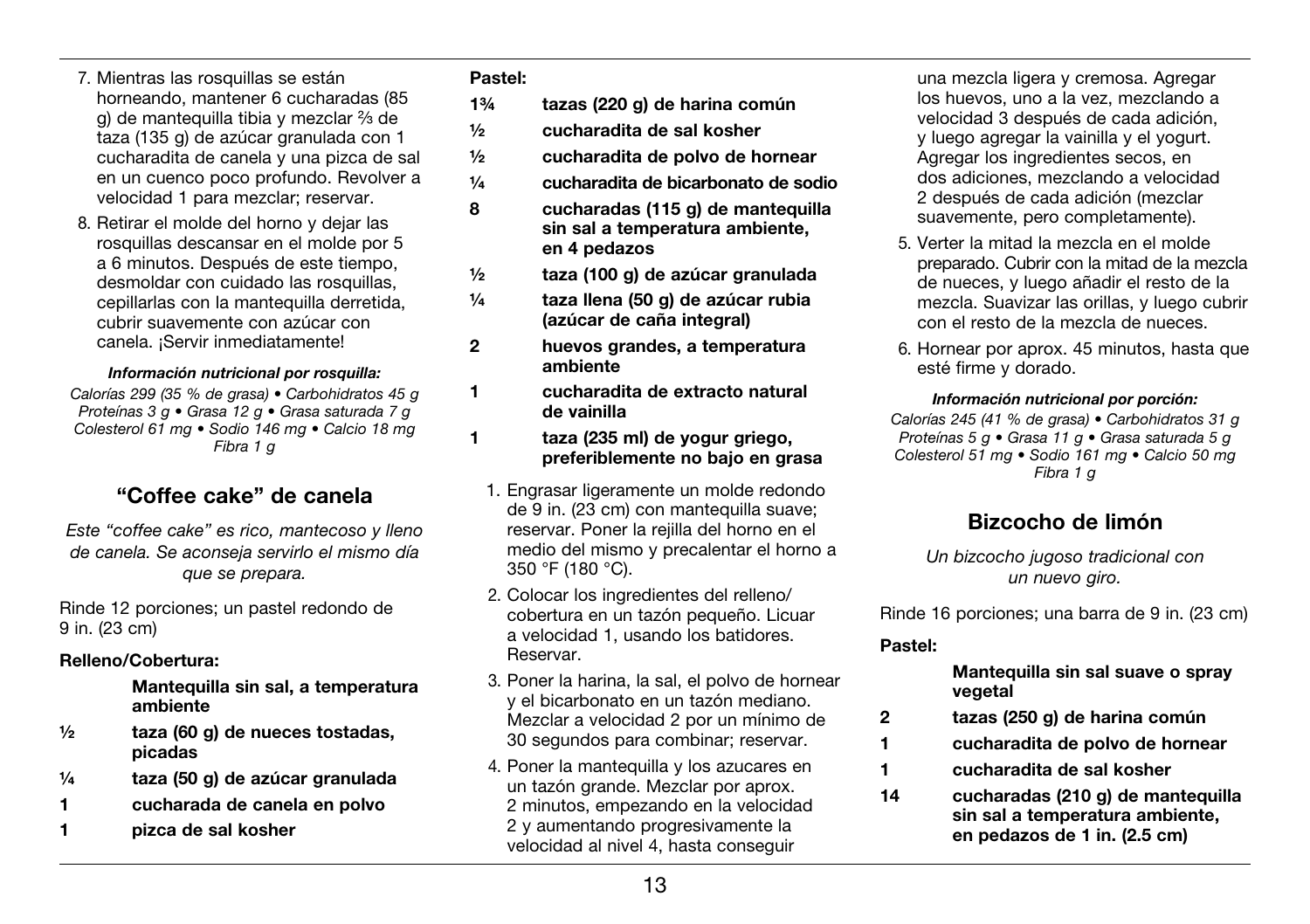7. Mientras las rosquillas se están horneando, mantener 6 cucharadas (85 g) de mantequilla tibia y mezclar ⅔ de taza (135 g) de azúcar granulada con 1 cucharadita de canela y una pizca de sal en un cuenco poco profundo. Revolver a velocidad 1 para mezclar; reservar.
8. Retirar el molde del horno y dejar las rosquillas descansar en el molde por 5 a 6 minutos. Después de este tiempo, desmoldar con cuidado las rosquillas, cepillarlas con la mantequilla derretida, cubrir suavemente con azúcar con canela. ¡Servir inmediatamente!

***Información nutricional por rosquilla:***

*Calorías 299 (35 % de grasa) • Carbohidratos 45 g Proteínas 3 g • Grasa 12 g • Grasa saturada 7 g Colesterol 61 mg • Sodio 146 mg • Calcio 18 mg Fibra 1 g*

## "Coffee cake" de canela

*Este "coffee cake" es rico, mantecoso y lleno de canela. Se aconseja servirlo el mismo día que se prepara.*

Rinde 12 porciones; un pastel redondo de 9 in. (23 cm)

**Relleno/Cobertura:**

| | |
|---|---|
| | **Mantequilla sin sal, a temperatura ambiente** |
| **½** | **taza (60 g) de nueces tostadas, picadas** |
| **¼** | **taza (50 g) de azúcar granulada** |
| **1** | **cucharada de canela en polvo** |
| **1** | **pizca de sal kosher** |

**Pastel:**

| | |
|---|---|
| **1¾** | **tazas (220 g) de harina común** |
| **½** | **cucharadita de sal kosher** |
| **½** | **cucharadita de polvo de hornear** |
| **¼** | **cucharadita de bicarbonato de sodio** |
| **8** | **cucharadas (115 g) de mantequilla sin sal a temperatura ambiente, en 4 pedazos** |
| **½** | **taza (100 g) de azúcar granulada** |
| **¼** | **taza llena (50 g) de azúcar rubia (azúcar de caña integral)** |
| **2** | **huevos grandes, a temperatura ambiente** |
| **1** | **cucharadita de extracto natural de vainilla** |
| **1** | **taza (235 ml) de yogur griego, preferiblemente no bajo en grasa** |

1. Engrasar ligeramente un molde redondo de 9 in. (23 cm) con mantequilla suave; reservar. Poner la rejilla del horno en el medio del mismo y precalentar el horno a 350 °F (180 °C).
2. Colocar los ingredientes del relleno/cobertura en un tazón pequeño. Licuar a velocidad 1, usando los batidores. Reservar.
3. Poner la harina, la sal, el polvo de hornear y el bicarbonato en un tazón mediano. Mezclar a velocidad 2 por un mínimo de 30 segundos para combinar; reservar.
4. Poner la mantequilla y los azucares en un tazón grande. Mezclar por aprox. 2 minutos, empezando en la velocidad 2 y aumentando progresivamente la velocidad al nivel 4, hasta conseguir una mezcla ligera y cremosa. Agregar los huevos, uno a la vez, mezclando a velocidad 3 después de cada adición, y luego agregar la vainilla y el yogurt. Agregar los ingredientes secos, en dos adiciones, mezclando a velocidad 2 después de cada adición (mezclar suavemente, pero completamente).
5. Verter la mitad la mezcla en el molde preparado. Cubrir con la mitad de la mezcla de nueces, y luego añadir el resto de la mezcla. Suavizar las orillas, y luego cubrir con el resto de la mezcla de nueces.
6. Hornear por aprox. 45 minutos, hasta que esté firme y dorado.

***Información nutricional por porción:***

*Calorías 245 (41 % de grasa) • Carbohidratos 31 g Proteínas 5 g • Grasa 11 g • Grasa saturada 5 g Colesterol 51 mg • Sodio 161 mg • Calcio 50 mg Fibra 1 g*

## Bizcocho de limón

*Un bizcocho jugoso tradicional con un nuevo giro.*

Rinde 16 porciones; una barra de 9 in. (23 cm)

**Pastel:**

| | |
|---|---|
| | **Mantequilla sin sal suave o spray vegetal** |
| **2** | **tazas (250 g) de harina común** |
| **1** | **cucharadita de polvo de hornear** |
| **1** | **cucharadita de sal kosher** |
| **14** | **cucharadas (210 g) de mantequilla sin sal a temperatura ambiente, en pedazos de 1 in. (2.5 cm)** |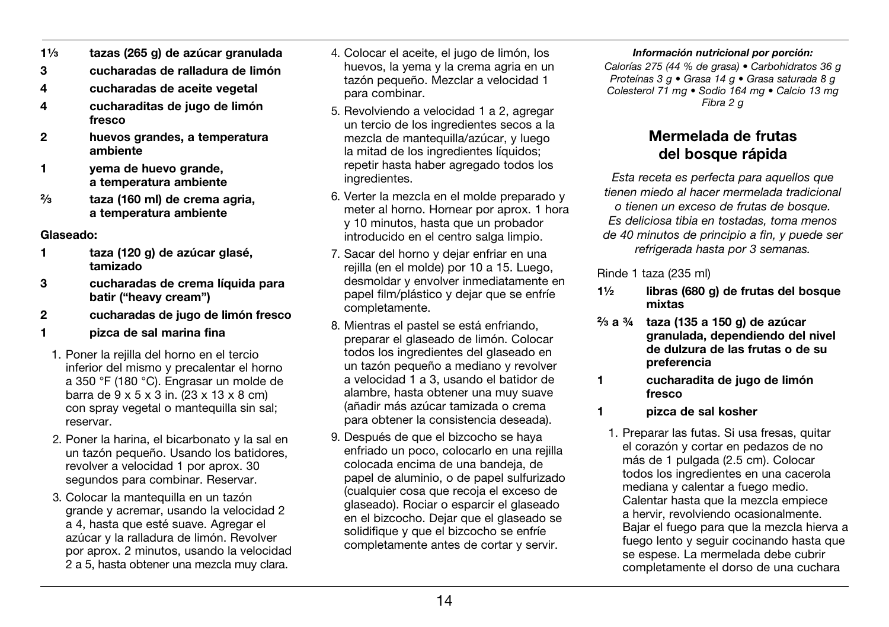**1⅓** **tazas (265 g) de azúcar granulada**

**3** **cucharadas de ralladura de limón**

**4** **cucharadas de aceite vegetal**

**4** **cucharaditas de jugo de limón fresco**

**2** **huevos grandes, a temperatura ambiente**

**1** **yema de huevo grande, a temperatura ambiente**

**⅔** **taza (160 ml) de crema agria, a temperatura ambiente**

**Glaseado:**

**1** **taza (120 g) de azúcar glasé, tamizado**

**3** **cucharadas de crema líquida para batir ("heavy cream")**

**2** **cucharadas de jugo de limón fresco**

**1** **pizca de sal marina fina**

1. Poner la rejilla del horno en el tercio inferior del mismo y precalentar el horno a 350 °F (180 °C). Engrasar un molde de barra de 9 x 5 x 3 in. (23 x 13 x 8 cm) con spray vegetal o mantequilla sin sal; reservar.
2. Poner la harina, el bicarbonato y la sal en un tazón pequeño. Usando los batidores, revolver a velocidad 1 por aprox. 30 segundos para combinar. Reservar.
3. Colocar la mantequilla en un tazón grande y acremar, usando la velocidad 2 a 4, hasta que esté suave. Agregar el azúcar y la ralladura de limón. Revolver por aprox. 2 minutos, usando la velocidad 2 a 5, hasta obtener una mezcla muy clara.
4. Colocar el aceite, el jugo de limón, los huevos, la yema y la crema agria en un tazón pequeño. Mezclar a velocidad 1 para combinar.
5. Revolviendo a velocidad 1 a 2, agregar un tercio de los ingredientes secos a la mezcla de mantequilla/azúcar, y luego la mitad de los ingredientes líquidos; repetir hasta haber agregado todos los ingredientes.
6. Verter la mezcla en el molde preparado y meter al horno. Hornear por aprox. 1 hora y 10 minutos, hasta que un probador introducido en el centro salga limpio.
7. Sacar del horno y dejar enfriar en una rejilla (en el molde) por 10 a 15. Luego, desmoldar y envolver inmediatamente en papel film/plástico y dejar que se enfríe completamente.
8. Mientras el pastel se está enfriando, preparar el glaseado de limón. Colocar todos los ingredientes del glaseado en un tazón pequeño a mediano y revolver a velocidad 1 a 3, usando el batidor de alambre, hasta obtener una muy suave (añadir más azúcar tamizada o crema para obtener la consistencia deseada).
9. Después de que el bizcocho se haya enfriado un poco, colocarlo en una rejilla colocada encima de una bandeja, de papel de aluminio, o de papel sulfurizado (cualquier cosa que recoja el exceso de glaseado). Rociar o esparcir el glaseado en el bizcocho. Dejar que el glaseado se solidifique y que el bizcocho se enfríe completamente antes de cortar y servir.

***Información nutricional por porción:***

*Calorías 275 (44 % de grasa) • Carbohidratos 36 g Proteínas 3 g • Grasa 14 g • Grasa saturada 8 g Colesterol 71 mg • Sodio 164 mg • Calcio 13 mg Fibra 2 g*

## Mermelada de frutas del bosque rápida

*Esta receta es perfecta para aquellos que tienen miedo al hacer mermelada tradicional o tienen un exceso de frutas de bosque. Es deliciosa tibia en tostadas, toma menos de 40 minutos de principio a fin, y puede ser refrigerada hasta por 3 semanas.*

Rinde 1 taza (235 ml)

**1½** **libras (680 g) de frutas del bosque mixtas**

**⅔ a ¾** **taza (135 a 150 g) de azúcar granulada, dependiendo del nivel de dulzura de las frutas o de su preferencia**

**1** **cucharadita de jugo de limón fresco**

**1** **pizca de sal kosher**

1. Preparar las futas. Si usa fresas, quitar el corazón y cortar en pedazos de no más de 1 pulgada (2.5 cm). Colocar todos los ingredientes en una cacerola mediana y calentar a fuego medio. Calentar hasta que la mezcla empiece a hervir, revolviendo ocasionalmente. Bajar el fuego para que la mezcla hierva a fuego lento y seguir cocinando hasta que se espese. La mermelada debe cubrir completamente el dorso de una cuchara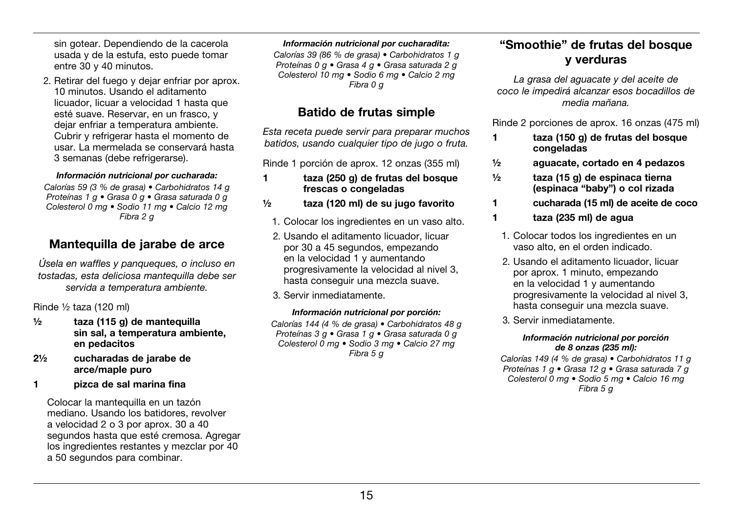sin gotear. Dependiendo de la cacerola usada y de la estufa, esto puede tomar entre 30 y 40 minutos.

2. Retirar del fuego y dejar enfriar por aprox. 10 minutos. Usando el aditamento licuador, licuar a velocidad 1 hasta que esté suave. Reservar, en un frasco, y dejar enfriar a temperatura ambiente. Cubrir y refrigerar hasta el momento de usar. La mermelada se conservará hasta 3 semanas (debe refrigerarse).

***Información nutricional por cucharada:***

*Calorías 59 (3 % de grasa) • Carbohidratos 14 g Proteínas 1 g • Grasa 0 g • Grasa saturada 0 g Colesterol 0 mg • Sodio 11 mg • Calcio 12 mg Fibra 2 g*

## Mantequilla de jarabe de arce

*Úsela en waffles y panqueques, o incluso en tostadas, esta deliciosa mantequilla debe ser servida a temperatura ambiente.*

Rinde ½ taza (120 ml)

- ½ **taza (115 g) de mantequilla sin sal, a temperatura ambiente, en pedacitos**
- 2½ **cucharadas de jarabe de arce/maple puro**
- 1 **pizca de sal marina fina**

Colocar la mantequilla en un tazón mediano. Usando los batidores, revolver a velocidad 2 o 3 por aprox. 30 a 40 segundos hasta que esté cremosa. Agregar los ingredientes restantes y mezclar por 40 a 50 segundos para combinar.

***Información nutricional por cucharadita:***

*Calorías 39 (86 % de grasa) • Carbohidratos 1 g Proteínas 0 g • Grasa 4 g • Grasa saturada 2 g Colesterol 10 mg • Sodio 6 mg • Calcio 2 mg Fibra 0 g*

## Batido de frutas simple

*Esta receta puede servir para preparar muchos batidos, usando cualquier tipo de jugo o fruta.*

Rinde 1 porción de aprox. 12 onzas (355 ml)

- 1 **taza (250 g) de frutas del bosque frescas o congeladas**
- ½ **taza (120 ml) de su jugo favorito**

1. Colocar los ingredientes en un vaso alto.
2. Usando el aditamento licuador, licuar por 30 a 45 segundos, empezando en la velocidad 1 y aumentando progresivamente la velocidad al nivel 3, hasta conseguir una mezcla suave.
3. Servir inmediatamente.

***Información nutricional por porción:***

*Calorías 144 (4 % de grasa) • Carbohidratos 48 g Proteínas 3 g • Grasa 1 g • Grasa saturada 0 g Colesterol 0 mg • Sodio 3 mg • Calcio 27 mg Fibra 5 g*

## "Smoothie" de frutas del bosque y verduras

*La grasa del aguacate y del aceite de coco le impedirá alcanzar esos bocadillos de media mañana.*

Rinde 2 porciones de aprox. 16 onzas (475 ml)

- 1 **taza (150 g) de frutas del bosque congeladas**
- ½ **aguacate, cortado en 4 pedazos**
- ½ **taza (15 g) de espinaca tierna (espinaca "baby") o col rizada**
- 1 **cucharada (15 ml) de aceite de coco**
- 1 **taza (235 ml) de agua**

1. Colocar todos los ingredientes en un vaso alto, en el orden indicado.
2. Usando el aditamento licuador, licuar por aprox. 1 minuto, empezando en la velocidad 1 y aumentando progresivamente la velocidad al nivel 3, hasta conseguir una mezcla suave.
3. Servir inmediatamente.

***Información nutricional por porción de 8 onzas (235 ml):***

*Calorías 149 (4 % de grasa) • Carbohidratos 11 g Proteínas 1 g • Grasa 12 g • Grasa saturada 7 g Colesterol 0 mg • Sodio 5 mg • Calcio 16 mg Fibra 5 g*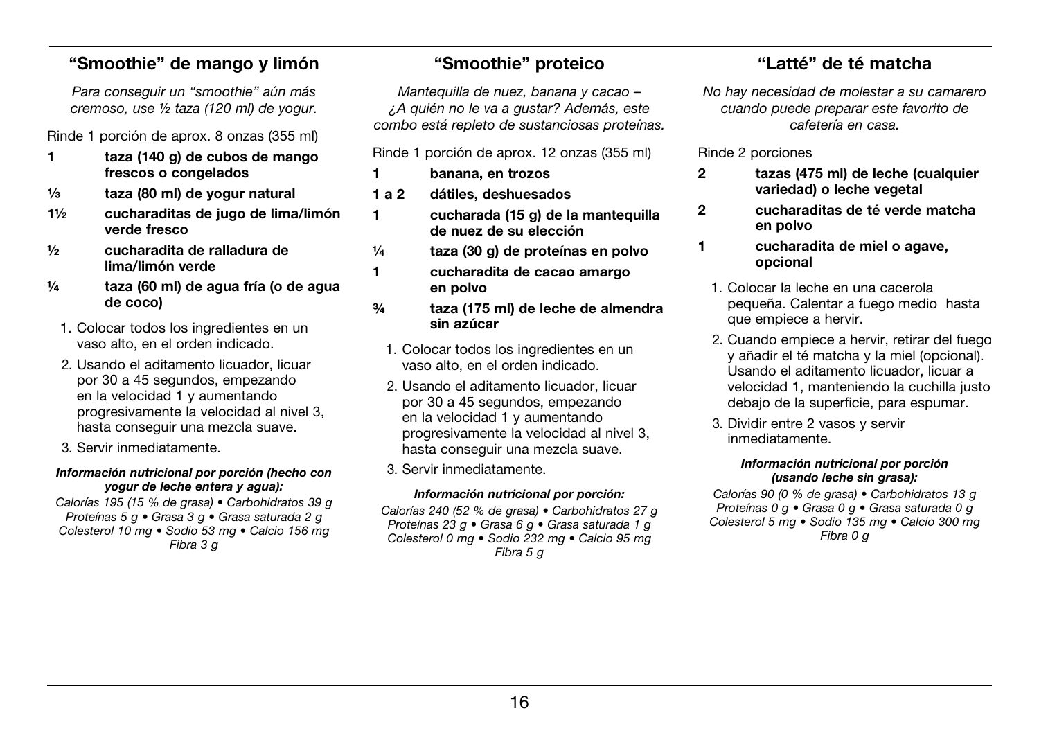## "Smoothie" de mango y limón

*Para conseguir un "smoothie" aún más cremoso, use ½ taza (120 ml) de yogur.*

Rinde 1 porción de aprox. 8 onzas (355 ml)

- **1** **taza (140 g) de cubos de mango frescos o congelados**
- **⅓** **taza (80 ml) de yogur natural**
- **1½** **cucharaditas de jugo de lima/limón verde fresco**
- **½** **cucharadita de ralladura de lima/limón verde**
- **¼** **taza (60 ml) de agua fría (o de agua de coco)**

1. Colocar todos los ingredientes en un vaso alto, en el orden indicado.
2. Usando el aditamento licuador, licuar por 30 a 45 segundos, empezando en la velocidad 1 y aumentando progresivamente la velocidad al nivel 3, hasta conseguir una mezcla suave.
3. Servir inmediatamente.

***Información nutricional por porción (hecho con yogur de leche entera y agua):***

*Calorías 195 (15 % de grasa) • Carbohidratos 39 g Proteínas 5 g • Grasa 3 g • Grasa saturada 2 g Colesterol 10 mg • Sodio 53 mg • Calcio 156 mg Fibra 3 g*

## "Smoothie" proteico

*Mantequilla de nuez, banana y cacao – ¿A quién no le va a gustar? Además, este combo está repleto de sustanciosas proteínas.*

Rinde 1 porción de aprox. 12 onzas (355 ml)

- **1** **banana, en trozos**
- **1 a 2** **dátiles, deshuesados**
- **1** **cucharada (15 g) de la mantequilla de nuez de su elección**
- **¼** **taza (30 g) de proteínas en polvo**
- **1** **cucharadita de cacao amargo en polvo**
- **¾** **taza (175 ml) de leche de almendra sin azúcar**

1. Colocar todos los ingredientes en un vaso alto, en el orden indicado.
2. Usando el aditamento licuador, licuar por 30 a 45 segundos, empezando en la velocidad 1 y aumentando progresivamente la velocidad al nivel 3, hasta conseguir una mezcla suave.
3. Servir inmediatamente.

***Información nutricional por porción:***

*Calorías 240 (52 % de grasa) • Carbohidratos 27 g Proteínas 23 g • Grasa 6 g • Grasa saturada 1 g Colesterol 0 mg • Sodio 232 mg • Calcio 95 mg Fibra 5 g*

## "Latté" de té matcha

*No hay necesidad de molestar a su camarero cuando puede preparar este favorito de cafetería en casa.*

Rinde 2 porciones

- **2** **tazas (475 ml) de leche (cualquier variedad) o leche vegetal**
- **2** **cucharaditas de té verde matcha en polvo**
- **1** **cucharadita de miel o agave, opcional**

1. Colocar la leche en una cacerola pequeña. Calentar a fuego medio hasta que empiece a hervir.
2. Cuando empiece a hervir, retirar del fuego y añadir el té matcha y la miel (opcional). Usando el aditamento licuador, licuar a velocidad 1, manteniendo la cuchilla justo debajo de la superficie, para espumar.
3. Dividir entre 2 vasos y servir inmediatamente.

***Información nutricional por porción (usando leche sin grasa):***

*Calorías 90 (0 % de grasa) • Carbohidratos 13 g Proteínas 0 g • Grasa 0 g • Grasa saturada 0 g Colesterol 5 mg • Sodio 135 mg • Calcio 300 mg Fibra 0 g*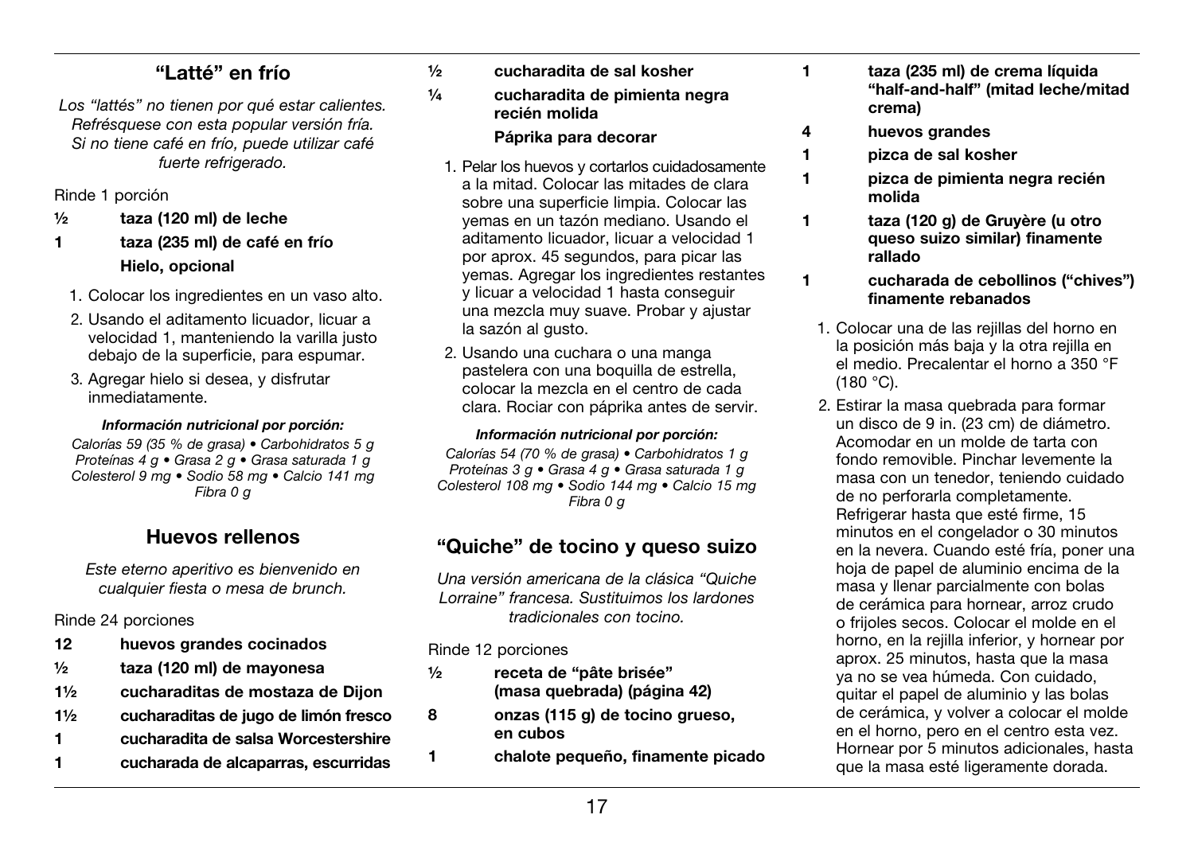## "Latté" en frío

*Los "lattés" no tienen por qué estar calientes. Refrésquese con esta popular versión fría. Si no tiene café en frío, puede utilizar café fuerte refrigerado.*

Rinde 1 porción

**½ taza (120 ml) de leche**

**1 taza (235 ml) de café en frío**

**Hielo, opcional**

1. Colocar los ingredientes en un vaso alto.
2. Usando el aditamento licuador, licuar a velocidad 1, manteniendo la varilla justo debajo de la superficie, para espumar.
3. Agregar hielo si desea, y disfrutar inmediatamente.

***Información nutricional por porción:***

*Calorías 59 (35 % de grasa) • Carbohidratos 5 g Proteínas 4 g • Grasa 2 g • Grasa saturada 1 g Colesterol 9 mg • Sodio 58 mg • Calcio 141 mg Fibra 0 g*

## Huevos rellenos

*Este eterno aperitivo es bienvenido en cualquier fiesta o mesa de brunch.*

Rinde 24 porciones

**12 huevos grandes cocinados**

**½ taza (120 ml) de mayonesa**

**1½ cucharaditas de mostaza de Dijon**

**1½ cucharaditas de jugo de limón fresco**

**1 cucharadita de salsa Worcestershire**

**1 cucharada de alcaparras, escurridas**

**½ cucharadita de sal kosher**

**¼ cucharadita de pimienta negra recién molida**

**Páprika para decorar**

1. Pelar los huevos y cortarlos cuidadosamente a la mitad. Colocar las mitades de clara sobre una superficie limpia. Colocar las yemas en un tazón mediano. Usando el aditamento licuador, licuar a velocidad 1 por aprox. 45 segundos, para picar las yemas. Agregar los ingredientes restantes y licuar a velocidad 1 hasta conseguir una mezcla muy suave. Probar y ajustar la sazón al gusto.
2. Usando una cuchara o una manga pastelera con una boquilla de estrella, colocar la mezcla en el centro de cada clara. Rociar con páprika antes de servir.

***Información nutricional por porción:***

*Calorías 54 (70 % de grasa) • Carbohidratos 1 g Proteínas 3 g • Grasa 4 g • Grasa saturada 1 g Colesterol 108 mg • Sodio 144 mg • Calcio 15 mg Fibra 0 g*

## "Quiche" de tocino y queso suizo

*Una versión americana de la clásica "Quiche Lorraine" francesa. Sustituimos los lardones tradicionales con tocino.*

Rinde 12 porciones

**½ receta de "pâte brisée" (masa quebrada) (página 42)**

**8 onzas (115 g) de tocino grueso, en cubos**

**1 chalote pequeño, finamente picado**

**1 taza (235 ml) de crema líquida "half-and-half" (mitad leche/mitad crema)**

**4 huevos grandes**

**1 pizca de sal kosher**

**1 pizca de pimienta negra recién molida**

**1 taza (120 g) de Gruyère (u otro queso suizo similar) finamente rallado**

**1 cucharada de cebollinos ("chives") finamente rebanados**

1. Colocar una de las rejillas del horno en la posición más baja y la otra rejilla en el medio. Precalentar el horno a 350 °F (180 °C).
2. Estirar la masa quebrada para formar un disco de 9 in. (23 cm) de diámetro. Acomodar en un molde de tarta con fondo removible. Pinchar levemente la masa con un tenedor, teniendo cuidado de no perforarla completamente. Refrigerar hasta que esté firme, 15 minutos en el congelador o 30 minutos en la nevera. Cuando esté fría, poner una hoja de papel de aluminio encima de la masa y llenar parcialmente con bolas de cerámica para hornear, arroz crudo o frijoles secos. Colocar el molde en el horno, en la rejilla inferior, y hornear por aprox. 25 minutos, hasta que la masa ya no se vea húmeda. Con cuidado, quitar el papel de aluminio y las bolas de cerámica, y volver a colocar el molde en el horno, pero en el centro esta vez. Hornear por 5 minutos adicionales, hasta que la masa esté ligeramente dorada.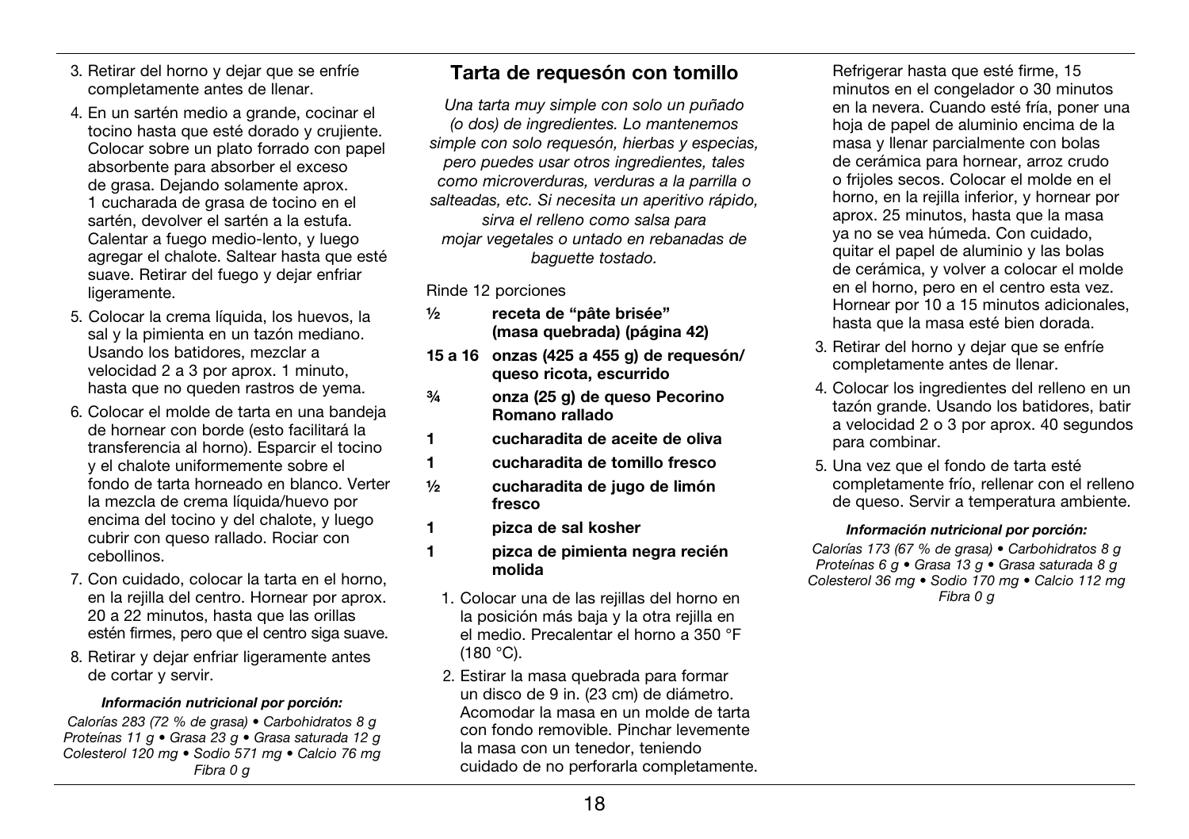3. Retirar del horno y dejar que se enfríe completamente antes de llenar.
4. En un sartén medio a grande, cocinar el tocino hasta que esté dorado y crujiente. Colocar sobre un plato forrado con papel absorbente para absorber el exceso de grasa. Dejando solamente aprox. 1 cucharada de grasa de tocino en el sartén, devolver el sartén a la estufa. Calentar a fuego medio-lento, y luego agregar el chalote. Saltear hasta que esté suave. Retirar del fuego y dejar enfriar ligeramente.
5. Colocar la crema líquida, los huevos, la sal y la pimienta en un tazón mediano. Usando los batidores, mezclar a velocidad 2 a 3 por aprox. 1 minuto, hasta que no queden rastros de yema.
6. Colocar el molde de tarta en una bandeja de hornear con borde (esto facilitará la transferencia al horno). Esparcir el tocino y el chalote uniformemente sobre el fondo de tarta horneado en blanco. Verter la mezcla de crema líquida/huevo por encima del tocino y del chalote, y luego cubrir con queso rallado. Rociar con cebollinos.
7. Con cuidado, colocar la tarta en el horno, en la rejilla del centro. Hornear por aprox. 20 a 22 minutos, hasta que las orillas estén firmes, pero que el centro siga suave.
8. Retirar y dejar enfriar ligeramente antes de cortar y servir.

***Información nutricional por porción:***

*Calorías 283 (72 % de grasa) • Carbohidratos 8 g Proteínas 11 g • Grasa 23 g • Grasa saturada 12 g Colesterol 120 mg • Sodio 571 mg • Calcio 76 mg Fibra 0 g*

## Tarta de requesón con tomillo

*Una tarta muy simple con solo un puñado (o dos) de ingredientes. Lo mantenemos simple con solo requesón, hierbas y especias, pero puedes usar otros ingredientes, tales como microverduras, verduras a la parrilla o salteadas, etc. Si necesita un aperitivo rápido, sirva el relleno como salsa para mojar vegetales o untado en rebanadas de baguette tostado.*

Rinde 12 porciones

- **½ receta de "pâte brisée" (masa quebrada) (página 42)**
- **15 a 16 onzas (425 a 455 g) de requesón/queso ricota, escurrido**
- **¾ onza (25 g) de queso Pecorino Romano rallado**
- **1 cucharadita de aceite de oliva**
- **1 cucharadita de tomillo fresco**
- **½ cucharadita de jugo de limón fresco**
- **1 pizca de sal kosher**
- **1 pizca de pimienta negra recién molida**

1. Colocar una de las rejillas del horno en la posición más baja y la otra rejilla en el medio. Precalentar el horno a 350 °F (180 °C).
2. Estirar la masa quebrada para formar un disco de 9 in. (23 cm) de diámetro. Acomodar la masa en un molde de tarta con fondo removible. Pinchar levemente la masa con un tenedor, teniendo cuidado de no perforarla completamente. Refrigerar hasta que esté firme, 15 minutos en el congelador o 30 minutos en la nevera. Cuando esté fría, poner una hoja de papel de aluminio encima de la masa y llenar parcialmente con bolas de cerámica para hornear, arroz crudo o frijoles secos. Colocar el molde en el horno, en la rejilla inferior, y hornear por aprox. 25 minutos, hasta que la masa ya no se vea húmeda. Con cuidado, quitar el papel de aluminio y las bolas de cerámica, y volver a colocar el molde en el horno, pero en el centro esta vez. Hornear por 10 a 15 minutos adicionales, hasta que la masa esté bien dorada.
3. Retirar del horno y dejar que se enfríe completamente antes de llenar.
4. Colocar los ingredientes del relleno en un tazón grande. Usando los batidores, batir a velocidad 2 o 3 por aprox. 40 segundos para combinar.
5. Una vez que el fondo de tarta esté completamente frío, rellenar con el relleno de queso. Servir a temperatura ambiente.

***Información nutricional por porción:***

*Calorías 173 (67 % de grasa) • Carbohidratos 8 g Proteínas 6 g • Grasa 13 g • Grasa saturada 8 g Colesterol 36 mg • Sodio 170 mg • Calcio 112 mg Fibra 0 g*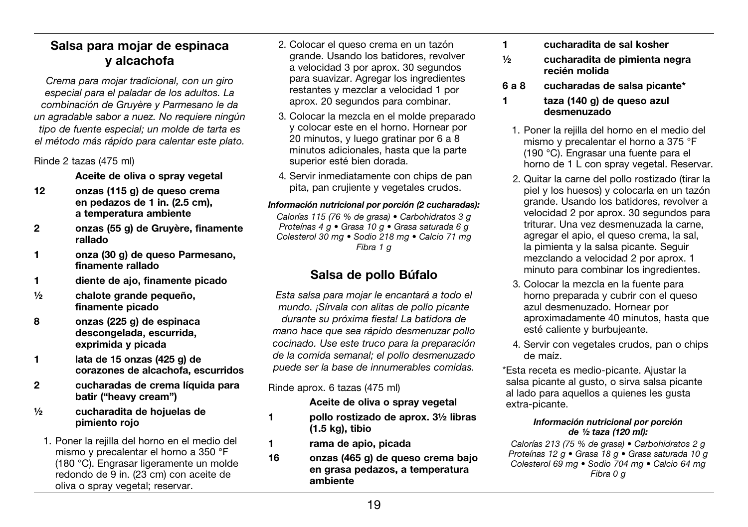## Salsa para mojar de espinaca y alcachofa

*Crema para mojar tradicional, con un giro especial para el paladar de los adultos. La combinación de Gruyère y Parmesano le da un agradable sabor a nuez. No requiere ningún tipo de fuente especial; un molde de tarta es el método más rápido para calentar este plato.*

Rinde 2 tazas (475 ml)

**Aceite de oliva o spray vegetal**

- **12** **onzas (115 g) de queso crema en pedazos de 1 in. (2.5 cm), a temperatura ambiente**
- **2** **onzas (55 g) de Gruyère, finamente rallado**
- **1** **onza (30 g) de queso Parmesano, finamente rallado**
- **1** **diente de ajo, finamente picado**
- **½** **chalote grande pequeño, finamente picado**
- **8** **onzas (225 g) de espinaca descongelada, escurrida, exprimida y picada**
- **1** **lata de 15 onzas (425 g) de corazones de alcachofa, escurridos**
- **2** **cucharadas de crema líquida para batir ("heavy cream")**
- **½** **cucharadita de hojuelas de pimiento rojo**

1. Poner la rejilla del horno en el medio del mismo y precalentar el horno a 350 °F (180 °C). Engrasar ligeramente un molde redondo de 9 in. (23 cm) con aceite de oliva o spray vegetal; reservar.
2. Colocar el queso crema en un tazón grande. Usando los batidores, revolver a velocidad 3 por aprox. 30 segundos para suavizar. Agregar los ingredientes restantes y mezclar a velocidad 1 por aprox. 20 segundos para combinar.
3. Colocar la mezcla en el molde preparado y colocar este en el horno. Hornear por 20 minutos, y luego gratinar por 6 a 8 minutos adicionales, hasta que la parte superior esté bien dorada.
4. Servir inmediatamente con chips de pan pita, pan crujiente y vegetales crudos.

***Información nutricional por porción (2 cucharadas):***

*Calorías 115 (76 % de grasa) • Carbohidratos 3 g Proteínas 4 g • Grasa 10 g • Grasa saturada 6 g Colesterol 30 mg • Sodio 218 mg • Calcio 71 mg Fibra 1 g*

## Salsa de pollo Búfalo

*Esta salsa para mojar le encantará a todo el mundo. ¡Sírvala con alitas de pollo picante durante su próxima fiesta! La batidora de mano hace que sea rápido desmenuzar pollo cocinado. Use este truco para la preparación de la comida semanal; el pollo desmenuzado puede ser la base de innumerables comidas.*

Rinde aprox. 6 tazas (475 ml)

**Aceite de oliva o spray vegetal**

- **1** **pollo rostizado de aprox. 3½ libras (1.5 kg), tibio**
- **1** **rama de apio, picada**
- **16** **onzas (465 g) de queso crema bajo en grasa pedazos, a temperatura ambiente**
- **1** **cucharadita de sal kosher**
- **½** **cucharadita de pimienta negra recién molida**
- **6 a 8** **cucharadas de salsa picante***
- **1** **taza (140 g) de queso azul desmenuzado**

1. Poner la rejilla del horno en el medio del mismo y precalentar el horno a 375 °F (190 °C). Engrasar una fuente para el horno de 1 L con spray vegetal. Reservar.
2. Quitar la carne del pollo rostizado (tirar la piel y los huesos) y colocarla en un tazón grande. Usando los batidores, revolver a velocidad 2 por aprox. 30 segundos para triturar. Una vez desmenuzada la carne, agregar el apio, el queso crema, la sal, la pimienta y la salsa picante. Seguir mezclando a velocidad 2 por aprox. 1 minuto para combinar los ingredientes.
3. Colocar la mezcla en la fuente para horno preparada y cubrir con el queso azul desmenuzado. Hornear por aproximadamente 40 minutos, hasta que esté caliente y burbujeante.
4. Servir con vegetales crudos, pan o chips de maíz.

*Esta receta es medio-picante. Ajustar la salsa picante al gusto, o sirva salsa picante al lado para aquellos a quienes les gusta extra-picante.

***Información nutricional por porción de ½ taza (120 ml):***

*Calorías 213 (75 % de grasa) • Carbohidratos 2 g Proteínas 12 g • Grasa 18 g • Grasa saturada 10 g Colesterol 69 mg • Sodio 704 mg • Calcio 64 mg Fibra 0 g*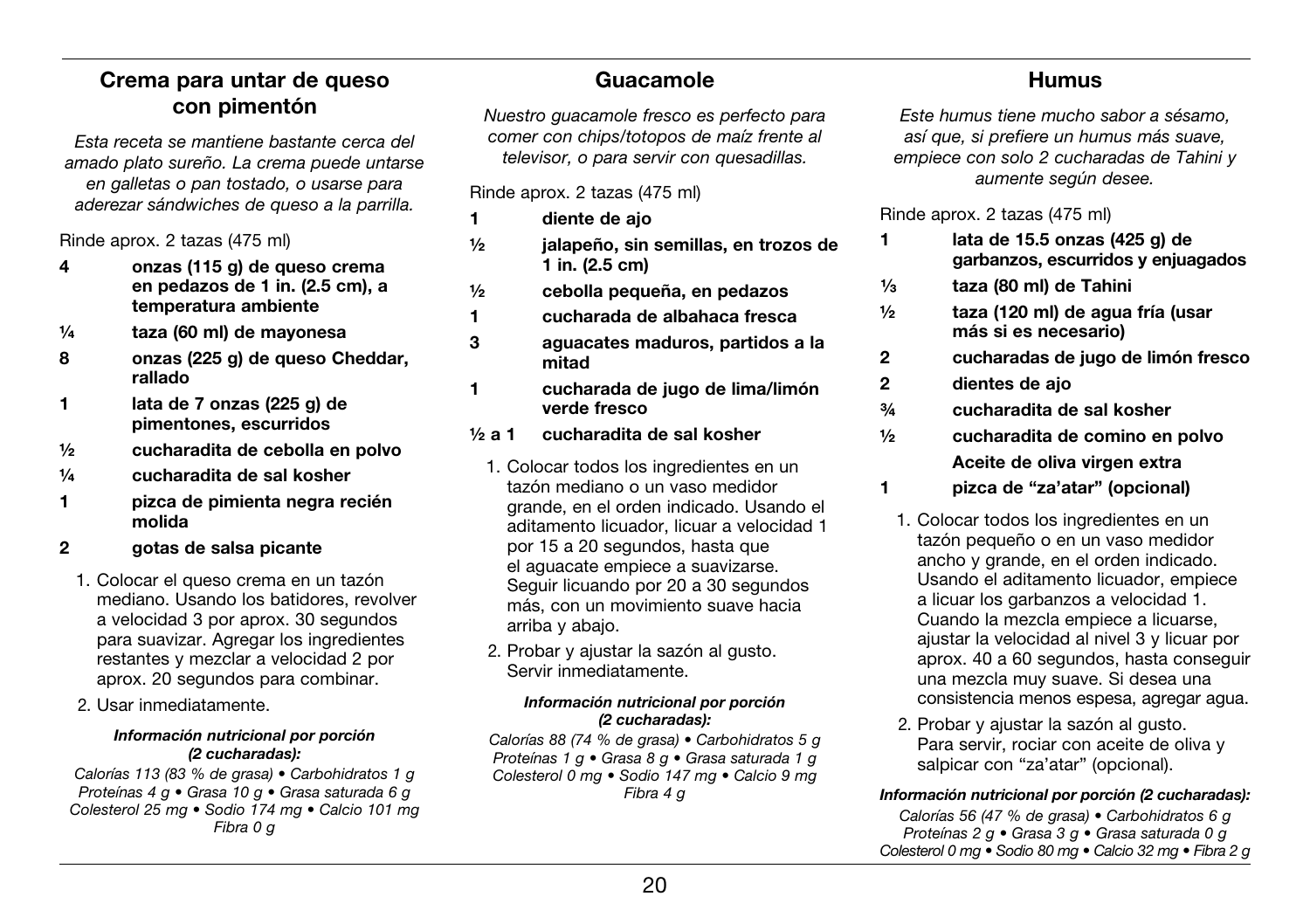## Crema para untar de queso con pimentón

*Esta receta se mantiene bastante cerca del amado plato sureño. La crema puede untarse en galletas o pan tostado, o usarse para aderezar sándwiches de queso a la parrilla.*

Rinde aprox. 2 tazas (475 ml)

- **4** **onzas (115 g) de queso crema en pedazos de 1 in. (2.5 cm), a temperatura ambiente**
- **¼** **taza (60 ml) de mayonesa**
- **8** **onzas (225 g) de queso Cheddar, rallado**
- **1** **lata de 7 onzas (225 g) de pimentones, escurridos**
- **½** **cucharadita de cebolla en polvo**
- **¼** **cucharadita de sal kosher**
- **1** **pizca de pimienta negra recién molida**
- **2** **gotas de salsa picante**

1. Colocar el queso crema en un tazón mediano. Usando los batidores, revolver a velocidad 3 por aprox. 30 segundos para suavizar. Agregar los ingredientes restantes y mezclar a velocidad 2 por aprox. 20 segundos para combinar.
2. Usar inmediatamente.

***Información nutricional por porción (2 cucharadas):***

*Calorías 113 (83 % de grasa) • Carbohidratos 1 g Proteínas 4 g • Grasa 10 g • Grasa saturada 6 g Colesterol 25 mg • Sodio 174 mg • Calcio 101 mg Fibra 0 g*

## Guacamole

*Nuestro guacamole fresco es perfecto para comer con chips/totopos de maíz frente al televisor, o para servir con quesadillas.*

Rinde aprox. 2 tazas (475 ml)

- **1** **diente de ajo**
- **½** **jalapeño, sin semillas, en trozos de 1 in. (2.5 cm)**
- **½** **cebolla pequeña, en pedazos**
- **1** **cucharada de albahaca fresca**
- **3** **aguacates maduros, partidos a la mitad**
- **1** **cucharada de jugo de lima/limón verde fresco**
- **½ a 1** **cucharadita de sal kosher**

1. Colocar todos los ingredientes en un tazón mediano o un vaso medidor grande, en el orden indicado. Usando el aditamento licuador, licuar a velocidad 1 por 15 a 20 segundos, hasta que el aguacate empiece a suavizarse. Seguir licuando por 20 a 30 segundos más, con un movimiento suave hacia arriba y abajo.
2. Probar y ajustar la sazón al gusto. Servir inmediatamente.

***Información nutricional por porción (2 cucharadas):***

*Calorías 88 (74 % de grasa) • Carbohidratos 5 g Proteínas 1 g • Grasa 8 g • Grasa saturada 1 g Colesterol 0 mg • Sodio 147 mg • Calcio 9 mg Fibra 4 g*

## Humus

*Este humus tiene mucho sabor a sésamo, así que, si prefiere un humus más suave, empiece con solo 2 cucharadas de Tahini y aumente según desee.*

Rinde aprox. 2 tazas (475 ml)

- **1** **lata de 15.5 onzas (425 g) de garbanzos, escurridos y enjuagados**
- **⅓** **taza (80 ml) de Tahini**
- **½** **taza (120 ml) de agua fría (usar más si es necesario)**
- **2** **cucharadas de jugo de limón fresco**
- **2** **dientes de ajo**
- **¾** **cucharadita de sal kosher**
- **½** **cucharadita de comino en polvo**
- **Aceite de oliva virgen extra**
- **1** **pizca de "za'atar" (opcional)**

1. Colocar todos los ingredientes en un tazón pequeño o en un vaso medidor ancho y grande, en el orden indicado. Usando el aditamento licuador, empiece a licuar los garbanzos a velocidad 1. Cuando la mezcla empiece a licuarse, ajustar la velocidad al nivel 3 y licuar por aprox. 40 a 60 segundos, hasta conseguir una mezcla muy suave. Si desea una consistencia menos espesa, agregar agua.
2. Probar y ajustar la sazón al gusto. Para servir, rociar con aceite de oliva y salpicar con "za'atar" (opcional).

***Información nutricional por porción (2 cucharadas):***

*Calorías 56 (47 % de grasa) • Carbohidratos 6 g Proteínas 2 g • Grasa 3 g • Grasa saturada 0 g Colesterol 0 mg • Sodio 80 mg • Calcio 32 mg • Fibra 2 g*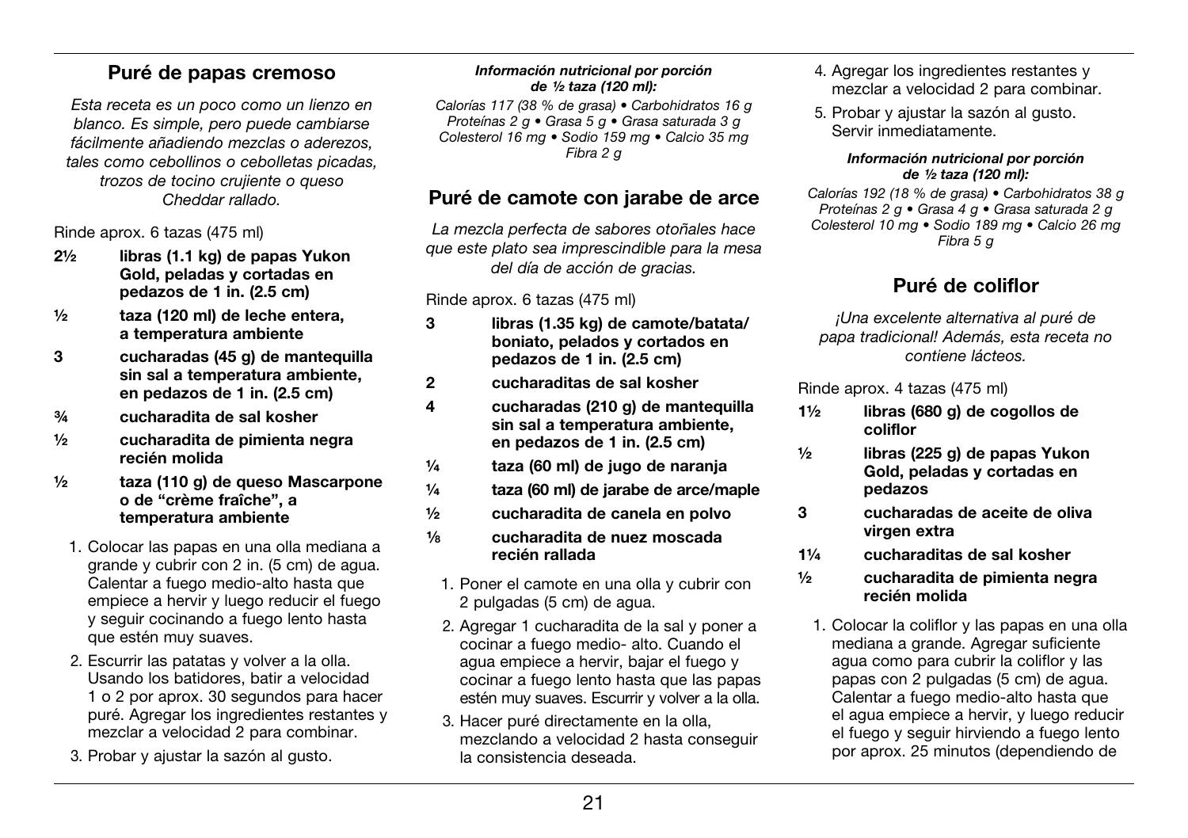## Puré de papas cremoso

*Esta receta es un poco como un lienzo en blanco. Es simple, pero puede cambiarse fácilmente añadiendo mezclas o aderezos, tales como cebollinos o cebolletas picadas, trozos de tocino crujiente o queso Cheddar rallado.*

Rinde aprox. 6 tazas (475 ml)

- **2½ libras (1.1 kg) de papas Yukon Gold, peladas y cortadas en pedazos de 1 in. (2.5 cm)**
- **½ taza (120 ml) de leche entera, a temperatura ambiente**
- **3 cucharadas (45 g) de mantequilla sin sal a temperatura ambiente, en pedazos de 1 in. (2.5 cm)**
- **¾ cucharadita de sal kosher**
- **½ cucharadita de pimienta negra recién molida**
- **½ taza (110 g) de queso Mascarpone o de "crème fraîche", a temperatura ambiente**

1. Colocar las papas en una olla mediana a grande y cubrir con 2 in. (5 cm) de agua. Calentar a fuego medio-alto hasta que empiece a hervir y luego reducir el fuego y seguir cocinando a fuego lento hasta que estén muy suaves.
2. Escurrir las patatas y volver a la olla. Usando los batidores, batir a velocidad 1 o 2 por aprox. 30 segundos para hacer puré. Agregar los ingredientes restantes y mezclar a velocidad 2 para combinar.
3. Probar y ajustar la sazón al gusto.

***Información nutricional por porción de ½ taza (120 ml):***

*Calorías 117 (38 % de grasa) • Carbohidratos 16 g Proteínas 2 g • Grasa 5 g • Grasa saturada 3 g Colesterol 16 mg • Sodio 159 mg • Calcio 35 mg Fibra 2 g*

## Puré de camote con jarabe de arce

*La mezcla perfecta de sabores otoñales hace que este plato sea imprescindible para la mesa del día de acción de gracias.*

Rinde aprox. 6 tazas (475 ml)

- **3 libras (1.35 kg) de camote/batata/boniato, pelados y cortados en pedazos de 1 in. (2.5 cm)**
- **2 cucharaditas de sal kosher**
- **4 cucharadas (210 g) de mantequilla sin sal a temperatura ambiente, en pedazos de 1 in. (2.5 cm)**
- **¼ taza (60 ml) de jugo de naranja**
- **¼ taza (60 ml) de jarabe de arce/maple**
- **½ cucharadita de canela en polvo**
- **⅛ cucharadita de nuez moscada recién rallada**

1. Poner el camote en una olla y cubrir con 2 pulgadas (5 cm) de agua.
2. Agregar 1 cucharadita de la sal y poner a cocinar a fuego medio- alto. Cuando el agua empiece a hervir, bajar el fuego y cocinar a fuego lento hasta que las papas estén muy suaves. Escurrir y volver a la olla.
3. Hacer puré directamente en la olla, mezclando a velocidad 2 hasta conseguir la consistencia deseada.
4. Agregar los ingredientes restantes y mezclar a velocidad 2 para combinar.
5. Probar y ajustar la sazón al gusto. Servir inmediatamente.

***Información nutricional por porción de ½ taza (120 ml):***

*Calorías 192 (18 % de grasa) • Carbohidratos 38 g Proteínas 2 g • Grasa 4 g • Grasa saturada 2 g Colesterol 10 mg • Sodio 189 mg • Calcio 26 mg Fibra 5 g*

## Puré de coliflor

*¡Una excelente alternativa al puré de papa tradicional! Además, esta receta no contiene lácteos.*

Rinde aprox. 4 tazas (475 ml)

- **1½ libras (680 g) de cogollos de coliflor**
- **½ libras (225 g) de papas Yukon Gold, peladas y cortadas en pedazos**
- **3 cucharadas de aceite de oliva virgen extra**
- **1¼ cucharaditas de sal kosher**
- **½ cucharadita de pimienta negra recién molida**

1. Colocar la coliflor y las papas en una olla mediana a grande. Agregar suficiente agua como para cubrir la coliflor y las papas con 2 pulgadas (5 cm) de agua. Calentar a fuego medio-alto hasta que el agua empiece a hervir, y luego reducir el fuego y seguir hirviendo a fuego lento por aprox. 25 minutos (dependiendo de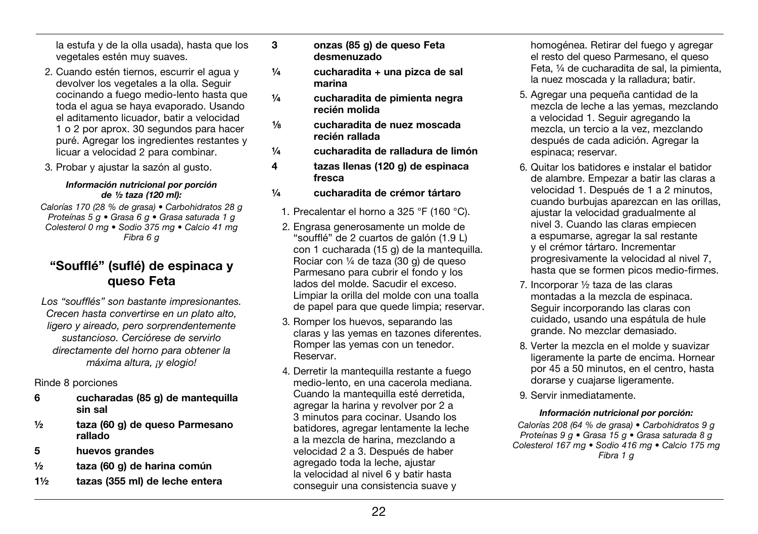la estufa y de la olla usada), hasta que los vegetales estén muy suaves.

2. Cuando estén tiernos, escurrir el agua y devolver los vegetales a la olla. Seguir cocinando a fuego medio-lento hasta que toda el agua se haya evaporado. Usando el aditamento licuador, batir a velocidad 1 o 2 por aprox. 30 segundos para hacer puré. Agregar los ingredientes restantes y licuar a velocidad 2 para combinar.
3. Probar y ajustar la sazón al gusto.

***Información nutricional por porción de ½ taza (120 ml):***

*Calorías 170 (28 % de grasa) • Carbohidratos 28 g Proteínas 5 g • Grasa 6 g • Grasa saturada 1 g Colesterol 0 mg • Sodio 375 mg • Calcio 41 mg Fibra 6 g*

## "Soufflé" (suflé) de espinaca y queso Feta

*Los "soufflés" son bastante impresionantes. Crecen hasta convertirse en un plato alto, ligero y aireado, pero sorprendentemente sustancioso. Cerciórese de servirlo directamente del horno para obtener la máxima altura, ¡y elogio!*

Rinde 8 porciones

- **6** **cucharadas (85 g) de mantequilla sin sal**
- **½** **taza (60 g) de queso Parmesano rallado**
- **5** **huevos grandes**
- **½** **taza (60 g) de harina común**
- **1½** **tazas (355 ml) de leche entera**
- **3** **onzas (85 g) de queso Feta desmenuzado**
- **¼** **cucharadita + una pizca de sal marina**
- **¼** **cucharadita de pimienta negra recién molida**
- **⅛** **cucharadita de nuez moscada recién rallada**
- **¼** **cucharadita de ralladura de limón**
- **4** **tazas llenas (120 g) de espinaca fresca**
- **¼** **cucharadita de crémor tártaro**

1. Precalentar el horno a 325 °F (160 °C).
2. Engrasa generosamente un molde de "soufflé" de 2 cuartos de galón (1.9 L) con 1 cucharada (15 g) de la mantequilla. Rociar con ¼ de taza (30 g) de queso Parmesano para cubrir el fondo y los lados del molde. Sacudir el exceso. Limpiar la orilla del molde con una toalla de papel para que quede limpia; reservar.
3. Romper los huevos, separando las claras y las yemas en tazones diferentes. Romper las yemas con un tenedor. Reservar.
4. Derretir la mantequilla restante a fuego medio-lento, en una cacerola mediana. Cuando la mantequilla esté derretida, agregar la harina y revolver por 2 a 3 minutos para cocinar. Usando los batidores, agregar lentamente la leche a la mezcla de harina, mezclando a velocidad 2 a 3. Después de haber agregado toda la leche, ajustar la velocidad al nivel 6 y batir hasta conseguir una consistencia suave y homogénea. Retirar del fuego y agregar el resto del queso Parmesano, el queso Feta, ¼ de cucharadita de sal, la pimienta, la nuez moscada y la ralladura; batir.
5. Agregar una pequeña cantidad de la mezcla de leche a las yemas, mezclando a velocidad 1. Seguir agregando la mezcla, un tercio a la vez, mezclando después de cada adición. Agregar la espinaca; reservar.
6. Quitar los batidores e instalar el batidor de alambre. Empezar a batir las claras a velocidad 1. Después de 1 a 2 minutos, cuando burbujas aparezcan en las orillas, ajustar la velocidad gradualmente al nivel 3. Cuando las claras empiecen a espumarse, agregar la sal restante y el crémor tártaro. Incrementar progresivamente la velocidad al nivel 7, hasta que se formen picos medio-firmes.
7. Incorporar ½ taza de las claras montadas a la mezcla de espinaca. Seguir incorporando las claras con cuidado, usando una espátula de hule grande. No mezclar demasiado.
8. Verter la mezcla en el molde y suavizar ligeramente la parte de encima. Hornear por 45 a 50 minutos, en el centro, hasta dorarse y cuajarse ligeramente.
9. Servir inmediatamente.

***Información nutricional por porción:***

*Calorías 208 (64 % de grasa) • Carbohidratos 9 g Proteínas 9 g • Grasa 15 g • Grasa saturada 8 g Colesterol 167 mg • Sodio 416 mg • Calcio 175 mg Fibra 1 g*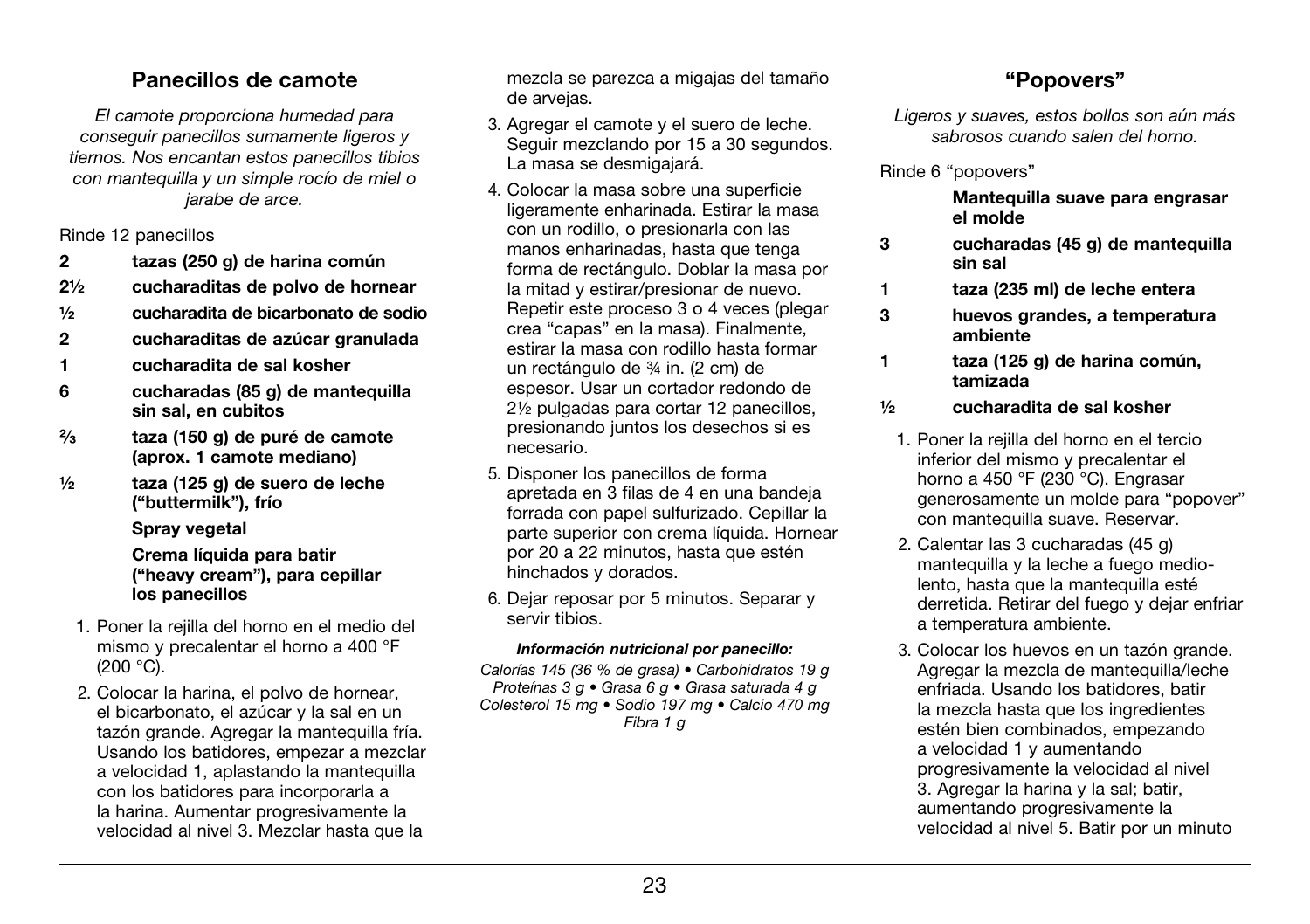## Panecillos de camote

*El camote proporciona humedad para conseguir panecillos sumamente ligeros y tiernos. Nos encantan estos panecillos tibios con mantequilla y un simple rocío de miel o jarabe de arce.*

Rinde 12 panecillos

- **2** **tazas (250 g) de harina común**
- **2½** **cucharaditas de polvo de hornear**
- **½** **cucharadita de bicarbonato de sodio**
- **2** **cucharaditas de azúcar granulada**
- **1** **cucharadita de sal kosher**
- **6** **cucharadas (85 g) de mantequilla sin sal, en cubitos**
- **⅔** **taza (150 g) de puré de camote (aprox. 1 camote mediano)**
- **½** **taza (125 g) de suero de leche ("buttermilk"), frío**
- **Spray vegetal**
- **Crema líquida para batir ("heavy cream"), para cepillar los panecillos**

1. Poner la rejilla del horno en el medio del mismo y precalentar el horno a 400 °F (200 °C).
2. Colocar la harina, el polvo de hornear, el bicarbonato, el azúcar y la sal en un tazón grande. Agregar la mantequilla fría. Usando los batidores, empezar a mezclar a velocidad 1, aplastando la mantequilla con los batidores para incorporarla a la harina. Aumentar progresivamente la velocidad al nivel 3. Mezclar hasta que la mezcla se parezca a migajas del tamaño de arvejas.
3. Agregar el camote y el suero de leche. Seguir mezclando por 15 a 30 segundos. La masa se desmigajará.
4. Colocar la masa sobre una superficie ligeramente enharinada. Estirar la masa con un rodillo, o presionarla con las manos enharinadas, hasta que tenga forma de rectángulo. Doblar la masa por la mitad y estirar/presionar de nuevo. Repetir este proceso 3 o 4 veces (plegar crea "capas" en la masa). Finalmente, estirar la masa con rodillo hasta formar un rectángulo de ¾ in. (2 cm) de espesor. Usar un cortador redondo de 2½ pulgadas para cortar 12 panecillos, presionando juntos los desechos si es necesario.
5. Disponer los panecillos de forma apretada en 3 filas de 4 en una bandeja forrada con papel sulfurizado. Cepillar la parte superior con crema líquida. Hornear por 20 a 22 minutos, hasta que estén hinchados y dorados.
6. Dejar reposar por 5 minutos. Separar y servir tibios.

***Información nutricional por panecillo:***

*Calorías 145 (36 % de grasa) • Carbohidratos 19 g Proteínas 3 g • Grasa 6 g • Grasa saturada 4 g Colesterol 15 mg • Sodio 197 mg • Calcio 470 mg Fibra 1 g*

## "Popovers"

*Ligeros y suaves, estos bollos son aún más sabrosos cuando salen del horno.*

Rinde 6 "popovers"

- **Mantequilla suave para engrasar el molde**
- **3** **cucharadas (45 g) de mantequilla sin sal**
- **1** **taza (235 ml) de leche entera**
- **3** **huevos grandes, a temperatura ambiente**
- **1** **taza (125 g) de harina común, tamizada**
- **½** **cucharadita de sal kosher**

1. Poner la rejilla del horno en el tercio inferior del mismo y precalentar el horno a 450 °F (230 °C). Engrasar generosamente un molde para "popover" con mantequilla suave. Reservar.
2. Calentar las 3 cucharadas (45 g) mantequilla y la leche a fuego medio-lento, hasta que la mantequilla esté derretida. Retirar del fuego y dejar enfriar a temperatura ambiente.
3. Colocar los huevos en un tazón grande. Agregar la mezcla de mantequilla/leche enfriada. Usando los batidores, batir la mezcla hasta que los ingredientes estén bien combinados, empezando a velocidad 1 y aumentando progresivamente la velocidad al nivel 3. Agregar la harina y la sal; batir, aumentando progresivamente la velocidad al nivel 5. Batir por un minuto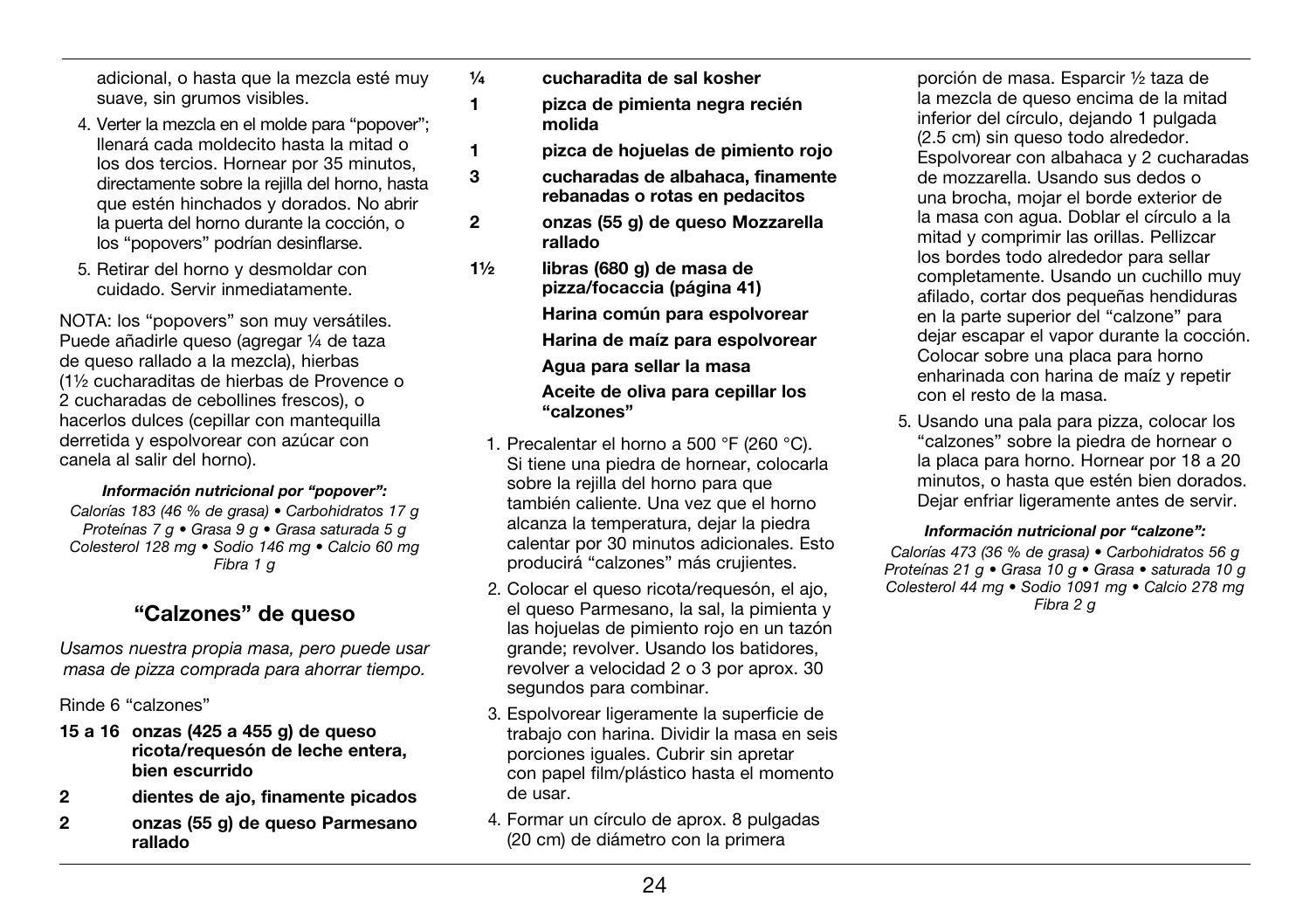adicional, o hasta que la mezcla esté muy suave, sin grumos visibles.

4. Verter la mezcla en el molde para "popover"; llenará cada moldecito hasta la mitad o los dos tercios. Hornear por 35 minutos, directamente sobre la rejilla del horno, hasta que estén hinchados y dorados. No abrir la puerta del horno durante la cocción, o los "popovers" podrían desinflarse.
5. Retirar del horno y desmoldar con cuidado. Servir inmediatamente.

NOTA: los "popovers" son muy versátiles. Puede añadirle queso (agregar ¼ de taza de queso rallado a la mezcla), hierbas (1½ cucharaditas de hierbas de Provence o 2 cucharadas de cebollines frescos), o hacerlos dulces (cepillar con mantequilla derretida y espolvorear con azúcar con canela al salir del horno).

***Información nutricional por "popover":***

*Calorías 183 (46 % de grasa) • Carbohidratos 17 g*
*Proteínas 7 g • Grasa 9 g • Grasa saturada 5 g*
*Colesterol 128 mg • Sodio 146 mg • Calcio 60 mg*
*Fibra 1 g*

## "Calzones" de queso

*Usamos nuestra propia masa, pero puede usar masa de pizza comprada para ahorrar tiempo.*

Rinde 6 "calzones"

- **15 a 16 onzas (425 a 455 g) de queso ricota/requesón de leche entera, bien escurrido**
- **2 dientes de ajo, finamente picados**
- **2 onzas (55 g) de queso Parmesano rallado**
- **¼ cucharadita de sal kosher**
- **1 pizca de pimienta negra recién molida**
- **1 pizca de hojuelas de pimiento rojo**
- **3 cucharadas de albahaca, finamente rebanadas o rotas en pedacitos**
- **2 onzas (55 g) de queso Mozzarella rallado**
- **1½ libras (680 g) de masa de pizza/focaccia (página 41)**
- **Harina común para espolvorear**
- **Harina de maíz para espolvorear**
- **Agua para sellar la masa**
- **Aceite de oliva para cepillar los "calzones"**

1. Precalentar el horno a 500 °F (260 °C). Si tiene una piedra de hornear, colocarla sobre la rejilla del horno para que también caliente. Una vez que el horno alcanza la temperatura, dejar la piedra calentar por 30 minutos adicionales. Esto producirá "calzones" más crujientes.
2. Colocar el queso ricota/requesón, el ajo, el queso Parmesano, la sal, la pimienta y las hojuelas de pimiento rojo en un tazón grande; revolver. Usando los batidores, revolver a velocidad 2 o 3 por aprox. 30 segundos para combinar.
3. Espolvorear ligeramente la superficie de trabajo con harina. Dividir la masa en seis porciones iguales. Cubrir sin apretar con papel film/plástico hasta el momento de usar.
4. Formar un círculo de aprox. 8 pulgadas (20 cm) de diámetro con la primera porción de masa. Esparcir ½ taza de la mezcla de queso encima de la mitad inferior del círculo, dejando 1 pulgada (2.5 cm) sin queso todo alrededor. Espolvorear con albahaca y 2 cucharadas de mozzarella. Usando sus dedos o una brocha, mojar el borde exterior de la masa con agua. Doblar el círculo a la mitad y comprimir las orillas. Pellizcar los bordes todo alrededor para sellar completamente. Usando un cuchillo muy afilado, cortar dos pequeñas hendiduras en la parte superior del "calzone" para dejar escapar el vapor durante la cocción. Colocar sobre una placa para horno enharinada con harina de maíz y repetir con el resto de la masa.
5. Usando una pala para pizza, colocar los "calzones" sobre la piedra de hornear o la placa para horno. Hornear por 18 a 20 minutos, o hasta que estén bien dorados. Dejar enfriar ligeramente antes de servir.

***Información nutricional por "calzone":***

*Calorías 473 (36 % de grasa) • Carbohidratos 56 g*
*Proteínas 21 g • Grasa 10 g • Grasa • saturada 10 g*
*Colesterol 44 mg • Sodio 1091 mg • Calcio 278 mg*
*Fibra 2 g*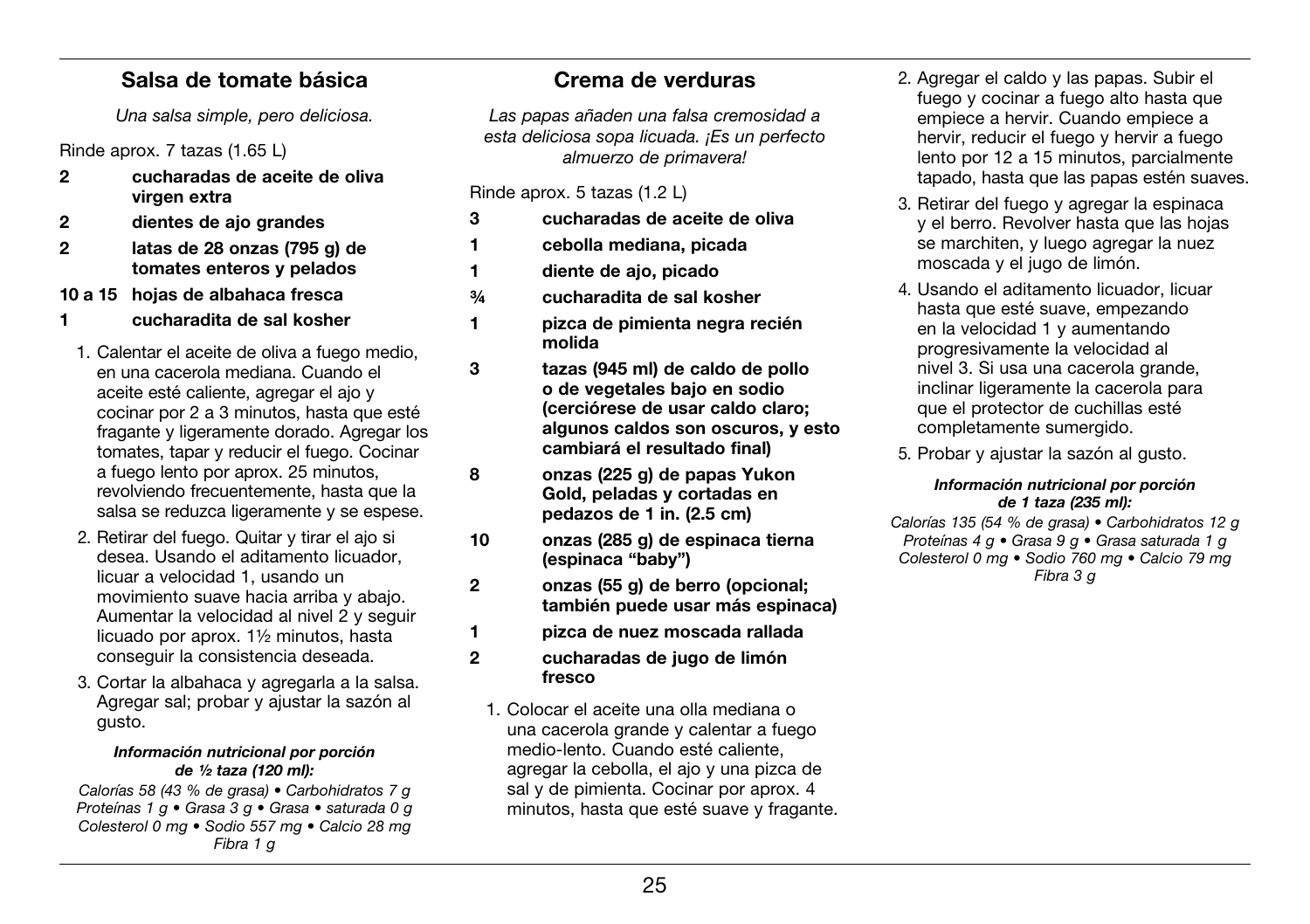## Salsa de tomate básica

*Una salsa simple, pero deliciosa.*

Rinde aprox. 7 tazas (1.65 L)

**2** **cucharadas de aceite de oliva virgen extra**
**2** **dientes de ajo grandes**
**2** **latas de 28 onzas (795 g) de tomates enteros y pelados**
**10 a 15** **hojas de albahaca fresca**
**1** **cucharadita de sal kosher**

1. Calentar el aceite de oliva a fuego medio, en una cacerola mediana. Cuando el aceite esté caliente, agregar el ajo y cocinar por 2 a 3 minutos, hasta que esté fragante y ligeramente dorado. Agregar los tomates, tapar y reducir el fuego. Cocinar a fuego lento por aprox. 25 minutos, revolviendo frecuentemente, hasta que la salsa se reduzca ligeramente y se espese.
2. Retirar del fuego. Quitar y tirar el ajo si desea. Usando el aditamento licuador, licuar a velocidad 1, usando un movimiento suave hacia arriba y abajo. Aumentar la velocidad al nivel 2 y seguir licuado por aprox. 1½ minutos, hasta conseguir la consistencia deseada.
3. Cortar la albahaca y agregarla a la salsa. Agregar sal; probar y ajustar la sazón al gusto.

***Información nutricional por porción de ½ taza (120 ml):***

*Calorías 58 (43 % de grasa) • Carbohidratos 7 g Proteínas 1 g • Grasa 3 g • Grasa • saturada 0 g Colesterol 0 mg • Sodio 557 mg • Calcio 28 mg Fibra 1 g*

## Crema de verduras

*Las papas añaden una falsa cremosidad a esta deliciosa sopa licuada. ¡Es un perfecto almuerzo de primavera!*

Rinde aprox. 5 tazas (1.2 L)

**3** **cucharadas de aceite de oliva**
**1** **cebolla mediana, picada**
**1** **diente de ajo, picado**
**¾** **cucharadita de sal kosher**
**1** **pizca de pimienta negra recién molida**
**3** **tazas (945 ml) de caldo de pollo o de vegetales bajo en sodio (cerciórese de usar caldo claro; algunos caldos son oscuros, y esto cambiará el resultado final)**
**8** **onzas (225 g) de papas Yukon Gold, peladas y cortadas en pedazos de 1 in. (2.5 cm)**
**10** **onzas (285 g) de espinaca tierna (espinaca "baby")**
**2** **onzas (55 g) de berro (opcional; también puede usar más espinaca)**
**1** **pizca de nuez moscada rallada**
**2** **cucharadas de jugo de limón fresco**

1. Colocar el aceite una olla mediana o una cacerola grande y calentar a fuego medio-lento. Cuando esté caliente, agregar la cebolla, el ajo y una pizca de sal y de pimienta. Cocinar por aprox. 4 minutos, hasta que esté suave y fragante.
2. Agregar el caldo y las papas. Subir el fuego y cocinar a fuego alto hasta que empiece a hervir. Cuando empiece a hervir, reducir el fuego y hervir a fuego lento por 12 a 15 minutos, parcialmente tapado, hasta que las papas estén suaves.
3. Retirar del fuego y agregar la espinaca y el berro. Revolver hasta que las hojas se marchiten, y luego agregar la nuez moscada y el jugo de limón.
4. Usando el aditamento licuador, licuar hasta que esté suave, empezando en la velocidad 1 y aumentando progresivamente la velocidad al nivel 3. Si usa una cacerola grande, inclinar ligeramente la cacerola para que el protector de cuchillas esté completamente sumergido.
5. Probar y ajustar la sazón al gusto.

***Información nutricional por porción de 1 taza (235 ml):***

*Calorías 135 (54 % de grasa) • Carbohidratos 12 g Proteínas 4 g • Grasa 9 g • Grasa saturada 1 g Colesterol 0 mg • Sodio 760 mg • Calcio 79 mg Fibra 3 g*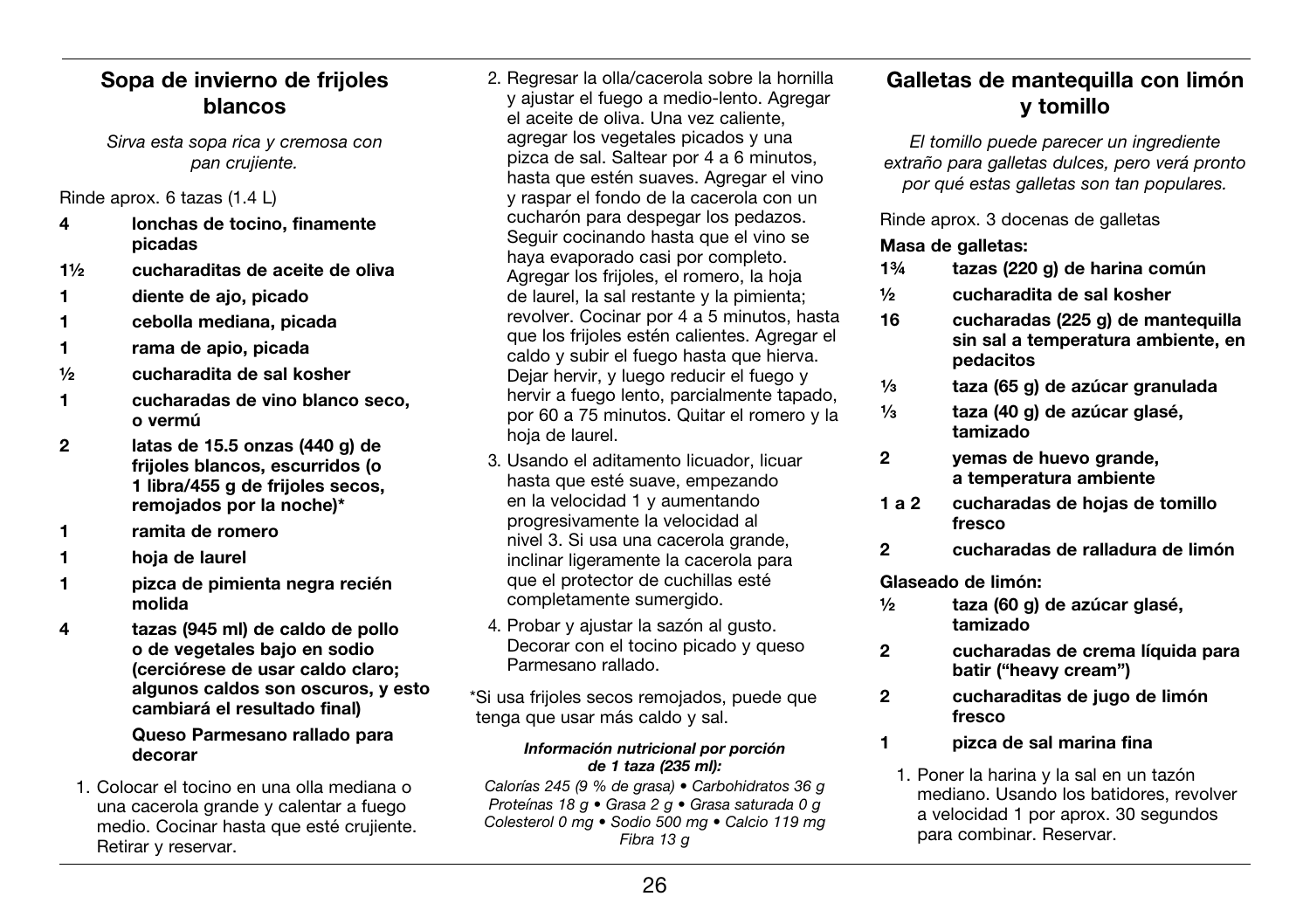## Sopa de invierno de frijoles blancos

*Sirva esta sopa rica y cremosa con pan crujiente.*

Rinde aprox. 6 tazas (1.4 L)

- **4** **lonchas de tocino, finamente picadas**
- **1½** **cucharaditas de aceite de oliva**
- **1** **diente de ajo, picado**
- **1** **cebolla mediana, picada**
- **1** **rama de apio, picada**
- **½** **cucharadita de sal kosher**
- **1** **cucharadas de vino blanco seco, o vermú**
- **2** **latas de 15.5 onzas (440 g) de frijoles blancos, escurridos (o 1 libra/455 g de frijoles secos, remojados por la noche)***
- **1** **ramita de romero**
- **1** **hoja de laurel**
- **1** **pizca de pimienta negra recién molida**
- **4** **tazas (945 ml) de caldo de pollo o de vegetales bajo en sodio (cerciórese de usar caldo claro; algunos caldos son oscuros, y esto cambiará el resultado final)**
- **Queso Parmesano rallado para decorar**

1. Colocar el tocino en una olla mediana o una cacerola grande y calentar a fuego medio. Cocinar hasta que esté crujiente. Retirar y reservar.
2. Regresar la olla/cacerola sobre la hornilla y ajustar el fuego a medio-lento. Agregar el aceite de oliva. Una vez caliente, agregar los vegetales picados y una pizca de sal. Saltear por 4 a 6 minutos, hasta que estén suaves. Agregar el vino y raspar el fondo de la cacerola con un cucharón para despegar los pedazos. Seguir cocinando hasta que el vino se haya evaporado casi por completo. Agregar los frijoles, el romero, la hoja de laurel, la sal restante y la pimienta; revolver. Cocinar por 4 a 5 minutos, hasta que los frijoles estén calientes. Agregar el caldo y subir el fuego hasta que hierva. Dejar hervir, y luego reducir el fuego y hervir a fuego lento, parcialmente tapado, por 60 a 75 minutos. Quitar el romero y la hoja de laurel.
3. Usando el aditamento licuador, licuar hasta que esté suave, empezando en la velocidad 1 y aumentando progresivamente la velocidad al nivel 3. Si usa una cacerola grande, inclinar ligeramente la cacerola para que el protector de cuchillas esté completamente sumergido.
4. Probar y ajustar la sazón al gusto. Decorar con el tocino picado y queso Parmesano rallado.

*Si usa frijoles secos remojados, puede que tenga que usar más caldo y sal.

***Información nutricional por porción de 1 taza (235 ml):***

*Calorías 245 (9 % de grasa) • Carbohidratos 36 g Proteínas 18 g • Grasa 2 g • Grasa saturada 0 g Colesterol 0 mg • Sodio 500 mg • Calcio 119 mg Fibra 13 g*

## Galletas de mantequilla con limón y tomillo

*El tomillo puede parecer un ingrediente extraño para galletas dulces, pero verá pronto por qué estas galletas son tan populares.*

Rinde aprox. 3 docenas de galletas

**Masa de galletas:**

- **1¾** **tazas (220 g) de harina común**
- **½** **cucharadita de sal kosher**
- **16** **cucharadas (225 g) de mantequilla sin sal a temperatura ambiente, en pedacitos**
- **⅓** **taza (65 g) de azúcar granulada**
- **⅓** **taza (40 g) de azúcar glasé, tamizado**
- **2** **yemas de huevo grande, a temperatura ambiente**
- **1 a 2** **cucharadas de hojas de tomillo fresco**
- **2** **cucharadas de ralladura de limón**

**Glaseado de limón:**

- **½** **taza (60 g) de azúcar glasé, tamizado**
- **2** **cucharadas de crema líquida para batir ("heavy cream")**
- **2** **cucharaditas de jugo de limón fresco**
- **1** **pizca de sal marina fina**

1. Poner la harina y la sal en un tazón mediano. Usando los batidores, revolver a velocidad 1 por aprox. 30 segundos para combinar. Reservar.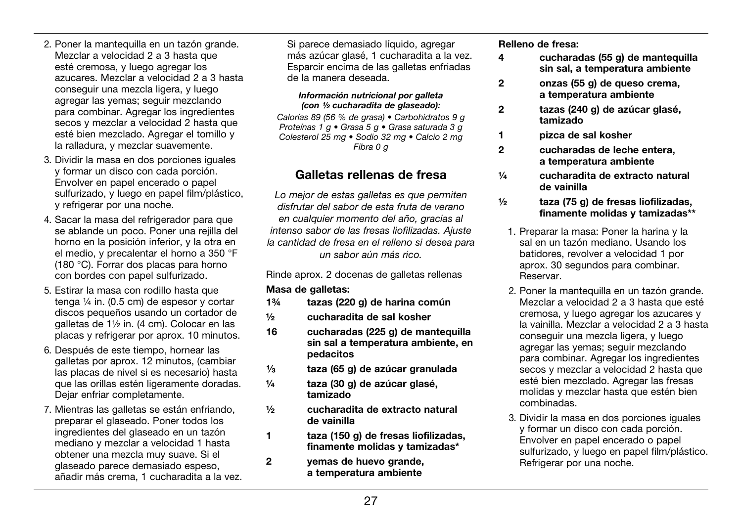2. Poner la mantequilla en un tazón grande. Mezclar a velocidad 2 a 3 hasta que esté cremosa, y luego agregar los azucares. Mezclar a velocidad 2 a 3 hasta conseguir una mezcla ligera, y luego agregar las yemas; seguir mezclando para combinar. Agregar los ingredientes secos y mezclar a velocidad 2 hasta que esté bien mezclado. Agregar el tomillo y la ralladura, y mezclar suavemente.
3. Dividir la masa en dos porciones iguales y formar un disco con cada porción. Envolver en papel encerado o papel sulfurizado, y luego en papel film/plástico, y refrigerar por una noche.
4. Sacar la masa del refrigerador para que se ablande un poco. Poner una rejilla del horno en la posición inferior, y la otra en el medio, y precalentar el horno a 350 °F (180 °C). Forrar dos placas para horno con bordes con papel sulfurizado.
5. Estirar la masa con rodillo hasta que tenga ¼ in. (0.5 cm) de espesor y cortar discos pequeños usando un cortador de galletas de 1½ in. (4 cm). Colocar en las placas y refrigerar por aprox. 10 minutos.
6. Después de este tiempo, hornear las galletas por aprox. 12 minutos, (cambiar las placas de nivel si es necesario) hasta que las orillas estén ligeramente doradas. Dejar enfriar completamente.
7. Mientras las galletas se están enfriando, preparar el glaseado. Poner todos los ingredientes del glaseado en un tazón mediano y mezclar a velocidad 1 hasta obtener una mezcla muy suave. Si el glaseado parece demasiado espeso, añadir más crema, 1 cucharadita a la vez. Si parece demasiado líquido, agregar más azúcar glasé, 1 cucharadita a la vez. Esparcir encima de las galletas enfriadas de la manera deseada.

***Información nutricional por galleta (con ½ cucharadita de glaseado):***
*Calorías 89 (56 % de grasa) • Carbohidratos 9 g Proteínas 1 g • Grasa 5 g • Grasa saturada 3 g Colesterol 25 mg • Sodio 32 mg • Calcio 2 mg Fibra 0 g*

## Galletas rellenas de fresa

*Lo mejor de estas galletas es que permiten disfrutar del sabor de esta fruta de verano en cualquier momento del año, gracias al intenso sabor de las fresas liofilizadas. Ajuste la cantidad de fresa en el relleno si desea para un sabor aún más rico.*

Rinde aprox. 2 docenas de galletas rellenas

**Masa de galletas:**

- **1¾ tazas (220 g) de harina común**
- **½ cucharadita de sal kosher**
- **16 cucharadas (225 g) de mantequilla sin sal a temperatura ambiente, en pedacitos**
- **⅓ taza (65 g) de azúcar granulada**
- **¼ taza (30 g) de azúcar glasé, tamizado**
- **½ cucharadita de extracto natural de vainilla**
- **1 taza (150 g) de fresas liofilizadas, finamente molidas y tamizadas***
- **2 yemas de huevo grande, a temperatura ambiente**

**Relleno de fresa:**

- **4 cucharadas (55 g) de mantequilla sin sal, a temperatura ambiente**
- **2 onzas (55 g) de queso crema, a temperatura ambiente**
- **2 tazas (240 g) de azúcar glasé, tamizado**
- **1 pizca de sal kosher**
- **2 cucharadas de leche entera, a temperatura ambiente**
- **¼ cucharadita de extracto natural de vainilla**
- **½ taza (75 g) de fresas liofilizadas, finamente molidas y tamizadas****

1. Preparar la masa: Poner la harina y la sal en un tazón mediano. Usando los batidores, revolver a velocidad 1 por aprox. 30 segundos para combinar. Reservar.
2. Poner la mantequilla en un tazón grande. Mezclar a velocidad 2 a 3 hasta que esté cremosa, y luego agregar los azucares y la vainilla. Mezclar a velocidad 2 a 3 hasta conseguir una mezcla ligera, y luego agregar las yemas; seguir mezclando para combinar. Agregar los ingredientes secos y mezclar a velocidad 2 hasta que esté bien mezclado. Agregar las fresas molidas y mezclar hasta que estén bien combinadas.
3. Dividir la masa en dos porciones iguales y formar un disco con cada porción. Envolver en papel encerado o papel sulfurizado, y luego en papel film/plástico. Refrigerar por una noche.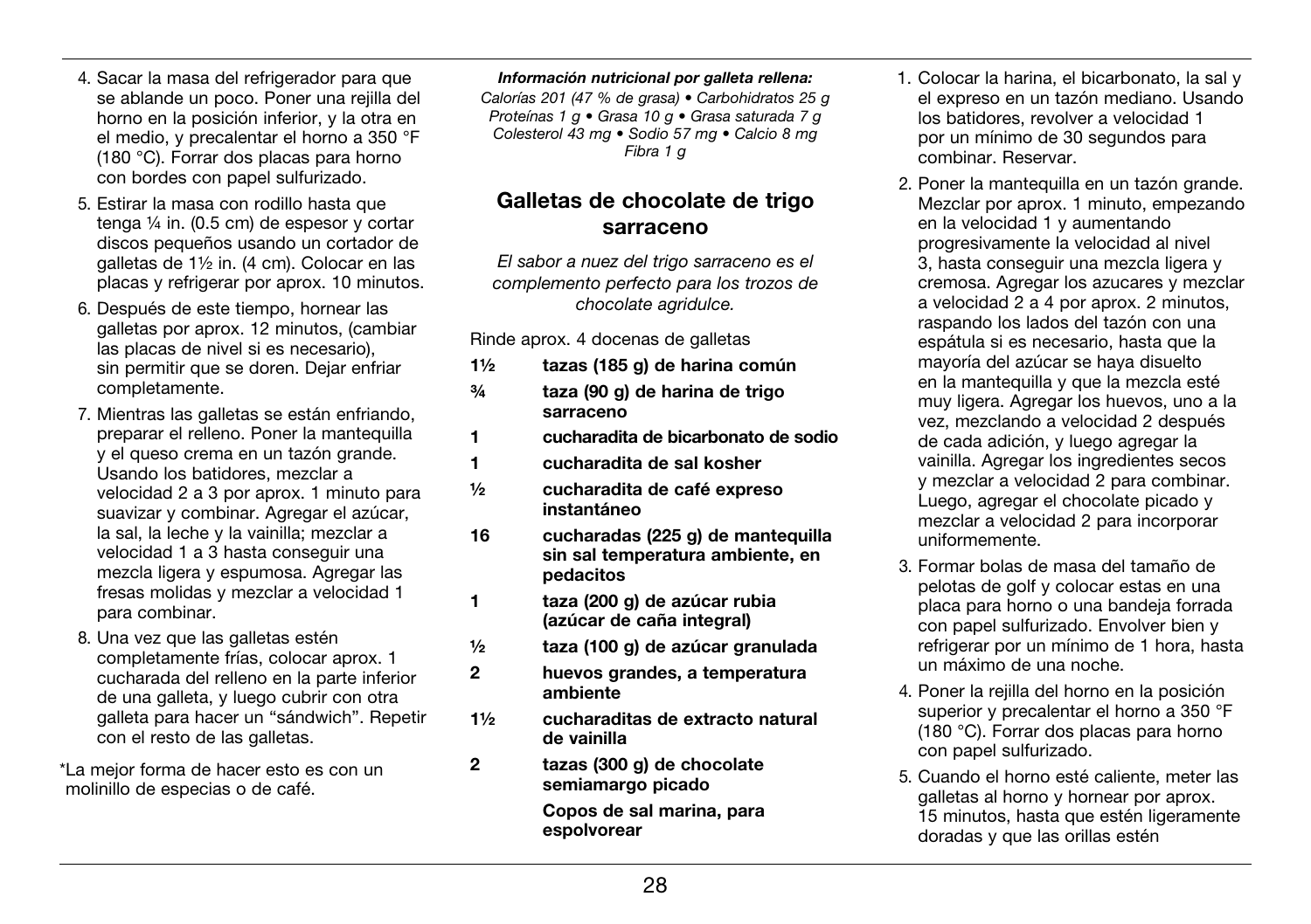4. Sacar la masa del refrigerador para que se ablande un poco. Poner una rejilla del horno en la posición inferior, y la otra en el medio, y precalentar el horno a 350 °F (180 °C). Forrar dos placas para horno con bordes con papel sulfurizado.
5. Estirar la masa con rodillo hasta que tenga ¼ in. (0.5 cm) de espesor y cortar discos pequeños usando un cortador de galletas de 1½ in. (4 cm). Colocar en las placas y refrigerar por aprox. 10 minutos.
6. Después de este tiempo, hornear las galletas por aprox. 12 minutos, (cambiar las placas de nivel si es necesario), sin permitir que se doren. Dejar enfriar completamente.
7. Mientras las galletas se están enfriando, preparar el relleno. Poner la mantequilla y el queso crema en un tazón grande. Usando los batidores, mezclar a velocidad 2 a 3 por aprox. 1 minuto para suavizar y combinar. Agregar el azúcar, la sal, la leche y la vainilla; mezclar a velocidad 1 a 3 hasta conseguir una mezcla ligera y espumosa. Agregar las fresas molidas y mezclar a velocidad 1 para combinar.
8. Una vez que las galletas estén completamente frías, colocar aprox. 1 cucharada del relleno en la parte inferior de una galleta, y luego cubrir con otra galleta para hacer un "sándwich". Repetir con el resto de las galletas.

*La mejor forma de hacer esto es con un molinillo de especias o de café.

***Información nutricional por galleta rellena:***
*Calorías 201 (47 % de grasa) • Carbohidratos 25 g Proteínas 1 g • Grasa 10 g • Grasa saturada 7 g Colesterol 43 mg • Sodio 57 mg • Calcio 8 mg Fibra 1 g*

## Galletas de chocolate de trigo sarraceno

*El sabor a nuez del trigo sarraceno es el complemento perfecto para los trozos de chocolate agridulce.*

Rinde aprox. 4 docenas de galletas

- **1½** **tazas (185 g) de harina común**
- **¾** **taza (90 g) de harina de trigo sarraceno**
- **1** **cucharadita de bicarbonato de sodio**
- **1** **cucharadita de sal kosher**
- **½** **cucharadita de café expreso instantáneo**
- **16** **cucharadas (225 g) de mantequilla sin sal temperatura ambiente, en pedacitos**
- **1** **taza (200 g) de azúcar rubia (azúcar de caña integral)**
- **½** **taza (100 g) de azúcar granulada**
- **2** **huevos grandes, a temperatura ambiente**
- **1½** **cucharaditas de extracto natural de vainilla**
- **2** **tazas (300 g) de chocolate semiamargo picado**
- **Copos de sal marina, para espolvorear**

1. Colocar la harina, el bicarbonato, la sal y el expreso en un tazón mediano. Usando los batidores, revolver a velocidad 1 por un mínimo de 30 segundos para combinar. Reservar.
2. Poner la mantequilla en un tazón grande. Mezclar por aprox. 1 minuto, empezando en la velocidad 1 y aumentando progresivamente la velocidad al nivel 3, hasta conseguir una mezcla ligera y cremosa. Agregar los azucares y mezclar a velocidad 2 a 4 por aprox. 2 minutos, raspando los lados del tazón con una espátula si es necesario, hasta que la mayoría del azúcar se haya disuelto en la mantequilla y que la mezcla esté muy ligera. Agregar los huevos, uno a la vez, mezclando a velocidad 2 después de cada adición, y luego agregar la vainilla. Agregar los ingredientes secos y mezclar a velocidad 2 para combinar. Luego, agregar el chocolate picado y mezclar a velocidad 2 para incorporar uniformemente.
3. Formar bolas de masa del tamaño de pelotas de golf y colocar estas en una placa para horno o una bandeja forrada con papel sulfurizado. Envolver bien y refrigerar por un mínimo de 1 hora, hasta un máximo de una noche.
4. Poner la rejilla del horno en la posición superior y precalentar el horno a 350 °F (180 °C). Forrar dos placas para horno con papel sulfurizado.
5. Cuando el horno esté caliente, meter las galletas al horno y hornear por aprox. 15 minutos, hasta que estén ligeramente doradas y que las orillas estén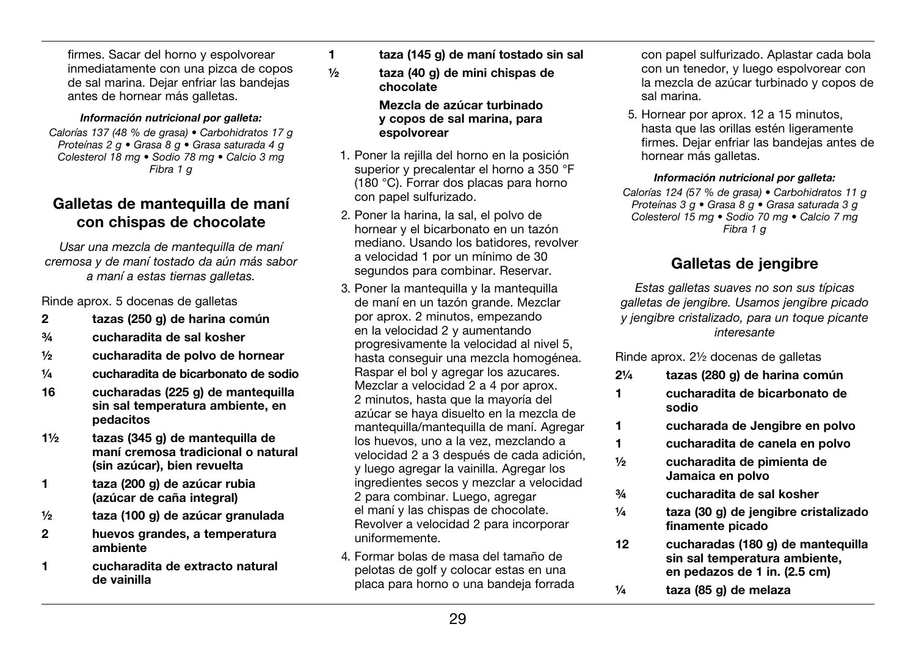firmes. Sacar del horno y espolvorear inmediatamente con una pizca de copos de sal marina. Dejar enfriar las bandejas antes de hornear más galletas.

***Información nutricional por galleta:***

*Calorías 137 (48 % de grasa) • Carbohidratos 17 g Proteínas 2 g • Grasa 8 g • Grasa saturada 4 g Colesterol 18 mg • Sodio 78 mg • Calcio 3 mg Fibra 1 g*

## Galletas de mantequilla de maní con chispas de chocolate

*Usar una mezcla de mantequilla de maní cremosa y de maní tostado da aún más sabor a maní a estas tiernas galletas.*

Rinde aprox. 5 docenas de galletas

- **2** **tazas (250 g) de harina común**
- **¾** **cucharadita de sal kosher**
- **½** **cucharadita de polvo de hornear**
- **¼** **cucharadita de bicarbonato de sodio**
- **16** **cucharadas (225 g) de mantequilla sin sal temperatura ambiente, en pedacitos**
- **1½** **tazas (345 g) de mantequilla de maní cremosa tradicional o natural (sin azúcar), bien revuelta**
- **1** **taza (200 g) de azúcar rubia (azúcar de caña integral)**
- **½** **taza (100 g) de azúcar granulada**
- **2** **huevos grandes, a temperatura ambiente**
- **1** **cucharadita de extracto natural de vainilla**
- **1** **taza (145 g) de maní tostado sin sal**
- **½** **taza (40 g) de mini chispas de chocolate**
- **Mezcla de azúcar turbinado y copos de sal marina, para espolvorear**

1. Poner la rejilla del horno en la posición superior y precalentar el horno a 350 °F (180 °C). Forrar dos placas para horno con papel sulfurizado.
2. Poner la harina, la sal, el polvo de hornear y el bicarbonato en un tazón mediano. Usando los batidores, revolver a velocidad 1 por un mínimo de 30 segundos para combinar. Reservar.
3. Poner la mantequilla y la mantequilla de maní en un tazón grande. Mezclar por aprox. 2 minutos, empezando en la velocidad 2 y aumentando progresivamente la velocidad al nivel 5, hasta conseguir una mezcla homogénea. Raspar el bol y agregar los azucares. Mezclar a velocidad 2 a 4 por aprox. 2 minutos, hasta que la mayoría del azúcar se haya disuelto en la mezcla de mantequilla/mantequilla de maní. Agregar los huevos, uno a la vez, mezclando a velocidad 2 a 3 después de cada adición, y luego agregar la vainilla. Agregar los ingredientes secos y mezclar a velocidad 2 para combinar. Luego, agregar el maní y las chispas de chocolate. Revolver a velocidad 2 para incorporar uniformemente.
4. Formar bolas de masa del tamaño de pelotas de golf y colocar estas en una placa para horno o una bandeja forrada con papel sulfurizado. Aplastar cada bola con un tenedor, y luego espolvorear con la mezcla de azúcar turbinado y copos de sal marina.
5. Hornear por aprox. 12 a 15 minutos, hasta que las orillas estén ligeramente firmes. Dejar enfriar las bandejas antes de hornear más galletas.

***Información nutricional por galleta:***

*Calorías 124 (57 % de grasa) • Carbohidratos 11 g Proteínas 3 g • Grasa 8 g • Grasa saturada 3 g Colesterol 15 mg • Sodio 70 mg • Calcio 7 mg Fibra 1 g*

## Galletas de jengibre

*Estas galletas suaves no son sus típicas galletas de jengibre. Usamos jengibre picado y jengibre cristalizado, para un toque picante interesante*

Rinde aprox. 2½ docenas de galletas

- **2¼** **tazas (280 g) de harina común**
- **1** **cucharadita de bicarbonato de sodio**
- **1** **cucharada de Jengibre en polvo**
- **1** **cucharadita de canela en polvo**
- **½** **cucharadita de pimienta de Jamaica en polvo**
- **¾** **cucharadita de sal kosher**
- **¼** **taza (30 g) de jengibre cristalizado finamente picado**
- **12** **cucharadas (180 g) de mantequilla sin sal temperatura ambiente, en pedazos de 1 in. (2.5 cm)**
- **¼** **taza (85 g) de melaza**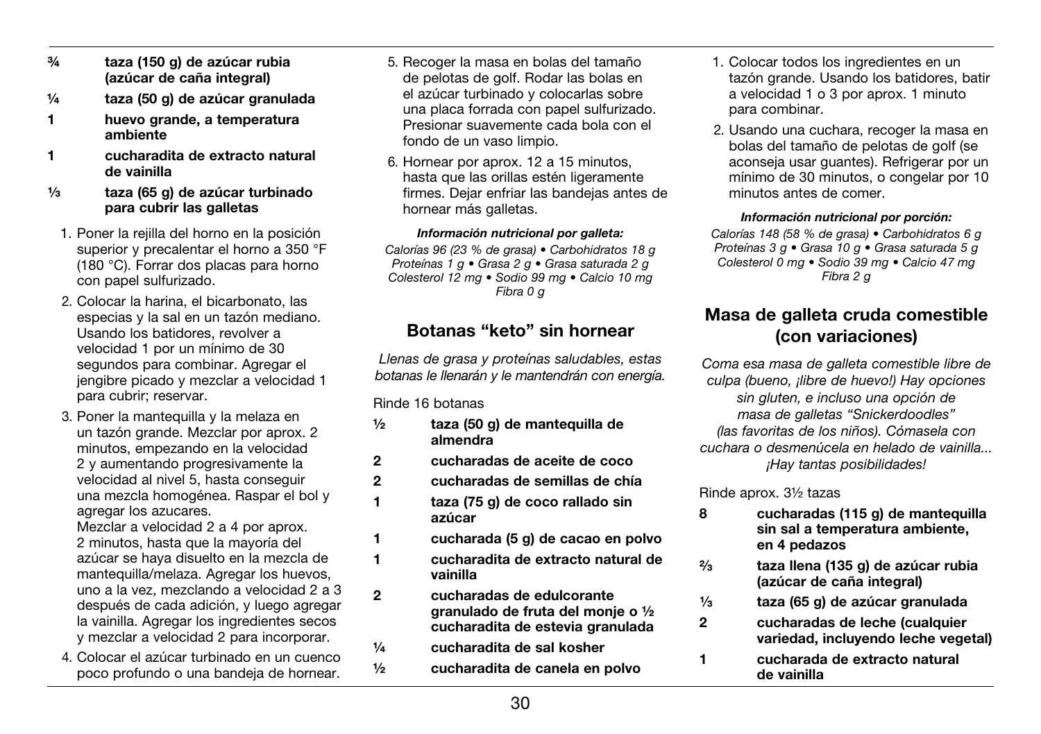**¾ taza (150 g) de azúcar rubia (azúcar de caña integral)**

**¼ taza (50 g) de azúcar granulada**

**1 huevo grande, a temperatura ambiente**

**1 cucharadita de extracto natural de vainilla**

**⅓ taza (65 g) de azúcar turbinado para cubrir las galletas**

1. Poner la rejilla del horno en la posición superior y precalentar el horno a 350 °F (180 °C). Forrar dos placas para horno con papel sulfurizado.
2. Colocar la harina, el bicarbonato, las especias y la sal en un tazón mediano. Usando los batidores, revolver a velocidad 1 por un mínimo de 30 segundos para combinar. Agregar el jengibre picado y mezclar a velocidad 1 para cubrir; reservar.
3. Poner la mantequilla y la melaza en un tazón grande. Mezclar por aprox. 2 minutos, empezando en la velocidad 2 y aumentando progresivamente la velocidad al nivel 5, hasta conseguir una mezcla homogénea. Raspar el bol y agregar los azucares.
   Mezclar a velocidad 2 a 4 por aprox. 2 minutos, hasta que la mayoría del azúcar se haya disuelto en la mezcla de mantequilla/melaza. Agregar los huevos, uno a la vez, mezclando a velocidad 2 a 3 después de cada adición, y luego agregar la vainilla. Agregar los ingredientes secos y mezclar a velocidad 2 para incorporar.
4. Colocar el azúcar turbinado en un cuenco poco profundo o una bandeja de hornear.
5. Recoger la masa en bolas del tamaño de pelotas de golf. Rodar las bolas en el azúcar turbinado y colocarlas sobre una placa forrada con papel sulfurizado. Presionar suavemente cada bola con el fondo de un vaso limpio.
6. Hornear por aprox. 12 a 15 minutos, hasta que las orillas estén ligeramente firmes. Dejar enfriar las bandejas antes de hornear más galletas.

***Información nutricional por galleta:***

*Calorías 96 (23 % de grasa) • Carbohidratos 18 g Proteínas 1 g • Grasa 2 g • Grasa saturada 2 g Colesterol 12 mg • Sodio 99 mg • Calcio 10 mg Fibra 0 g*

## Botanas "keto" sin hornear

*Llenas de grasa y proteínas saludables, estas botanas le llenarán y le mantendrán con energía.*

Rinde 16 botanas

**½ taza (50 g) de mantequilla de almendra**

**2 cucharadas de aceite de coco**

**2 cucharadas de semillas de chía**

**1 taza (75 g) de coco rallado sin azúcar**

**1 cucharada (5 g) de cacao en polvo**

**1 cucharadita de extracto natural de vainilla**

**2 cucharadas de edulcorante granulado de fruta del monje o ½ cucharadita de estevia granulada**

**¼ cucharadita de sal kosher**

**½ cucharadita de canela en polvo**

1. Colocar todos los ingredientes en un tazón grande. Usando los batidores, batir a velocidad 1 o 3 por aprox. 1 minuto para combinar.
2. Usando una cuchara, recoger la masa en bolas del tamaño de pelotas de golf (se aconseja usar guantes). Refrigerar por un mínimo de 30 minutos, o congelar por 10 minutos antes de comer.

***Información nutricional por porción:***

*Calorías 148 (58 % de grasa) • Carbohidratos 6 g Proteínas 3 g • Grasa 10 g • Grasa saturada 5 g Colesterol 0 mg • Sodio 39 mg • Calcio 47 mg Fibra 2 g*

## Masa de galleta cruda comestible (con variaciones)

*Coma esa masa de galleta comestible libre de culpa (bueno, ¡libre de huevo!) Hay opciones sin gluten, e incluso una opción de masa de galletas "Snickerdoodles" (las favoritas de los niños). Cómasela con cuchara o desmenúcela en helado de vainilla... ¡Hay tantas posibilidades!*

Rinde aprox. 3½ tazas

**8 cucharadas (115 g) de mantequilla sin sal a temperatura ambiente, en 4 pedazos**

**⅔ taza llena (135 g) de azúcar rubia (azúcar de caña integral)**

**⅓ taza (65 g) de azúcar granulada**

**2 cucharadas de leche (cualquier variedad, incluyendo leche vegetal)**

**1 cucharada de extracto natural de vainilla**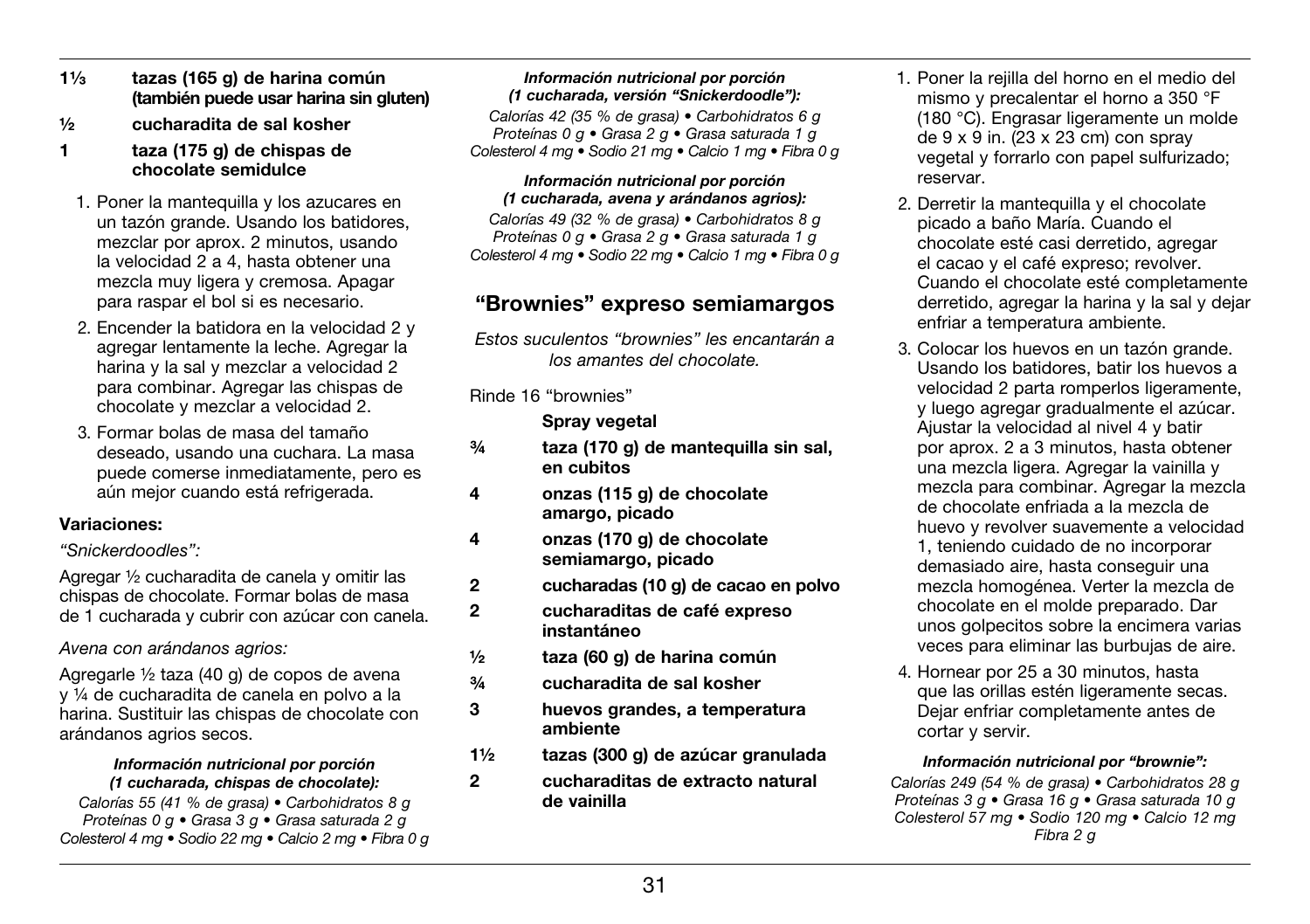**1⅓** **tazas (165 g) de harina común (también puede usar harina sin gluten)**

**½** **cucharadita de sal kosher**

**1** **taza (175 g) de chispas de chocolate semidulce**

1. Poner la mantequilla y los azucares en un tazón grande. Usando los batidores, mezclar por aprox. 2 minutos, usando la velocidad 2 a 4, hasta obtener una mezcla muy ligera y cremosa. Apagar para raspar el bol si es necesario.
2. Encender la batidora en la velocidad 2 y agregar lentamente la leche. Agregar la harina y la sal y mezclar a velocidad 2 para combinar. Agregar las chispas de chocolate y mezclar a velocidad 2.
3. Formar bolas de masa del tamaño deseado, usando una cuchara. La masa puede comerse inmediatamente, pero es aún mejor cuando está refrigerada.

**Variaciones:**

*"Snickerdoodles":*

Agregar ½ cucharadita de canela y omitir las chispas de chocolate. Formar bolas de masa de 1 cucharada y cubrir con azúcar con canela.

*Avena con arándanos agrios:*

Agregarle ½ taza (40 g) de copos de avena y ¼ de cucharadita de canela en polvo a la harina. Sustituir las chispas de chocolate con arándanos agrios secos.

***Información nutricional por porción (1 cucharada, chispas de chocolate):***

*Calorías 55 (41 % de grasa) • Carbohidratos 8 g Proteínas 0 g • Grasa 3 g • Grasa saturada 2 g Colesterol 4 mg • Sodio 22 mg • Calcio 2 mg • Fibra 0 g*

***Información nutricional por porción (1 cucharada, versión "Snickerdoodle"):***

*Calorías 42 (35 % de grasa) • Carbohidratos 6 g Proteínas 0 g • Grasa 2 g • Grasa saturada 1 g Colesterol 4 mg • Sodio 21 mg • Calcio 1 mg • Fibra 0 g*

***Información nutricional por porción (1 cucharada, avena y arándanos agrios):***

*Calorías 49 (32 % de grasa) • Carbohidratos 8 g Proteínas 0 g • Grasa 2 g • Grasa saturada 1 g Colesterol 4 mg • Sodio 22 mg • Calcio 1 mg • Fibra 0 g*

## "Brownies" expreso semiamargos

*Estos suculentos "brownies" les encantarán a los amantes del chocolate.*

Rinde 16 "brownies"

**Spray vegetal**

**¾** **taza (170 g) de mantequilla sin sal, en cubitos**

**4** **onzas (115 g) de chocolate amargo, picado**

**4** **onzas (170 g) de chocolate semiamargo, picado**

**2** **cucharadas (10 g) de cacao en polvo**

**2** **cucharaditas de café expreso instantáneo**

**½** **taza (60 g) de harina común**

**¾** **cucharadita de sal kosher**

**3** **huevos grandes, a temperatura ambiente**

**1½** **tazas (300 g) de azúcar granulada**

**2** **cucharaditas de extracto natural de vainilla**

1. Poner la rejilla del horno en el medio del mismo y precalentar el horno a 350 °F (180 °C). Engrasar ligeramente un molde de 9 x 9 in. (23 x 23 cm) con spray vegetal y forrarlo con papel sulfurizado; reservar.
2. Derretir la mantequilla y el chocolate picado a baño María. Cuando el chocolate esté casi derretido, agregar el cacao y el café expreso; revolver. Cuando el chocolate esté completamente derretido, agregar la harina y la sal y dejar enfriar a temperatura ambiente.
3. Colocar los huevos en un tazón grande. Usando los batidores, batir los huevos a velocidad 2 parta romperlos ligeramente, y luego agregar gradualmente el azúcar. Ajustar la velocidad al nivel 4 y batir por aprox. 2 a 3 minutos, hasta obtener una mezcla ligera. Agregar la vainilla y mezcla para combinar. Agregar la mezcla de chocolate enfriada a la mezcla de huevo y revolver suavemente a velocidad 1, teniendo cuidado de no incorporar demasiado aire, hasta conseguir una mezcla homogénea. Verter la mezcla de chocolate en el molde preparado. Dar unos golpecitos sobre la encimera varias veces para eliminar las burbujas de aire.
4. Hornear por 25 a 30 minutos, hasta que las orillas estén ligeramente secas. Dejar enfriar completamente antes de cortar y servir.

***Información nutricional por "brownie":***

*Calorías 249 (54 % de grasa) • Carbohidratos 28 g Proteínas 3 g • Grasa 16 g • Grasa saturada 10 g Colesterol 57 mg • Sodio 120 mg • Calcio 12 mg Fibra 2 g*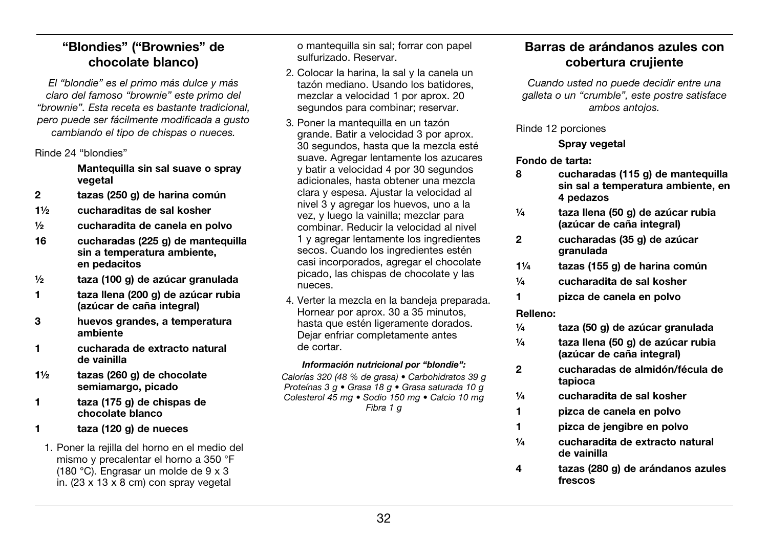## "Blondies" ("Brownies" de chocolate blanco)

*El "blondie" es el primo más dulce y más claro del famoso "brownie" este primo del "brownie". Esta receta es bastante tradicional, pero puede ser fácilmente modificada a gusto cambiando el tipo de chispas o nueces.*

Rinde 24 "blondies"

- **Mantequilla sin sal suave o spray vegetal**
- **2** **tazas (250 g) de harina común**
- **1½** **cucharaditas de sal kosher**
- **½** **cucharadita de canela en polvo**
- **16** **cucharadas (225 g) de mantequilla sin a temperatura ambiente, en pedacitos**
- **½** **taza (100 g) de azúcar granulada**
- **1** **taza llena (200 g) de azúcar rubia (azúcar de caña integral)**
- **3** **huevos grandes, a temperatura ambiente**
- **1** **cucharada de extracto natural de vainilla**
- **1½** **tazas (260 g) de chocolate semiamargo, picado**
- **1** **taza (175 g) de chispas de chocolate blanco**
- **1** **taza (120 g) de nueces**

1. Poner la rejilla del horno en el medio del mismo y precalentar el horno a 350 °F (180 °C). Engrasar un molde de 9 x 3 in. (23 x 13 x 8 cm) con spray vegetal o mantequilla sin sal; forrar con papel sulfurizado. Reservar.
2. Colocar la harina, la sal y la canela un tazón mediano. Usando los batidores, mezclar a velocidad 1 por aprox. 20 segundos para combinar; reservar.
3. Poner la mantequilla en un tazón grande. Batir a velocidad 3 por aprox. 30 segundos, hasta que la mezcla esté suave. Agregar lentamente los azucares y batir a velocidad 4 por 30 segundos adicionales, hasta obtener una mezcla clara y espesa. Ajustar la velocidad al nivel 3 y agregar los huevos, uno a la vez, y luego la vainilla; mezclar para combinar. Reducir la velocidad al nivel 1 y agregar lentamente los ingredientes secos. Cuando los ingredientes estén casi incorporados, agregar el chocolate picado, las chispas de chocolate y las nueces.
4. Verter la mezcla en la bandeja preparada. Hornear por aprox. 30 a 35 minutos, hasta que estén ligeramente dorados. Dejar enfriar completamente antes de cortar.

***Información nutricional por "blondie":***

*Calorías 320 (48 % de grasa) • Carbohidratos 39 g Proteínas 3 g • Grasa 18 g • Grasa saturada 10 g Colesterol 45 mg • Sodio 150 mg • Calcio 10 mg Fibra 1 g*

## Barras de arándanos azules con cobertura crujiente

*Cuando usted no puede decidir entre una galleta o un "crumble", este postre satisface ambos antojos.*

Rinde 12 porciones

- **Spray vegetal**

**Fondo de tarta:**

- **8** **cucharadas (115 g) de mantequilla sin sal a temperatura ambiente, en 4 pedazos**
- **¼** **taza llena (50 g) de azúcar rubia (azúcar de caña integral)**
- **2** **cucharadas (35 g) de azúcar granulada**
- **1¼** **tazas (155 g) de harina común**
- **¼** **cucharadita de sal kosher**
- **1** **pizca de canela en polvo**

**Relleno:**

- **¼** **taza (50 g) de azúcar granulada**
- **¼** **taza llena (50 g) de azúcar rubia (azúcar de caña integral)**
- **2** **cucharadas de almidón/fécula de tapioca**
- **¼** **cucharadita de sal kosher**
- **1** **pizca de canela en polvo**
- **1** **pizca de jengibre en polvo**
- **¼** **cucharadita de extracto natural de vainilla**
- **4** **tazas (280 g) de arándanos azules frescos**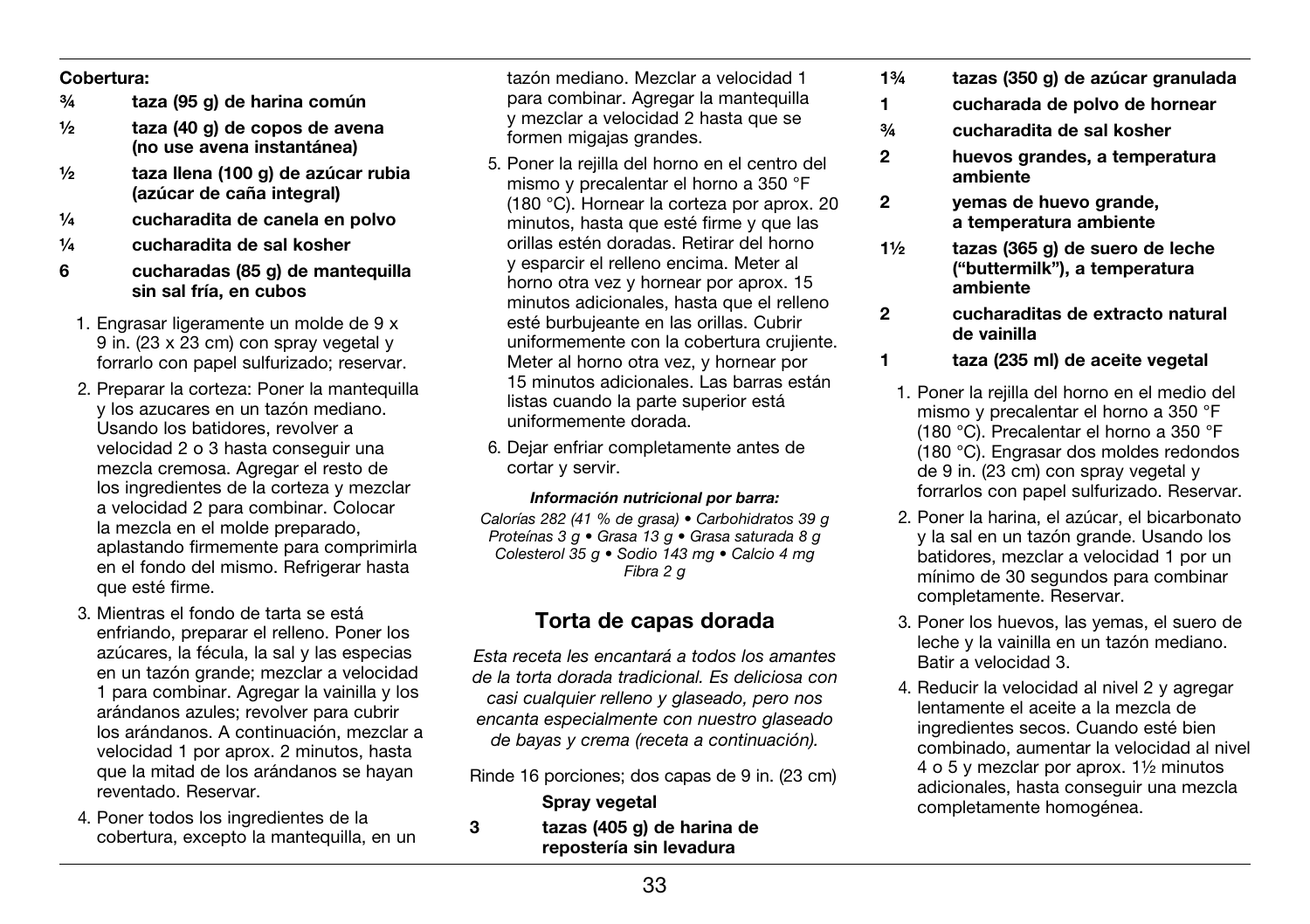**Cobertura:**

- **¾ taza (95 g) de harina común**
- **½ taza (40 g) de copos de avena (no use avena instantánea)**
- **½ taza llena (100 g) de azúcar rubia (azúcar de caña integral)**
- **¼ cucharadita de canela en polvo**
- **¼ cucharadita de sal kosher**
- **6 cucharadas (85 g) de mantequilla sin sal fría, en cubos**

1. Engrasar ligeramente un molde de 9 x 9 in. (23 x 23 cm) con spray vegetal y forrarlo con papel sulfurizado; reservar.
2. Preparar la corteza: Poner la mantequilla y los azucares en un tazón mediano. Usando los batidores, revolver a velocidad 2 o 3 hasta conseguir una mezcla cremosa. Agregar el resto de los ingredientes de la corteza y mezclar a velocidad 2 para combinar. Colocar la mezcla en el molde preparado, aplastando firmemente para comprimirla en el fondo del mismo. Refrigerar hasta que esté firme.
3. Mientras el fondo de tarta se está enfriando, preparar el relleno. Poner los azúcares, la fécula, la sal y las especias en un tazón grande; mezclar a velocidad 1 para combinar. Agregar la vainilla y los arándanos azules; revolver para cubrir los arándanos. A continuación, mezclar a velocidad 1 por aprox. 2 minutos, hasta que la mitad de los arándanos se hayan reventado. Reservar.
4. Poner todos los ingredientes de la cobertura, excepto la mantequilla, en un tazón mediano. Mezclar a velocidad 1 para combinar. Agregar la mantequilla y mezclar a velocidad 2 hasta que se formen migajas grandes.
5. Poner la rejilla del horno en el centro del mismo y precalentar el horno a 350 °F (180 °C). Hornear la corteza por aprox. 20 minutos, hasta que esté firme y que las orillas estén doradas. Retirar del horno y esparcir el relleno encima. Meter al horno otra vez y hornear por aprox. 15 minutos adicionales, hasta que el relleno esté burbujeante en las orillas. Cubrir uniformemente con la cobertura crujiente. Meter al horno otra vez, y hornear por 15 minutos adicionales. Las barras están listas cuando la parte superior está uniformemente dorada.
6. Dejar enfriar completamente antes de cortar y servir.

***Información nutricional por barra:***

*Calorías 282 (41 % de grasa) • Carbohidratos 39 g Proteínas 3 g • Grasa 13 g • Grasa saturada 8 g Colesterol 35 g • Sodio 143 mg • Calcio 4 mg Fibra 2 g*

## Torta de capas dorada

*Esta receta les encantará a todos los amantes de la torta dorada tradicional. Es deliciosa con casi cualquier relleno y glaseado, pero nos encanta especialmente con nuestro glaseado de bayas y crema (receta a continuación).*

Rinde 16 porciones; dos capas de 9 in. (23 cm)

- **Spray vegetal**
- **3 tazas (405 g) de harina de repostería sin levadura**
- **1¾ tazas (350 g) de azúcar granulada**
- **1 cucharada de polvo de hornear**
- **¾ cucharadita de sal kosher**
- **2 huevos grandes, a temperatura ambiente**
- **2 yemas de huevo grande, a temperatura ambiente**
- **1½ tazas (365 g) de suero de leche ("buttermilk"), a temperatura ambiente**
- **2 cucharaditas de extracto natural de vainilla**
- **1 taza (235 ml) de aceite vegetal**

1. Poner la rejilla del horno en el medio del mismo y precalentar el horno a 350 °F (180 °C). Precalentar el horno a 350 °F (180 °C). Engrasar dos moldes redondos de 9 in. (23 cm) con spray vegetal y forrarlos con papel sulfurizado. Reservar.
2. Poner la harina, el azúcar, el bicarbonato y la sal en un tazón grande. Usando los batidores, mezclar a velocidad 1 por un mínimo de 30 segundos para combinar completamente. Reservar.
3. Poner los huevos, las yemas, el suero de leche y la vainilla en un tazón mediano. Batir a velocidad 3.
4. Reducir la velocidad al nivel 2 y agregar lentamente el aceite a la mezcla de ingredientes secos. Cuando esté bien combinado, aumentar la velocidad al nivel 4 o 5 y mezclar por aprox. 1½ minutos adicionales, hasta conseguir una mezcla completamente homogénea.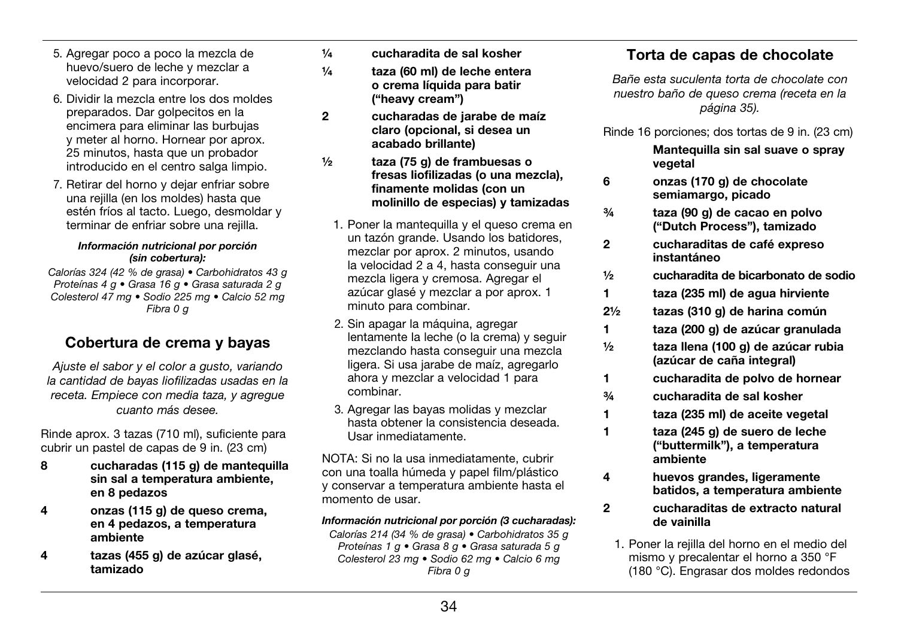5. Agregar poco a poco la mezcla de huevo/suero de leche y mezclar a velocidad 2 para incorporar.
6. Dividir la mezcla entre los dos moldes preparados. Dar golpecitos en la encimera para eliminar las burbujas y meter al horno. Hornear por aprox. 25 minutos, hasta que un probador introducido en el centro salga limpio.
7. Retirar del horno y dejar enfriar sobre una rejilla (en los moldes) hasta que estén fríos al tacto. Luego, desmoldar y terminar de enfriar sobre una rejilla.

***Información nutricional por porción (sin cobertura):***

*Calorías 324 (42 % de grasa) • Carbohidratos 43 g • Proteínas 4 g • Grasa 16 g • Grasa saturada 2 g • Colesterol 47 mg • Sodio 225 mg • Calcio 52 mg • Fibra 0 g*

## Cobertura de crema y bayas

*Ajuste el sabor y el color a gusto, variando la cantidad de bayas liofilizadas usadas en la receta. Empiece con media taza, y agregue cuanto más desee.*

Rinde aprox. 3 tazas (710 ml), suficiente para cubrir un pastel de capas de 9 in. (23 cm)

**8** **cucharadas (115 g) de mantequilla sin sal a temperatura ambiente, en 8 pedazos**

**4** **onzas (115 g) de queso crema, en 4 pedazos, a temperatura ambiente**

**4** **tazas (455 g) de azúcar glasé, tamizado**

**¼** **cucharadita de sal kosher**

**¼** **taza (60 ml) de leche entera o crema líquida para batir ("heavy cream")**

**2** **cucharadas de jarabe de maíz claro (opcional, si desea un acabado brillante)**

**½** **taza (75 g) de frambuesas o fresas liofilizadas (o una mezcla), finamente molidas (con un molinillo de especias) y tamizadas**

1. Poner la mantequilla y el queso crema en un tazón grande. Usando los batidores, mezclar por aprox. 2 minutos, usando la velocidad 2 a 4, hasta conseguir una mezcla ligera y cremosa. Agregar el azúcar glasé y mezclar a por aprox. 1 minuto para combinar.
2. Sin apagar la máquina, agregar lentamente la leche (o la crema) y seguir mezclando hasta conseguir una mezcla ligera. Si usa jarabe de maíz, agregarlo ahora y mezclar a velocidad 1 para combinar.
3. Agregar las bayas molidas y mezclar hasta obtener la consistencia deseada. Usar inmediatamente.

NOTA: Si no la usa inmediatamente, cubrir con una toalla húmeda y papel film/plástico y conservar a temperatura ambiente hasta el momento de usar.

***Información nutricional por porción (3 cucharadas):***

*Calorías 214 (34 % de grasa) • Carbohidratos 35 g • Proteínas 1 g • Grasa 8 g • Grasa saturada 5 g • Colesterol 23 mg • Sodio 62 mg • Calcio 6 mg • Fibra 0 g*

## Torta de capas de chocolate

*Bañe esta suculenta torta de chocolate con nuestro baño de queso crema (receta en la página 35).*

Rinde 16 porciones; dos tortas de 9 in. (23 cm)

**Mantequilla sin sal suave o spray vegetal**

**6** **onzas (170 g) de chocolate semiamargo, picado**

**¾** **taza (90 g) de cacao en polvo ("Dutch Process"), tamizado**

**2** **cucharaditas de café expreso instantáneo**

**½** **cucharadita de bicarbonato de sodio**

**1** **taza (235 ml) de agua hirviente**

**2½** **tazas (310 g) de harina común**

**1** **taza (200 g) de azúcar granulada**

**½** **taza llena (100 g) de azúcar rubia (azúcar de caña integral)**

**1** **cucharadita de polvo de hornear**

**¾** **cucharadita de sal kosher**

**1** **taza (235 ml) de aceite vegetal**

**1** **taza (245 g) de suero de leche ("buttermilk"), a temperatura ambiente**

**4** **huevos grandes, ligeramente batidos, a temperatura ambiente**

**2** **cucharaditas de extracto natural de vainilla**

1. Poner la rejilla del horno en el medio del mismo y precalentar el horno a 350 °F (180 °C). Engrasar dos moldes redondos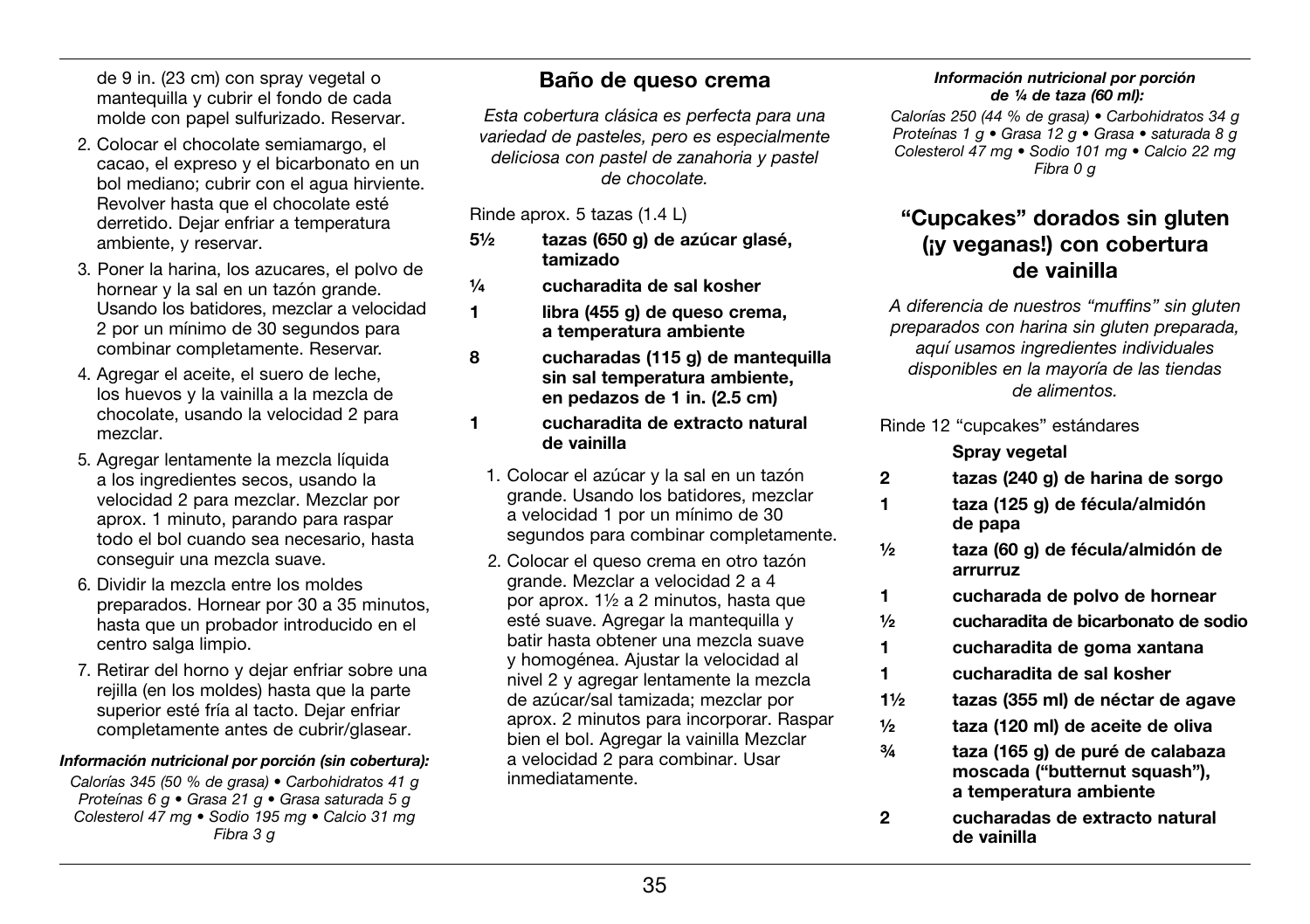de 9 in. (23 cm) con spray vegetal o mantequilla y cubrir el fondo de cada molde con papel sulfurizado. Reservar.

2. Colocar el chocolate semiamargo, el cacao, el expreso y el bicarbonato en un bol mediano; cubrir con el agua hirviente. Revolver hasta que el chocolate esté derretido. Dejar enfriar a temperatura ambiente, y reservar.
3. Poner la harina, los azucares, el polvo de hornear y la sal en un tazón grande. Usando los batidores, mezclar a velocidad 2 por un mínimo de 30 segundos para combinar completamente. Reservar.
4. Agregar el aceite, el suero de leche, los huevos y la vainilla a la mezcla de chocolate, usando la velocidad 2 para mezclar.
5. Agregar lentamente la mezcla líquida a los ingredientes secos, usando la velocidad 2 para mezclar. Mezclar por aprox. 1 minuto, parando para raspar todo el bol cuando sea necesario, hasta conseguir una mezcla suave.
6. Dividir la mezcla entre los moldes preparados. Hornear por 30 a 35 minutos, hasta que un probador introducido en el centro salga limpio.
7. Retirar del horno y dejar enfriar sobre una rejilla (en los moldes) hasta que la parte superior esté fría al tacto. Dejar enfriar completamente antes de cubrir/glasear.

***Información nutricional por porción (sin cobertura):***

*Calorías 345 (50 % de grasa) • Carbohidratos 41 g
Proteínas 6 g • Grasa 21 g • Grasa saturada 5 g
Colesterol 47 mg • Sodio 195 mg • Calcio 31 mg
Fibra 3 g*

## Baño de queso crema

*Esta cobertura clásica es perfecta para una variedad de pasteles, pero es especialmente deliciosa con pastel de zanahoria y pastel de chocolate.*

Rinde aprox. 5 tazas (1.4 L)

**5½ tazas (650 g) de azúcar glasé, tamizado**
**¼ cucharadita de sal kosher**
**1 libra (455 g) de queso crema, a temperatura ambiente**
**8 cucharadas (115 g) de mantequilla sin sal temperatura ambiente, en pedazos de 1 in. (2.5 cm)**
**1 cucharadita de extracto natural de vainilla**

1. Colocar el azúcar y la sal en un tazón grande. Usando los batidores, mezclar a velocidad 1 por un mínimo de 30 segundos para combinar completamente.
2. Colocar el queso crema en otro tazón grande. Mezclar a velocidad 2 a 4 por aprox. 1½ a 2 minutos, hasta que esté suave. Agregar la mantequilla y batir hasta obtener una mezcla suave y homogénea. Ajustar la velocidad al nivel 2 y agregar lentamente la mezcla de azúcar/sal tamizada; mezclar por aprox. 2 minutos para incorporar. Raspar bien el bol. Agregar la vainilla Mezclar a velocidad 2 para combinar. Usar inmediatamente.

***Información nutricional por porción de ¼ de taza (60 ml):***

*Calorías 250 (44 % de grasa) • Carbohidratos 34 g
Proteínas 1 g • Grasa 12 g • Grasa • saturada 8 g
Colesterol 47 mg • Sodio 101 mg • Calcio 22 mg
Fibra 0 g*

## "Cupcakes" dorados sin gluten (¡y veganas!) con cobertura de vainilla

*A diferencia de nuestros "muffins" sin gluten preparados con harina sin gluten preparada, aquí usamos ingredientes individuales disponibles en la mayoría de las tiendas de alimentos.*

Rinde 12 "cupcakes" estándares

**Spray vegetal**
**2 tazas (240 g) de harina de sorgo**
**1 taza (125 g) de fécula/almidón de papa**
**½ taza (60 g) de fécula/almidón de arrurruz**
**1 cucharada de polvo de hornear**
**½ cucharadita de bicarbonato de sodio**
**1 cucharadita de goma xantana**
**1 cucharadita de sal kosher**
**1½ tazas (355 ml) de néctar de agave**
**½ taza (120 ml) de aceite de oliva**
**¾ taza (165 g) de puré de calabaza moscada ("butternut squash"), a temperatura ambiente**
**2 cucharadas de extracto natural de vainilla**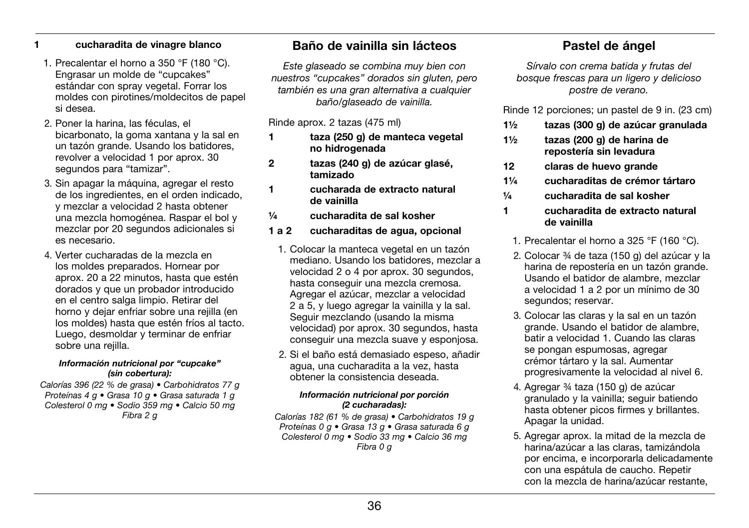**1 cucharadita de vinagre blanco**

1. Precalentar el horno a 350 °F (180 °C). Engrasar un molde de "cupcakes" estándar con spray vegetal. Forrar los moldes con pirotines/moldecitos de papel si desea.
2. Poner la harina, las féculas, el bicarbonato, la goma xantana y la sal en un tazón grande. Usando los batidores, revolver a velocidad 1 por aprox. 30 segundos para "tamizar".
3. Sin apagar la máquina, agregar el resto de los ingredientes, en el orden indicado, y mezclar a velocidad 2 hasta obtener una mezcla homogénea. Raspar el bol y mezclar por 20 segundos adicionales si es necesario.
4. Verter cucharadas de la mezcla en los moldes preparados. Hornear por aprox. 20 a 22 minutos, hasta que estén dorados y que un probador introducido en el centro salga limpio. Retirar del horno y dejar enfriar sobre una rejilla (en los moldes) hasta que estén fríos al tacto. Luego, desmoldar y terminar de enfriar sobre una rejilla.

***Información nutricional por "cupcake" (sin cobertura):***

*Calorías 396 (22 % de grasa) • Carbohidratos 77 g Proteínas 4 g • Grasa 10 g • Grasa saturada 1 g Colesterol 0 mg • Sodio 359 mg • Calcio 50 mg Fibra 2 g*

## Baño de vainilla sin lácteos

*Este glaseado se combina muy bien con nuestros "cupcakes" dorados sin gluten, pero también es una gran alternativa a cualquier baño/glaseado de vainilla.*

Rinde aprox. 2 tazas (475 ml)

**1 taza (250 g) de manteca vegetal no hidrogenada**
**2 tazas (240 g) de azúcar glasé, tamizado**
**1 cucharada de extracto natural de vainilla**
**¼ cucharadita de sal kosher**
**1 a 2 cucharaditas de agua, opcional**

1. Colocar la manteca vegetal en un tazón mediano. Usando los batidores, mezclar a velocidad 2 o 4 por aprox. 30 segundos, hasta conseguir una mezcla cremosa. Agregar el azúcar, mezclar a velocidad 2 a 5, y luego agregar la vainilla y la sal. Seguir mezclando (usando la misma velocidad) por aprox. 30 segundos, hasta conseguir una mezcla suave y esponjosa.
2. Si el baño está demasiado espeso, añadir agua, una cucharadita a la vez, hasta obtener la consistencia deseada.

***Información nutricional por porción (2 cucharadas):***

*Calorías 182 (61 % de grasa) • Carbohidratos 19 g Proteínas 0 g • Grasa 13 g • Grasa saturada 6 g Colesterol 0 mg • Sodio 33 mg • Calcio 36 mg Fibra 0 g*

## Pastel de ángel

*Sírvalo con crema batida y frutas del bosque frescas para un ligero y delicioso postre de verano.*

Rinde 12 porciones; un pastel de 9 in. (23 cm)

**1½ tazas (300 g) de azúcar granulada**
**1½ tazas (200 g) de harina de repostería sin levadura**
**12 claras de huevo grande**
**1¼ cucharaditas de crémor tártaro**
**¼ cucharadita de sal kosher**
**1 cucharadita de extracto natural de vainilla**

1. Precalentar el horno a 325 °F (160 °C).
2. Colocar ¾ de taza (150 g) del azúcar y la harina de repostería en un tazón grande. Usando el batidor de alambre, mezclar a velocidad 1 a 2 por un mínimo de 30 segundos; reservar.
3. Colocar las claras y la sal en un tazón grande. Usando el batidor de alambre, batir a velocidad 1. Cuando las claras se pongan espumosas, agregar crémor tártaro y la sal. Aumentar progresivamente la velocidad al nivel 6.
4. Agregar ¾ taza (150 g) de azúcar granulado y la vainilla; seguir batiendo hasta obtener picos firmes y brillantes. Apagar la unidad.
5. Agregar aprox. la mitad de la mezcla de harina/azúcar a las claras, tamizándola por encima, e incorporarla delicadamente con una espátula de caucho. Repetir con la mezcla de harina/azúcar restante,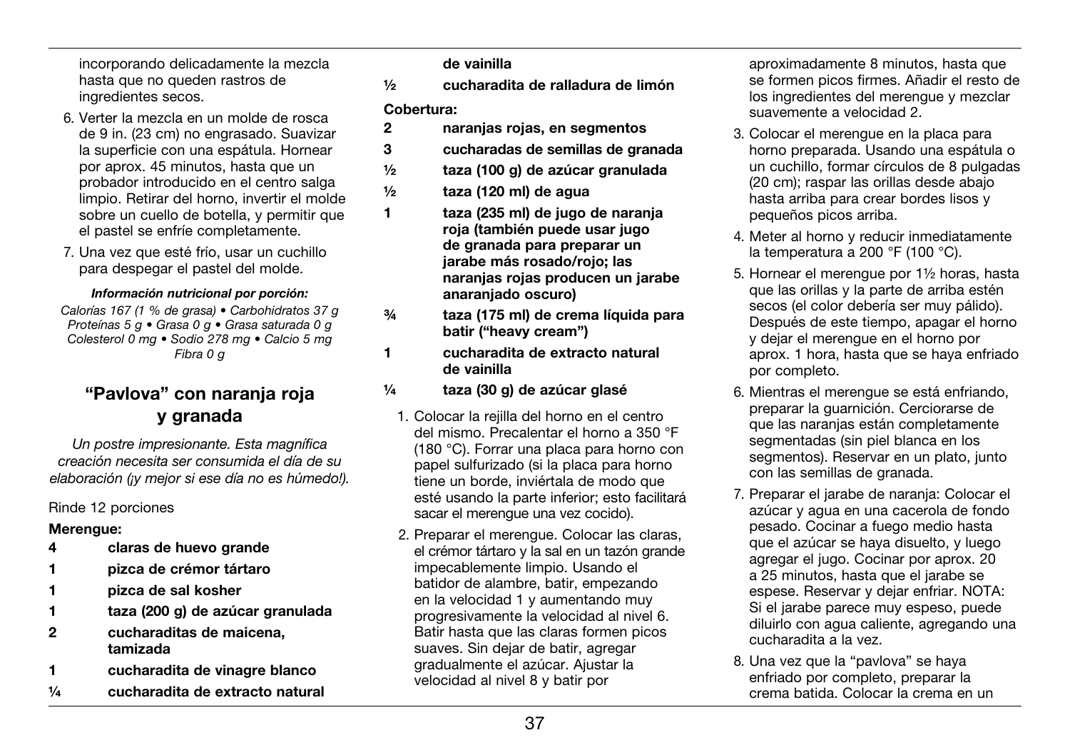incorporando delicadamente la mezcla hasta que no queden rastros de ingredientes secos.

6. Verter la mezcla en un molde de rosca de 9 in. (23 cm) no engrasado. Suavizar la superficie con una espátula. Hornear por aprox. 45 minutos, hasta que un probador introducido en el centro salga limpio. Retirar del horno, invertir el molde sobre un cuello de botella, y permitir que el pastel se enfríe completamente.
7. Una vez que esté frío, usar un cuchillo para despegar el pastel del molde.

***Información nutricional por porción:***

*Calorías 167 (1 % de grasa) • Carbohidratos 37 g Proteínas 5 g • Grasa 0 g • Grasa saturada 0 g Colesterol 0 mg • Sodio 278 mg • Calcio 5 mg Fibra 0 g*

## "Pavlova" con naranja roja y granada

*Un postre impresionante. Esta magnífica creación necesita ser consumida el día de su elaboración (¡y mejor si ese día no es húmedo!).*

Rinde 12 porciones

**Merengue:**

- **4 claras de huevo grande**
- **1 pizca de crémor tártaro**
- **1 pizca de sal kosher**
- **1 taza (200 g) de azúcar granulada**
- **2 cucharaditas de maicena, tamizada**
- **1 cucharadita de vinagre blanco**
- **¼ cucharadita de extracto natural de vainilla**
- **½ cucharadita de ralladura de limón**

**Cobertura:**

- **2 naranjas rojas, en segmentos**
- **3 cucharadas de semillas de granada**
- **½ taza (100 g) de azúcar granulada**
- **½ taza (120 ml) de agua**
- **1 taza (235 ml) de jugo de naranja roja (también puede usar jugo de granada para preparar un jarabe más rosado/rojo; las naranjas rojas producen un jarabe anaranjado oscuro)**
- **¾ taza (175 ml) de crema líquida para batir ("heavy cream")**
- **1 cucharadita de extracto natural de vainilla**
- **¼ taza (30 g) de azúcar glasé**

1. Colocar la rejilla del horno en el centro del mismo. Precalentar el horno a 350 °F (180 °C). Forrar una placa para horno con papel sulfurizado (si la placa para horno tiene un borde, inviértala de modo que esté usando la parte inferior; esto facilitará sacar el merengue una vez cocido).
2. Preparar el merengue. Colocar las claras, el crémor tártaro y la sal en un tazón grande impecablemente limpio. Usando el batidor de alambre, batir, empezando en la velocidad 1 y aumentando muy progresivamente la velocidad al nivel 6. Batir hasta que las claras formen picos suaves. Sin dejar de batir, agregar gradualmente el azúcar. Ajustar la velocidad al nivel 8 y batir por aproximadamente 8 minutos, hasta que se formen picos firmes. Añadir el resto de los ingredientes del merengue y mezclar suavemente a velocidad 2.
3. Colocar el merengue en la placa para horno preparada. Usando una espátula o un cuchillo, formar círculos de 8 pulgadas (20 cm); raspar las orillas desde abajo hasta arriba para crear bordes lisos y pequeños picos arriba.
4. Meter al horno y reducir inmediatamente la temperatura a 200 °F (100 °C).
5. Hornear el merengue por 1½ horas, hasta que las orillas y la parte de arriba estén secos (el color debería ser muy pálido). Después de este tiempo, apagar el horno y dejar el merengue en el horno por aprox. 1 hora, hasta que se haya enfriado por completo.
6. Mientras el merengue se está enfriando, preparar la guarnición. Cerciorarse de que las naranjas están completamente segmentadas (sin piel blanca en los segmentos). Reservar en un plato, junto con las semillas de granada.
7. Preparar el jarabe de naranja: Colocar el azúcar y agua en una cacerola de fondo pesado. Cocinar a fuego medio hasta que el azúcar se haya disuelto, y luego agregar el jugo. Cocinar por aprox. 20 a 25 minutos, hasta que el jarabe se espese. Reservar y dejar enfriar. NOTA: Si el jarabe parece muy espeso, puede diluirlo con agua caliente, agregando una cucharadita a la vez.
8. Una vez que la "pavlova" se haya enfriado por completo, preparar la crema batida. Colocar la crema en un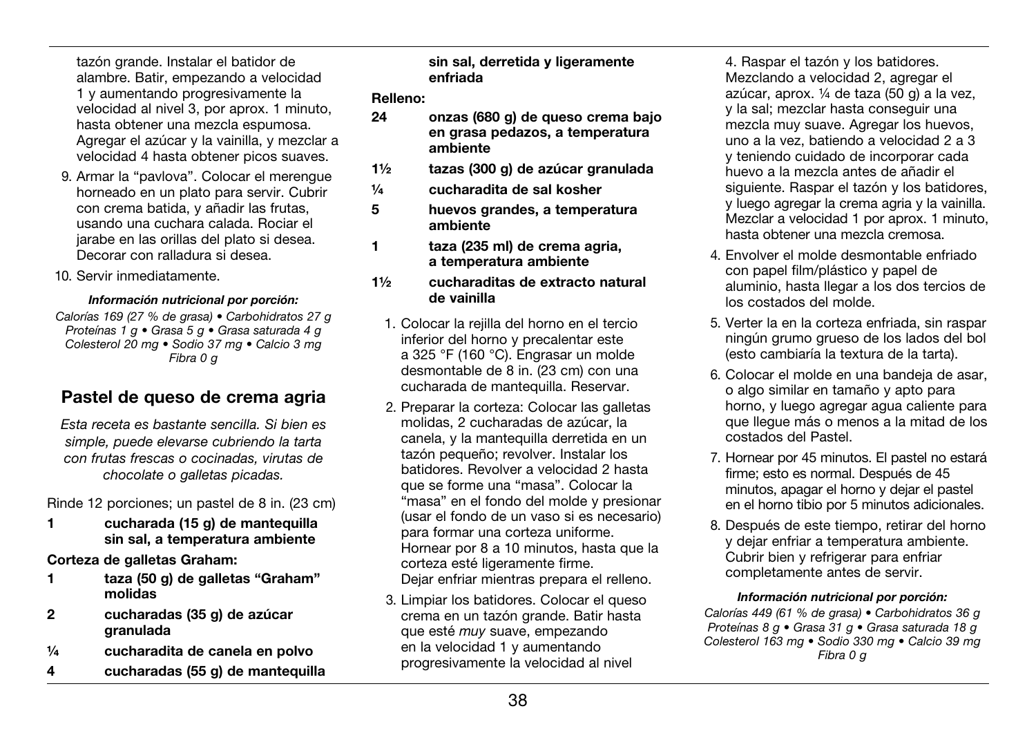tazón grande. Instalar el batidor de alambre. Batir, empezando a velocidad 1 y aumentando progresivamente la velocidad al nivel 3, por aprox. 1 minuto, hasta obtener una mezcla espumosa. Agregar el azúcar y la vainilla, y mezclar a velocidad 4 hasta obtener picos suaves.

9. Armar la "pavlova". Colocar el merengue horneado en un plato para servir. Cubrir con crema batida, y añadir las frutas, usando una cuchara calada. Rociar el jarabe en las orillas del plato si desea. Decorar con ralladura si desea.
10. Servir inmediatamente.

***Información nutricional por porción:***

*Calorías 169 (27 % de grasa) • Carbohidratos 27 g Proteínas 1 g • Grasa 5 g • Grasa saturada 4 g Colesterol 20 mg • Sodio 37 mg • Calcio 3 mg Fibra 0 g*

## Pastel de queso de crema agria

*Esta receta es bastante sencilla. Si bien es simple, puede elevarse cubriendo la tarta con frutas frescas o cocinadas, virutas de chocolate o galletas picadas.*

Rinde 12 porciones; un pastel de 8 in. (23 cm)

**1 cucharada (15 g) de mantequilla sin sal, a temperatura ambiente**

**Corteza de galletas Graham:**

**1 taza (50 g) de galletas "Graham" molidas**

**2 cucharadas (35 g) de azúcar granulada**

**¼ cucharadita de canela en polvo**

**4 cucharadas (55 g) de mantequilla sin sal, derretida y ligeramente enfriada**

**Relleno:**

**24 onzas (680 g) de queso crema bajo en grasa pedazos, a temperatura ambiente**

**1½ tazas (300 g) de azúcar granulada**

**¼ cucharadita de sal kosher**

**5 huevos grandes, a temperatura ambiente**

**1 taza (235 ml) de crema agria, a temperatura ambiente**

**1½ cucharaditas de extracto natural de vainilla**

1. Colocar la rejilla del horno en el tercio inferior del horno y precalentar este a 325 °F (160 °C). Engrasar un molde desmontable de 8 in. (23 cm) con una cucharada de mantequilla. Reservar.
2. Preparar la corteza: Colocar las galletas molidas, 2 cucharadas de azúcar, la canela, y la mantequilla derretida en un tazón pequeño; revolver. Instalar los batidores. Revolver a velocidad 2 hasta que se forme una "masa". Colocar la "masa" en el fondo del molde y presionar (usar el fondo de un vaso si es necesario) para formar una corteza uniforme. Hornear por 8 a 10 minutos, hasta que la corteza esté ligeramente firme. Dejar enfriar mientras prepara el relleno.
3. Limpiar los batidores. Colocar el queso crema en un tazón grande. Batir hasta que esté *muy* suave, empezando en la velocidad 1 y aumentando progresivamente la velocidad al nivel 4. Raspar el tazón y los batidores. Mezclando a velocidad 2, agregar el azúcar, aprox. ¼ de taza (50 g) a la vez, y la sal; mezclar hasta conseguir una mezcla muy suave. Agregar los huevos, uno a la vez, batiendo a velocidad 2 a 3 y teniendo cuidado de incorporar cada huevo a la mezcla antes de añadir el siguiente. Raspar el tazón y los batidores, y luego agregar la crema agria y la vainilla. Mezclar a velocidad 1 por aprox. 1 minuto, hasta obtener una mezcla cremosa.
4. Envolver el molde desmontable enfriado con papel film/plástico y papel de aluminio, hasta llegar a los dos tercios de los costados del molde.
5. Verter la en la corteza enfriada, sin raspar ningún grumo grueso de los lados del bol (esto cambiaría la textura de la tarta).
6. Colocar el molde en una bandeja de asar, o algo similar en tamaño y apto para horno, y luego agregar agua caliente para que llegue más o menos a la mitad de los costados del Pastel.
7. Hornear por 45 minutos. El pastel no estará firme; esto es normal. Después de 45 minutos, apagar el horno y dejar el pastel en el horno tibio por 5 minutos adicionales.
8. Después de este tiempo, retirar del horno y dejar enfriar a temperatura ambiente. Cubrir bien y refrigerar para enfriar completamente antes de servir.

***Información nutricional por porción:***

*Calorías 449 (61 % de grasa) • Carbohidratos 36 g Proteínas 8 g • Grasa 31 g • Grasa saturada 18 g Colesterol 163 mg • Sodio 330 mg • Calcio 39 mg Fibra 0 g*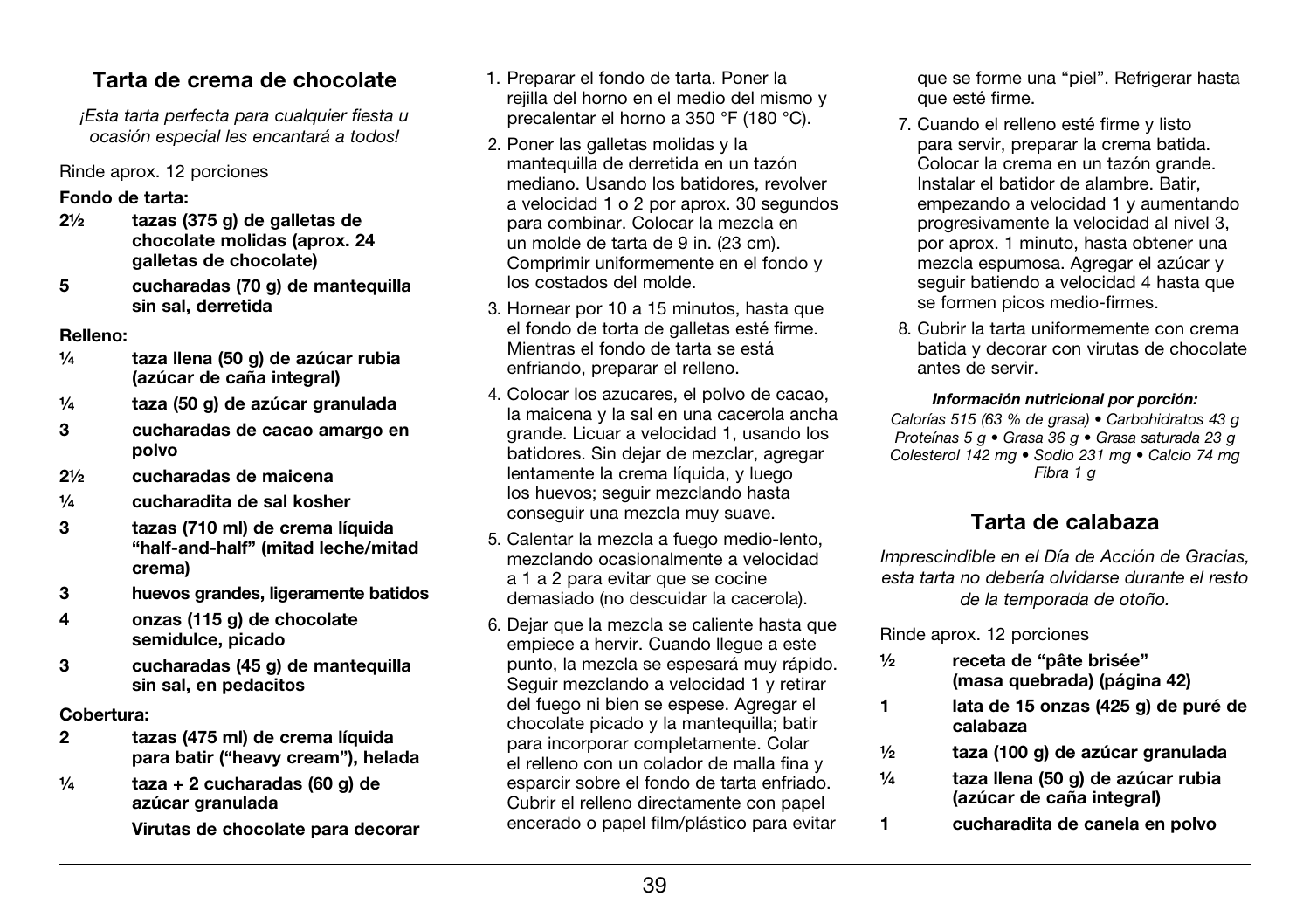## Tarta de crema de chocolate

*¡Esta tarta perfecta para cualquier fiesta u ocasión especial les encantará a todos!*

Rinde aprox. 12 porciones

**Fondo de tarta:**

- **2½ tazas (375 g) de galletas de chocolate molidas (aprox. 24 galletas de chocolate)**
- **5 cucharadas (70 g) de mantequilla sin sal, derretida**

**Relleno:**

- **¼ taza llena (50 g) de azúcar rubia (azúcar de caña integral)**
- **¼ taza (50 g) de azúcar granulada**
- **3 cucharadas de cacao amargo en polvo**
- **2½ cucharadas de maicena**
- **¼ cucharadita de sal kosher**
- **3 tazas (710 ml) de crema líquida "half-and-half" (mitad leche/mitad crema)**
- **3 huevos grandes, ligeramente batidos**
- **4 onzas (115 g) de chocolate semidulce, picado**
- **3 cucharadas (45 g) de mantequilla sin sal, en pedacitos**

**Cobertura:**

- **2 tazas (475 ml) de crema líquida para batir ("heavy cream"), helada**
- **¼ taza + 2 cucharadas (60 g) de azúcar granulada**
- **Virutas de chocolate para decorar**

1. Preparar el fondo de tarta. Poner la rejilla del horno en el medio del mismo y precalentar el horno a 350 °F (180 °C).
2. Poner las galletas molidas y la mantequilla de derretida en un tazón mediano. Usando los batidores, revolver a velocidad 1 o 2 por aprox. 30 segundos para combinar. Colocar la mezcla en un molde de tarta de 9 in. (23 cm). Comprimir uniformemente en el fondo y los costados del molde.
3. Hornear por 10 a 15 minutos, hasta que el fondo de torta de galletas esté firme. Mientras el fondo de tarta se está enfriando, preparar el relleno.
4. Colocar los azucares, el polvo de cacao, la maicena y la sal en una cacerola ancha grande. Licuar a velocidad 1, usando los batidores. Sin dejar de mezclar, agregar lentamente la crema líquida, y luego los huevos; seguir mezclando hasta conseguir una mezcla muy suave.
5. Calentar la mezcla a fuego medio-lento, mezclando ocasionalmente a velocidad a 1 a 2 para evitar que se cocine demasiado (no descuidar la cacerola).
6. Dejar que la mezcla se caliente hasta que empiece a hervir. Cuando llegue a este punto, la mezcla se espesará muy rápido. Seguir mezclando a velocidad 1 y retirar del fuego ni bien se espese. Agregar el chocolate picado y la mantequilla; batir para incorporar completamente. Colar el relleno con un colador de malla fina y esparcir sobre el fondo de tarta enfriado. Cubrir el relleno directamente con papel encerado o papel film/plástico para evitar que se forme una "piel". Refrigerar hasta que esté firme.
7. Cuando el relleno esté firme y listo para servir, preparar la crema batida. Colocar la crema en un tazón grande. Instalar el batidor de alambre. Batir, empezando a velocidad 1 y aumentando progresivamente la velocidad al nivel 3, por aprox. 1 minuto, hasta obtener una mezcla espumosa. Agregar el azúcar y seguir batiendo a velocidad 4 hasta que se formen picos medio-firmes.
8. Cubrir la tarta uniformemente con crema batida y decorar con virutas de chocolate antes de servir.

***Información nutricional por porción:***

*Calorías 515 (63 % de grasa) • Carbohidratos 43 g Proteínas 5 g • Grasa 36 g • Grasa saturada 23 g Colesterol 142 mg • Sodio 231 mg • Calcio 74 mg Fibra 1 g*

## Tarta de calabaza

*Imprescindible en el Día de Acción de Gracias, esta tarta no debería olvidarse durante el resto de la temporada de otoño.*

Rinde aprox. 12 porciones

- **½ receta de "pâte brisée" (masa quebrada) (página 42)**
- **1 lata de 15 onzas (425 g) de puré de calabaza**
- **½ taza (100 g) de azúcar granulada**
- **¼ taza llena (50 g) de azúcar rubia (azúcar de caña integral)**
- **1 cucharadita de canela en polvo**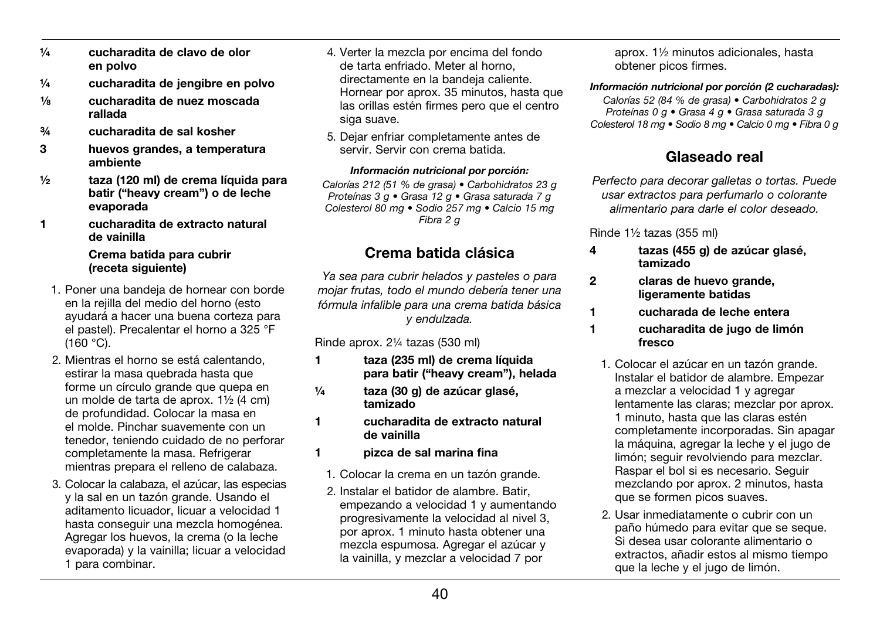**¼ cucharadita de clavo de olor en polvo**

**¼ cucharadita de jengibre en polvo**

**⅛ cucharadita de nuez moscada rallada**

**¾ cucharadita de sal kosher**

**3 huevos grandes, a temperatura ambiente**

**½ taza (120 ml) de crema líquida para batir ("heavy cream") o de leche evaporada**

**1 cucharadita de extracto natural de vainilla**

**Crema batida para cubrir (receta siguiente)**

1. Poner una bandeja de hornear con borde en la rejilla del medio del horno (esto ayudará a hacer una buena corteza para el pastel). Precalentar el horno a 325 °F (160 °C).
2. Mientras el horno se está calentando, estirar la masa quebrada hasta que forme un círculo grande que quepa en un molde de tarta de aprox. 1½ (4 cm) de profundidad. Colocar la masa en el molde. Pinchar suavemente con un tenedor, teniendo cuidado de no perforar completamente la masa. Refrigerar mientras prepara el relleno de calabaza.
3. Colocar la calabaza, el azúcar, las especias y la sal en un tazón grande. Usando el aditamento licuador, licuar a velocidad 1 hasta conseguir una mezcla homogénea. Agregar los huevos, la crema (o la leche evaporada) y la vainilla; licuar a velocidad 1 para combinar.
4. Verter la mezcla por encima del fondo de tarta enfriado. Meter al horno, directamente en la bandeja caliente. Hornear por aprox. 35 minutos, hasta que las orillas estén firmes pero que el centro siga suave.
5. Dejar enfriar completamente antes de servir. Servir con crema batida.

***Información nutricional por porción:***

*Calorías 212 (51 % de grasa) • Carbohidratos 23 g Proteínas 3 g • Grasa 12 g • Grasa saturada 7 g Colesterol 80 mg • Sodio 257 mg • Calcio 15 mg Fibra 2 g*

## Crema batida clásica

*Ya sea para cubrir helados y pasteles o para mojar frutas, todo el mundo debería tener una fórmula infalible para una crema batida básica y endulzada.*

Rinde aprox. 2¼ tazas (530 ml)

**1 taza (235 ml) de crema líquida para batir ("heavy cream"), helada**

**¼ taza (30 g) de azúcar glasé, tamizado**

**1 cucharadita de extracto natural de vainilla**

**1 pizca de sal marina fina**

1. Colocar la crema en un tazón grande.
2. Instalar el batidor de alambre. Batir, empezando a velocidad 1 y aumentando progresivamente la velocidad al nivel 3, por aprox. 1 minuto hasta obtener una mezcla espumosa. Agregar el azúcar y la vainilla, y mezclar a velocidad 7 por aprox. 1½ minutos adicionales, hasta obtener picos firmes.

***Información nutricional por porción (2 cucharadas):***

*Calorías 52 (84 % de grasa) • Carbohidratos 2 g Proteínas 0 g • Grasa 4 g • Grasa saturada 3 g Colesterol 18 mg • Sodio 8 mg • Calcio 0 mg • Fibra 0 g*

## Glaseado real

*Perfecto para decorar galletas o tortas. Puede usar extractos para perfumarlo o colorante alimentario para darle el color deseado.*

Rinde 1½ tazas (355 ml)

**4 tazas (455 g) de azúcar glasé, tamizado**

**2 claras de huevo grande, ligeramente batidas**

**1 cucharada de leche entera**

**1 cucharadita de jugo de limón fresco**

1. Colocar el azúcar en un tazón grande. Instalar el batidor de alambre. Empezar a mezclar a velocidad 1 y agregar lentamente las claras; mezclar por aprox. 1 minuto, hasta que las claras estén completamente incorporadas. Sin apagar la máquina, agregar la leche y el jugo de limón; seguir revolviendo para mezclar. Raspar el bol si es necesario. Seguir mezclando por aprox. 2 minutos, hasta que se formen picos suaves.
2. Usar inmediatamente o cubrir con un paño húmedo para evitar que se seque. Si desea usar colorante alimentario o extractos, añadir estos al mismo tiempo que la leche y el jugo de limón.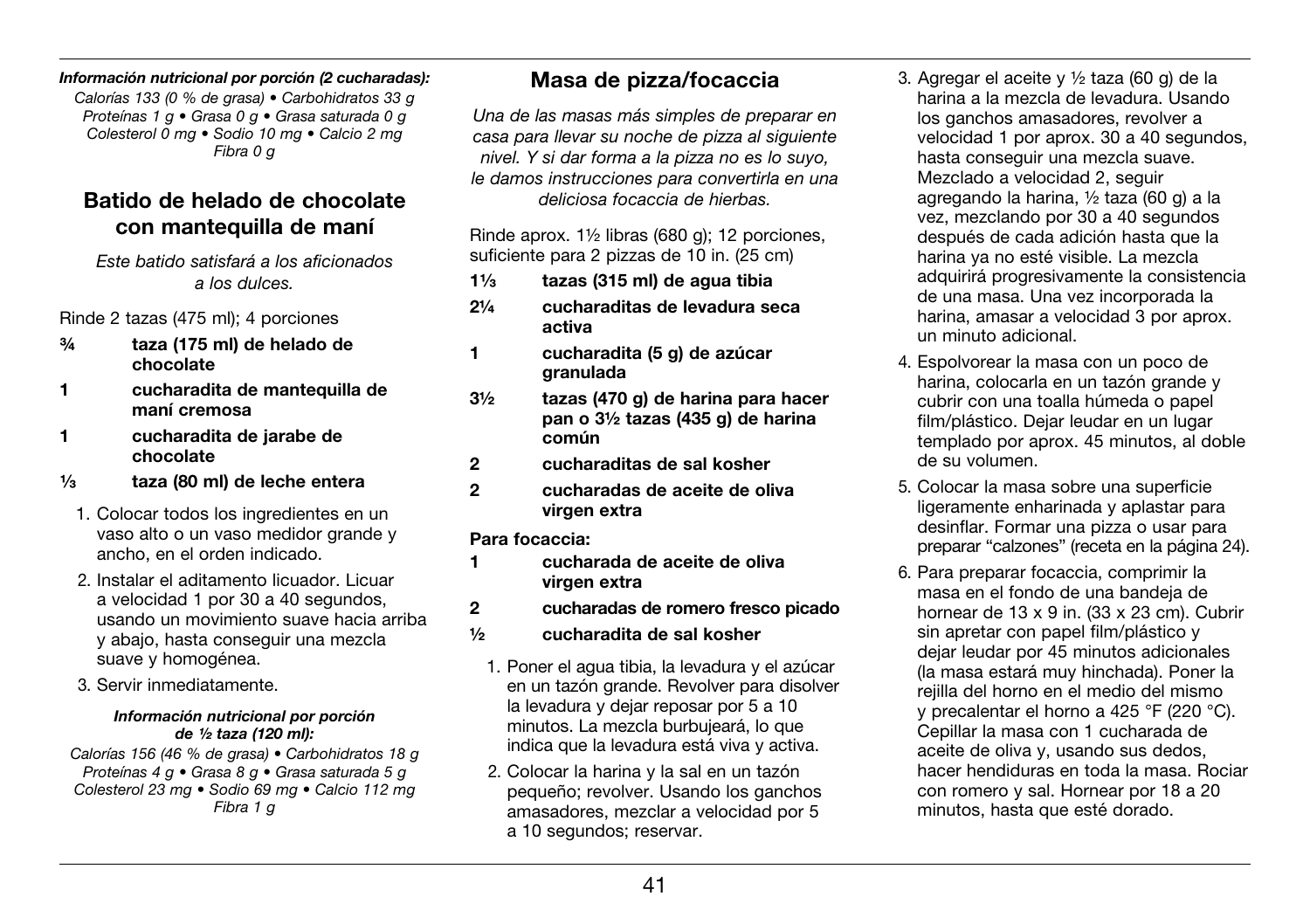***Información nutricional por porción (2 cucharadas):***

*Calorías 133 (0 % de grasa) • Carbohidratos 33 g Proteínas 1 g • Grasa 0 g • Grasa saturada 0 g Colesterol 0 mg • Sodio 10 mg • Calcio 2 mg Fibra 0 g*

## Batido de helado de chocolate con mantequilla de maní

*Este batido satisfará a los aficionados a los dulces.*

Rinde 2 tazas (475 ml); 4 porciones

- **¾ taza (175 ml) de helado de chocolate**
- **1 cucharadita de mantequilla de maní cremosa**
- **1 cucharadita de jarabe de chocolate**
- **⅓ taza (80 ml) de leche entera**

1. Colocar todos los ingredientes en un vaso alto o un vaso medidor grande y ancho, en el orden indicado.
2. Instalar el aditamento licuador. Licuar a velocidad 1 por 30 a 40 segundos, usando un movimiento suave hacia arriba y abajo, hasta conseguir una mezcla suave y homogénea.
3. Servir inmediatamente.

***Información nutricional por porción de ½ taza (120 ml):***

*Calorías 156 (46 % de grasa) • Carbohidratos 18 g Proteínas 4 g • Grasa 8 g • Grasa saturada 5 g Colesterol 23 mg • Sodio 69 mg • Calcio 112 mg Fibra 1 g*

## Masa de pizza/focaccia

*Una de las masas más simples de preparar en casa para llevar su noche de pizza al siguiente nivel. Y si dar forma a la pizza no es lo suyo, le damos instrucciones para convertirla en una deliciosa focaccia de hierbas.*

Rinde aprox. 1½ libras (680 g); 12 porciones, suficiente para 2 pizzas de 10 in. (25 cm)

- **1⅓ tazas (315 ml) de agua tibia**
- **2¼ cucharaditas de levadura seca activa**
- **1 cucharadita (5 g) de azúcar granulada**
- **3½ tazas (470 g) de harina para hacer pan o 3½ tazas (435 g) de harina común**
- **2 cucharaditas de sal kosher**
- **2 cucharadas de aceite de oliva virgen extra**

**Para focaccia:**

- **1 cucharada de aceite de oliva virgen extra**
- **2 cucharadas de romero fresco picado**
- **½ cucharadita de sal kosher**

1. Poner el agua tibia, la levadura y el azúcar en un tazón grande. Revolver para disolver la levadura y dejar reposar por 5 a 10 minutos. La mezcla burbujeará, lo que indica que la levadura está viva y activa.
2. Colocar la harina y la sal en un tazón pequeño; revolver. Usando los ganchos amasadores, mezclar a velocidad por 5 a 10 segundos; reservar.
3. Agregar el aceite y ½ taza (60 g) de la harina a la mezcla de levadura. Usando los ganchos amasadores, revolver a velocidad 1 por aprox. 30 a 40 segundos, hasta conseguir una mezcla suave. Mezclado a velocidad 2, seguir agregando la harina, ½ taza (60 g) a la vez, mezclando por 30 a 40 segundos después de cada adición hasta que la harina ya no esté visible. La mezcla adquirirá progresivamente la consistencia de una masa. Una vez incorporada la harina, amasar a velocidad 3 por aprox. un minuto adicional.
4. Espolvorear la masa con un poco de harina, colocarla en un tazón grande y cubrir con una toalla húmeda o papel film/plástico. Dejar leudar en un lugar templado por aprox. 45 minutos, al doble de su volumen.
5. Colocar la masa sobre una superficie ligeramente enharinada y aplastar para desinflar. Formar una pizza o usar para preparar "calzones" (receta en la página 24).
6. Para preparar focaccia, comprimir la masa en el fondo de una bandeja de hornear de 13 x 9 in. (33 x 23 cm). Cubrir sin apretar con papel film/plástico y dejar leudar por 45 minutos adicionales (la masa estará muy hinchada). Poner la rejilla del horno en el medio del mismo y precalentar el horno a 425 °F (220 °C). Cepillar la masa con 1 cucharada de aceite de oliva y, usando sus dedos, hacer hendiduras en toda la masa. Rociar con romero y sal. Hornear por 18 a 20 minutos, hasta que esté dorado.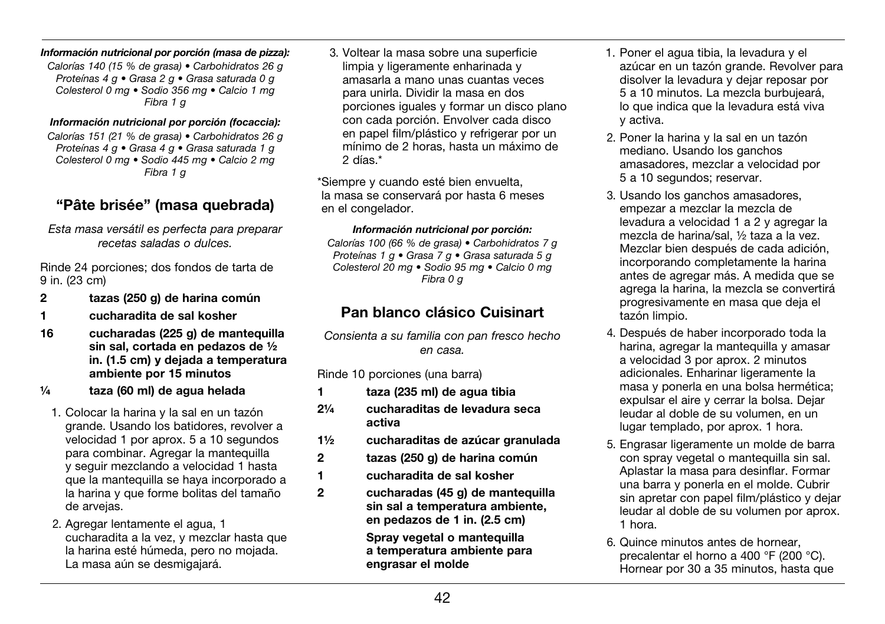***Información nutricional por porción (masa de pizza):***

*Calorías 140 (15 % de grasa) • Carbohidratos 26 g Proteínas 4 g • Grasa 2 g • Grasa saturada 0 g Colesterol 0 mg • Sodio 356 mg • Calcio 1 mg Fibra 1 g*

***Información nutricional por porción (focaccia):***

*Calorías 151 (21 % de grasa) • Carbohidratos 26 g Proteínas 4 g • Grasa 4 g • Grasa saturada 1 g Colesterol 0 mg • Sodio 445 mg • Calcio 2 mg Fibra 1 g*

## "Pâte brisée" (masa quebrada)

*Esta masa versátil es perfecta para preparar recetas saladas o dulces.*

Rinde 24 porciones; dos fondos de tarta de 9 in. (23 cm)

**2 tazas (250 g) de harina común**

**1 cucharadita de sal kosher**

**16 cucharadas (225 g) de mantequilla sin sal, cortada en pedazos de ½ in. (1.5 cm) y dejada a temperatura ambiente por 15 minutos**

**¼ taza (60 ml) de agua helada**

1. Colocar la harina y la sal en un tazón grande. Usando los batidores, revolver a velocidad 1 por aprox. 5 a 10 segundos para combinar. Agregar la mantequilla y seguir mezclando a velocidad 1 hasta que la mantequilla se haya incorporado a la harina y que forme bolitas del tamaño de arvejas.
2. Agregar lentamente el agua, 1 cucharadita a la vez, y mezclar hasta que la harina esté húmeda, pero no mojada. La masa aún se desmigajará.
3. Voltear la masa sobre una superficie limpia y ligeramente enharinada y amasarla a mano unas cuantas veces para unirla. Dividir la masa en dos porciones iguales y formar un disco plano con cada porción. Envolver cada disco en papel film/plástico y refrigerar por un mínimo de 2 horas, hasta un máximo de 2 días.*

*Siempre y cuando esté bien envuelta, la masa se conservará por hasta 6 meses en el congelador.

***Información nutricional por porción:***

*Calorías 100 (66 % de grasa) • Carbohidratos 7 g Proteínas 1 g • Grasa 7 g • Grasa saturada 5 g Colesterol 20 mg • Sodio 95 mg • Calcio 0 mg Fibra 0 g*

## Pan blanco clásico Cuisinart

*Consienta a su familia con pan fresco hecho en casa.*

Rinde 10 porciones (una barra)

**1 taza (235 ml) de agua tibia**

**2¼ cucharaditas de levadura seca activa**

**1½ cucharaditas de azúcar granulada**

**2 tazas (250 g) de harina común**

**1 cucharadita de sal kosher**

**2 cucharadas (45 g) de mantequilla sin sal a temperatura ambiente, en pedazos de 1 in. (2.5 cm)**

**Spray vegetal o mantequilla a temperatura ambiente para engrasar el molde**

1. Poner el agua tibia, la levadura y el azúcar en un tazón grande. Revolver para disolver la levadura y dejar reposar por 5 a 10 minutos. La mezcla burbujeará, lo que indica que la levadura está viva y activa.
2. Poner la harina y la sal en un tazón mediano. Usando los ganchos amasadores, mezclar a velocidad por 5 a 10 segundos; reservar.
3. Usando los ganchos amasadores, empezar a mezclar la mezcla de levadura a velocidad 1 a 2 y agregar la mezcla de harina/sal, ½ taza a la vez. Mezclar bien después de cada adición, incorporando completamente la harina antes de agregar más. A medida que se agrega la harina, la mezcla se convertirá progresivamente en masa que deja el tazón limpio.
4. Después de haber incorporado toda la harina, agregar la mantequilla y amasar a velocidad 3 por aprox. 2 minutos adicionales. Enharinar ligeramente la masa y ponerla en una bolsa hermética; expulsar el aire y cerrar la bolsa. Dejar leudar al doble de su volumen, en un lugar templado, por aprox. 1 hora.
5. Engrasar ligeramente un molde de barra con spray vegetal o mantequilla sin sal. Aplastar la masa para desinflar. Formar una barra y ponerla en el molde. Cubrir sin apretar con papel film/plástico y dejar leudar al doble de su volumen por aprox. 1 hora.
6. Quince minutos antes de hornear, precalentar el horno a 400 °F (200 °C). Hornear por 30 a 35 minutos, hasta que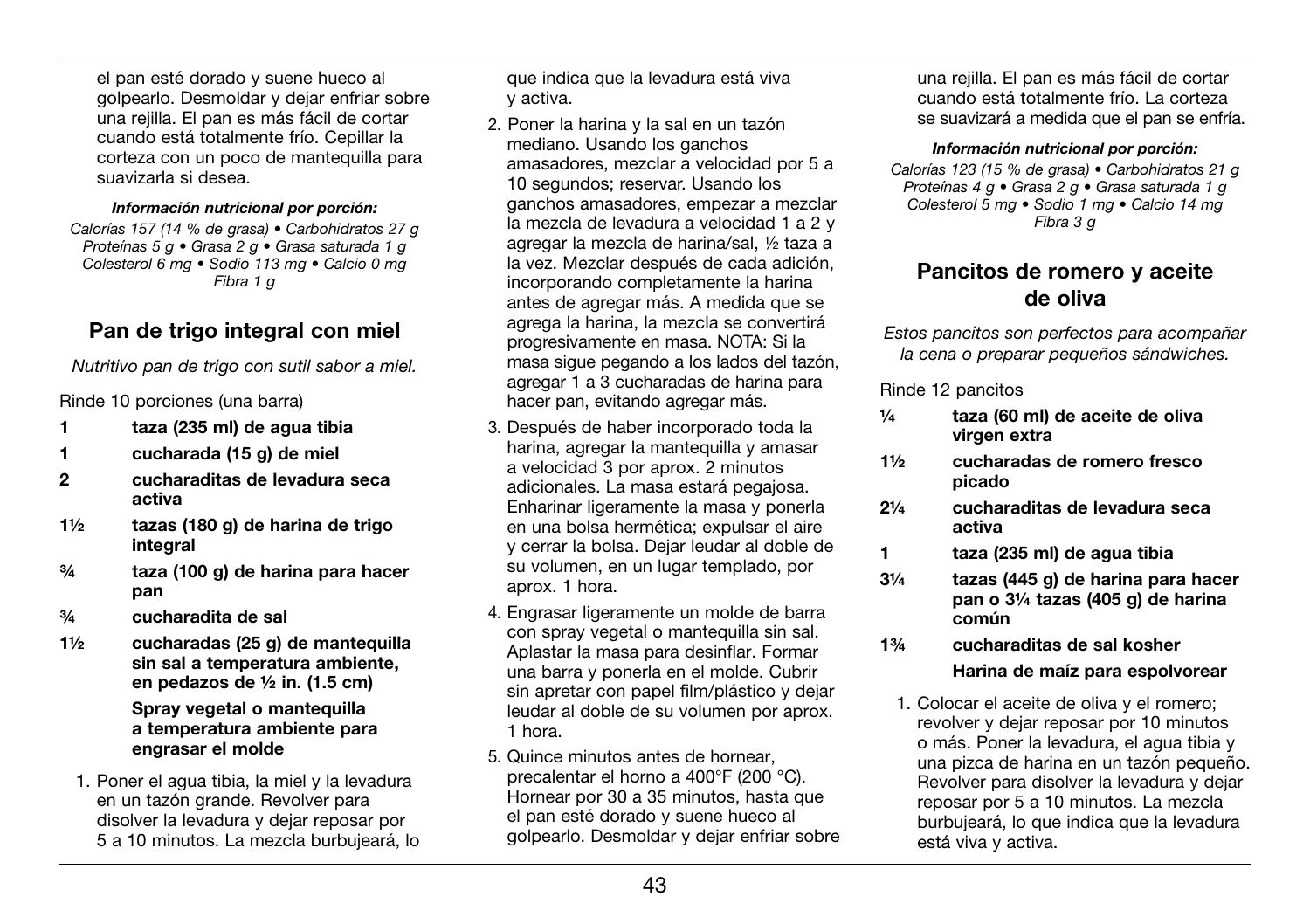el pan esté dorado y suene hueco al golpearlo. Desmoldar y dejar enfriar sobre una rejilla. El pan es más fácil de cortar cuando está totalmente frío. Cepillar la corteza con un poco de mantequilla para suavizarla si desea.

***Información nutricional por porción:***

*Calorías 157 (14 % de grasa) • Carbohidratos 27 g Proteínas 5 g • Grasa 2 g • Grasa saturada 1 g Colesterol 6 mg • Sodio 113 mg • Calcio 0 mg Fibra 1 g*

## Pan de trigo integral con miel

*Nutritivo pan de trigo con sutil sabor a miel.*

Rinde 10 porciones (una barra)

- **1 taza (235 ml) de agua tibia**
- **1 cucharada (15 g) de miel**
- **2 cucharaditas de levadura seca activa**
- **1½ tazas (180 g) de harina de trigo integral**
- **¾ taza (100 g) de harina para hacer pan**
- **¾ cucharadita de sal**
- **1½ cucharadas (25 g) de mantequilla sin sal a temperatura ambiente, en pedazos de ½ in. (1.5 cm)**
- **Spray vegetal o mantequilla a temperatura ambiente para engrasar el molde**

1. Poner el agua tibia, la miel y la levadura en un tazón grande. Revolver para disolver la levadura y dejar reposar por 5 a 10 minutos. La mezcla burbujeará, lo que indica que la levadura está viva y activa.
2. Poner la harina y la sal en un tazón mediano. Usando los ganchos amasadores, mezclar a velocidad por 5 a 10 segundos; reservar. Usando los ganchos amasadores, empezar a mezclar la mezcla de levadura a velocidad 1 a 2 y agregar la mezcla de harina/sal, ½ taza a la vez. Mezclar después de cada adición, incorporando completamente la harina antes de agregar más. A medida que se agrega la harina, la mezcla se convertirá progresivamente en masa. NOTA: Si la masa sigue pegando a los lados del tazón, agregar 1 a 3 cucharadas de harina para hacer pan, evitando agregar más.
3. Después de haber incorporado toda la harina, agregar la mantequilla y amasar a velocidad 3 por aprox. 2 minutos adicionales. La masa estará pegajosa. Enharinar ligeramente la masa y ponerla en una bolsa hermética; expulsar el aire y cerrar la bolsa. Dejar leudar al doble de su volumen, en un lugar templado, por aprox. 1 hora.
4. Engrasar ligeramente un molde de barra con spray vegetal o mantequilla sin sal. Aplastar la masa para desinflar. Formar una barra y ponerla en el molde. Cubrir sin apretar con papel film/plástico y dejar leudar al doble de su volumen por aprox. 1 hora.
5. Quince minutos antes de hornear, precalentar el horno a 400°F (200 °C). Hornear por 30 a 35 minutos, hasta que el pan esté dorado y suene hueco al golpearlo. Desmoldar y dejar enfriar sobre una rejilla. El pan es más fácil de cortar cuando está totalmente frío. La corteza se suavizará a medida que el pan se enfría.

***Información nutricional por porción:***

*Calorías 123 (15 % de grasa) • Carbohidratos 21 g Proteínas 4 g • Grasa 2 g • Grasa saturada 1 g Colesterol 5 mg • Sodio 1 mg • Calcio 14 mg Fibra 3 g*

## Pancitos de romero y aceite de oliva

*Estos pancitos son perfectos para acompañar la cena o preparar pequeños sándwiches.*

Rinde 12 pancitos

- **¼ taza (60 ml) de aceite de oliva virgen extra**
- **1½ cucharadas de romero fresco picado**
- **2¼ cucharaditas de levadura seca activa**
- **1 taza (235 ml) de agua tibia**
- **3¼ tazas (445 g) de harina para hacer pan o 3¼ tazas (405 g) de harina común**
- **1¾ cucharaditas de sal kosher**
- **Harina de maíz para espolvorear**

1. Colocar el aceite de oliva y el romero; revolver y dejar reposar por 10 minutos o más. Poner la levadura, el agua tibia y una pizca de harina en un tazón pequeño. Revolver para disolver la levadura y dejar reposar por 5 a 10 minutos. La mezcla burbujeará, lo que indica que la levadura está viva y activa.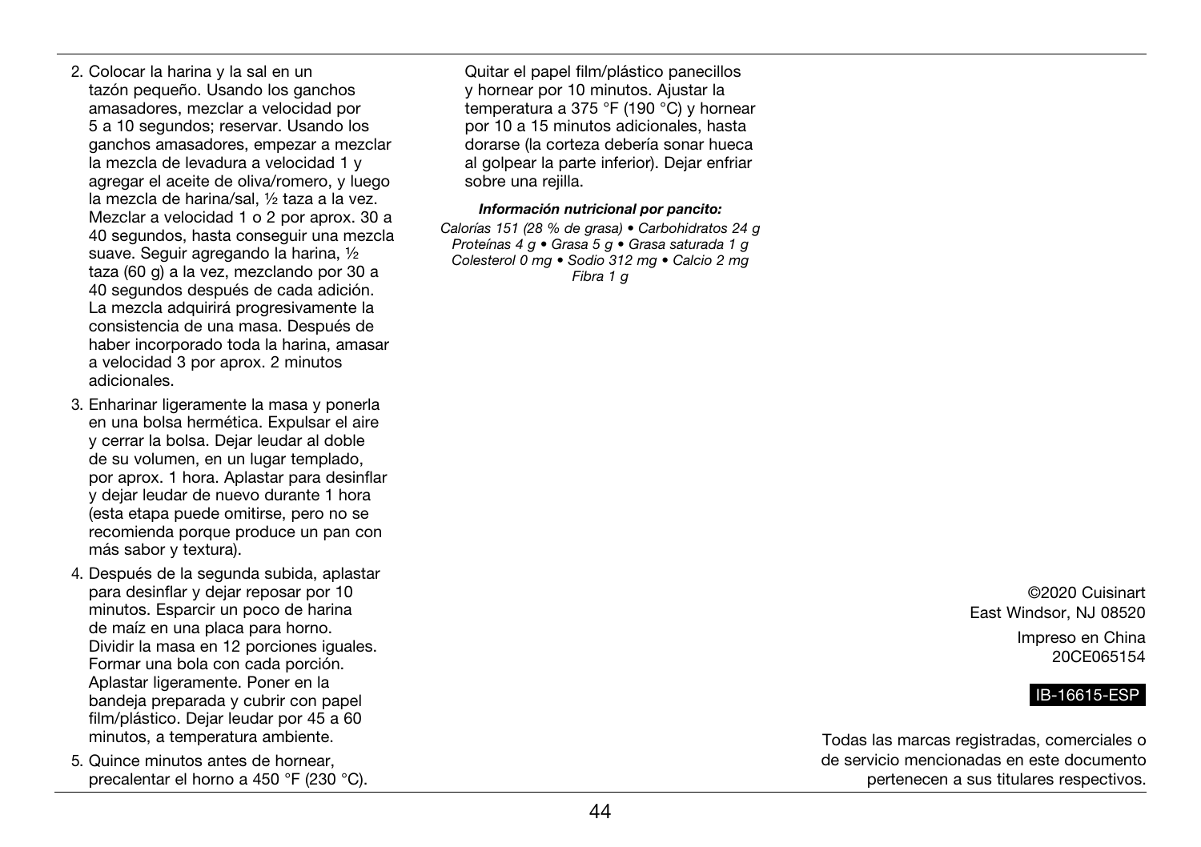2. Colocar la harina y la sal en un tazón pequeño. Usando los ganchos amasadores, mezclar a velocidad por 5 a 10 segundos; reservar. Usando los ganchos amasadores, empezar a mezclar la mezcla de levadura a velocidad 1 y agregar el aceite de oliva/romero, y luego la mezcla de harina/sal, ½ taza a la vez. Mezclar a velocidad 1 o 2 por aprox. 30 a 40 segundos, hasta conseguir una mezcla suave. Seguir agregando la harina, ½ taza (60 g) a la vez, mezclando por 30 a 40 segundos después de cada adición. La mezcla adquirirá progresivamente la consistencia de una masa. Después de haber incorporado toda la harina, amasar a velocidad 3 por aprox. 2 minutos adicionales.
3. Enharinar ligeramente la masa y ponerla en una bolsa hermética. Expulsar el aire y cerrar la bolsa. Dejar leudar al doble de su volumen, en un lugar templado, por aprox. 1 hora. Aplastar para desinflar y dejar leudar de nuevo durante 1 hora (esta etapa puede omitirse, pero no se recomienda porque produce un pan con más sabor y textura).
4. Después de la segunda subida, aplastar para desinflar y dejar reposar por 10 minutos. Esparcir un poco de harina de maíz en una placa para horno. Dividir la masa en 12 porciones iguales. Formar una bola con cada porción. Aplastar ligeramente. Poner en la bandeja preparada y cubrir con papel film/plástico. Dejar leudar por 45 a 60 minutos, a temperatura ambiente.
5. Quince minutos antes de hornear, precalentar el horno a 450 °F (230 °C). Quitar el papel film/plástico panecillos y hornear por 10 minutos. Ajustar la temperatura a 375 °F (190 °C) y hornear por 10 a 15 minutos adicionales, hasta dorarse (la corteza debería sonar hueca al golpear la parte inferior). Dejar enfriar sobre una rejilla.

***Información nutricional por pancito:***

*Calorías 151 (28 % de grasa) • Carbohidratos 24 g*
*Proteínas 4 g • Grasa 5 g • Grasa saturada 1 g*
*Colesterol 0 mg • Sodio 312 mg • Calcio 2 mg*
*Fibra 1 g*

©2020 Cuisinart
East Windsor, NJ 08520

Impreso en China
20CE065154

IB-16615-ESP

Todas las marcas registradas, comerciales o de servicio mencionadas en este documento pertenecen a sus titulares respectivos.